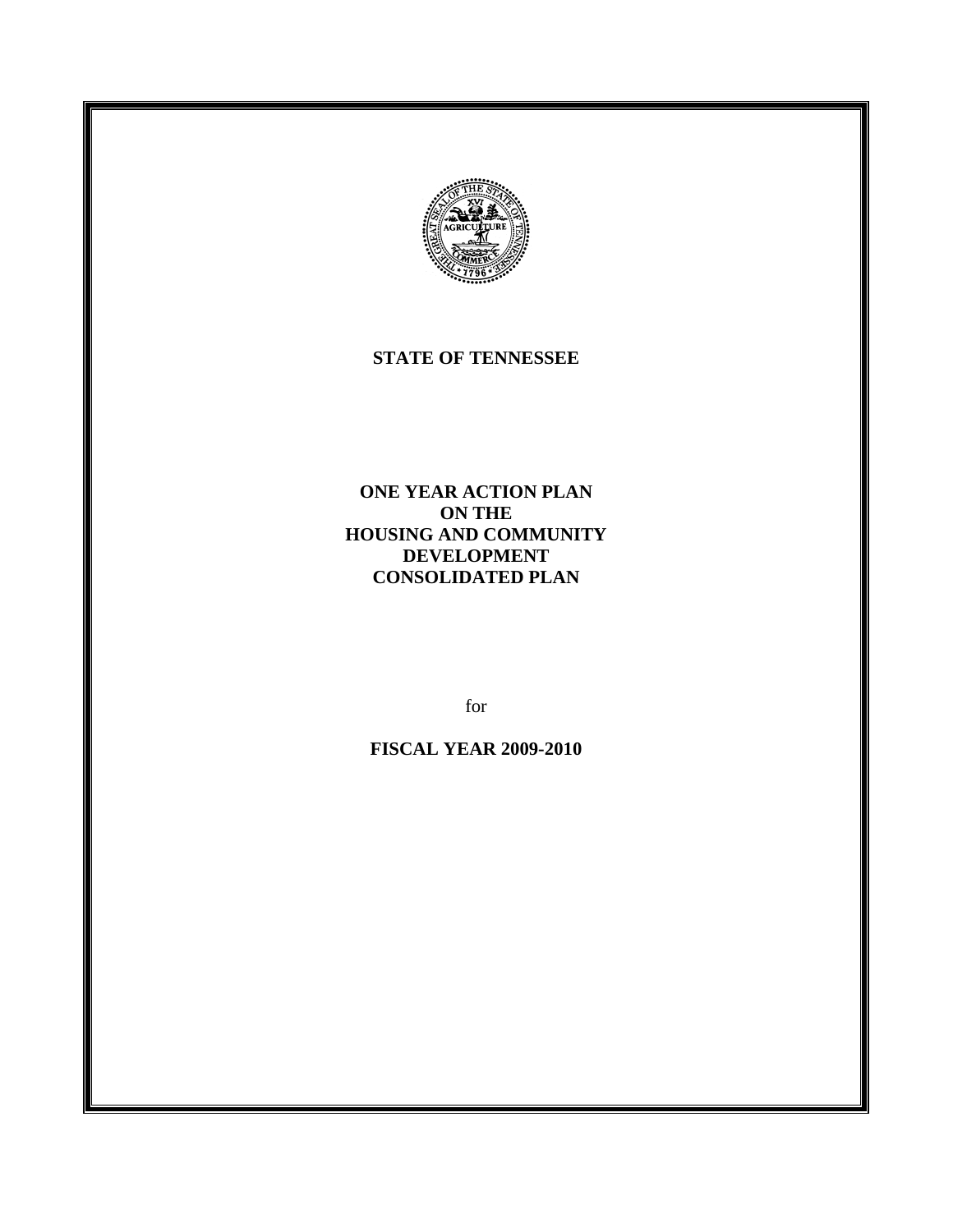**STATE OF TENNESSEE**

# ONE YEAR ACTION PLAN ON THE HOUSING AND COMMUNITY DEVELOPMENT CONSOLIDATED PLAN

for

**FISCAL YEAR 2009-2010**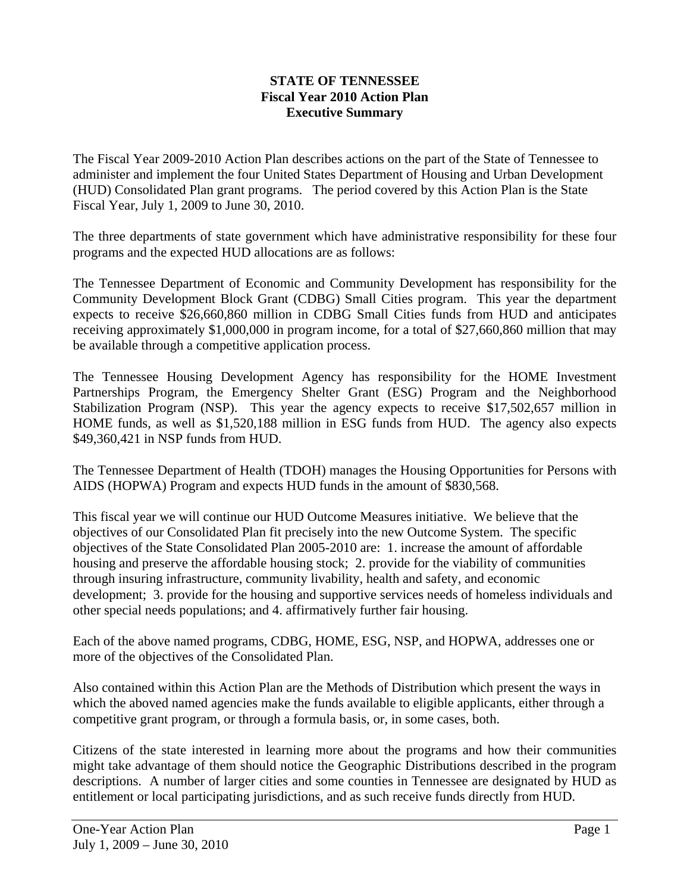**STATE OF TENNESSEE**
**Fiscal Year 2010 Action Plan**
**Executive Summary**

The Fiscal Year 2009-2010 Action Plan describes actions on the part of the State of Tennessee to administer and implement the four United States Department of Housing and Urban Development (HUD) Consolidated Plan grant programs. The period covered by this Action Plan is the State Fiscal Year, July 1, 2009 to June 30, 2010.

The three departments of state government which have administrative responsibility for these four programs and the expected HUD allocations are as follows:

The Tennessee Department of Economic and Community Development has responsibility for the Community Development Block Grant (CDBG) Small Cities program. This year the department expects to receive $26,660,860 million in CDBG Small Cities funds from HUD and anticipates receiving approximately $1,000,000 in program income, for a total of $27,660,860 million that may be available through a competitive application process.

The Tennessee Housing Development Agency has responsibility for the HOME Investment Partnerships Program, the Emergency Shelter Grant (ESG) Program and the Neighborhood Stabilization Program (NSP). This year the agency expects to receive $17,502,657 million in HOME funds, as well as $1,520,188 million in ESG funds from HUD. The agency also expects $49,360,421 in NSP funds from HUD.

The Tennessee Department of Health (TDOH) manages the Housing Opportunities for Persons with AIDS (HOPWA) Program and expects HUD funds in the amount of $830,568.

This fiscal year we will continue our HUD Outcome Measures initiative. We believe that the objectives of our Consolidated Plan fit precisely into the new Outcome System. The specific objectives of the State Consolidated Plan 2005-2010 are: 1. increase the amount of affordable housing and preserve the affordable housing stock; 2. provide for the viability of communities through insuring infrastructure, community livability, health and safety, and economic development; 3. provide for the housing and supportive services needs of homeless individuals and other special needs populations; and 4. affirmatively further fair housing.

Each of the above named programs, CDBG, HOME, ESG, NSP, and HOPWA, addresses one or more of the objectives of the Consolidated Plan.

Also contained within this Action Plan are the Methods of Distribution which present the ways in which the aboved named agencies make the funds available to eligible applicants, either through a competitive grant program, or through a formula basis, or, in some cases, both.

Citizens of the state interested in learning more about the programs and how their communities might take advantage of them should notice the Geographic Distributions described in the program descriptions. A number of larger cities and some counties in Tennessee are designated by HUD as entitlement or local participating jurisdictions, and as such receive funds directly from HUD.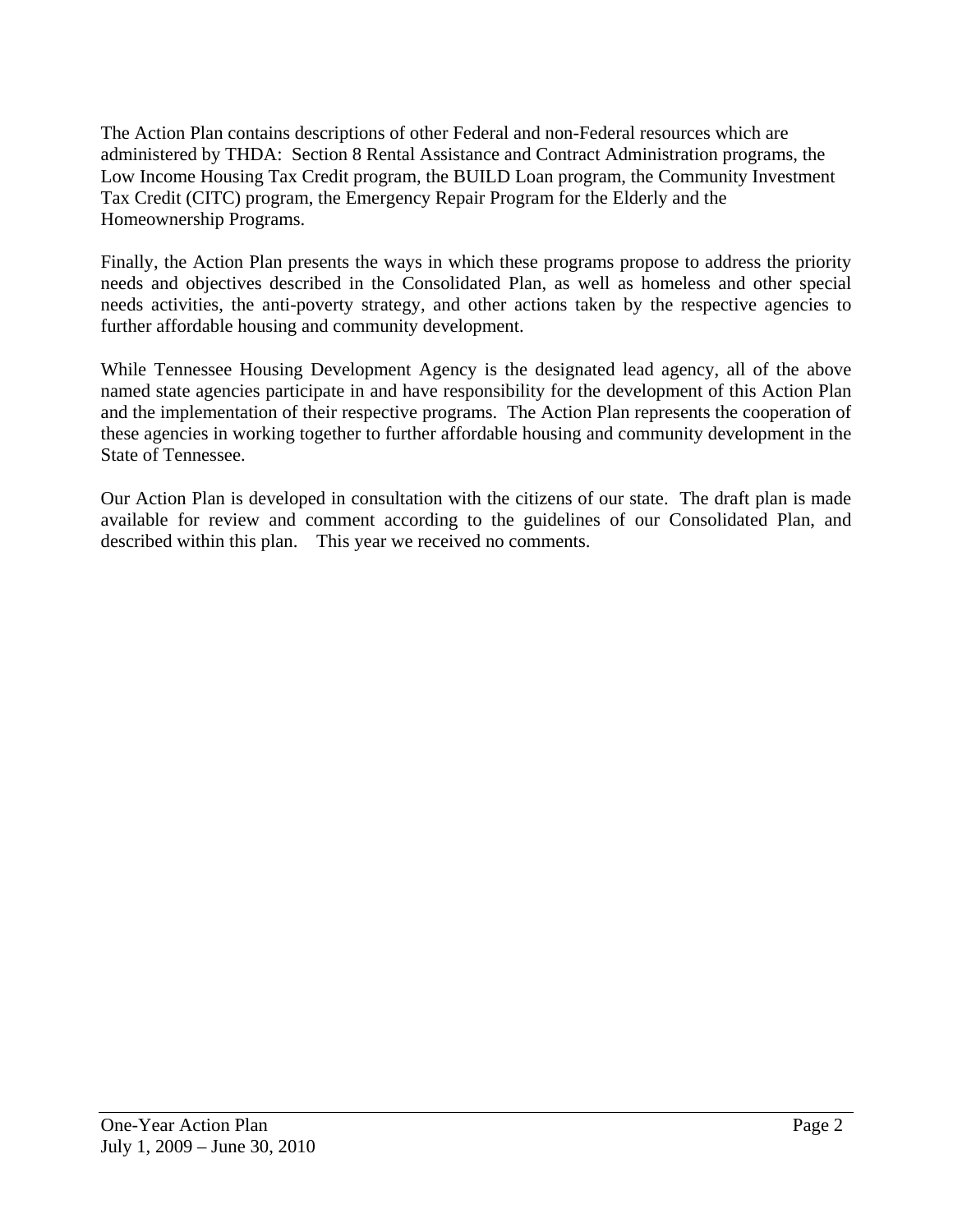The Action Plan contains descriptions of other Federal and non-Federal resources which are administered by THDA: Section 8 Rental Assistance and Contract Administration programs, the Low Income Housing Tax Credit program, the BUILD Loan program, the Community Investment Tax Credit (CITC) program, the Emergency Repair Program for the Elderly and the Homeownership Programs.

Finally, the Action Plan presents the ways in which these programs propose to address the priority needs and objectives described in the Consolidated Plan, as well as homeless and other special needs activities, the anti-poverty strategy, and other actions taken by the respective agencies to further affordable housing and community development.

While Tennessee Housing Development Agency is the designated lead agency, all of the above named state agencies participate in and have responsibility for the development of this Action Plan and the implementation of their respective programs. The Action Plan represents the cooperation of these agencies in working together to further affordable housing and community development in the State of Tennessee.

Our Action Plan is developed in consultation with the citizens of our state. The draft plan is made available for review and comment according to the guidelines of our Consolidated Plan, and described within this plan. This year we received no comments.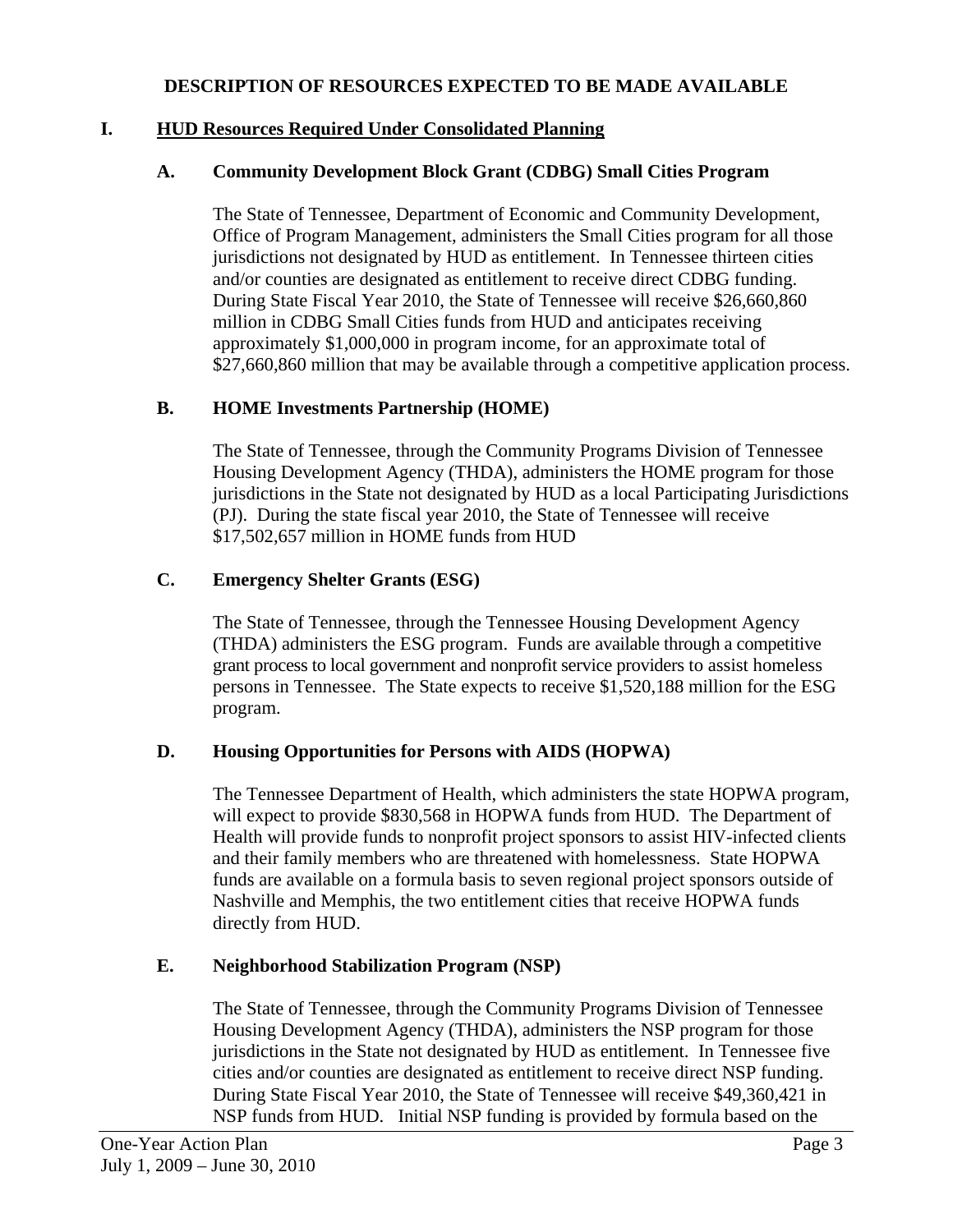## DESCRIPTION OF RESOURCES EXPECTED TO BE MADE AVAILABLE

### I. HUD Resources Required Under Consolidated Planning

#### A. Community Development Block Grant (CDBG) Small Cities Program

The State of Tennessee, Department of Economic and Community Development, Office of Program Management, administers the Small Cities program for all those jurisdictions not designated by HUD as entitlement. In Tennessee thirteen cities and/or counties are designated as entitlement to receive direct CDBG funding. During State Fiscal Year 2010, the State of Tennessee will receive $26,660,860 million in CDBG Small Cities funds from HUD and anticipates receiving approximately $1,000,000 in program income, for an approximate total of $27,660,860 million that may be available through a competitive application process.

#### B. HOME Investments Partnership (HOME)

The State of Tennessee, through the Community Programs Division of Tennessee Housing Development Agency (THDA), administers the HOME program for those jurisdictions in the State not designated by HUD as a local Participating Jurisdictions (PJ). During the state fiscal year 2010, the State of Tennessee will receive $17,502,657 million in HOME funds from HUD

#### C. Emergency Shelter Grants (ESG)

The State of Tennessee, through the Tennessee Housing Development Agency (THDA) administers the ESG program. Funds are available through a competitive grant process to local government and nonprofit service providers to assist homeless persons in Tennessee. The State expects to receive $1,520,188 million for the ESG program.

#### D. Housing Opportunities for Persons with AIDS (HOPWA)

The Tennessee Department of Health, which administers the state HOPWA program, will expect to provide $830,568 in HOPWA funds from HUD. The Department of Health will provide funds to nonprofit project sponsors to assist HIV-infected clients and their family members who are threatened with homelessness. State HOPWA funds are available on a formula basis to seven regional project sponsors outside of Nashville and Memphis, the two entitlement cities that receive HOPWA funds directly from HUD.

#### E. Neighborhood Stabilization Program (NSP)

The State of Tennessee, through the Community Programs Division of Tennessee Housing Development Agency (THDA), administers the NSP program for those jurisdictions in the State not designated by HUD as entitlement. In Tennessee five cities and/or counties are designated as entitlement to receive direct NSP funding. During State Fiscal Year 2010, the State of Tennessee will receive $49,360,421 in NSP funds from HUD. Initial NSP funding is provided by formula based on the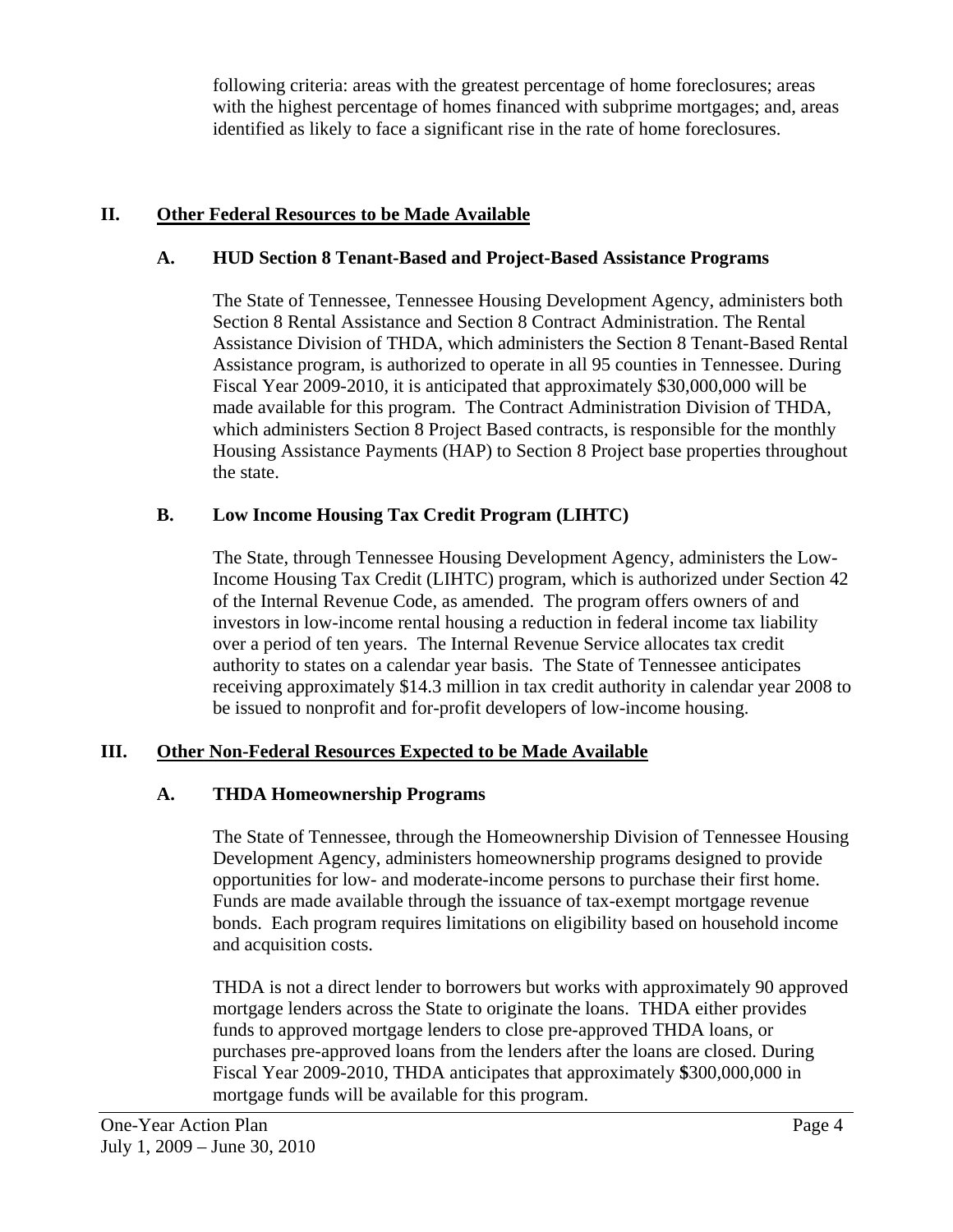following criteria: areas with the greatest percentage of home foreclosures; areas with the highest percentage of homes financed with subprime mortgages; and, areas identified as likely to face a significant rise in the rate of home foreclosures.

## II. Other Federal Resources to be Made Available

### A. HUD Section 8 Tenant-Based and Project-Based Assistance Programs

The State of Tennessee, Tennessee Housing Development Agency, administers both Section 8 Rental Assistance and Section 8 Contract Administration. The Rental Assistance Division of THDA, which administers the Section 8 Tenant-Based Rental Assistance program, is authorized to operate in all 95 counties in Tennessee. During Fiscal Year 2009-2010, it is anticipated that approximately $30,000,000 will be made available for this program. The Contract Administration Division of THDA, which administers Section 8 Project Based contracts, is responsible for the monthly Housing Assistance Payments (HAP) to Section 8 Project base properties throughout the state.

### B. Low Income Housing Tax Credit Program (LIHTC)

The State, through Tennessee Housing Development Agency, administers the Low-Income Housing Tax Credit (LIHTC) program, which is authorized under Section 42 of the Internal Revenue Code, as amended. The program offers owners of and investors in low-income rental housing a reduction in federal income tax liability over a period of ten years. The Internal Revenue Service allocates tax credit authority to states on a calendar year basis. The State of Tennessee anticipates receiving approximately $14.3 million in tax credit authority in calendar year 2008 to be issued to nonprofit and for-profit developers of low-income housing.

## III. Other Non-Federal Resources Expected to be Made Available

### A. THDA Homeownership Programs

The State of Tennessee, through the Homeownership Division of Tennessee Housing Development Agency, administers homeownership programs designed to provide opportunities for low- and moderate-income persons to purchase their first home. Funds are made available through the issuance of tax-exempt mortgage revenue bonds. Each program requires limitations on eligibility based on household income and acquisition costs.

THDA is not a direct lender to borrowers but works with approximately 90 approved mortgage lenders across the State to originate the loans. THDA either provides funds to approved mortgage lenders to close pre-approved THDA loans, or purchases pre-approved loans from the lenders after the loans are closed. During Fiscal Year 2009-2010, THDA anticipates that approximately **$**300,000,000 in mortgage funds will be available for this program.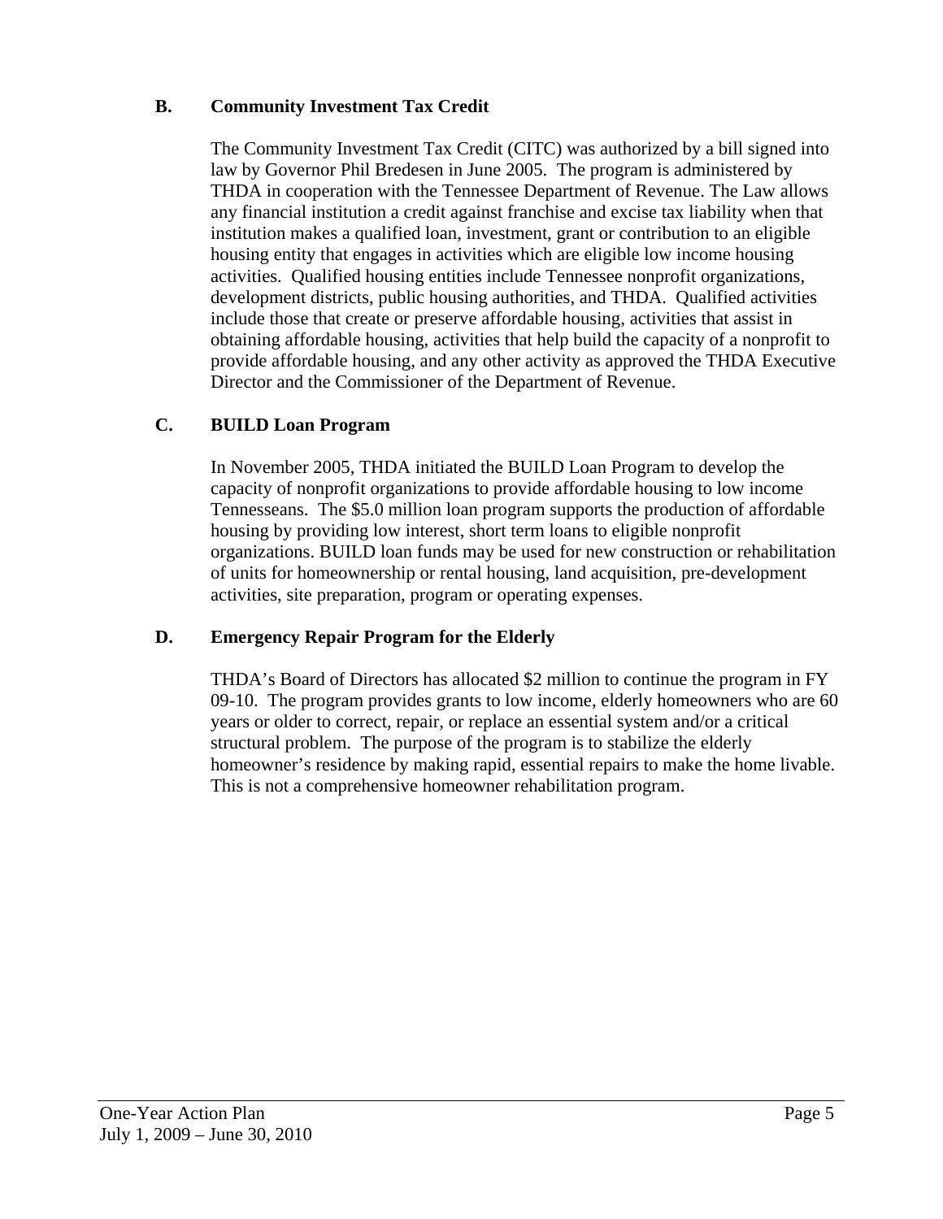### B. Community Investment Tax Credit

The Community Investment Tax Credit (CITC) was authorized by a bill signed into law by Governor Phil Bredesen in June 2005. The program is administered by THDA in cooperation with the Tennessee Department of Revenue. The Law allows any financial institution a credit against franchise and excise tax liability when that institution makes a qualified loan, investment, grant or contribution to an eligible housing entity that engages in activities which are eligible low income housing activities. Qualified housing entities include Tennessee nonprofit organizations, development districts, public housing authorities, and THDA. Qualified activities include those that create or preserve affordable housing, activities that assist in obtaining affordable housing, activities that help build the capacity of a nonprofit to provide affordable housing, and any other activity as approved the THDA Executive Director and the Commissioner of the Department of Revenue.

### C. BUILD Loan Program

In November 2005, THDA initiated the BUILD Loan Program to develop the capacity of nonprofit organizations to provide affordable housing to low income Tennesseans. The $5.0 million loan program supports the production of affordable housing by providing low interest, short term loans to eligible nonprofit organizations. BUILD loan funds may be used for new construction or rehabilitation of units for homeownership or rental housing, land acquisition, pre-development activities, site preparation, program or operating expenses.

### D. Emergency Repair Program for the Elderly

THDA's Board of Directors has allocated $2 million to continue the program in FY 09-10. The program provides grants to low income, elderly homeowners who are 60 years or older to correct, repair, or replace an essential system and/or a critical structural problem. The purpose of the program is to stabilize the elderly homeowner's residence by making rapid, essential repairs to make the home livable. This is not a comprehensive homeowner rehabilitation program.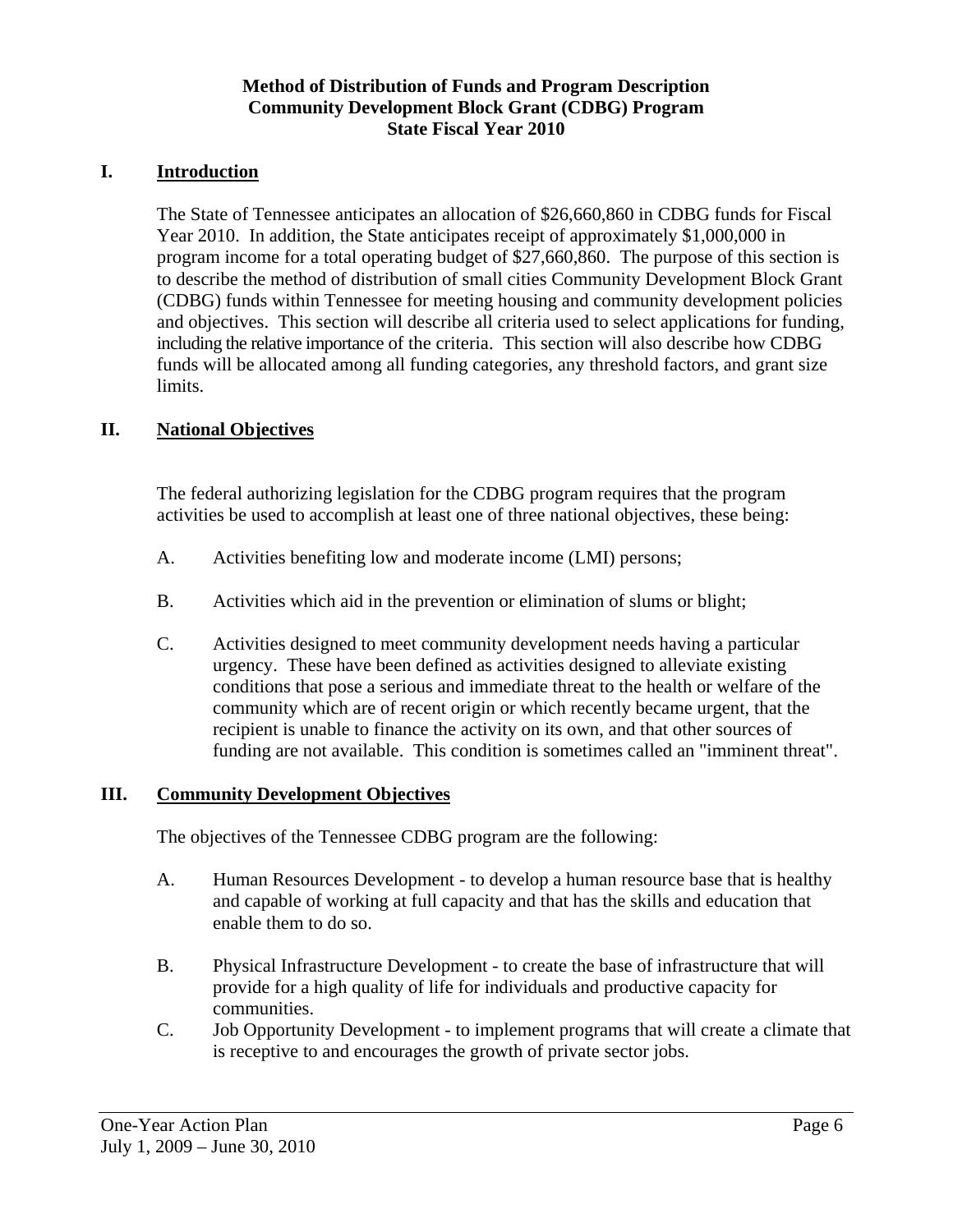**Method of Distribution of Funds and Program Description**
**Community Development Block Grant (CDBG) Program**
**State Fiscal Year 2010**

## I. Introduction

The State of Tennessee anticipates an allocation of $26,660,860 in CDBG funds for Fiscal Year 2010. In addition, the State anticipates receipt of approximately $1,000,000 in program income for a total operating budget of $27,660,860. The purpose of this section is to describe the method of distribution of small cities Community Development Block Grant (CDBG) funds within Tennessee for meeting housing and community development policies and objectives. This section will describe all criteria used to select applications for funding, including the relative importance of the criteria. This section will also describe how CDBG funds will be allocated among all funding categories, any threshold factors, and grant size limits.

## II. National Objectives

The federal authorizing legislation for the CDBG program requires that the program activities be used to accomplish at least one of three national objectives, these being:

A. Activities benefiting low and moderate income (LMI) persons;

B. Activities which aid in the prevention or elimination of slums or blight;

C. Activities designed to meet community development needs having a particular urgency. These have been defined as activities designed to alleviate existing conditions that pose a serious and immediate threat to the health or welfare of the community which are of recent origin or which recently became urgent, that the recipient is unable to finance the activity on its own, and that other sources of funding are not available. This condition is sometimes called an "imminent threat".

## III. Community Development Objectives

The objectives of the Tennessee CDBG program are the following:

A. Human Resources Development - to develop a human resource base that is healthy and capable of working at full capacity and that has the skills and education that enable them to do so.

B. Physical Infrastructure Development - to create the base of infrastructure that will provide for a high quality of life for individuals and productive capacity for communities.

C. Job Opportunity Development - to implement programs that will create a climate that is receptive to and encourages the growth of private sector jobs.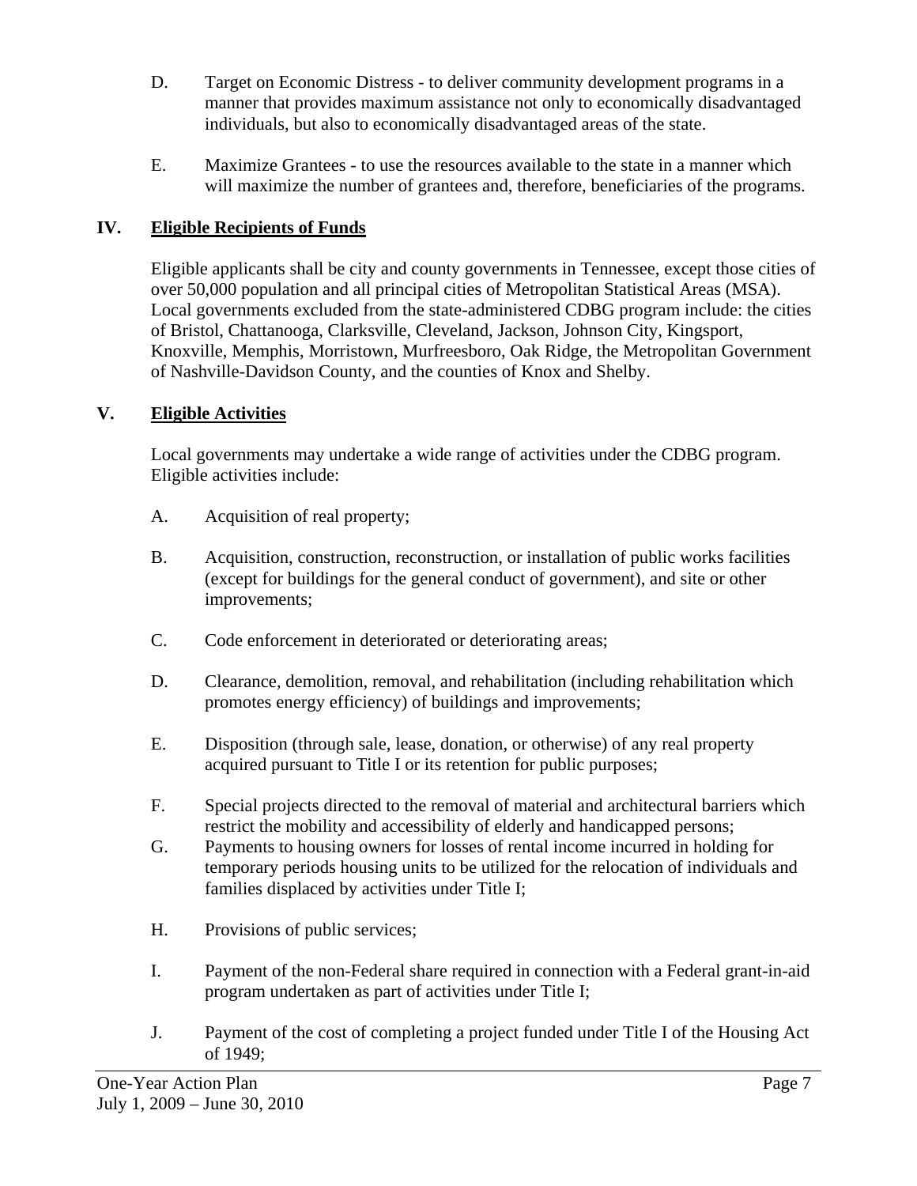D. Target on Economic Distress - to deliver community development programs in a manner that provides maximum assistance not only to economically disadvantaged individuals, but also to economically disadvantaged areas of the state.

E. Maximize Grantees - to use the resources available to the state in a manner which will maximize the number of grantees and, therefore, beneficiaries of the programs.

## IV. Eligible Recipients of Funds

Eligible applicants shall be city and county governments in Tennessee, except those cities of over 50,000 population and all principal cities of Metropolitan Statistical Areas (MSA). Local governments excluded from the state-administered CDBG program include: the cities of Bristol, Chattanooga, Clarksville, Cleveland, Jackson, Johnson City, Kingsport, Knoxville, Memphis, Morristown, Murfreesboro, Oak Ridge, the Metropolitan Government of Nashville-Davidson County, and the counties of Knox and Shelby.

## V. Eligible Activities

Local governments may undertake a wide range of activities under the CDBG program. Eligible activities include:

A. Acquisition of real property;

B. Acquisition, construction, reconstruction, or installation of public works facilities (except for buildings for the general conduct of government), and site or other improvements;

C. Code enforcement in deteriorated or deteriorating areas;

D. Clearance, demolition, removal, and rehabilitation (including rehabilitation which promotes energy efficiency) of buildings and improvements;

E. Disposition (through sale, lease, donation, or otherwise) of any real property acquired pursuant to Title I or its retention for public purposes;

F. Special projects directed to the removal of material and architectural barriers which restrict the mobility and accessibility of elderly and handicapped persons;

G. Payments to housing owners for losses of rental income incurred in holding for temporary periods housing units to be utilized for the relocation of individuals and families displaced by activities under Title I;

H. Provisions of public services;

I. Payment of the non-Federal share required in connection with a Federal grant-in-aid program undertaken as part of activities under Title I;

J. Payment of the cost of completing a project funded under Title I of the Housing Act of 1949;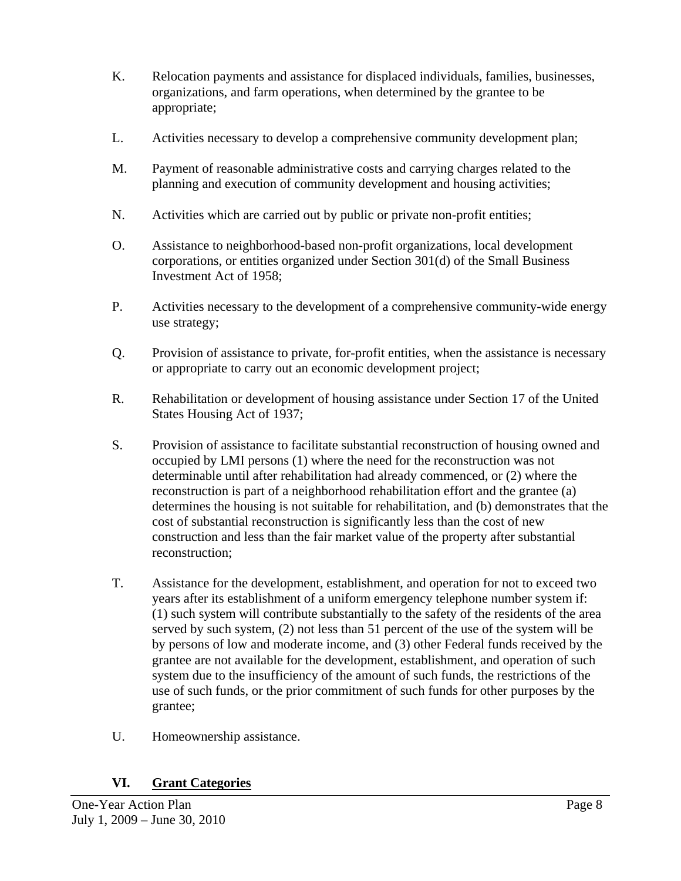K. Relocation payments and assistance for displaced individuals, families, businesses, organizations, and farm operations, when determined by the grantee to be appropriate;

L. Activities necessary to develop a comprehensive community development plan;

M. Payment of reasonable administrative costs and carrying charges related to the planning and execution of community development and housing activities;

N. Activities which are carried out by public or private non-profit entities;

O. Assistance to neighborhood-based non-profit organizations, local development corporations, or entities organized under Section 301(d) of the Small Business Investment Act of 1958;

P. Activities necessary to the development of a comprehensive community-wide energy use strategy;

Q. Provision of assistance to private, for-profit entities, when the assistance is necessary or appropriate to carry out an economic development project;

R. Rehabilitation or development of housing assistance under Section 17 of the United States Housing Act of 1937;

S. Provision of assistance to facilitate substantial reconstruction of housing owned and occupied by LMI persons (1) where the need for the reconstruction was not determinable until after rehabilitation had already commenced, or (2) where the reconstruction is part of a neighborhood rehabilitation effort and the grantee (a) determines the housing is not suitable for rehabilitation, and (b) demonstrates that the cost of substantial reconstruction is significantly less than the cost of new construction and less than the fair market value of the property after substantial reconstruction;

T. Assistance for the development, establishment, and operation for not to exceed two years after its establishment of a uniform emergency telephone number system if: (1) such system will contribute substantially to the safety of the residents of the area served by such system, (2) not less than 51 percent of the use of the system will be by persons of low and moderate income, and (3) other Federal funds received by the grantee are not available for the development, establishment, and operation of such system due to the insufficiency of the amount of such funds, the restrictions of the use of such funds, or the prior commitment of such funds for other purposes by the grantee;

U. Homeownership assistance.

## VI. Grant Categories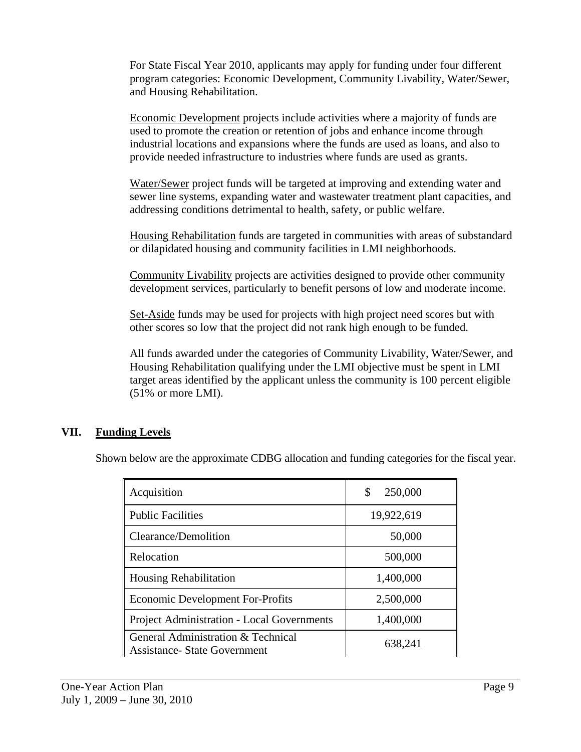For State Fiscal Year 2010, applicants may apply for funding under four different program categories: Economic Development, Community Livability, Water/Sewer, and Housing Rehabilitation.

Economic Development projects include activities where a majority of funds are used to promote the creation or retention of jobs and enhance income through industrial locations and expansions where the funds are used as loans, and also to provide needed infrastructure to industries where funds are used as grants.

Water/Sewer project funds will be targeted at improving and extending water and sewer line systems, expanding water and wastewater treatment plant capacities, and addressing conditions detrimental to health, safety, or public welfare.

Housing Rehabilitation funds are targeted in communities with areas of substandard or dilapidated housing and community facilities in LMI neighborhoods.

Community Livability projects are activities designed to provide other community development services, particularly to benefit persons of low and moderate income.

Set-Aside funds may be used for projects with high project need scores but with other scores so low that the project did not rank high enough to be funded.

All funds awarded under the categories of Community Livability, Water/Sewer, and Housing Rehabilitation qualifying under the LMI objective must be spent in LMI target areas identified by the applicant unless the community is 100 percent eligible (51% or more LMI).

## VII. Funding Levels

Shown below are the approximate CDBG allocation and funding categories for the fiscal year.

| | |
|---|---|
| Acquisition | $ 250,000 |
| Public Facilities | 19,922,619 |
| Clearance/Demolition | 50,000 |
| Relocation | 500,000 |
| Housing Rehabilitation | 1,400,000 |
| Economic Development For-Profits | 2,500,000 |
| Project Administration - Local Governments | 1,400,000 |
| General Administration & Technical Assistance- State Government | 638,241 |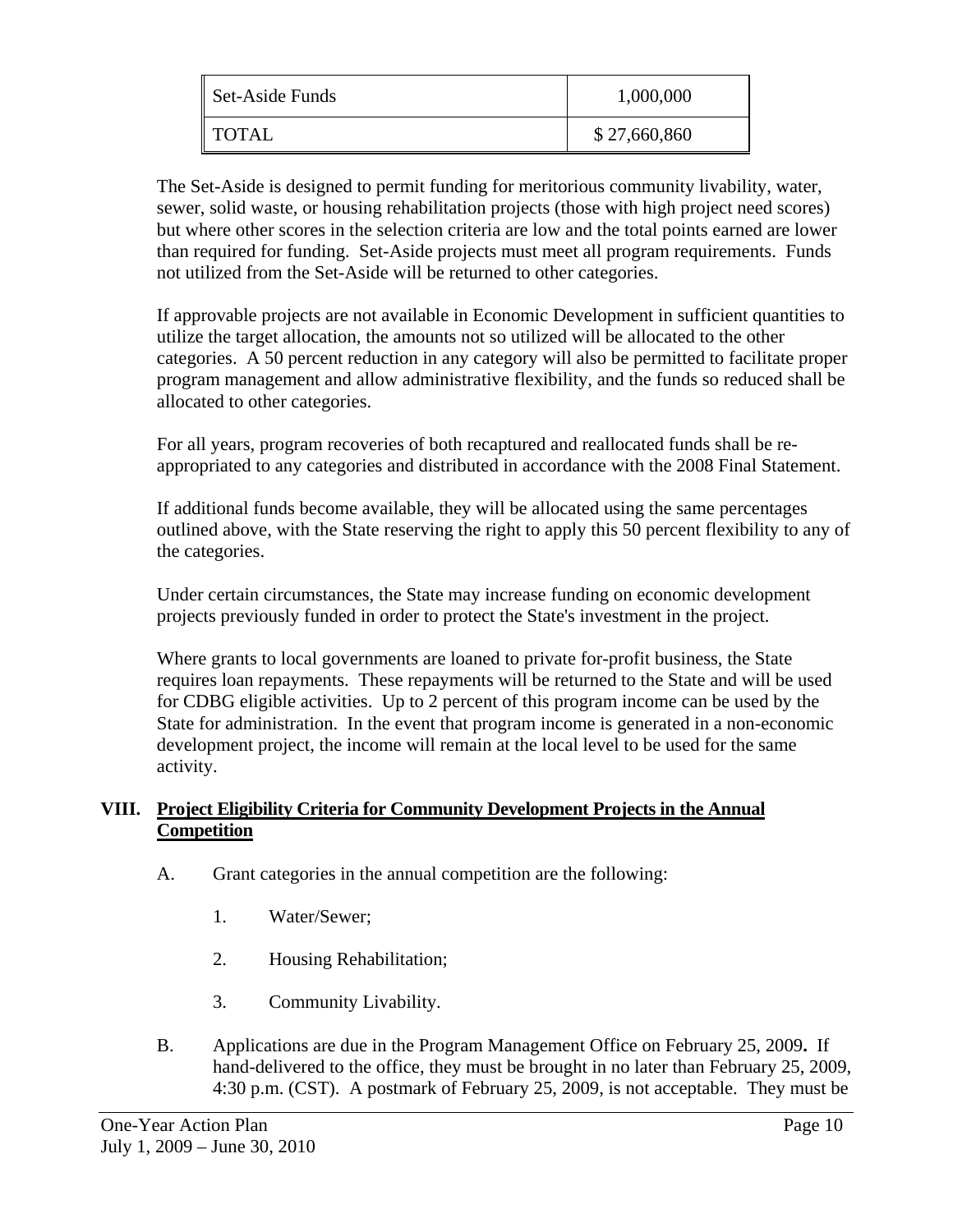| | |
|---|---|
| Set-Aside Funds | 1,000,000 |
| TOTAL | $ 27,660,860 |

The Set-Aside is designed to permit funding for meritorious community livability, water, sewer, solid waste, or housing rehabilitation projects (those with high project need scores) but where other scores in the selection criteria are low and the total points earned are lower than required for funding. Set-Aside projects must meet all program requirements. Funds not utilized from the Set-Aside will be returned to other categories.

If approvable projects are not available in Economic Development in sufficient quantities to utilize the target allocation, the amounts not so utilized will be allocated to the other categories. A 50 percent reduction in any category will also be permitted to facilitate proper program management and allow administrative flexibility, and the funds so reduced shall be allocated to other categories.

For all years, program recoveries of both recaptured and reallocated funds shall be re-appropriated to any categories and distributed in accordance with the 2008 Final Statement.

If additional funds become available, they will be allocated using the same percentages outlined above, with the State reserving the right to apply this 50 percent flexibility to any of the categories.

Under certain circumstances, the State may increase funding on economic development projects previously funded in order to protect the State's investment in the project.

Where grants to local governments are loaned to private for-profit business, the State requires loan repayments. These repayments will be returned to the State and will be used for CDBG eligible activities. Up to 2 percent of this program income can be used by the State for administration. In the event that program income is generated in a non-economic development project, the income will remain at the local level to be used for the same activity.

## VIII. Project Eligibility Criteria for Community Development Projects in the Annual Competition

A. Grant categories in the annual competition are the following:

1. Water/Sewer;

2. Housing Rehabilitation;

3. Community Livability.

B. Applications are due in the Program Management Office on February 25, 2009**.** If hand-delivered to the office, they must be brought in no later than February 25, 2009, 4:30 p.m. (CST). A postmark of February 25, 2009, is not acceptable. They must be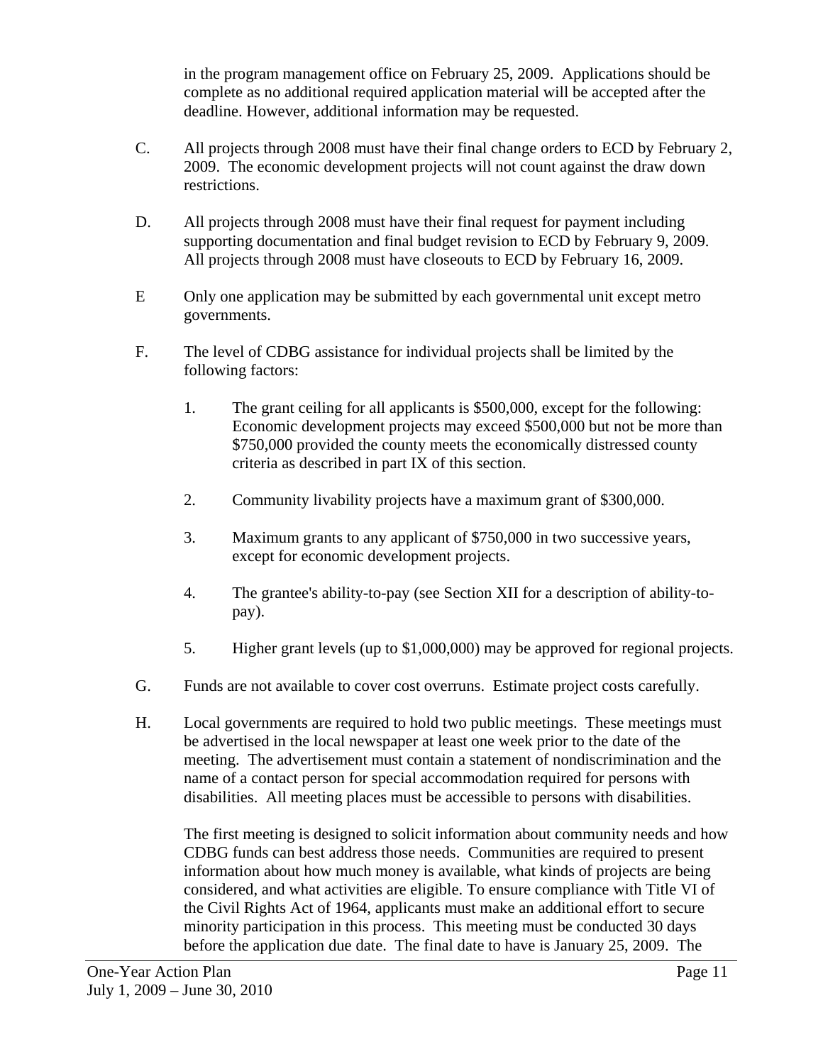in the program management office on February 25, 2009. Applications should be complete as no additional required application material will be accepted after the deadline. However, additional information may be requested.

C. All projects through 2008 must have their final change orders to ECD by February 2, 2009. The economic development projects will not count against the draw down restrictions.

D. All projects through 2008 must have their final request for payment including supporting documentation and final budget revision to ECD by February 9, 2009. All projects through 2008 must have closeouts to ECD by February 16, 2009.

E Only one application may be submitted by each governmental unit except metro governments.

F. The level of CDBG assistance for individual projects shall be limited by the following factors:

   1. The grant ceiling for all applicants is $500,000, except for the following: Economic development projects may exceed $500,000 but not be more than $750,000 provided the county meets the economically distressed county criteria as described in part IX of this section.

   2. Community livability projects have a maximum grant of $300,000.

   3. Maximum grants to any applicant of $750,000 in two successive years, except for economic development projects.

   4. The grantee's ability-to-pay (see Section XII for a description of ability-to-pay).

   5. Higher grant levels (up to $1,000,000) may be approved for regional projects.

G. Funds are not available to cover cost overruns. Estimate project costs carefully.

H. Local governments are required to hold two public meetings. These meetings must be advertised in the local newspaper at least one week prior to the date of the meeting. The advertisement must contain a statement of nondiscrimination and the name of a contact person for special accommodation required for persons with disabilities. All meeting places must be accessible to persons with disabilities.

   The first meeting is designed to solicit information about community needs and how CDBG funds can best address those needs. Communities are required to present information about how much money is available, what kinds of projects are being considered, and what activities are eligible. To ensure compliance with Title VI of the Civil Rights Act of 1964, applicants must make an additional effort to secure minority participation in this process. This meeting must be conducted 30 days before the application due date. The final date to have is January 25, 2009. The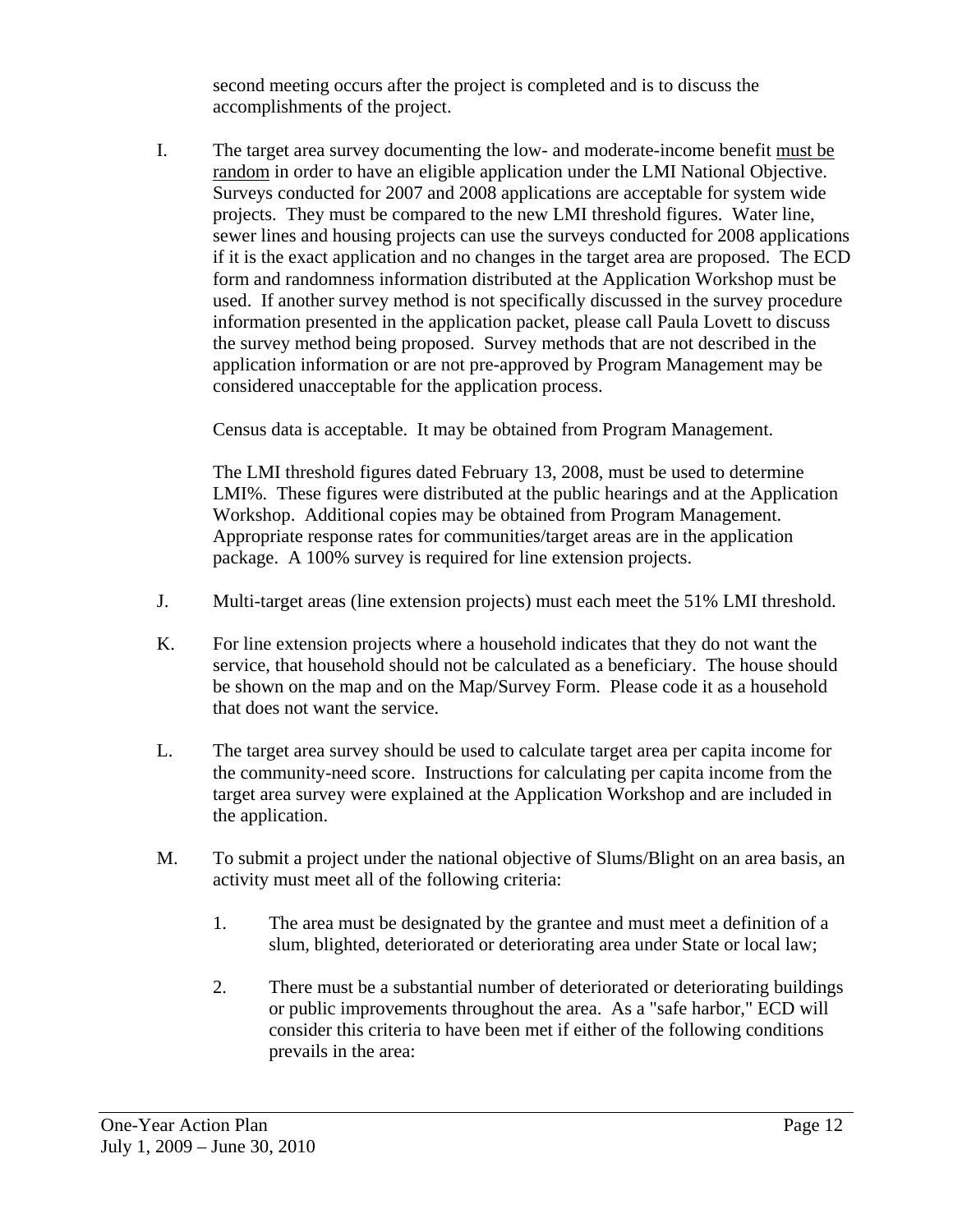second meeting occurs after the project is completed and is to discuss the accomplishments of the project.

I. The target area survey documenting the low- and moderate-income benefit <u>must be random</u> in order to have an eligible application under the LMI National Objective. Surveys conducted for 2007 and 2008 applications are acceptable for system wide projects. They must be compared to the new LMI threshold figures. Water line, sewer lines and housing projects can use the surveys conducted for 2008 applications if it is the exact application and no changes in the target area are proposed. The ECD form and randomness information distributed at the Application Workshop must be used. If another survey method is not specifically discussed in the survey procedure information presented in the application packet, please call Paula Lovett to discuss the survey method being proposed. Survey methods that are not described in the application information or are not pre-approved by Program Management may be considered unacceptable for the application process.

   Census data is acceptable. It may be obtained from Program Management.

   The LMI threshold figures dated February 13, 2008, must be used to determine LMI%. These figures were distributed at the public hearings and at the Application Workshop. Additional copies may be obtained from Program Management. Appropriate response rates for communities/target areas are in the application package. A 100% survey is required for line extension projects.

J. Multi-target areas (line extension projects) must each meet the 51% LMI threshold.

K. For line extension projects where a household indicates that they do not want the service, that household should not be calculated as a beneficiary. The house should be shown on the map and on the Map/Survey Form. Please code it as a household that does not want the service.

L. The target area survey should be used to calculate target area per capita income for the community-need score. Instructions for calculating per capita income from the target area survey were explained at the Application Workshop and are included in the application.

M. To submit a project under the national objective of Slums/Blight on an area basis, an activity must meet all of the following criteria:

   1. The area must be designated by the grantee and must meet a definition of a slum, blighted, deteriorated or deteriorating area under State or local law;

   2. There must be a substantial number of deteriorated or deteriorating buildings or public improvements throughout the area. As a "safe harbor," ECD will consider this criteria to have been met if either of the following conditions prevails in the area: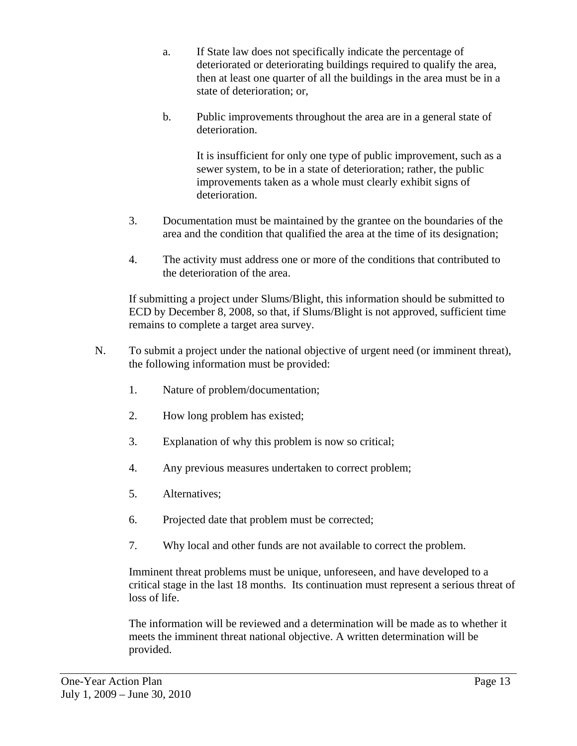a. If State law does not specifically indicate the percentage of deteriorated or deteriorating buildings required to qualify the area, then at least one quarter of all the buildings in the area must be in a state of deterioration; or,

b. Public improvements throughout the area are in a general state of deterioration.

   It is insufficient for only one type of public improvement, such as a sewer system, to be in a state of deterioration; rather, the public improvements taken as a whole must clearly exhibit signs of deterioration.

3. Documentation must be maintained by the grantee on the boundaries of the area and the condition that qualified the area at the time of its designation;

4. The activity must address one or more of the conditions that contributed to the deterioration of the area.

If submitting a project under Slums/Blight, this information should be submitted to ECD by December 8, 2008, so that, if Slums/Blight is not approved, sufficient time remains to complete a target area survey.

N. To submit a project under the national objective of urgent need (or imminent threat), the following information must be provided:

1. Nature of problem/documentation;

2. How long problem has existed;

3. Explanation of why this problem is now so critical;

4. Any previous measures undertaken to correct problem;

5. Alternatives;

6. Projected date that problem must be corrected;

7. Why local and other funds are not available to correct the problem.

Imminent threat problems must be unique, unforeseen, and have developed to a critical stage in the last 18 months. Its continuation must represent a serious threat of loss of life.

The information will be reviewed and a determination will be made as to whether it meets the imminent threat national objective. A written determination will be provided.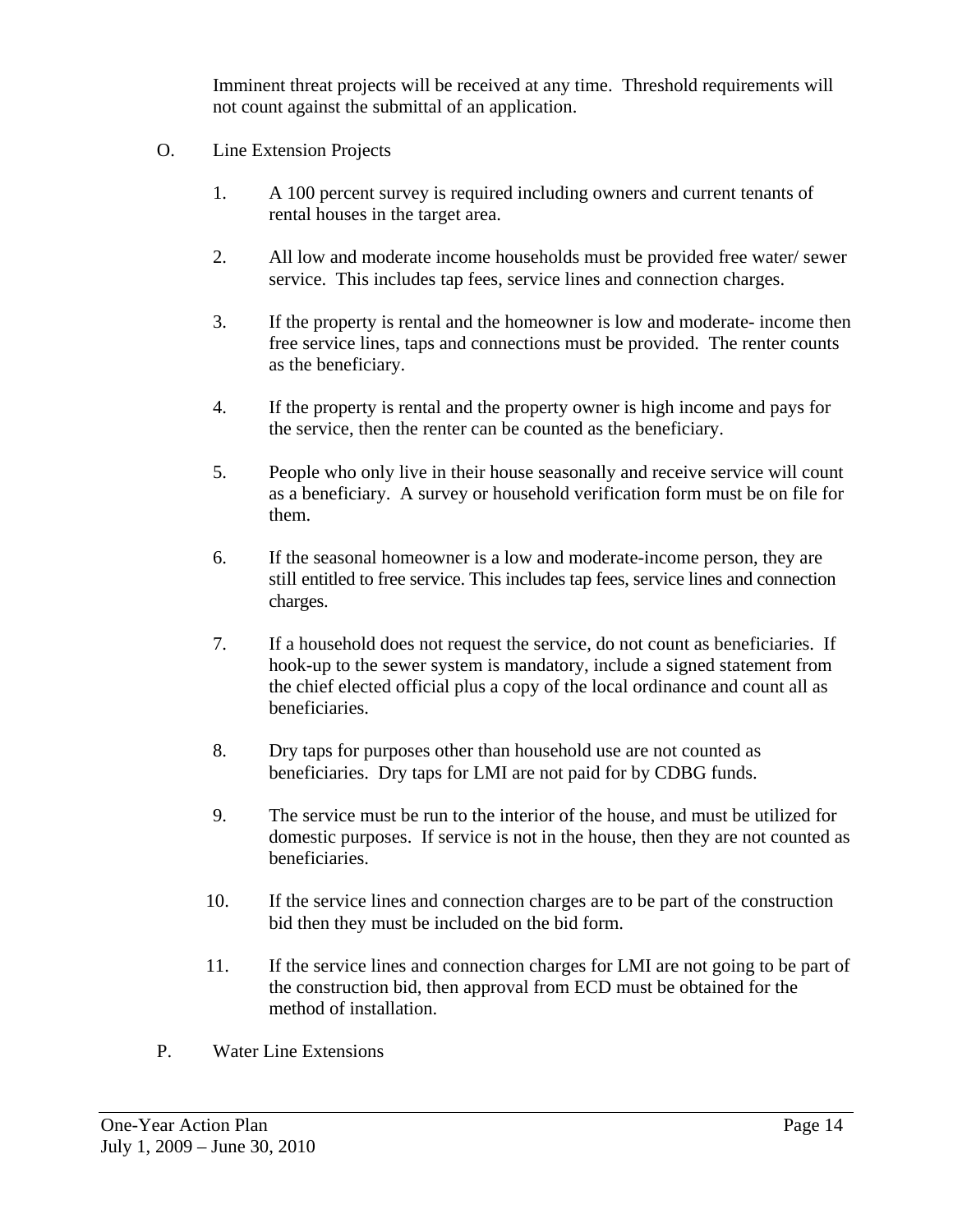Imminent threat projects will be received at any time. Threshold requirements will not count against the submittal of an application.

O. Line Extension Projects

1. A 100 percent survey is required including owners and current tenants of rental houses in the target area.

2. All low and moderate income households must be provided free water/ sewer service. This includes tap fees, service lines and connection charges.

3. If the property is rental and the homeowner is low and moderate- income then free service lines, taps and connections must be provided. The renter counts as the beneficiary.

4. If the property is rental and the property owner is high income and pays for the service, then the renter can be counted as the beneficiary.

5. People who only live in their house seasonally and receive service will count as a beneficiary. A survey or household verification form must be on file for them.

6. If the seasonal homeowner is a low and moderate-income person, they are still entitled to free service. This includes tap fees, service lines and connection charges.

7. If a household does not request the service, do not count as beneficiaries. If hook-up to the sewer system is mandatory, include a signed statement from the chief elected official plus a copy of the local ordinance and count all as beneficiaries.

8. Dry taps for purposes other than household use are not counted as beneficiaries. Dry taps for LMI are not paid for by CDBG funds.

9. The service must be run to the interior of the house, and must be utilized for domestic purposes. If service is not in the house, then they are not counted as beneficiaries.

10. If the service lines and connection charges are to be part of the construction bid then they must be included on the bid form.

11. If the service lines and connection charges for LMI are not going to be part of the construction bid, then approval from ECD must be obtained for the method of installation.

P. Water Line Extensions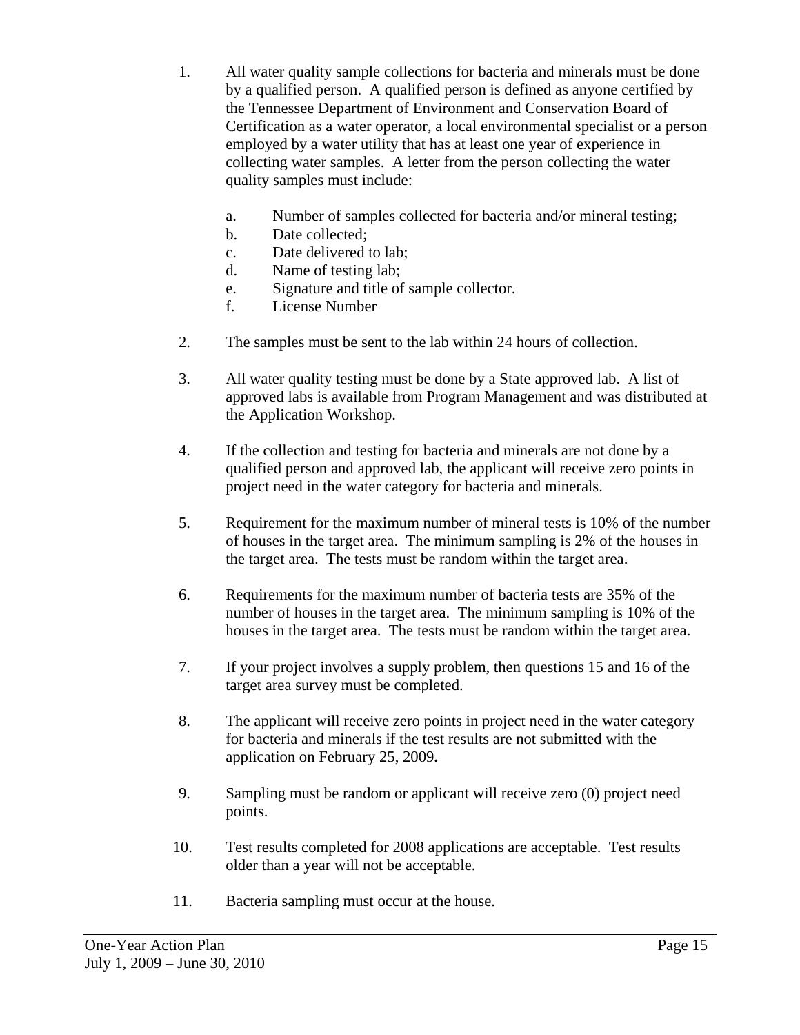1. All water quality sample collections for bacteria and minerals must be done by a qualified person. A qualified person is defined as anyone certified by the Tennessee Department of Environment and Conservation Board of Certification as a water operator, a local environmental specialist or a person employed by a water utility that has at least one year of experience in collecting water samples. A letter from the person collecting the water quality samples must include:

   a. Number of samples collected for bacteria and/or mineral testing;
   b. Date collected;
   c. Date delivered to lab;
   d. Name of testing lab;
   e. Signature and title of sample collector.
   f. License Number

2. The samples must be sent to the lab within 24 hours of collection.

3. All water quality testing must be done by a State approved lab. A list of approved labs is available from Program Management and was distributed at the Application Workshop.

4. If the collection and testing for bacteria and minerals are not done by a qualified person and approved lab, the applicant will receive zero points in project need in the water category for bacteria and minerals.

5. Requirement for the maximum number of mineral tests is 10% of the number of houses in the target area. The minimum sampling is 2% of the houses in the target area. The tests must be random within the target area.

6. Requirements for the maximum number of bacteria tests are 35% of the number of houses in the target area. The minimum sampling is 10% of the houses in the target area. The tests must be random within the target area.

7. If your project involves a supply problem, then questions 15 and 16 of the target area survey must be completed.

8. The applicant will receive zero points in project need in the water category for bacteria and minerals if the test results are not submitted with the application on February 25, 2009**.**

9. Sampling must be random or applicant will receive zero (0) project need points.

10. Test results completed for 2008 applications are acceptable. Test results older than a year will not be acceptable.

11. Bacteria sampling must occur at the house.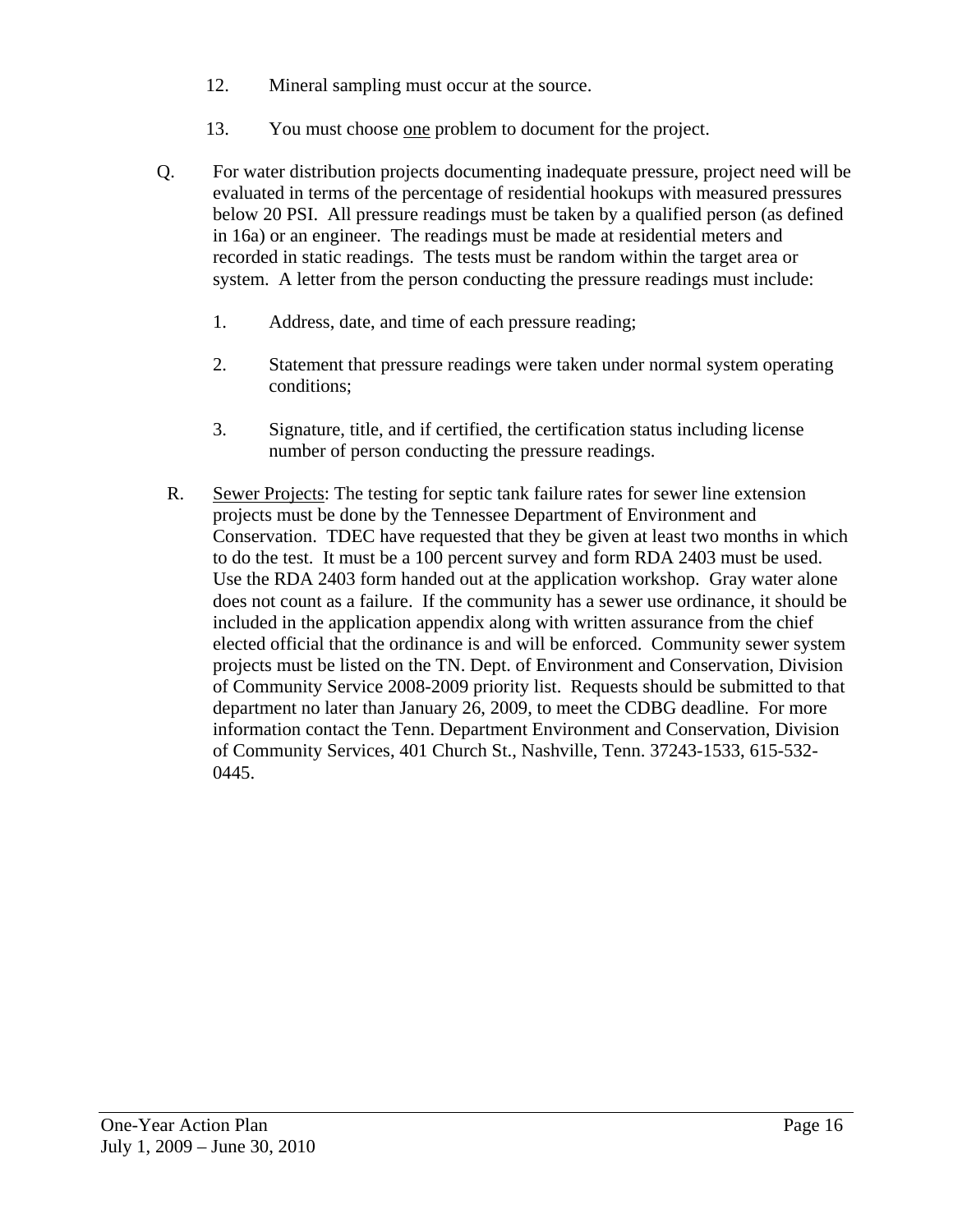12. Mineral sampling must occur at the source.

13. You must choose <u>one</u> problem to document for the project.

Q. For water distribution projects documenting inadequate pressure, project need will be evaluated in terms of the percentage of residential hookups with measured pressures below 20 PSI. All pressure readings must be taken by a qualified person (as defined in 16a) or an engineer. The readings must be made at residential meters and recorded in static readings. The tests must be random within the target area or system. A letter from the person conducting the pressure readings must include:

   1. Address, date, and time of each pressure reading;

   2. Statement that pressure readings were taken under normal system operating conditions;

   3. Signature, title, and if certified, the certification status including license number of person conducting the pressure readings.

R. <u>Sewer Projects</u>: The testing for septic tank failure rates for sewer line extension projects must be done by the Tennessee Department of Environment and Conservation. TDEC have requested that they be given at least two months in which to do the test. It must be a 100 percent survey and form RDA 2403 must be used. Use the RDA 2403 form handed out at the application workshop. Gray water alone does not count as a failure. If the community has a sewer use ordinance, it should be included in the application appendix along with written assurance from the chief elected official that the ordinance is and will be enforced. Community sewer system projects must be listed on the TN. Dept. of Environment and Conservation, Division of Community Service 2008-2009 priority list. Requests should be submitted to that department no later than January 26, 2009, to meet the CDBG deadline. For more information contact the Tenn. Department Environment and Conservation, Division of Community Services, 401 Church St., Nashville, Tenn. 37243-1533, 615-532-0445.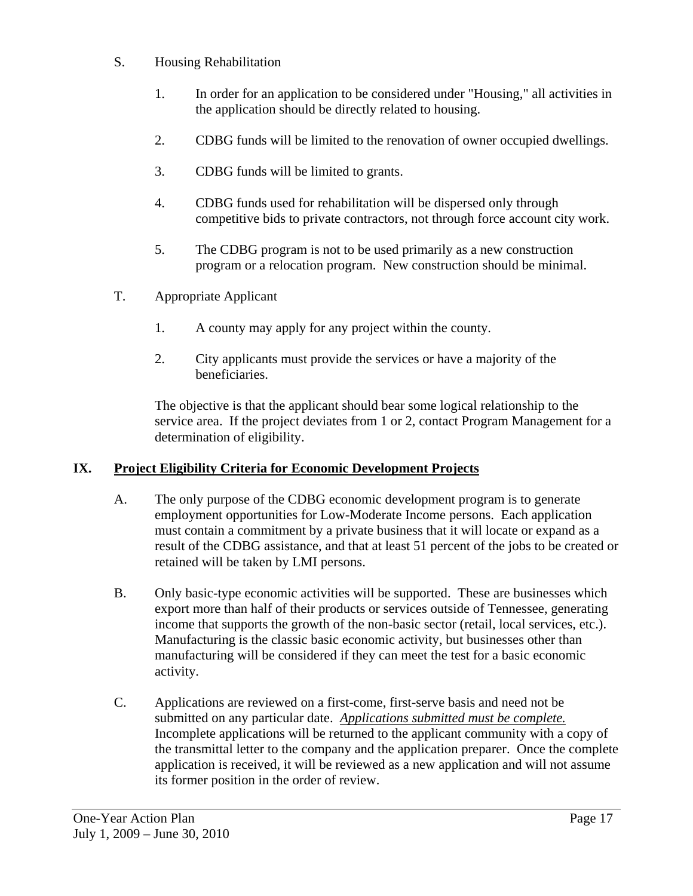S. Housing Rehabilitation

1. In order for an application to be considered under "Housing," all activities in the application should be directly related to housing.

2. CDBG funds will be limited to the renovation of owner occupied dwellings.

3. CDBG funds will be limited to grants.

4. CDBG funds used for rehabilitation will be dispersed only through competitive bids to private contractors, not through force account city work.

5. The CDBG program is not to be used primarily as a new construction program or a relocation program. New construction should be minimal.

T. Appropriate Applicant

1. A county may apply for any project within the county.

2. City applicants must provide the services or have a majority of the beneficiaries.

The objective is that the applicant should bear some logical relationship to the service area. If the project deviates from 1 or 2, contact Program Management for a determination of eligibility.

## IX. Project Eligibility Criteria for Economic Development Projects

A. The only purpose of the CDBG economic development program is to generate employment opportunities for Low-Moderate Income persons. Each application must contain a commitment by a private business that it will locate or expand as a result of the CDBG assistance, and that at least 51 percent of the jobs to be created or retained will be taken by LMI persons.

B. Only basic-type economic activities will be supported. These are businesses which export more than half of their products or services outside of Tennessee, generating income that supports the growth of the non-basic sector (retail, local services, etc.). Manufacturing is the classic basic economic activity, but businesses other than manufacturing will be considered if they can meet the test for a basic economic activity.

C. Applications are reviewed on a first-come, first-serve basis and need not be submitted on any particular date. *Applications submitted must be complete.* Incomplete applications will be returned to the applicant community with a copy of the transmittal letter to the company and the application preparer. Once the complete application is received, it will be reviewed as a new application and will not assume its former position in the order of review.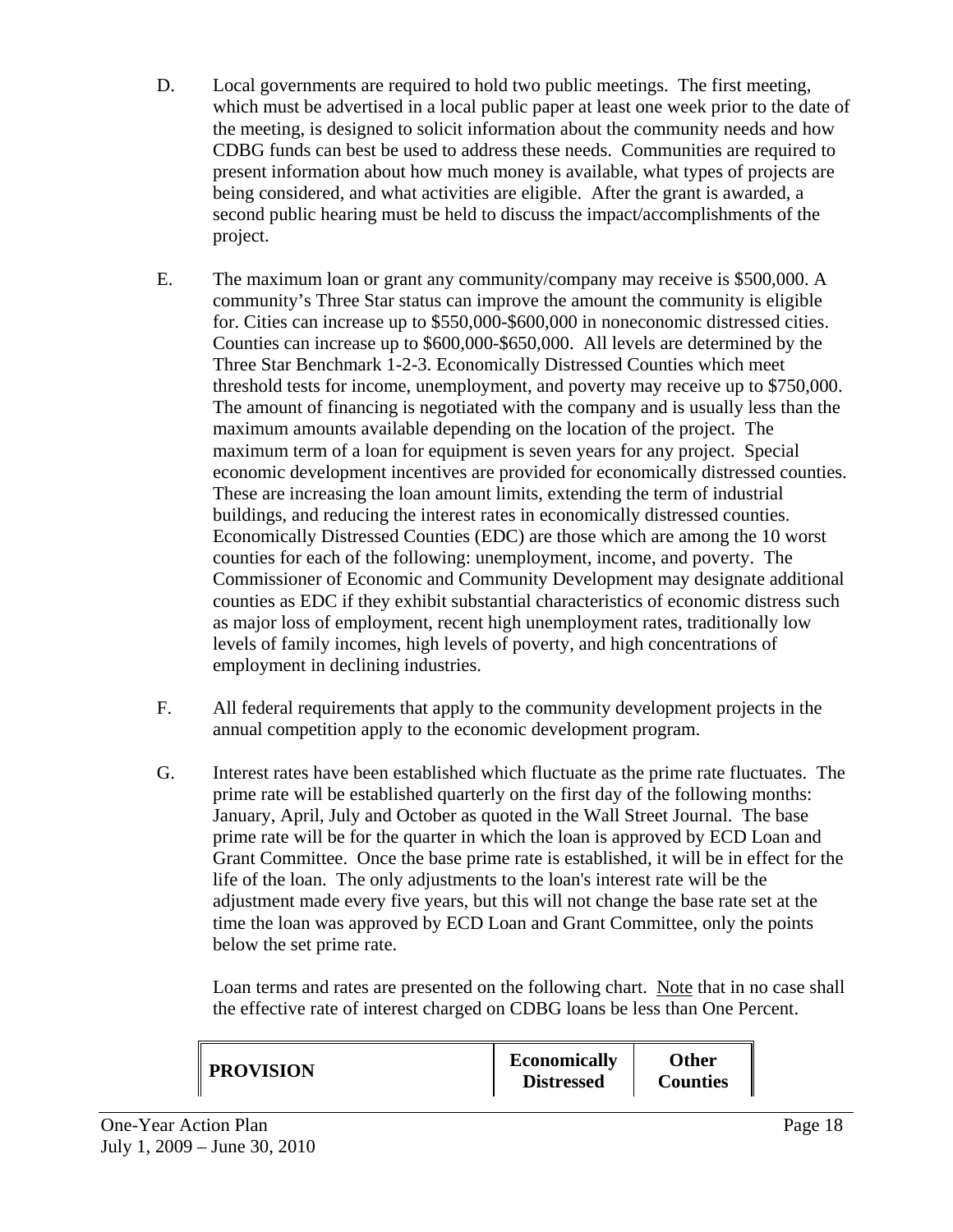D. Local governments are required to hold two public meetings. The first meeting, which must be advertised in a local public paper at least one week prior to the date of the meeting, is designed to solicit information about the community needs and how CDBG funds can best be used to address these needs. Communities are required to present information about how much money is available, what types of projects are being considered, and what activities are eligible. After the grant is awarded, a second public hearing must be held to discuss the impact/accomplishments of the project.

E. The maximum loan or grant any community/company may receive is $500,000. A community's Three Star status can improve the amount the community is eligible for. Cities can increase up to $550,000-$600,000 in noneconomic distressed cities. Counties can increase up to $600,000-$650,000. All levels are determined by the Three Star Benchmark 1-2-3. Economically Distressed Counties which meet threshold tests for income, unemployment, and poverty may receive up to $750,000. The amount of financing is negotiated with the company and is usually less than the maximum amounts available depending on the location of the project. The maximum term of a loan for equipment is seven years for any project. Special economic development incentives are provided for economically distressed counties. These are increasing the loan amount limits, extending the term of industrial buildings, and reducing the interest rates in economically distressed counties. Economically Distressed Counties (EDC) are those which are among the 10 worst counties for each of the following: unemployment, income, and poverty. The Commissioner of Economic and Community Development may designate additional counties as EDC if they exhibit substantial characteristics of economic distress such as major loss of employment, recent high unemployment rates, traditionally low levels of family incomes, high levels of poverty, and high concentrations of employment in declining industries.

F. All federal requirements that apply to the community development projects in the annual competition apply to the economic development program.

G. Interest rates have been established which fluctuate as the prime rate fluctuates. The prime rate will be established quarterly on the first day of the following months: January, April, July and October as quoted in the Wall Street Journal. The base prime rate will be for the quarter in which the loan is approved by ECD Loan and Grant Committee. Once the base prime rate is established, it will be in effect for the life of the loan. The only adjustments to the loan's interest rate will be the adjustment made every five years, but this will not change the base rate set at the time the loan was approved by ECD Loan and Grant Committee, only the points below the set prime rate.

Loan terms and rates are presented on the following chart. Note that in no case shall the effective rate of interest charged on CDBG loans be less than One Percent.

| PROVISION | Economically Distressed | Other Counties |
|---|---|---|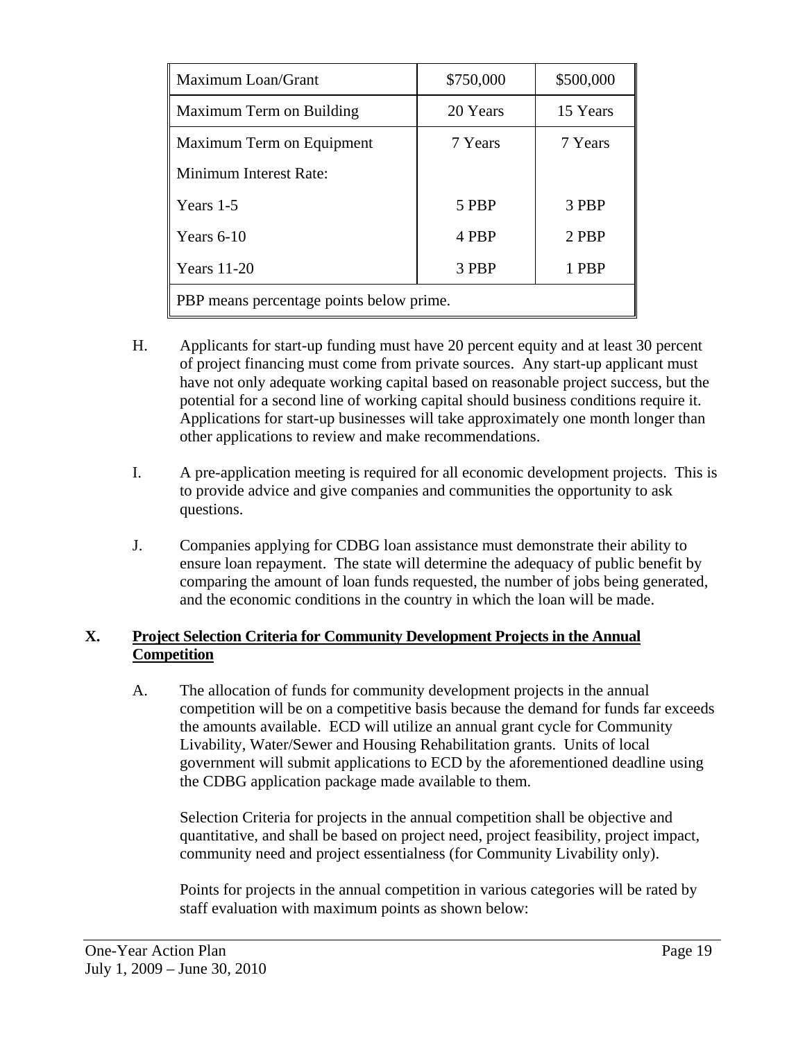| | | |
|---|---|---|
| Maximum Loan/Grant | \$750,000 | \$500,000 |
| Maximum Term on Building | 20 Years | 15 Years |
| Maximum Term on Equipment | 7 Years | 7 Years |
| Minimum Interest Rate: | | |
| Years 1-5 | 5 PBP | 3 PBP |
| Years 6-10 | 4 PBP | 2 PBP |
| Years 11-20 | 3 PBP | 1 PBP |
| PBP means percentage points below prime. | | |

H. Applicants for start-up funding must have 20 percent equity and at least 30 percent of project financing must come from private sources. Any start-up applicant must have not only adequate working capital based on reasonable project success, but the potential for a second line of working capital should business conditions require it. Applications for start-up businesses will take approximately one month longer than other applications to review and make recommendations.

I. A pre-application meeting is required for all economic development projects. This is to provide advice and give companies and communities the opportunity to ask questions.

J. Companies applying for CDBG loan assistance must demonstrate their ability to ensure loan repayment. The state will determine the adequacy of public benefit by comparing the amount of loan funds requested, the number of jobs being generated, and the economic conditions in the country in which the loan will be made.

## X. Project Selection Criteria for Community Development Projects in the Annual Competition

A. The allocation of funds for community development projects in the annual competition will be on a competitive basis because the demand for funds far exceeds the amounts available. ECD will utilize an annual grant cycle for Community Livability, Water/Sewer and Housing Rehabilitation grants. Units of local government will submit applications to ECD by the aforementioned deadline using the CDBG application package made available to them.

Selection Criteria for projects in the annual competition shall be objective and quantitative, and shall be based on project need, project feasibility, project impact, community need and project essentialness (for Community Livability only).

Points for projects in the annual competition in various categories will be rated by staff evaluation with maximum points as shown below: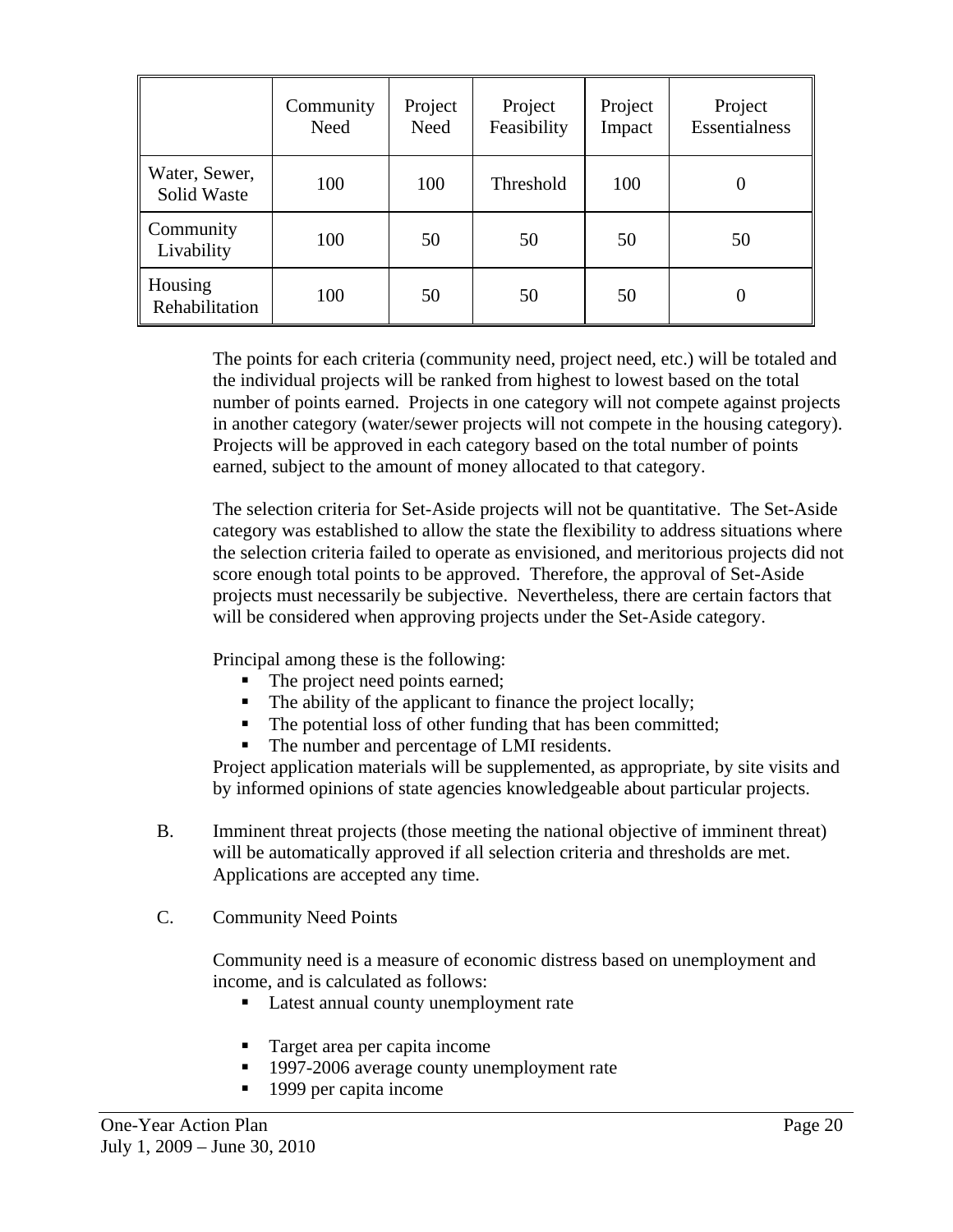| | Community Need | Project Need | Project Feasibility | Project Impact | Project Essentialness |
|---|---|---|---|---|---|
| Water, Sewer, Solid Waste | 100 | 100 | Threshold | 100 | 0 |
| Community Livability | 100 | 50 | 50 | 50 | 50 |
| Housing Rehabilitation | 100 | 50 | 50 | 50 | 0 |

The points for each criteria (community need, project need, etc.) will be totaled and the individual projects will be ranked from highest to lowest based on the total number of points earned. Projects in one category will not compete against projects in another category (water/sewer projects will not compete in the housing category). Projects will be approved in each category based on the total number of points earned, subject to the amount of money allocated to that category.

The selection criteria for Set-Aside projects will not be quantitative. The Set-Aside category was established to allow the state the flexibility to address situations where the selection criteria failed to operate as envisioned, and meritorious projects did not score enough total points to be approved. Therefore, the approval of Set-Aside projects must necessarily be subjective. Nevertheless, there are certain factors that will be considered when approving projects under the Set-Aside category.

Principal among these is the following:

- The project need points earned;
- The ability of the applicant to finance the project locally;
- The potential loss of other funding that has been committed;
- The number and percentage of LMI residents.

Project application materials will be supplemented, as appropriate, by site visits and by informed opinions of state agencies knowledgeable about particular projects.

B. Imminent threat projects (those meeting the national objective of imminent threat) will be automatically approved if all selection criteria and thresholds are met. Applications are accepted any time.

C. Community Need Points

Community need is a measure of economic distress based on unemployment and income, and is calculated as follows:

- Latest annual county unemployment rate
- Target area per capita income
- 1997-2006 average county unemployment rate
- 1999 per capita income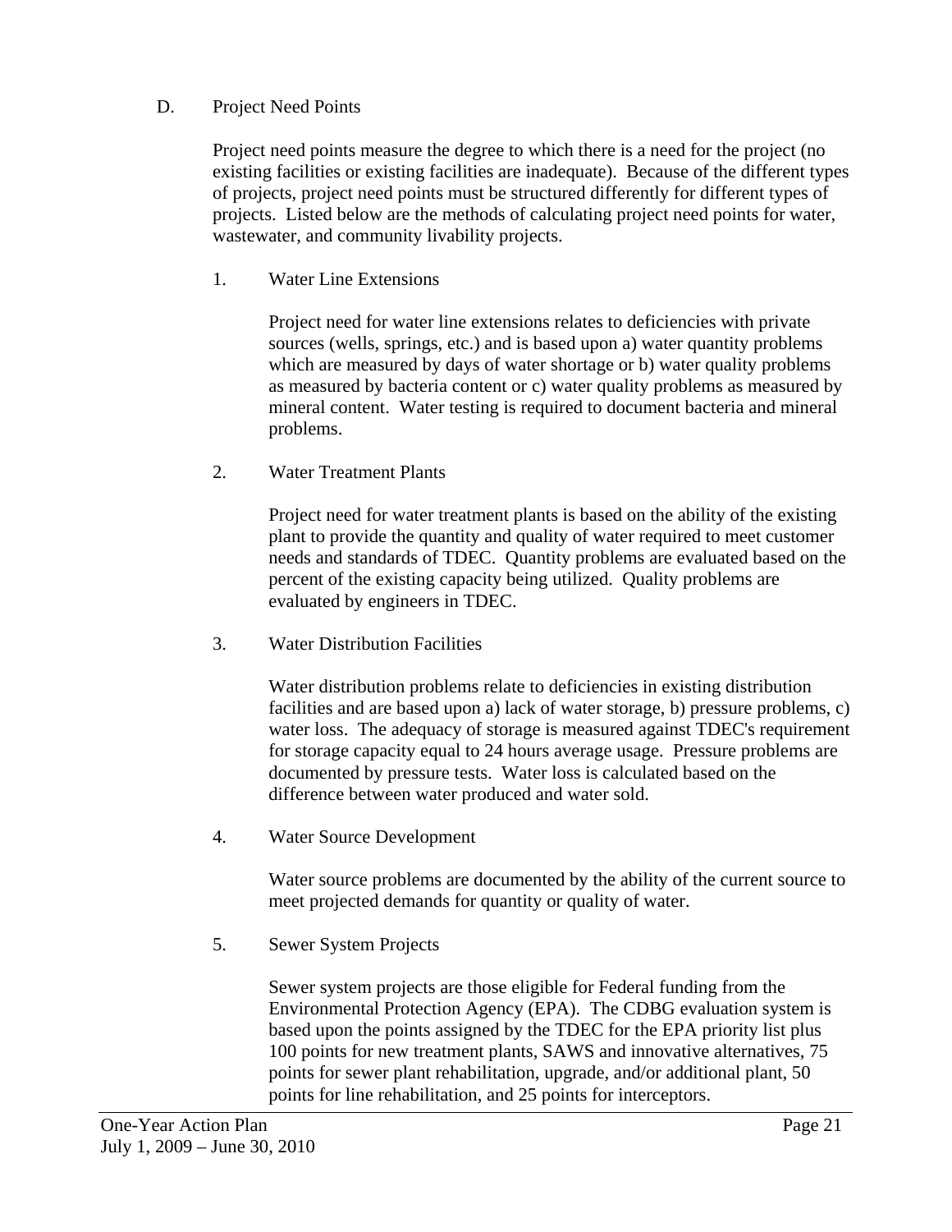## D. Project Need Points

Project need points measure the degree to which there is a need for the project (no existing facilities or existing facilities are inadequate). Because of the different types of projects, project need points must be structured differently for different types of projects. Listed below are the methods of calculating project need points for water, wastewater, and community livability projects.

### 1. Water Line Extensions

Project need for water line extensions relates to deficiencies with private sources (wells, springs, etc.) and is based upon a) water quantity problems which are measured by days of water shortage or b) water quality problems as measured by bacteria content or c) water quality problems as measured by mineral content. Water testing is required to document bacteria and mineral problems.

### 2. Water Treatment Plants

Project need for water treatment plants is based on the ability of the existing plant to provide the quantity and quality of water required to meet customer needs and standards of TDEC. Quantity problems are evaluated based on the percent of the existing capacity being utilized. Quality problems are evaluated by engineers in TDEC.

### 3. Water Distribution Facilities

Water distribution problems relate to deficiencies in existing distribution facilities and are based upon a) lack of water storage, b) pressure problems, c) water loss. The adequacy of storage is measured against TDEC's requirement for storage capacity equal to 24 hours average usage. Pressure problems are documented by pressure tests. Water loss is calculated based on the difference between water produced and water sold.

### 4. Water Source Development

Water source problems are documented by the ability of the current source to meet projected demands for quantity or quality of water.

### 5. Sewer System Projects

Sewer system projects are those eligible for Federal funding from the Environmental Protection Agency (EPA). The CDBG evaluation system is based upon the points assigned by the TDEC for the EPA priority list plus 100 points for new treatment plants, SAWS and innovative alternatives, 75 points for sewer plant rehabilitation, upgrade, and/or additional plant, 50 points for line rehabilitation, and 25 points for interceptors.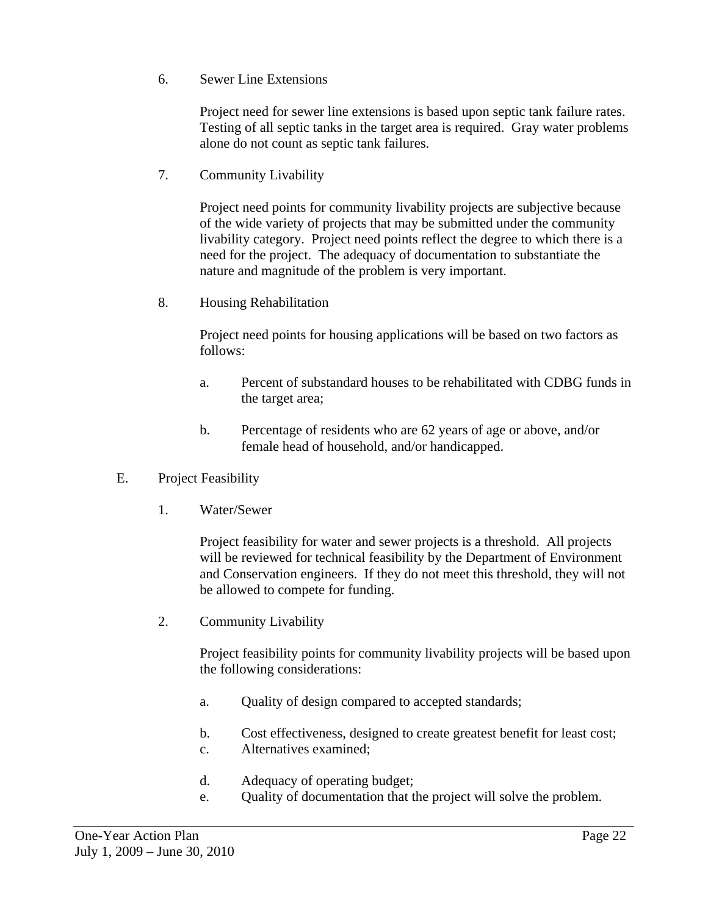6. Sewer Line Extensions

   Project need for sewer line extensions is based upon septic tank failure rates. Testing of all septic tanks in the target area is required. Gray water problems alone do not count as septic tank failures.

7. Community Livability

   Project need points for community livability projects are subjective because of the wide variety of projects that may be submitted under the community livability category. Project need points reflect the degree to which there is a need for the project. The adequacy of documentation to substantiate the nature and magnitude of the problem is very important.

8. Housing Rehabilitation

   Project need points for housing applications will be based on two factors as follows:

   a. Percent of substandard houses to be rehabilitated with CDBG funds in the target area;

   b. Percentage of residents who are 62 years of age or above, and/or female head of household, and/or handicapped.

E. Project Feasibility

1. Water/Sewer

   Project feasibility for water and sewer projects is a threshold. All projects will be reviewed for technical feasibility by the Department of Environment and Conservation engineers. If they do not meet this threshold, they will not be allowed to compete for funding.

2. Community Livability

   Project feasibility points for community livability projects will be based upon the following considerations:

   a. Quality of design compared to accepted standards;

   b. Cost effectiveness, designed to create greatest benefit for least cost;
   c. Alternatives examined;

   d. Adequacy of operating budget;
   e. Quality of documentation that the project will solve the problem.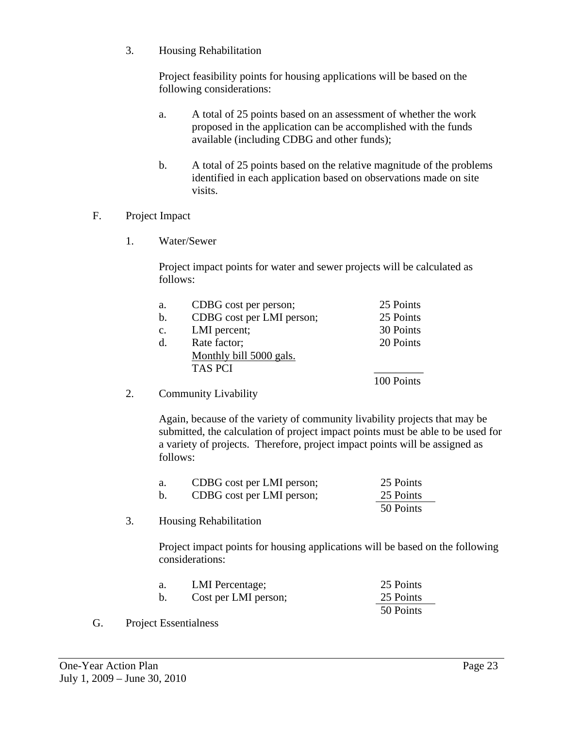3. Housing Rehabilitation

Project feasibility points for housing applications will be based on the following considerations:

a. A total of 25 points based on an assessment of whether the work proposed in the application can be accomplished with the funds available (including CDBG and other funds);

b. A total of 25 points based on the relative magnitude of the problems identified in each application based on observations made on site visits.

F. Project Impact

1. Water/Sewer

Project impact points for water and sewer projects will be calculated as follows:

| | | |
|---|---|---|
| a. | CDBG cost per person; | 25 Points |
| b. | CDBG cost per LMI person; | 25 Points |
| c. | LMI percent; | 30 Points |
| d. | Rate factor; <u>Monthly bill 5000 gals.</u> TAS PCI | 20 Points |
| | | 100 Points |

2. Community Livability

Again, because of the variety of community livability projects that may be submitted, the calculation of project impact points must be able to be used for a variety of projects. Therefore, project impact points will be assigned as follows:

| | | |
|---|---|---|
| a. | CDBG cost per LMI person; | 25 Points |
| b. | CDBG cost per LMI person; | 25 Points |
| | | 50 Points |

3. Housing Rehabilitation

Project impact points for housing applications will be based on the following considerations:

| | | |
|---|---|---|
| a. | LMI Percentage; | 25 Points |
| b. | Cost per LMI person; | 25 Points |
| | | 50 Points |

G. Project Essentialness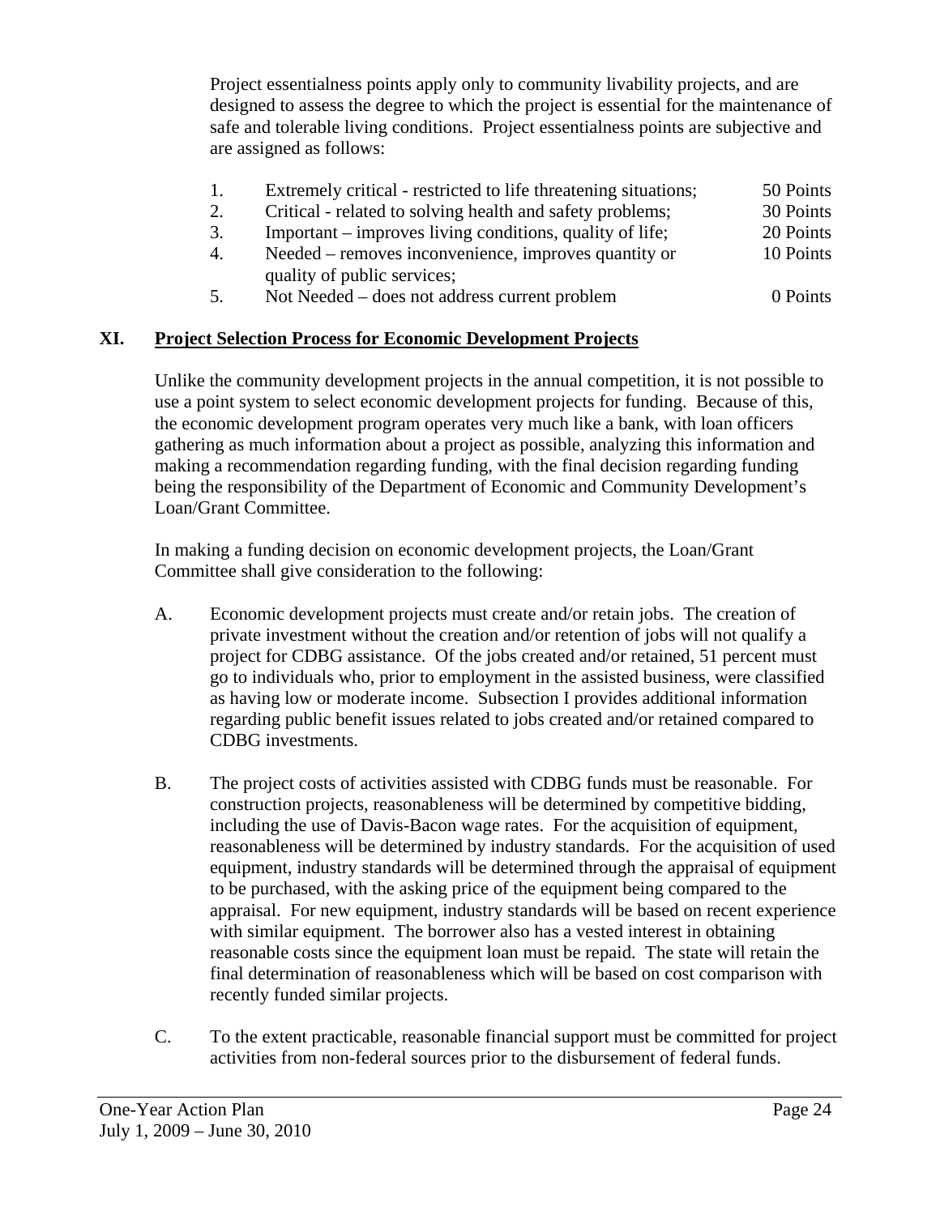Project essentialness points apply only to community livability projects, and are designed to assess the degree to which the project is essential for the maintenance of safe and tolerable living conditions. Project essentialness points are subjective and are assigned as follows:

| | | |
|---|---|---|
| 1. | Extremely critical - restricted to life threatening situations; | 50 Points |
| 2. | Critical - related to solving health and safety problems; | 30 Points |
| 3. | Important – improves living conditions, quality of life; | 20 Points |
| 4. | Needed – removes inconvenience, improves quantity or quality of public services; | 10 Points |
| 5. | Not Needed – does not address current problem | 0 Points |

## XI. Project Selection Process for Economic Development Projects

Unlike the community development projects in the annual competition, it is not possible to use a point system to select economic development projects for funding. Because of this, the economic development program operates very much like a bank, with loan officers gathering as much information about a project as possible, analyzing this information and making a recommendation regarding funding, with the final decision regarding funding being the responsibility of the Department of Economic and Community Development's Loan/Grant Committee.

In making a funding decision on economic development projects, the Loan/Grant Committee shall give consideration to the following:

A. Economic development projects must create and/or retain jobs. The creation of private investment without the creation and/or retention of jobs will not qualify a project for CDBG assistance. Of the jobs created and/or retained, 51 percent must go to individuals who, prior to employment in the assisted business, were classified as having low or moderate income. Subsection I provides additional information regarding public benefit issues related to jobs created and/or retained compared to CDBG investments.

B. The project costs of activities assisted with CDBG funds must be reasonable. For construction projects, reasonableness will be determined by competitive bidding, including the use of Davis-Bacon wage rates. For the acquisition of equipment, reasonableness will be determined by industry standards. For the acquisition of used equipment, industry standards will be determined through the appraisal of equipment to be purchased, with the asking price of the equipment being compared to the appraisal. For new equipment, industry standards will be based on recent experience with similar equipment. The borrower also has a vested interest in obtaining reasonable costs since the equipment loan must be repaid. The state will retain the final determination of reasonableness which will be based on cost comparison with recently funded similar projects.

C. To the extent practicable, reasonable financial support must be committed for project activities from non-federal sources prior to the disbursement of federal funds.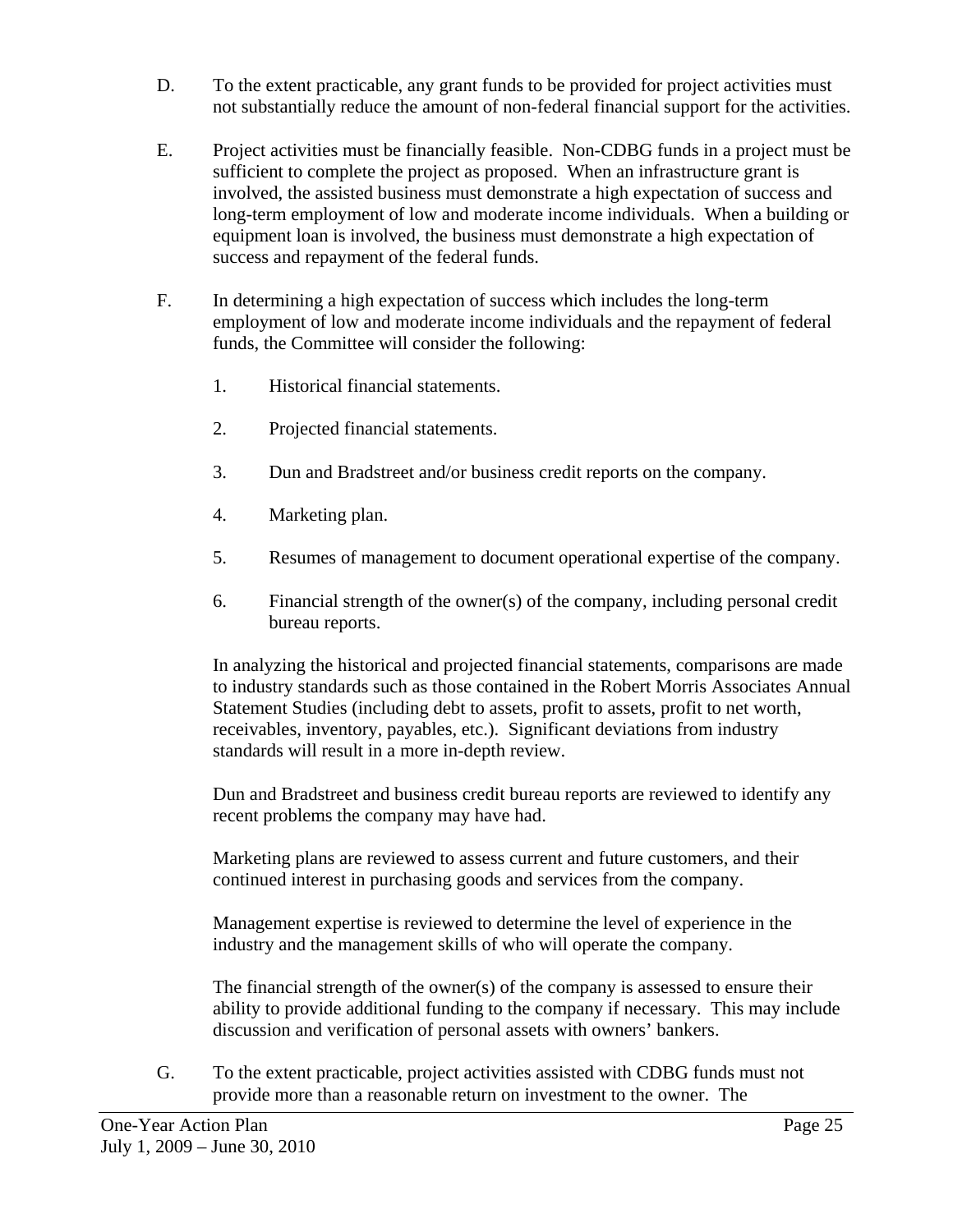D. To the extent practicable, any grant funds to be provided for project activities must not substantially reduce the amount of non-federal financial support for the activities.

E. Project activities must be financially feasible. Non-CDBG funds in a project must be sufficient to complete the project as proposed. When an infrastructure grant is involved, the assisted business must demonstrate a high expectation of success and long-term employment of low and moderate income individuals. When a building or equipment loan is involved, the business must demonstrate a high expectation of success and repayment of the federal funds.

F. In determining a high expectation of success which includes the long-term employment of low and moderate income individuals and the repayment of federal funds, the Committee will consider the following:

1. Historical financial statements.

2. Projected financial statements.

3. Dun and Bradstreet and/or business credit reports on the company.

4. Marketing plan.

5. Resumes of management to document operational expertise of the company.

6. Financial strength of the owner(s) of the company, including personal credit bureau reports.

In analyzing the historical and projected financial statements, comparisons are made to industry standards such as those contained in the Robert Morris Associates Annual Statement Studies (including debt to assets, profit to assets, profit to net worth, receivables, inventory, payables, etc.). Significant deviations from industry standards will result in a more in-depth review.

Dun and Bradstreet and business credit bureau reports are reviewed to identify any recent problems the company may have had.

Marketing plans are reviewed to assess current and future customers, and their continued interest in purchasing goods and services from the company.

Management expertise is reviewed to determine the level of experience in the industry and the management skills of who will operate the company.

The financial strength of the owner(s) of the company is assessed to ensure their ability to provide additional funding to the company if necessary. This may include discussion and verification of personal assets with owners' bankers.

G. To the extent practicable, project activities assisted with CDBG funds must not provide more than a reasonable return on investment to the owner. The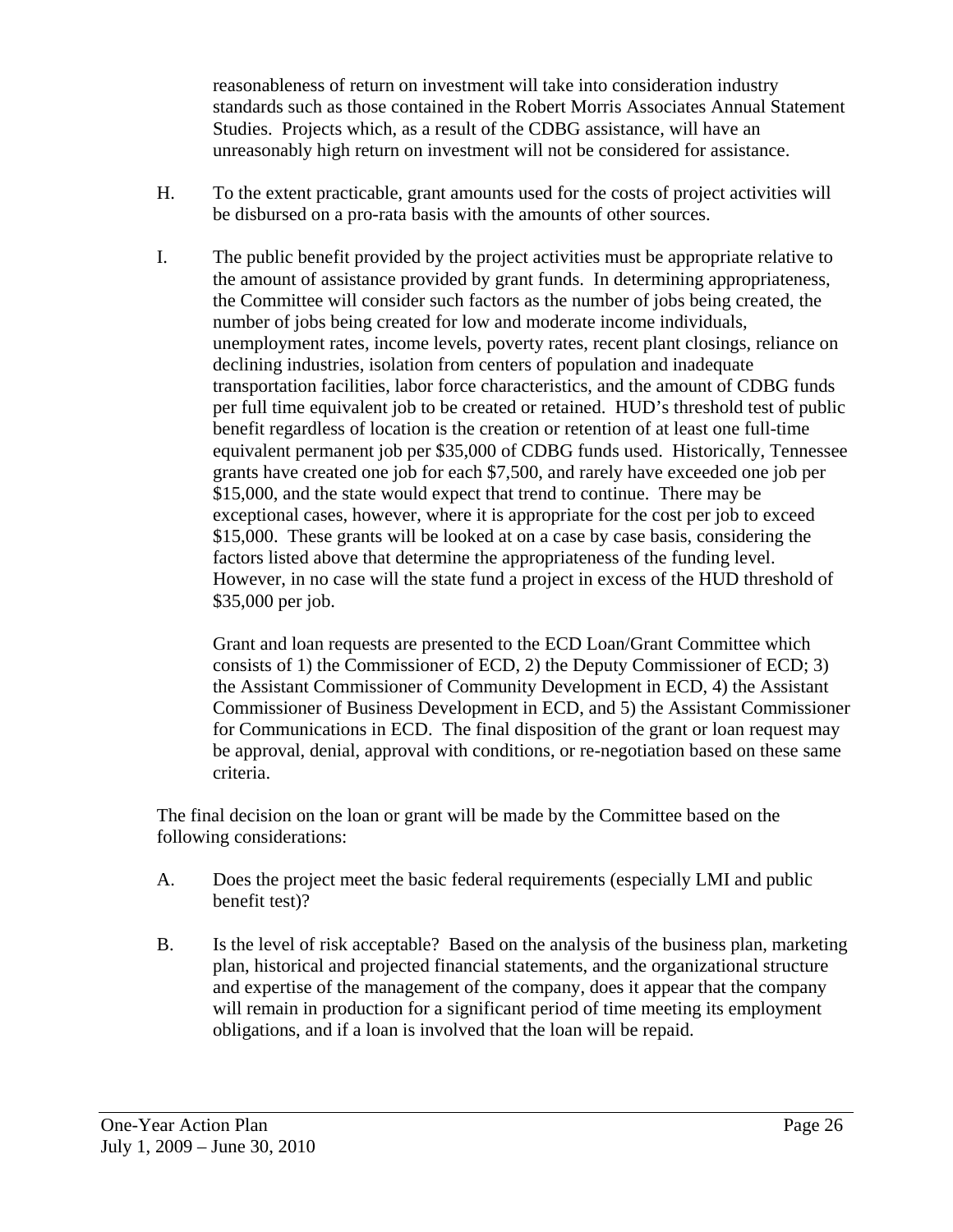reasonableness of return on investment will take into consideration industry standards such as those contained in the Robert Morris Associates Annual Statement Studies. Projects which, as a result of the CDBG assistance, will have an unreasonably high return on investment will not be considered for assistance.

H. To the extent practicable, grant amounts used for the costs of project activities will be disbursed on a pro-rata basis with the amounts of other sources.

I. The public benefit provided by the project activities must be appropriate relative to the amount of assistance provided by grant funds. In determining appropriateness, the Committee will consider such factors as the number of jobs being created, the number of jobs being created for low and moderate income individuals, unemployment rates, income levels, poverty rates, recent plant closings, reliance on declining industries, isolation from centers of population and inadequate transportation facilities, labor force characteristics, and the amount of CDBG funds per full time equivalent job to be created or retained. HUD's threshold test of public benefit regardless of location is the creation or retention of at least one full-time equivalent permanent job per $35,000 of CDBG funds used. Historically, Tennessee grants have created one job for each $7,500, and rarely have exceeded one job per $15,000, and the state would expect that trend to continue. There may be exceptional cases, however, where it is appropriate for the cost per job to exceed $15,000. These grants will be looked at on a case by case basis, considering the factors listed above that determine the appropriateness of the funding level. However, in no case will the state fund a project in excess of the HUD threshold of $35,000 per job.

   Grant and loan requests are presented to the ECD Loan/Grant Committee which consists of 1) the Commissioner of ECD, 2) the Deputy Commissioner of ECD; 3) the Assistant Commissioner of Community Development in ECD, 4) the Assistant Commissioner of Business Development in ECD, and 5) the Assistant Commissioner for Communications in ECD. The final disposition of the grant or loan request may be approval, denial, approval with conditions, or re-negotiation based on these same criteria.

The final decision on the loan or grant will be made by the Committee based on the following considerations:

A. Does the project meet the basic federal requirements (especially LMI and public benefit test)?

B. Is the level of risk acceptable? Based on the analysis of the business plan, marketing plan, historical and projected financial statements, and the organizational structure and expertise of the management of the company, does it appear that the company will remain in production for a significant period of time meeting its employment obligations, and if a loan is involved that the loan will be repaid.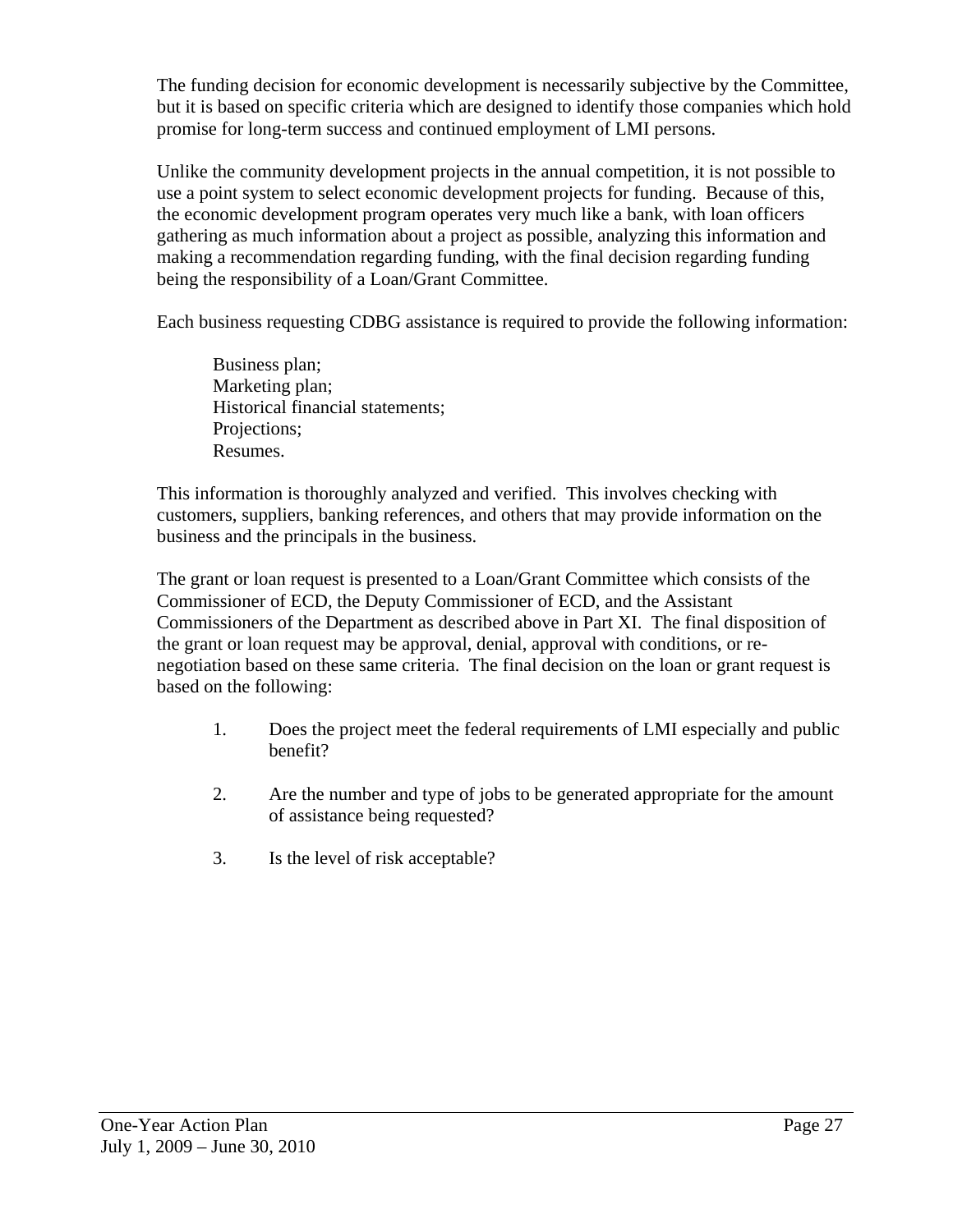The funding decision for economic development is necessarily subjective by the Committee, but it is based on specific criteria which are designed to identify those companies which hold promise for long-term success and continued employment of LMI persons.

Unlike the community development projects in the annual competition, it is not possible to use a point system to select economic development projects for funding. Because of this, the economic development program operates very much like a bank, with loan officers gathering as much information about a project as possible, analyzing this information and making a recommendation regarding funding, with the final decision regarding funding being the responsibility of a Loan/Grant Committee.

Each business requesting CDBG assistance is required to provide the following information:

Business plan;
Marketing plan;
Historical financial statements;
Projections;
Resumes.

This information is thoroughly analyzed and verified. This involves checking with customers, suppliers, banking references, and others that may provide information on the business and the principals in the business.

The grant or loan request is presented to a Loan/Grant Committee which consists of the Commissioner of ECD, the Deputy Commissioner of ECD, and the Assistant Commissioners of the Department as described above in Part XI. The final disposition of the grant or loan request may be approval, denial, approval with conditions, or re-negotiation based on these same criteria. The final decision on the loan or grant request is based on the following:

1. Does the project meet the federal requirements of LMI especially and public benefit?

2. Are the number and type of jobs to be generated appropriate for the amount of assistance being requested?

3. Is the level of risk acceptable?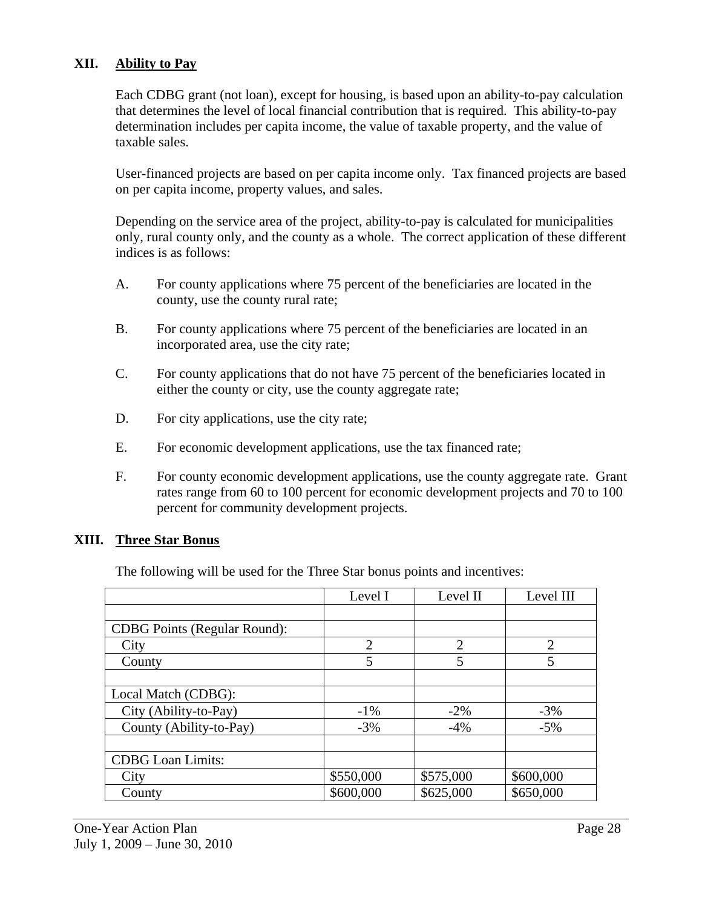## XII. Ability to Pay

Each CDBG grant (not loan), except for housing, is based upon an ability-to-pay calculation that determines the level of local financial contribution that is required. This ability-to-pay determination includes per capita income, the value of taxable property, and the value of taxable sales.

User-financed projects are based on per capita income only. Tax financed projects are based on per capita income, property values, and sales.

Depending on the service area of the project, ability-to-pay is calculated for municipalities only, rural county only, and the county as a whole. The correct application of these different indices is as follows:

A. For county applications where 75 percent of the beneficiaries are located in the county, use the county rural rate;

B. For county applications where 75 percent of the beneficiaries are located in an incorporated area, use the city rate;

C. For county applications that do not have 75 percent of the beneficiaries located in either the county or city, use the county aggregate rate;

D. For city applications, use the city rate;

E. For economic development applications, use the tax financed rate;

F. For county economic development applications, use the county aggregate rate. Grant rates range from 60 to 100 percent for economic development projects and 70 to 100 percent for community development projects.

## XIII. Three Star Bonus

The following will be used for the Three Star bonus points and incentives:

| | Level I | Level II | Level III |
|---|---|---|---|
| | | | |
| CDBG Points (Regular Round): | | | |
| City | 2 | 2 | 2 |
| County | 5 | 5 | 5 |
| | | | |
| Local Match (CDBG): | | | |
| City (Ability-to-Pay) | -1% | -2% | -3% |
| County (Ability-to-Pay) | -3% | -4% | -5% |
| | | | |
| CDBG Loan Limits: | | | |
| City | \$550,000 | \$575,000 | \$600,000 |
| County | \$600,000 | \$625,000 | \$650,000 |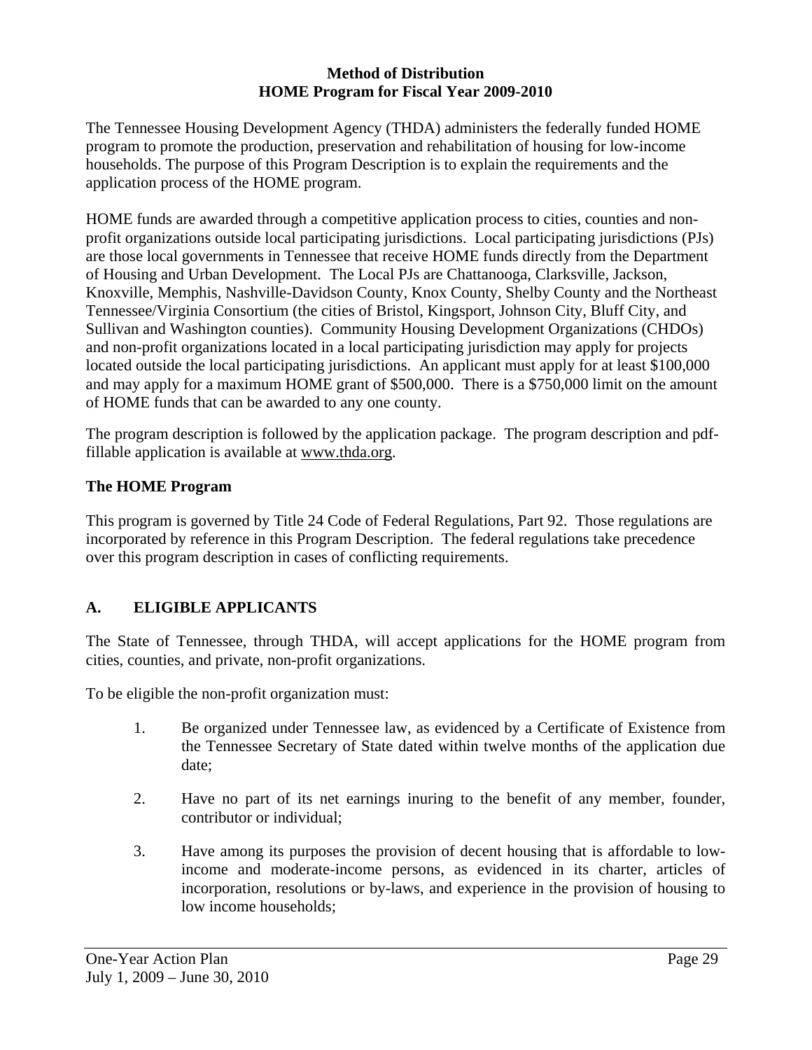**Method of Distribution**
**HOME Program for Fiscal Year 2009-2010**

The Tennessee Housing Development Agency (THDA) administers the federally funded HOME program to promote the production, preservation and rehabilitation of housing for low-income households. The purpose of this Program Description is to explain the requirements and the application process of the HOME program.

HOME funds are awarded through a competitive application process to cities, counties and non-profit organizations outside local participating jurisdictions. Local participating jurisdictions (PJs) are those local governments in Tennessee that receive HOME funds directly from the Department of Housing and Urban Development. The Local PJs are Chattanooga, Clarksville, Jackson, Knoxville, Memphis, Nashville-Davidson County, Knox County, Shelby County and the Northeast Tennessee/Virginia Consortium (the cities of Bristol, Kingsport, Johnson City, Bluff City, and Sullivan and Washington counties). Community Housing Development Organizations (CHDOs) and non-profit organizations located in a local participating jurisdiction may apply for projects located outside the local participating jurisdictions. An applicant must apply for at least $100,000 and may apply for a maximum HOME grant of $500,000. There is a $750,000 limit on the amount of HOME funds that can be awarded to any one county.

The program description is followed by the application package. The program description and pdf-fillable application is available at www.thda.org.

## The HOME Program

This program is governed by Title 24 Code of Federal Regulations, Part 92. Those regulations are incorporated by reference in this Program Description. The federal regulations take precedence over this program description in cases of conflicting requirements.

## A. ELIGIBLE APPLICANTS

The State of Tennessee, through THDA, will accept applications for the HOME program from cities, counties, and private, non-profit organizations.

To be eligible the non-profit organization must:

1. Be organized under Tennessee law, as evidenced by a Certificate of Existence from the Tennessee Secretary of State dated within twelve months of the application due date;

2. Have no part of its net earnings inuring to the benefit of any member, founder, contributor or individual;

3. Have among its purposes the provision of decent housing that is affordable to low-income and moderate-income persons, as evidenced in its charter, articles of incorporation, resolutions or by-laws, and experience in the provision of housing to low income households;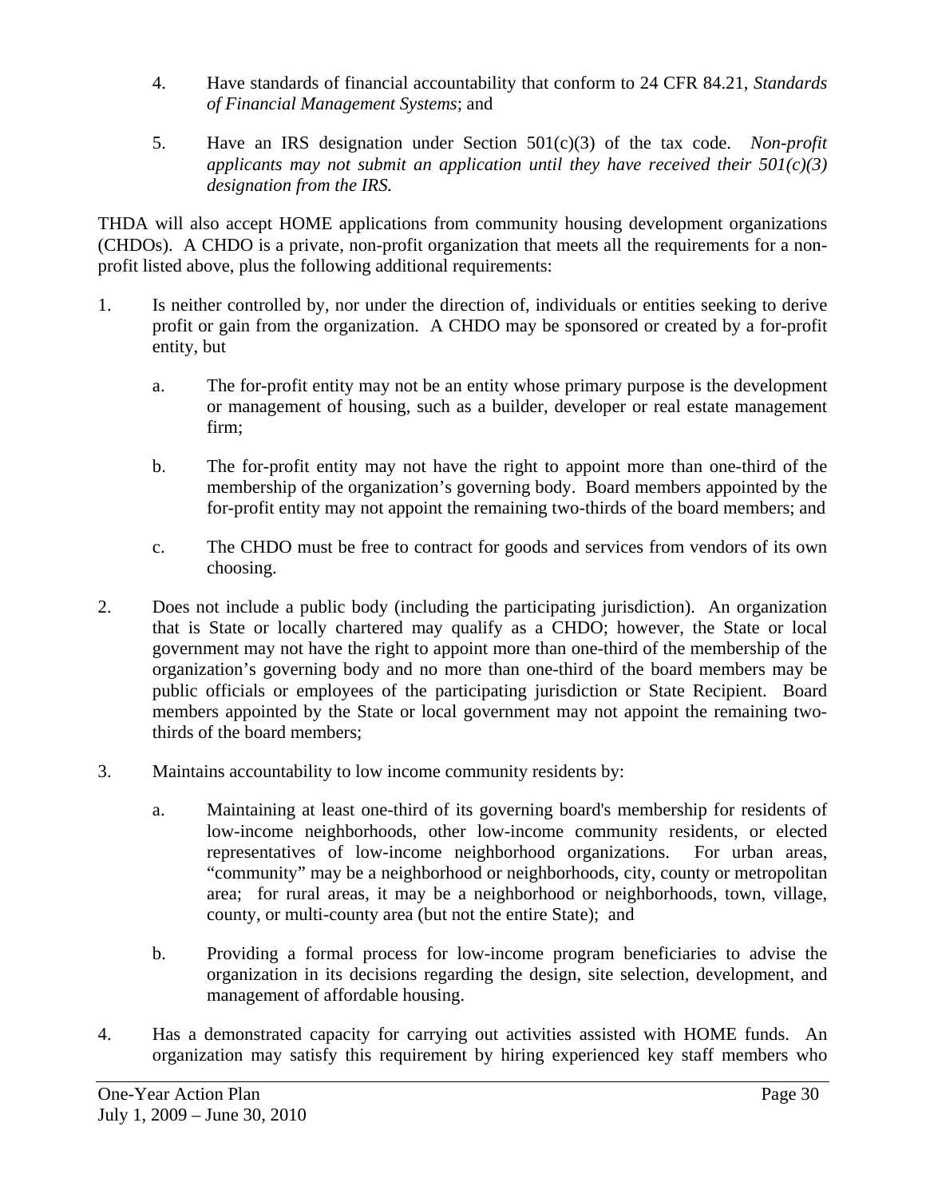4. Have standards of financial accountability that conform to 24 CFR 84.21, *Standards of Financial Management Systems*; and

5. Have an IRS designation under Section 501(c)(3) of the tax code. *Non-profit applicants may not submit an application until they have received their 501(c)(3) designation from the IRS.*

THDA will also accept HOME applications from community housing development organizations (CHDOs). A CHDO is a private, non-profit organization that meets all the requirements for a non-profit listed above, plus the following additional requirements:

1. Is neither controlled by, nor under the direction of, individuals or entities seeking to derive profit or gain from the organization. A CHDO may be sponsored or created by a for-profit entity, but

   a. The for-profit entity may not be an entity whose primary purpose is the development or management of housing, such as a builder, developer or real estate management firm;

   b. The for-profit entity may not have the right to appoint more than one-third of the membership of the organization's governing body. Board members appointed by the for-profit entity may not appoint the remaining two-thirds of the board members; and

   c. The CHDO must be free to contract for goods and services from vendors of its own choosing.

2. Does not include a public body (including the participating jurisdiction). An organization that is State or locally chartered may qualify as a CHDO; however, the State or local government may not have the right to appoint more than one-third of the membership of the organization's governing body and no more than one-third of the board members may be public officials or employees of the participating jurisdiction or State Recipient. Board members appointed by the State or local government may not appoint the remaining two-thirds of the board members;

3. Maintains accountability to low income community residents by:

   a. Maintaining at least one-third of its governing board's membership for residents of low-income neighborhoods, other low-income community residents, or elected representatives of low-income neighborhood organizations. For urban areas, "community" may be a neighborhood or neighborhoods, city, county or metropolitan area; for rural areas, it may be a neighborhood or neighborhoods, town, village, county, or multi-county area (but not the entire State); and

   b. Providing a formal process for low-income program beneficiaries to advise the organization in its decisions regarding the design, site selection, development, and management of affordable housing.

4. Has a demonstrated capacity for carrying out activities assisted with HOME funds. An organization may satisfy this requirement by hiring experienced key staff members who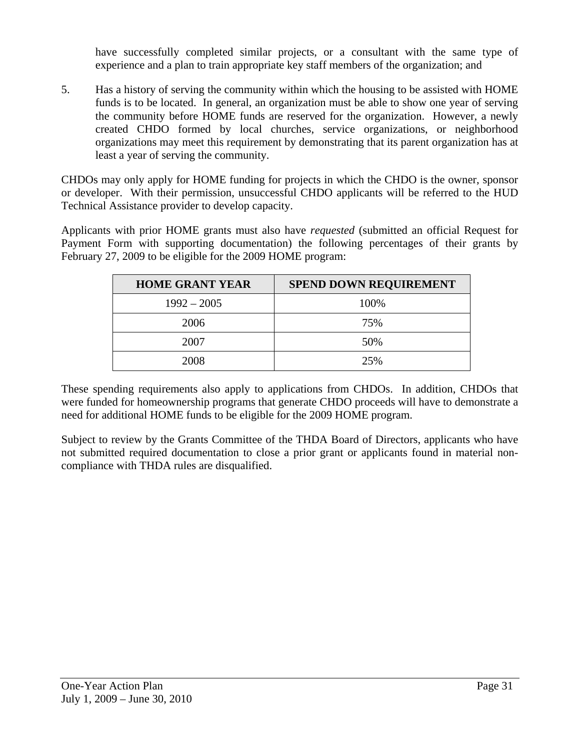have successfully completed similar projects, or a consultant with the same type of experience and a plan to train appropriate key staff members of the organization; and

5. Has a history of serving the community within which the housing to be assisted with HOME funds is to be located. In general, an organization must be able to show one year of serving the community before HOME funds are reserved for the organization. However, a newly created CHDO formed by local churches, service organizations, or neighborhood organizations may meet this requirement by demonstrating that its parent organization has at least a year of serving the community.

CHDOs may only apply for HOME funding for projects in which the CHDO is the owner, sponsor or developer. With their permission, unsuccessful CHDO applicants will be referred to the HUD Technical Assistance provider to develop capacity.

Applicants with prior HOME grants must also have *requested* (submitted an official Request for Payment Form with supporting documentation) the following percentages of their grants by February 27, 2009 to be eligible for the 2009 HOME program:

| HOME GRANT YEAR | SPEND DOWN REQUIREMENT |
|---|---|
| 1992 – 2005 | 100% |
| 2006 | 75% |
| 2007 | 50% |
| 2008 | 25% |

These spending requirements also apply to applications from CHDOs. In addition, CHDOs that were funded for homeownership programs that generate CHDO proceeds will have to demonstrate a need for additional HOME funds to be eligible for the 2009 HOME program.

Subject to review by the Grants Committee of the THDA Board of Directors, applicants who have not submitted required documentation to close a prior grant or applicants found in material non-compliance with THDA rules are disqualified.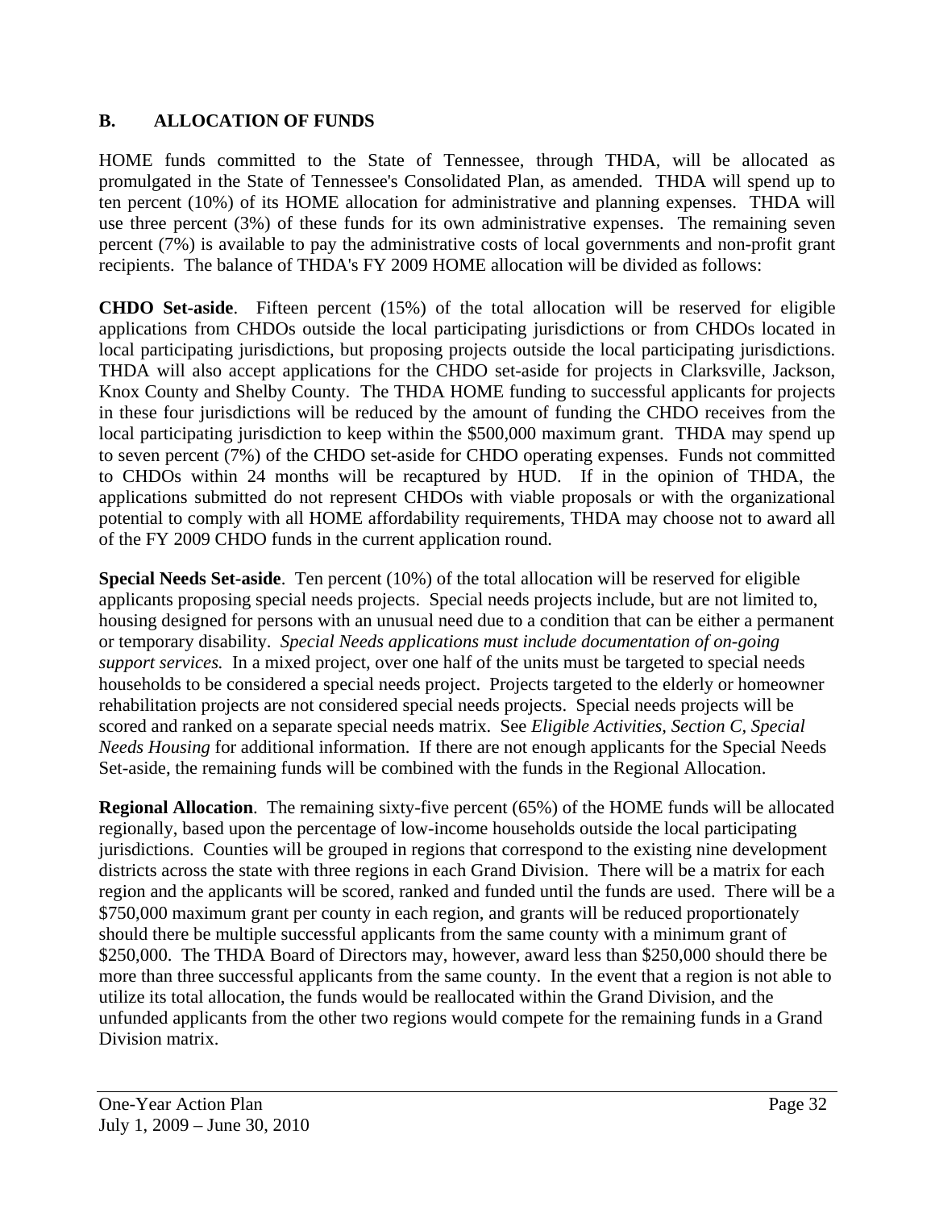## B. ALLOCATION OF FUNDS

HOME funds committed to the State of Tennessee, through THDA, will be allocated as promulgated in the State of Tennessee's Consolidated Plan, as amended. THDA will spend up to ten percent (10%) of its HOME allocation for administrative and planning expenses. THDA will use three percent (3%) of these funds for its own administrative expenses. The remaining seven percent (7%) is available to pay the administrative costs of local governments and non-profit grant recipients. The balance of THDA's FY 2009 HOME allocation will be divided as follows:

**CHDO Set-aside**. Fifteen percent (15%) of the total allocation will be reserved for eligible applications from CHDOs outside the local participating jurisdictions or from CHDOs located in local participating jurisdictions, but proposing projects outside the local participating jurisdictions. THDA will also accept applications for the CHDO set-aside for projects in Clarksville, Jackson, Knox County and Shelby County. The THDA HOME funding to successful applicants for projects in these four jurisdictions will be reduced by the amount of funding the CHDO receives from the local participating jurisdiction to keep within the $500,000 maximum grant. THDA may spend up to seven percent (7%) of the CHDO set-aside for CHDO operating expenses. Funds not committed to CHDOs within 24 months will be recaptured by HUD. If in the opinion of THDA, the applications submitted do not represent CHDOs with viable proposals or with the organizational potential to comply with all HOME affordability requirements, THDA may choose not to award all of the FY 2009 CHDO funds in the current application round.

**Special Needs Set-aside**. Ten percent (10%) of the total allocation will be reserved for eligible applicants proposing special needs projects. Special needs projects include, but are not limited to, housing designed for persons with an unusual need due to a condition that can be either a permanent or temporary disability. *Special Needs applications must include documentation of on-going support services.* In a mixed project, over one half of the units must be targeted to special needs households to be considered a special needs project. Projects targeted to the elderly or homeowner rehabilitation projects are not considered special needs projects. Special needs projects will be scored and ranked on a separate special needs matrix. See *Eligible Activities, Section C, Special Needs Housing* for additional information. If there are not enough applicants for the Special Needs Set-aside, the remaining funds will be combined with the funds in the Regional Allocation.

**Regional Allocation**. The remaining sixty-five percent (65%) of the HOME funds will be allocated regionally, based upon the percentage of low-income households outside the local participating jurisdictions. Counties will be grouped in regions that correspond to the existing nine development districts across the state with three regions in each Grand Division. There will be a matrix for each region and the applicants will be scored, ranked and funded until the funds are used. There will be a $750,000 maximum grant per county in each region, and grants will be reduced proportionately should there be multiple successful applicants from the same county with a minimum grant of $250,000. The THDA Board of Directors may, however, award less than $250,000 should there be more than three successful applicants from the same county. In the event that a region is not able to utilize its total allocation, the funds would be reallocated within the Grand Division, and the unfunded applicants from the other two regions would compete for the remaining funds in a Grand Division matrix.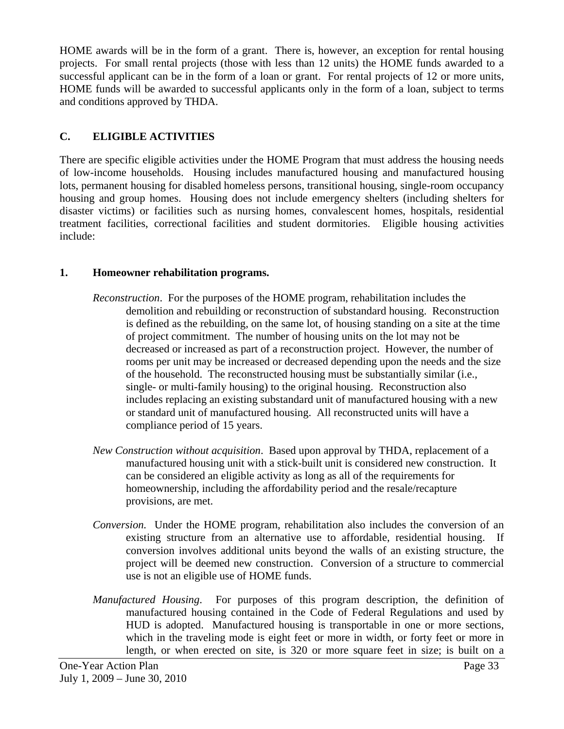HOME awards will be in the form of a grant. There is, however, an exception for rental housing projects. For small rental projects (those with less than 12 units) the HOME funds awarded to a successful applicant can be in the form of a loan or grant. For rental projects of 12 or more units, HOME funds will be awarded to successful applicants only in the form of a loan, subject to terms and conditions approved by THDA.

## C. ELIGIBLE ACTIVITIES

There are specific eligible activities under the HOME Program that must address the housing needs of low-income households. Housing includes manufactured housing and manufactured housing lots, permanent housing for disabled homeless persons, transitional housing, single-room occupancy housing and group homes. Housing does not include emergency shelters (including shelters for disaster victims) or facilities such as nursing homes, convalescent homes, hospitals, residential treatment facilities, correctional facilities and student dormitories. Eligible housing activities include:

### 1. Homeowner rehabilitation programs.

*Reconstruction*. For the purposes of the HOME program, rehabilitation includes the demolition and rebuilding or reconstruction of substandard housing. Reconstruction is defined as the rebuilding, on the same lot, of housing standing on a site at the time of project commitment. The number of housing units on the lot may not be decreased or increased as part of a reconstruction project. However, the number of rooms per unit may be increased or decreased depending upon the needs and the size of the household. The reconstructed housing must be substantially similar (i.e., single- or multi-family housing) to the original housing. Reconstruction also includes replacing an existing substandard unit of manufactured housing with a new or standard unit of manufactured housing. All reconstructed units will have a compliance period of 15 years.

*New Construction without acquisition*. Based upon approval by THDA, replacement of a manufactured housing unit with a stick-built unit is considered new construction. It can be considered an eligible activity as long as all of the requirements for homeownership, including the affordability period and the resale/recapture provisions, are met.

*Conversion.* Under the HOME program, rehabilitation also includes the conversion of an existing structure from an alternative use to affordable, residential housing. If conversion involves additional units beyond the walls of an existing structure, the project will be deemed new construction. Conversion of a structure to commercial use is not an eligible use of HOME funds.

*Manufactured Housing*. For purposes of this program description, the definition of manufactured housing contained in the Code of Federal Regulations and used by HUD is adopted. Manufactured housing is transportable in one or more sections, which in the traveling mode is eight feet or more in width, or forty feet or more in length, or when erected on site, is 320 or more square feet in size; is built on a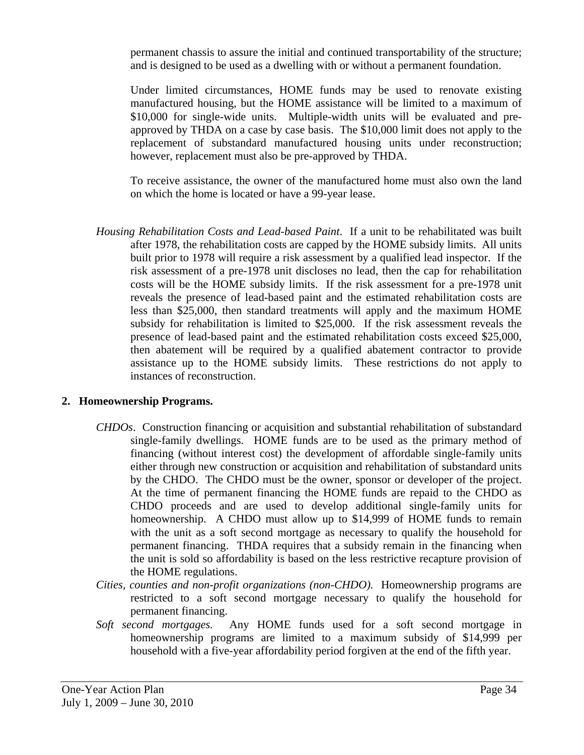permanent chassis to assure the initial and continued transportability of the structure; and is designed to be used as a dwelling with or without a permanent foundation.

Under limited circumstances, HOME funds may be used to renovate existing manufactured housing, but the HOME assistance will be limited to a maximum of \$10,000 for single-wide units. Multiple-width units will be evaluated and pre-approved by THDA on a case by case basis. The \$10,000 limit does not apply to the replacement of substandard manufactured housing units under reconstruction; however, replacement must also be pre-approved by THDA.

To receive assistance, the owner of the manufactured home must also own the land on which the home is located or have a 99-year lease.

*Housing Rehabilitation Costs and Lead-based Paint*. If a unit to be rehabilitated was built after 1978, the rehabilitation costs are capped by the HOME subsidy limits. All units built prior to 1978 will require a risk assessment by a qualified lead inspector. If the risk assessment of a pre-1978 unit discloses no lead, then the cap for rehabilitation costs will be the HOME subsidy limits. If the risk assessment for a pre-1978 unit reveals the presence of lead-based paint and the estimated rehabilitation costs are less than \$25,000, then standard treatments will apply and the maximum HOME subsidy for rehabilitation is limited to \$25,000. If the risk assessment reveals the presence of lead-based paint and the estimated rehabilitation costs exceed \$25,000, then abatement will be required by a qualified abatement contractor to provide assistance up to the HOME subsidy limits. These restrictions do not apply to instances of reconstruction.

**2. Homeownership Programs.**

*CHDOs*. Construction financing or acquisition and substantial rehabilitation of substandard single-family dwellings. HOME funds are to be used as the primary method of financing (without interest cost) the development of affordable single-family units either through new construction or acquisition and rehabilitation of substandard units by the CHDO. The CHDO must be the owner, sponsor or developer of the project. At the time of permanent financing the HOME funds are repaid to the CHDO as CHDO proceeds and are used to develop additional single-family units for homeownership. A CHDO must allow up to \$14,999 of HOME funds to remain with the unit as a soft second mortgage as necessary to qualify the household for permanent financing. THDA requires that a subsidy remain in the financing when the unit is sold so affordability is based on the less restrictive recapture provision of the HOME regulations.

*Cities, counties and non-profit organizations (non-CHDO).* Homeownership programs are restricted to a soft second mortgage necessary to qualify the household for permanent financing.

*Soft second mortgages.* Any HOME funds used for a soft second mortgage in homeownership programs are limited to a maximum subsidy of \$14,999 per household with a five-year affordability period forgiven at the end of the fifth year.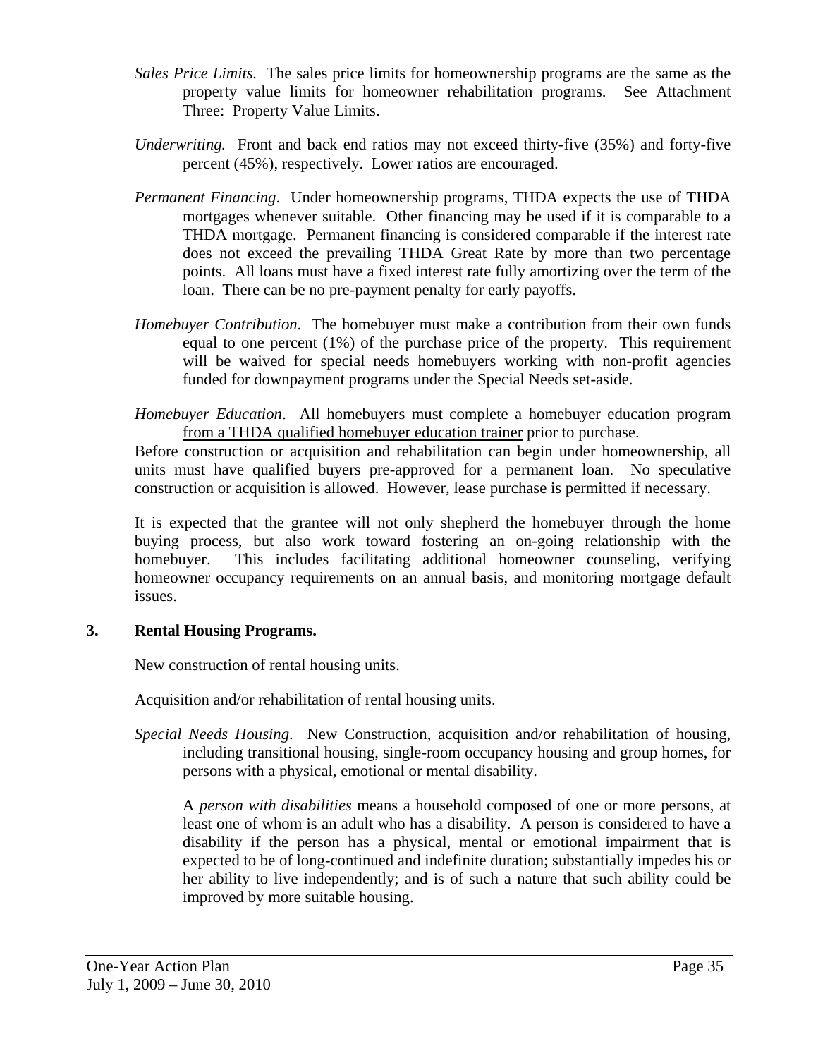*Sales Price Limits.* The sales price limits for homeownership programs are the same as the property value limits for homeowner rehabilitation programs. See Attachment Three: Property Value Limits.

*Underwriting.* Front and back end ratios may not exceed thirty-five (35%) and forty-five percent (45%), respectively. Lower ratios are encouraged.

*Permanent Financing*. Under homeownership programs, THDA expects the use of THDA mortgages whenever suitable. Other financing may be used if it is comparable to a THDA mortgage. Permanent financing is considered comparable if the interest rate does not exceed the prevailing THDA Great Rate by more than two percentage points. All loans must have a fixed interest rate fully amortizing over the term of the loan. There can be no pre-payment penalty for early payoffs.

*Homebuyer Contribution*. The homebuyer must make a contribution <u>from their own funds</u> equal to one percent (1%) of the purchase price of the property. This requirement will be waived for special needs homebuyers working with non-profit agencies funded for downpayment programs under the Special Needs set-aside.

*Homebuyer Education*. All homebuyers must complete a homebuyer education program <u>from a THDA qualified homebuyer education trainer</u> prior to purchase.

Before construction or acquisition and rehabilitation can begin under homeownership, all units must have qualified buyers pre-approved for a permanent loan. No speculative construction or acquisition is allowed. However, lease purchase is permitted if necessary.

It is expected that the grantee will not only shepherd the homebuyer through the home buying process, but also work toward fostering an on-going relationship with the homebuyer. This includes facilitating additional homeowner counseling, verifying homeowner occupancy requirements on an annual basis, and monitoring mortgage default issues.

**3. Rental Housing Programs.**

New construction of rental housing units.

Acquisition and/or rehabilitation of rental housing units.

*Special Needs Housing*. New Construction, acquisition and/or rehabilitation of housing, including transitional housing, single-room occupancy housing and group homes, for persons with a physical, emotional or mental disability.

A *person with disabilities* means a household composed of one or more persons, at least one of whom is an adult who has a disability. A person is considered to have a disability if the person has a physical, mental or emotional impairment that is expected to be of long-continued and indefinite duration; substantially impedes his or her ability to live independently; and is of such a nature that such ability could be improved by more suitable housing.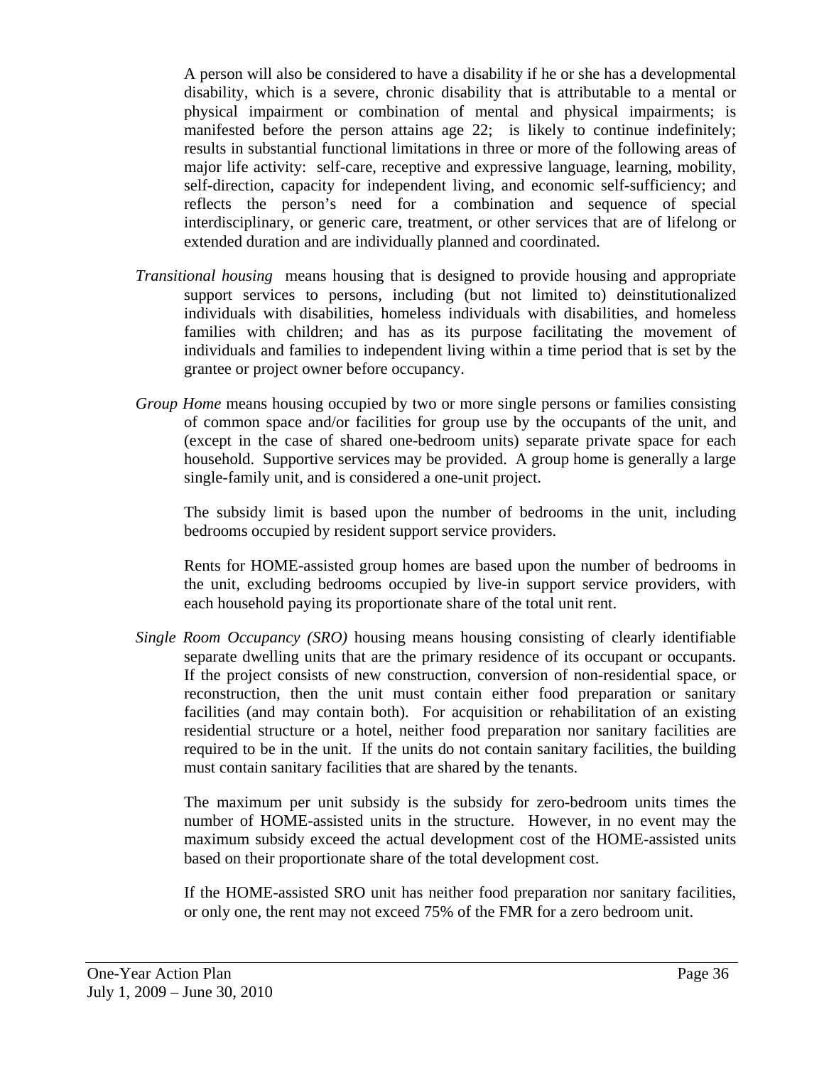A person will also be considered to have a disability if he or she has a developmental disability, which is a severe, chronic disability that is attributable to a mental or physical impairment or combination of mental and physical impairments; is manifested before the person attains age 22; is likely to continue indefinitely; results in substantial functional limitations in three or more of the following areas of major life activity: self-care, receptive and expressive language, learning, mobility, self-direction, capacity for independent living, and economic self-sufficiency; and reflects the person's need for a combination and sequence of special interdisciplinary, or generic care, treatment, or other services that are of lifelong or extended duration and are individually planned and coordinated.

*Transitional housing* means housing that is designed to provide housing and appropriate support services to persons, including (but not limited to) deinstitutionalized individuals with disabilities, homeless individuals with disabilities, and homeless families with children; and has as its purpose facilitating the movement of individuals and families to independent living within a time period that is set by the grantee or project owner before occupancy.

*Group Home* means housing occupied by two or more single persons or families consisting of common space and/or facilities for group use by the occupants of the unit, and (except in the case of shared one-bedroom units) separate private space for each household. Supportive services may be provided. A group home is generally a large single-family unit, and is considered a one-unit project.

The subsidy limit is based upon the number of bedrooms in the unit, including bedrooms occupied by resident support service providers.

Rents for HOME-assisted group homes are based upon the number of bedrooms in the unit, excluding bedrooms occupied by live-in support service providers, with each household paying its proportionate share of the total unit rent.

*Single Room Occupancy (SRO)* housing means housing consisting of clearly identifiable separate dwelling units that are the primary residence of its occupant or occupants. If the project consists of new construction, conversion of non-residential space, or reconstruction, then the unit must contain either food preparation or sanitary facilities (and may contain both). For acquisition or rehabilitation of an existing residential structure or a hotel, neither food preparation nor sanitary facilities are required to be in the unit. If the units do not contain sanitary facilities, the building must contain sanitary facilities that are shared by the tenants.

The maximum per unit subsidy is the subsidy for zero-bedroom units times the number of HOME-assisted units in the structure. However, in no event may the maximum subsidy exceed the actual development cost of the HOME-assisted units based on their proportionate share of the total development cost.

If the HOME-assisted SRO unit has neither food preparation nor sanitary facilities, or only one, the rent may not exceed 75% of the FMR for a zero bedroom unit.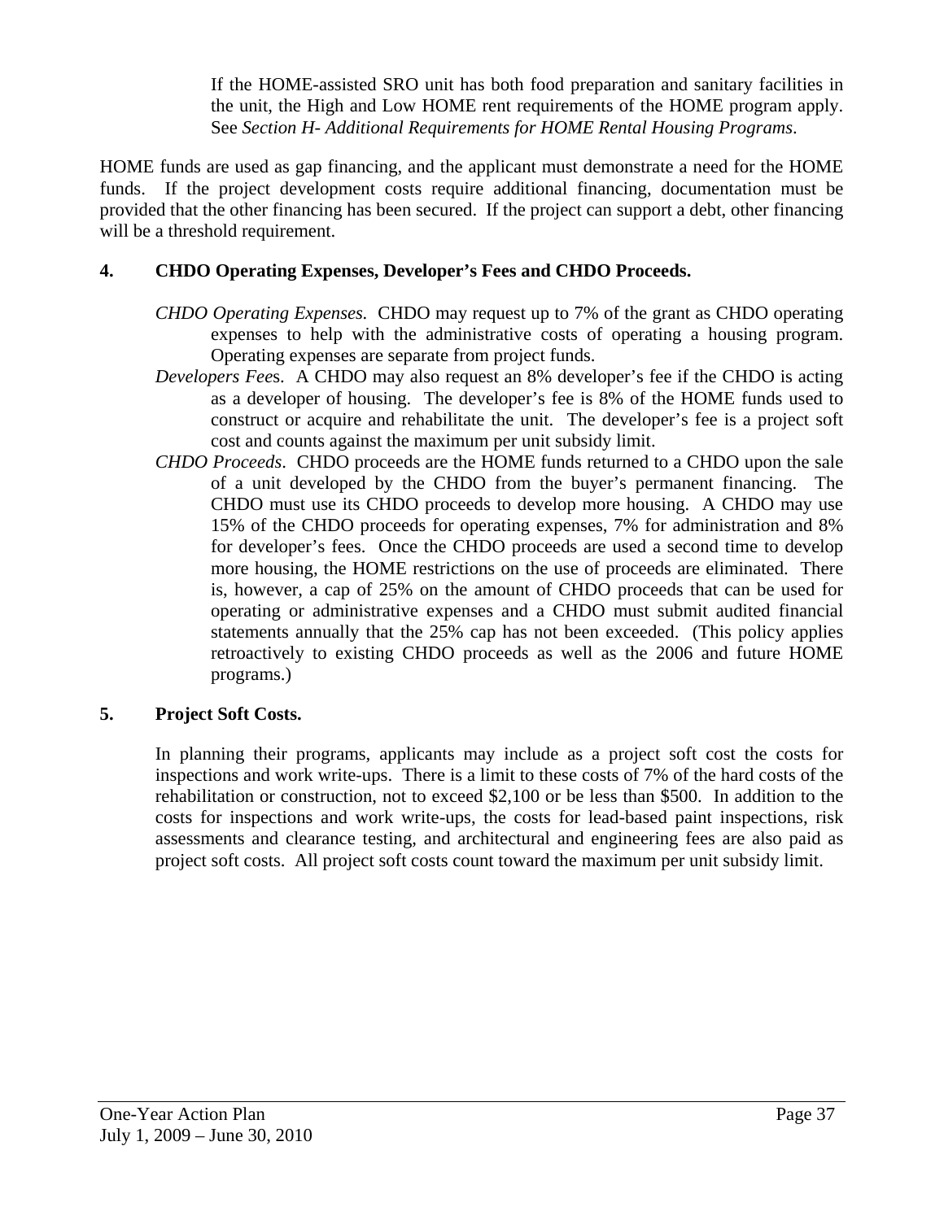If the HOME-assisted SRO unit has both food preparation and sanitary facilities in the unit, the High and Low HOME rent requirements of the HOME program apply. See *Section H- Additional Requirements for HOME Rental Housing Programs*.

HOME funds are used as gap financing, and the applicant must demonstrate a need for the HOME funds. If the project development costs require additional financing, documentation must be provided that the other financing has been secured. If the project can support a debt, other financing will be a threshold requirement.

**4. CHDO Operating Expenses, Developer's Fees and CHDO Proceeds.**

*CHDO Operating Expenses.* CHDO may request up to 7% of the grant as CHDO operating expenses to help with the administrative costs of operating a housing program. Operating expenses are separate from project funds.

*Developers Fees*. A CHDO may also request an 8% developer's fee if the CHDO is acting as a developer of housing. The developer's fee is 8% of the HOME funds used to construct or acquire and rehabilitate the unit. The developer's fee is a project soft cost and counts against the maximum per unit subsidy limit.

*CHDO Proceeds*. CHDO proceeds are the HOME funds returned to a CHDO upon the sale of a unit developed by the CHDO from the buyer's permanent financing. The CHDO must use its CHDO proceeds to develop more housing. A CHDO may use 15% of the CHDO proceeds for operating expenses, 7% for administration and 8% for developer's fees. Once the CHDO proceeds are used a second time to develop more housing, the HOME restrictions on the use of proceeds are eliminated. There is, however, a cap of 25% on the amount of CHDO proceeds that can be used for operating or administrative expenses and a CHDO must submit audited financial statements annually that the 25% cap has not been exceeded. (This policy applies retroactively to existing CHDO proceeds as well as the 2006 and future HOME programs.)

**5. Project Soft Costs.**

In planning their programs, applicants may include as a project soft cost the costs for inspections and work write-ups. There is a limit to these costs of 7% of the hard costs of the rehabilitation or construction, not to exceed $2,100 or be less than $500. In addition to the costs for inspections and work write-ups, the costs for lead-based paint inspections, risk assessments and clearance testing, and architectural and engineering fees are also paid as project soft costs. All project soft costs count toward the maximum per unit subsidy limit.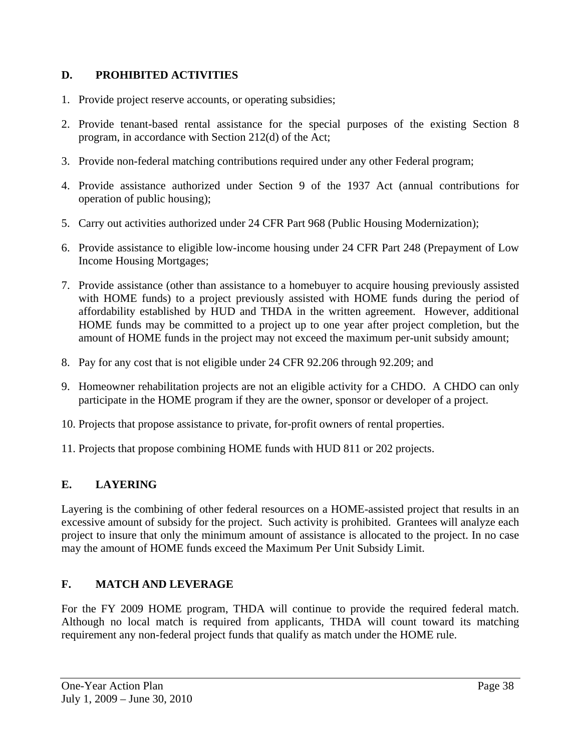## D. PROHIBITED ACTIVITIES

1. Provide project reserve accounts, or operating subsidies;
2. Provide tenant-based rental assistance for the special purposes of the existing Section 8 program, in accordance with Section 212(d) of the Act;
3. Provide non-federal matching contributions required under any other Federal program;
4. Provide assistance authorized under Section 9 of the 1937 Act (annual contributions for operation of public housing);
5. Carry out activities authorized under 24 CFR Part 968 (Public Housing Modernization);
6. Provide assistance to eligible low-income housing under 24 CFR Part 248 (Prepayment of Low Income Housing Mortgages;
7. Provide assistance (other than assistance to a homebuyer to acquire housing previously assisted with HOME funds) to a project previously assisted with HOME funds during the period of affordability established by HUD and THDA in the written agreement. However, additional HOME funds may be committed to a project up to one year after project completion, but the amount of HOME funds in the project may not exceed the maximum per-unit subsidy amount;
8. Pay for any cost that is not eligible under 24 CFR 92.206 through 92.209; and
9. Homeowner rehabilitation projects are not an eligible activity for a CHDO. A CHDO can only participate in the HOME program if they are the owner, sponsor or developer of a project.
10. Projects that propose assistance to private, for-profit owners of rental properties.
11. Projects that propose combining HOME funds with HUD 811 or 202 projects.

## E. LAYERING

Layering is the combining of other federal resources on a HOME-assisted project that results in an excessive amount of subsidy for the project. Such activity is prohibited. Grantees will analyze each project to insure that only the minimum amount of assistance is allocated to the project. In no case may the amount of HOME funds exceed the Maximum Per Unit Subsidy Limit.

## F. MATCH AND LEVERAGE

For the FY 2009 HOME program, THDA will continue to provide the required federal match. Although no local match is required from applicants, THDA will count toward its matching requirement any non-federal project funds that qualify as match under the HOME rule.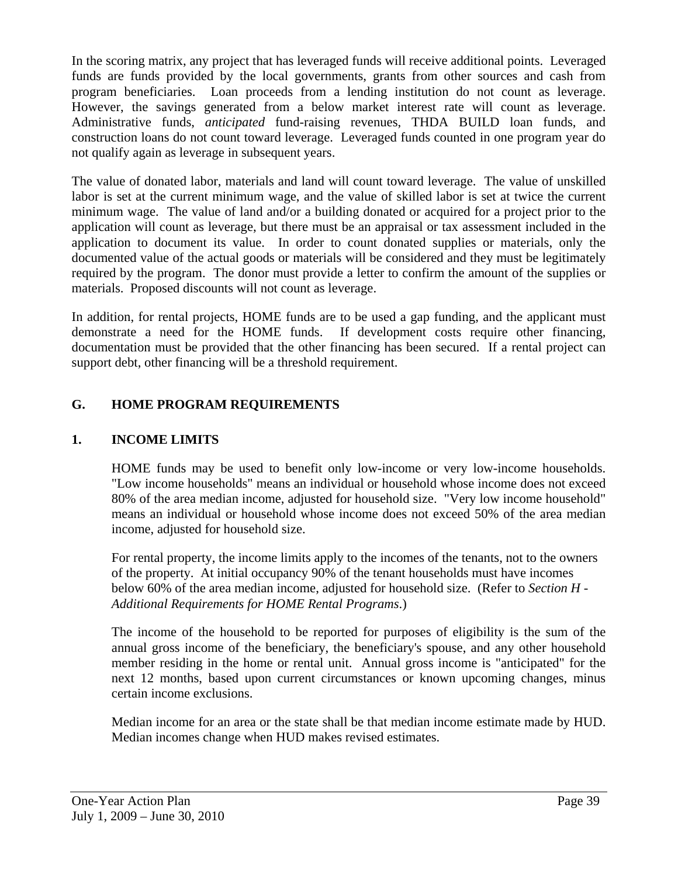In the scoring matrix, any project that has leveraged funds will receive additional points. Leveraged funds are funds provided by the local governments, grants from other sources and cash from program beneficiaries. Loan proceeds from a lending institution do not count as leverage. However, the savings generated from a below market interest rate will count as leverage. Administrative funds, *anticipated* fund-raising revenues, THDA BUILD loan funds, and construction loans do not count toward leverage. Leveraged funds counted in one program year do not qualify again as leverage in subsequent years.

The value of donated labor, materials and land will count toward leverage. The value of unskilled labor is set at the current minimum wage, and the value of skilled labor is set at twice the current minimum wage. The value of land and/or a building donated or acquired for a project prior to the application will count as leverage, but there must be an appraisal or tax assessment included in the application to document its value. In order to count donated supplies or materials, only the documented value of the actual goods or materials will be considered and they must be legitimately required by the program. The donor must provide a letter to confirm the amount of the supplies or materials. Proposed discounts will not count as leverage.

In addition, for rental projects, HOME funds are to be used a gap funding, and the applicant must demonstrate a need for the HOME funds. If development costs require other financing, documentation must be provided that the other financing has been secured. If a rental project can support debt, other financing will be a threshold requirement.

## G. HOME PROGRAM REQUIREMENTS

### 1. INCOME LIMITS

HOME funds may be used to benefit only low-income or very low-income households. "Low income households" means an individual or household whose income does not exceed 80% of the area median income, adjusted for household size. "Very low income household" means an individual or household whose income does not exceed 50% of the area median income, adjusted for household size.

For rental property, the income limits apply to the incomes of the tenants, not to the owners of the property. At initial occupancy 90% of the tenant households must have incomes below 60% of the area median income, adjusted for household size. (Refer to *Section H - Additional Requirements for HOME Rental Programs*.)

The income of the household to be reported for purposes of eligibility is the sum of the annual gross income of the beneficiary, the beneficiary's spouse, and any other household member residing in the home or rental unit. Annual gross income is "anticipated" for the next 12 months, based upon current circumstances or known upcoming changes, minus certain income exclusions.

Median income for an area or the state shall be that median income estimate made by HUD. Median incomes change when HUD makes revised estimates.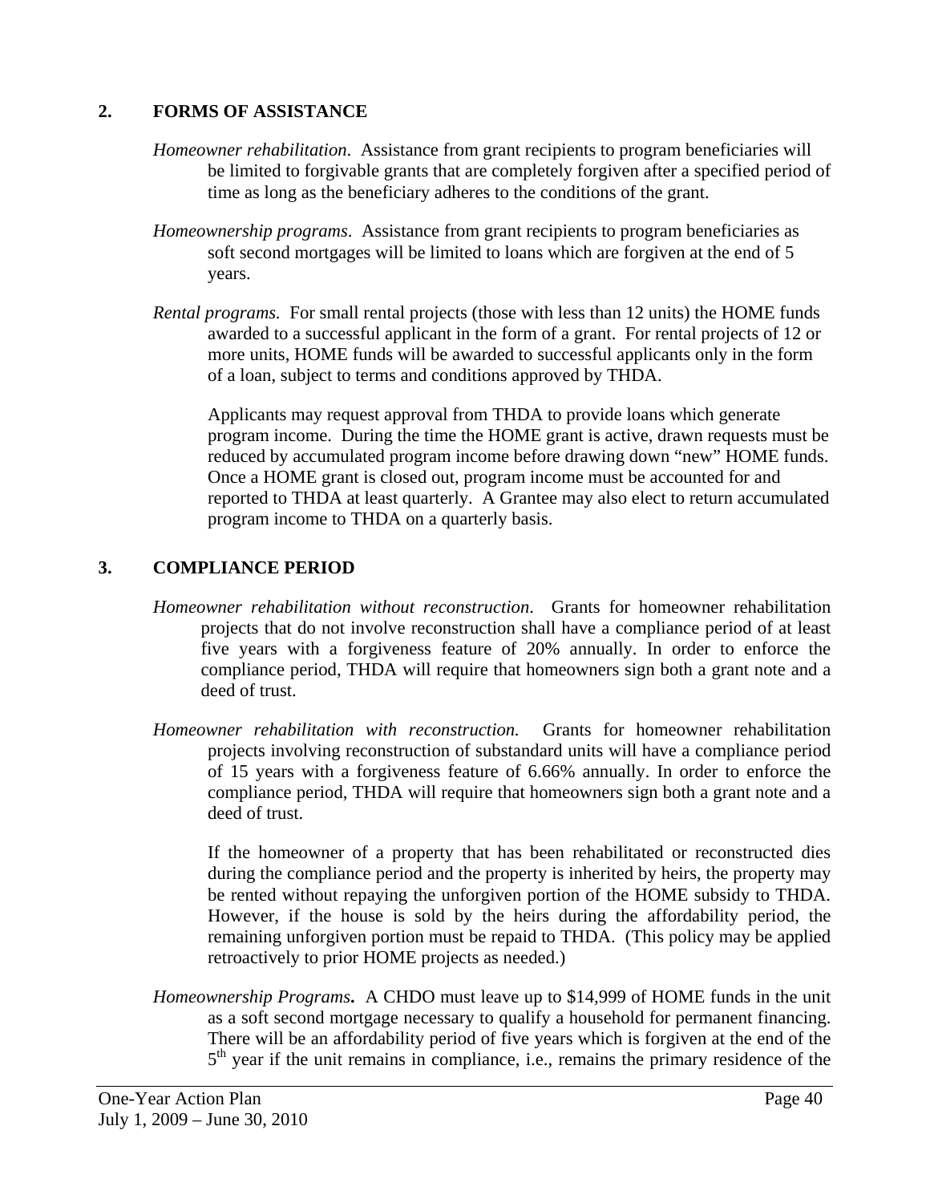## 2. FORMS OF ASSISTANCE

*Homeowner rehabilitation.* Assistance from grant recipients to program beneficiaries will be limited to forgivable grants that are completely forgiven after a specified period of time as long as the beneficiary adheres to the conditions of the grant.

*Homeownership programs*. Assistance from grant recipients to program beneficiaries as soft second mortgages will be limited to loans which are forgiven at the end of 5 years.

*Rental programs.* For small rental projects (those with less than 12 units) the HOME funds awarded to a successful applicant in the form of a grant. For rental projects of 12 or more units, HOME funds will be awarded to successful applicants only in the form of a loan, subject to terms and conditions approved by THDA.

Applicants may request approval from THDA to provide loans which generate program income. During the time the HOME grant is active, drawn requests must be reduced by accumulated program income before drawing down "new" HOME funds. Once a HOME grant is closed out, program income must be accounted for and reported to THDA at least quarterly. A Grantee may also elect to return accumulated program income to THDA on a quarterly basis.

## 3. COMPLIANCE PERIOD

*Homeowner rehabilitation without reconstruction*. Grants for homeowner rehabilitation projects that do not involve reconstruction shall have a compliance period of at least five years with a forgiveness feature of 20% annually. In order to enforce the compliance period, THDA will require that homeowners sign both a grant note and a deed of trust.

*Homeowner rehabilitation with reconstruction.* Grants for homeowner rehabilitation projects involving reconstruction of substandard units will have a compliance period of 15 years with a forgiveness feature of 6.66% annually. In order to enforce the compliance period, THDA will require that homeowners sign both a grant note and a deed of trust.

If the homeowner of a property that has been rehabilitated or reconstructed dies during the compliance period and the property is inherited by heirs, the property may be rented without repaying the unforgiven portion of the HOME subsidy to THDA. However, if the house is sold by the heirs during the affordability period, the remaining unforgiven portion must be repaid to THDA. (This policy may be applied retroactively to prior HOME projects as needed.)

*Homeownership Programs***.** A CHDO must leave up to $14,999 of HOME funds in the unit as a soft second mortgage necessary to qualify a household for permanent financing. There will be an affordability period of five years which is forgiven at the end of the 5th year if the unit remains in compliance, i.e., remains the primary residence of the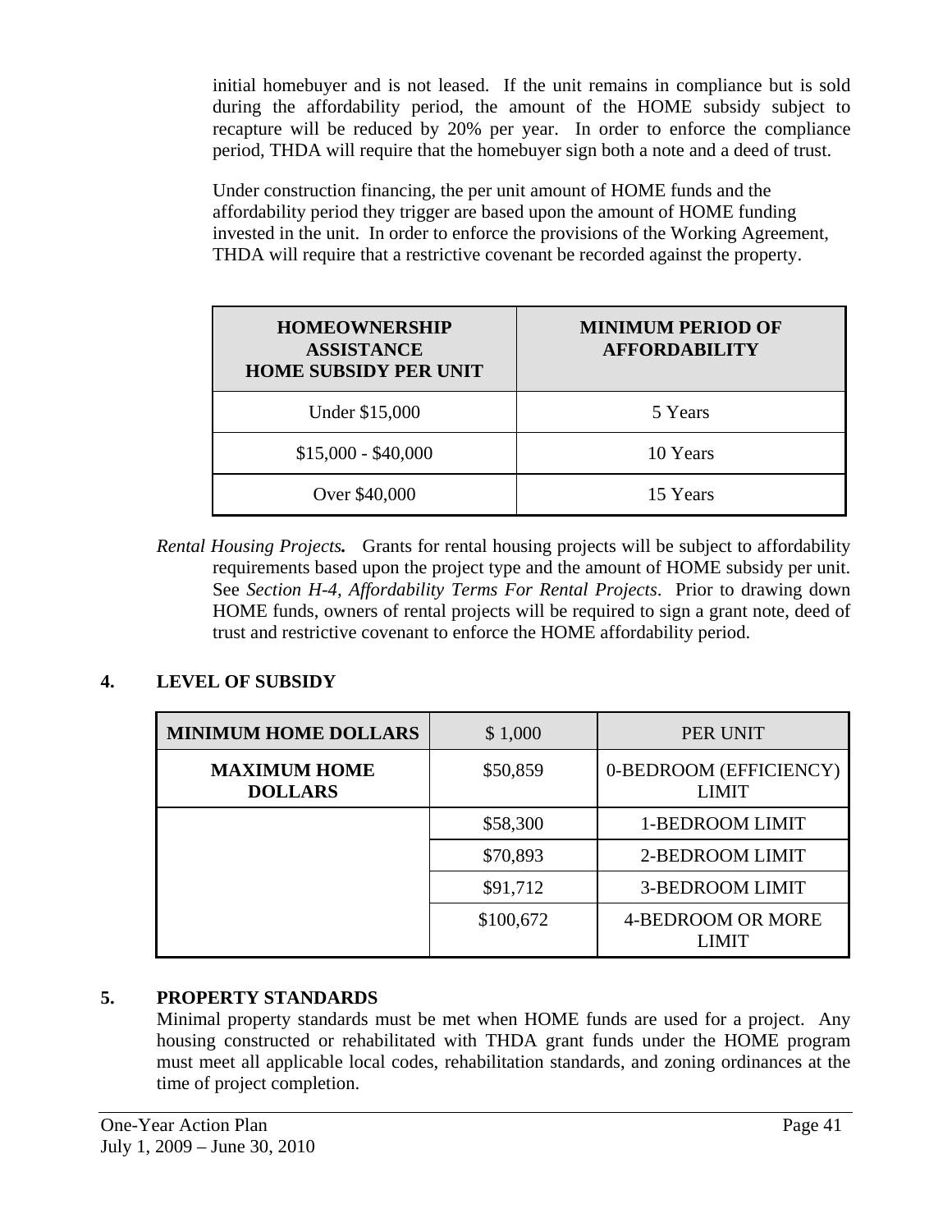initial homebuyer and is not leased. If the unit remains in compliance but is sold during the affordability period, the amount of the HOME subsidy subject to recapture will be reduced by 20% per year. In order to enforce the compliance period, THDA will require that the homebuyer sign both a note and a deed of trust.

Under construction financing, the per unit amount of HOME funds and the affordability period they trigger are based upon the amount of HOME funding invested in the unit. In order to enforce the provisions of the Working Agreement, THDA will require that a restrictive covenant be recorded against the property.

| HOMEOWNERSHIP ASSISTANCE HOME SUBSIDY PER UNIT | MINIMUM PERIOD OF AFFORDABILITY |
|---|---|
| Under $15,000 | 5 Years |
| $15,000 - $40,000 | 10 Years |
| Over $40,000 | 15 Years |

*Rental Housing Projects.* Grants for rental housing projects will be subject to affordability requirements based upon the project type and the amount of HOME subsidy per unit. See *Section H-4, Affordability Terms For Rental Projects*. Prior to drawing down HOME funds, owners of rental projects will be required to sign a grant note, deed of trust and restrictive covenant to enforce the HOME affordability period.

## 4. LEVEL OF SUBSIDY

| MINIMUM HOME DOLLARS | $ 1,000 | PER UNIT |
|---|---|---|
| MAXIMUM HOME DOLLARS | $50,859 | 0-BEDROOM (EFFICIENCY) LIMIT |
| | $58,300 | 1-BEDROOM LIMIT |
| | $70,893 | 2-BEDROOM LIMIT |
| | $91,712 | 3-BEDROOM LIMIT |
| | $100,672 | 4-BEDROOM OR MORE LIMIT |

## 5. PROPERTY STANDARDS

Minimal property standards must be met when HOME funds are used for a project. Any housing constructed or rehabilitated with THDA grant funds under the HOME program must meet all applicable local codes, rehabilitation standards, and zoning ordinances at the time of project completion.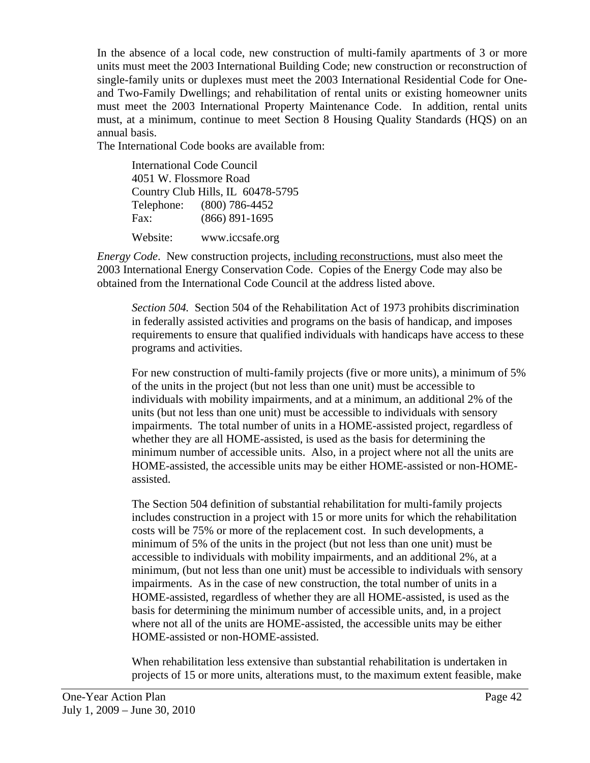In the absence of a local code, new construction of multi-family apartments of 3 or more units must meet the 2003 International Building Code; new construction or reconstruction of single-family units or duplexes must meet the 2003 International Residential Code for One- and Two-Family Dwellings; and rehabilitation of rental units or existing homeowner units must meet the 2003 International Property Maintenance Code. In addition, rental units must, at a minimum, continue to meet Section 8 Housing Quality Standards (HQS) on an annual basis.

The International Code books are available from:

> International Code Council
> 4051 W. Flossmore Road
> Country Club Hills, IL 60478-5795
> Telephone: (800) 786-4452
> Fax: (866) 891-1695
>
> Website: www.iccsafe.org

*Energy Code*. New construction projects, <u>including reconstructions</u>, must also meet the 2003 International Energy Conservation Code. Copies of the Energy Code may also be obtained from the International Code Council at the address listed above.

*Section 504.* Section 504 of the Rehabilitation Act of 1973 prohibits discrimination in federally assisted activities and programs on the basis of handicap, and imposes requirements to ensure that qualified individuals with handicaps have access to these programs and activities.

For new construction of multi-family projects (five or more units), a minimum of 5% of the units in the project (but not less than one unit) must be accessible to individuals with mobility impairments, and at a minimum, an additional 2% of the units (but not less than one unit) must be accessible to individuals with sensory impairments. The total number of units in a HOME-assisted project, regardless of whether they are all HOME-assisted, is used as the basis for determining the minimum number of accessible units. Also, in a project where not all the units are HOME-assisted, the accessible units may be either HOME-assisted or non-HOME-assisted.

The Section 504 definition of substantial rehabilitation for multi-family projects includes construction in a project with 15 or more units for which the rehabilitation costs will be 75% or more of the replacement cost. In such developments, a minimum of 5% of the units in the project (but not less than one unit) must be accessible to individuals with mobility impairments, and an additional 2%, at a minimum, (but not less than one unit) must be accessible to individuals with sensory impairments. As in the case of new construction, the total number of units in a HOME-assisted, regardless of whether they are all HOME-assisted, is used as the basis for determining the minimum number of accessible units, and, in a project where not all of the units are HOME-assisted, the accessible units may be either HOME-assisted or non-HOME-assisted.

When rehabilitation less extensive than substantial rehabilitation is undertaken in projects of 15 or more units, alterations must, to the maximum extent feasible, make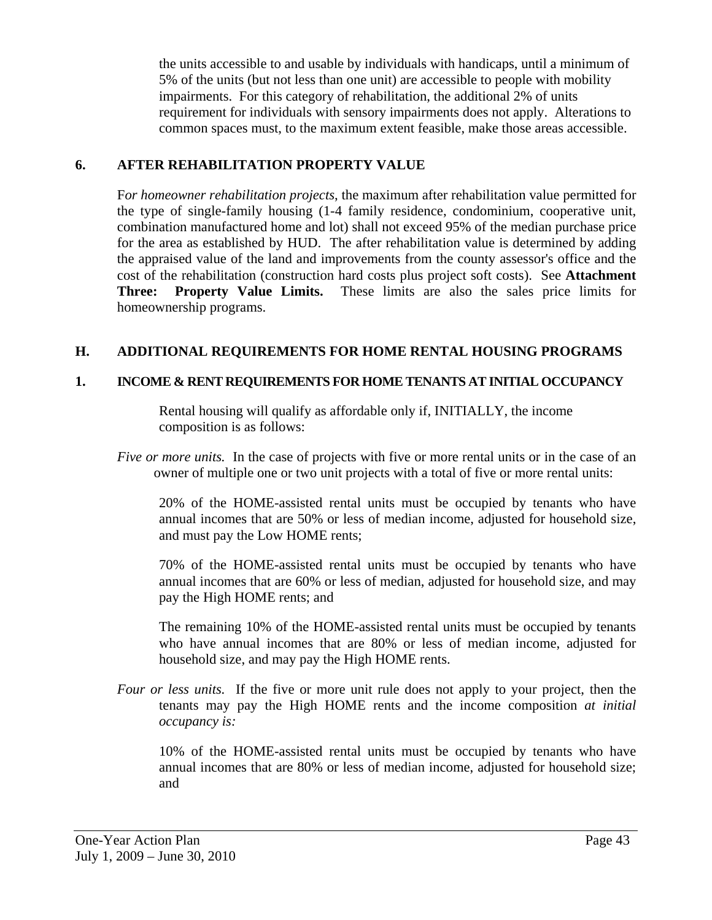the units accessible to and usable by individuals with handicaps, until a minimum of 5% of the units (but not less than one unit) are accessible to people with mobility impairments. For this category of rehabilitation, the additional 2% of units requirement for individuals with sensory impairments does not apply. Alterations to common spaces must, to the maximum extent feasible, make those areas accessible.

### 6. AFTER REHABILITATION PROPERTY VALUE

F*or homeowner rehabilitation projects*, the maximum after rehabilitation value permitted for the type of single-family housing (1-4 family residence, condominium, cooperative unit, combination manufactured home and lot) shall not exceed 95% of the median purchase price for the area as established by HUD. The after rehabilitation value is determined by adding the appraised value of the land and improvements from the county assessor's office and the cost of the rehabilitation (construction hard costs plus project soft costs). See **Attachment Three: Property Value Limits.** These limits are also the sales price limits for homeownership programs.

## H. ADDITIONAL REQUIREMENTS FOR HOME RENTAL HOUSING PROGRAMS

### 1. INCOME & RENT REQUIREMENTS FOR HOME TENANTS AT INITIAL OCCUPANCY

Rental housing will qualify as affordable only if, INITIALLY, the income composition is as follows:

*Five or more units.* In the case of projects with five or more rental units or in the case of an owner of multiple one or two unit projects with a total of five or more rental units:

20% of the HOME-assisted rental units must be occupied by tenants who have annual incomes that are 50% or less of median income, adjusted for household size, and must pay the Low HOME rents;

70% of the HOME-assisted rental units must be occupied by tenants who have annual incomes that are 60% or less of median, adjusted for household size, and may pay the High HOME rents; and

The remaining 10% of the HOME-assisted rental units must be occupied by tenants who have annual incomes that are 80% or less of median income, adjusted for household size, and may pay the High HOME rents.

*Four or less units.* If the five or more unit rule does not apply to your project, then the tenants may pay the High HOME rents and the income composition *at initial occupancy is:*

10% of the HOME-assisted rental units must be occupied by tenants who have annual incomes that are 80% or less of median income, adjusted for household size; and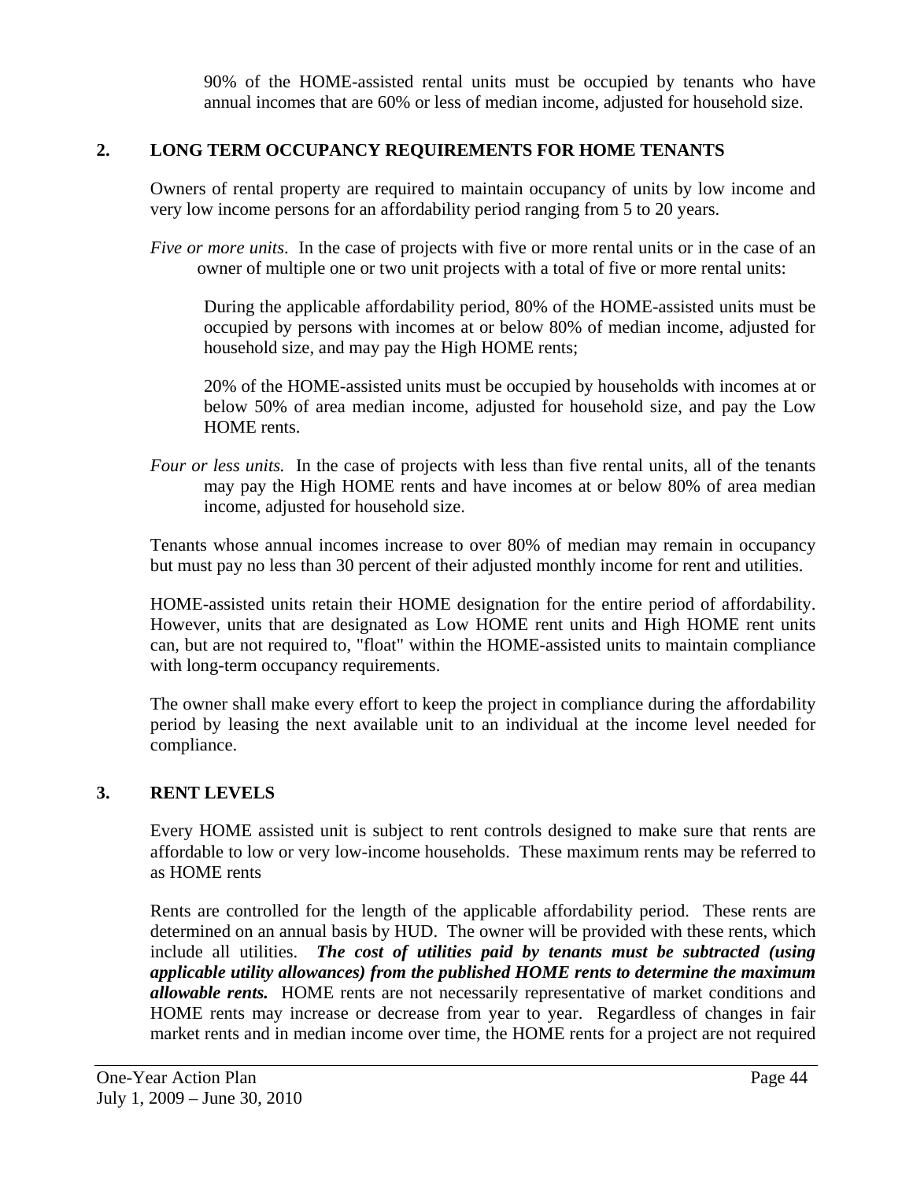90% of the HOME-assisted rental units must be occupied by tenants who have annual incomes that are 60% or less of median income, adjusted for household size.

## 2. LONG TERM OCCUPANCY REQUIREMENTS FOR HOME TENANTS

Owners of rental property are required to maintain occupancy of units by low income and very low income persons for an affordability period ranging from 5 to 20 years.

*Five or more units*. In the case of projects with five or more rental units or in the case of an owner of multiple one or two unit projects with a total of five or more rental units:

During the applicable affordability period, 80% of the HOME-assisted units must be occupied by persons with incomes at or below 80% of median income, adjusted for household size, and may pay the High HOME rents;

20% of the HOME-assisted units must be occupied by households with incomes at or below 50% of area median income, adjusted for household size, and pay the Low HOME rents.

*Four or less units.* In the case of projects with less than five rental units, all of the tenants may pay the High HOME rents and have incomes at or below 80% of area median income, adjusted for household size.

Tenants whose annual incomes increase to over 80% of median may remain in occupancy but must pay no less than 30 percent of their adjusted monthly income for rent and utilities.

HOME-assisted units retain their HOME designation for the entire period of affordability. However, units that are designated as Low HOME rent units and High HOME rent units can, but are not required to, "float" within the HOME-assisted units to maintain compliance with long-term occupancy requirements.

The owner shall make every effort to keep the project in compliance during the affordability period by leasing the next available unit to an individual at the income level needed for compliance.

## 3. RENT LEVELS

Every HOME assisted unit is subject to rent controls designed to make sure that rents are affordable to low or very low-income households. These maximum rents may be referred to as HOME rents

Rents are controlled for the length of the applicable affordability period. These rents are determined on an annual basis by HUD. The owner will be provided with these rents, which include all utilities. ***The cost of utilities paid by tenants must be subtracted (using applicable utility allowances) from the published HOME rents to determine the maximum allowable rents.*** HOME rents are not necessarily representative of market conditions and HOME rents may increase or decrease from year to year. Regardless of changes in fair market rents and in median income over time, the HOME rents for a project are not required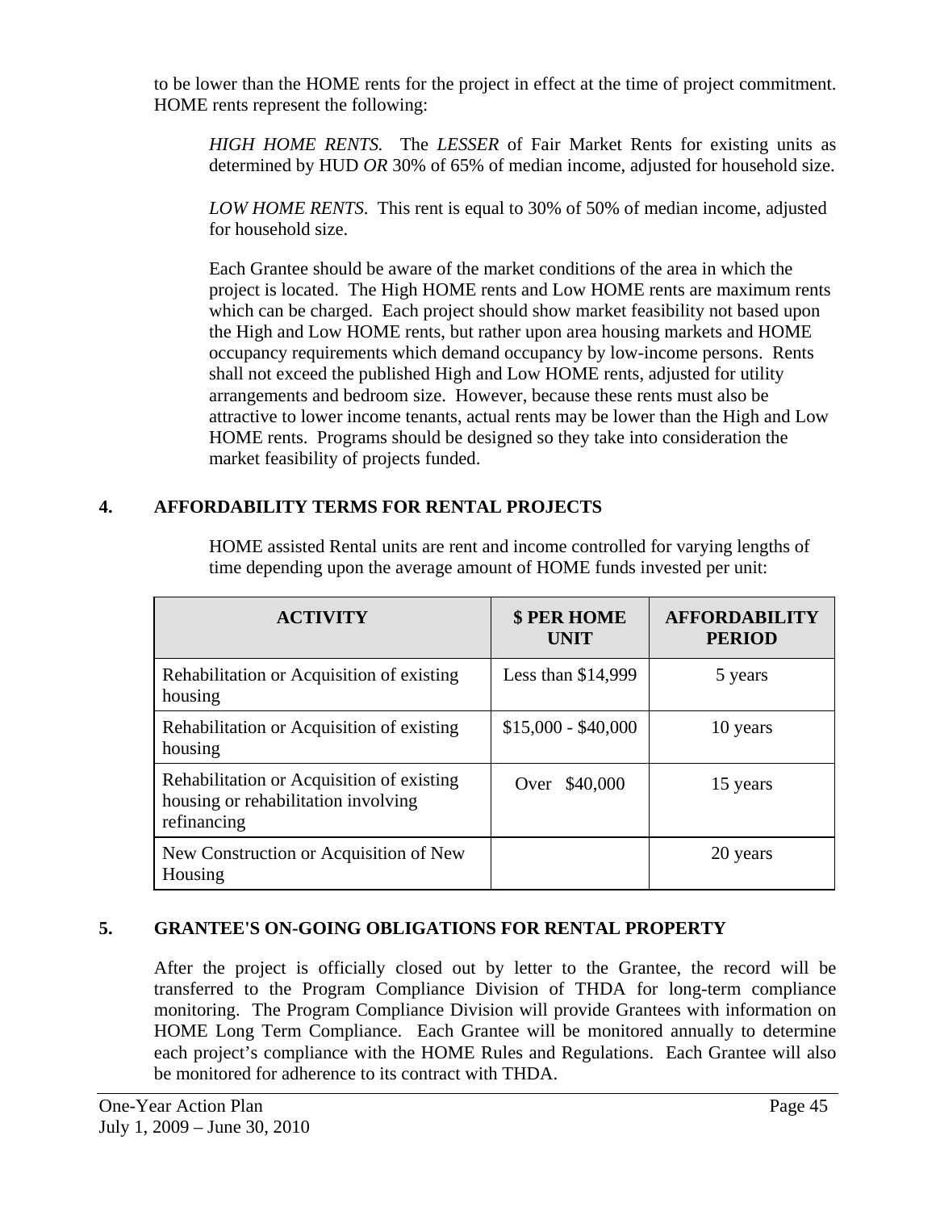to be lower than the HOME rents for the project in effect at the time of project commitment. HOME rents represent the following:

> *HIGH HOME RENTS.* The *LESSER* of Fair Market Rents for existing units as determined by HUD *OR* 30% of 65% of median income, adjusted for household size.
>
> *LOW HOME RENTS.* This rent is equal to 30% of 50% of median income, adjusted for household size.
>
> Each Grantee should be aware of the market conditions of the area in which the project is located. The High HOME rents and Low HOME rents are maximum rents which can be charged. Each project should show market feasibility not based upon the High and Low HOME rents, but rather upon area housing markets and HOME occupancy requirements which demand occupancy by low-income persons. Rents shall not exceed the published High and Low HOME rents, adjusted for utility arrangements and bedroom size. However, because these rents must also be attractive to lower income tenants, actual rents may be lower than the High and Low HOME rents. Programs should be designed so they take into consideration the market feasibility of projects funded.

## 4. AFFORDABILITY TERMS FOR RENTAL PROJECTS

HOME assisted Rental units are rent and income controlled for varying lengths of time depending upon the average amount of HOME funds invested per unit:

| ACTIVITY | $ PER HOME UNIT | AFFORDABILITY PERIOD |
|---|---|---|
| Rehabilitation or Acquisition of existing housing | Less than $14,999 | 5 years |
| Rehabilitation or Acquisition of existing housing | $15,000 - $40,000 | 10 years |
| Rehabilitation or Acquisition of existing housing or rehabilitation involving refinancing | Over $40,000 | 15 years |
| New Construction or Acquisition of New Housing | | 20 years |

## 5. GRANTEE'S ON-GOING OBLIGATIONS FOR RENTAL PROPERTY

After the project is officially closed out by letter to the Grantee, the record will be transferred to the Program Compliance Division of THDA for long-term compliance monitoring. The Program Compliance Division will provide Grantees with information on HOME Long Term Compliance. Each Grantee will be monitored annually to determine each project's compliance with the HOME Rules and Regulations. Each Grantee will also be monitored for adherence to its contract with THDA.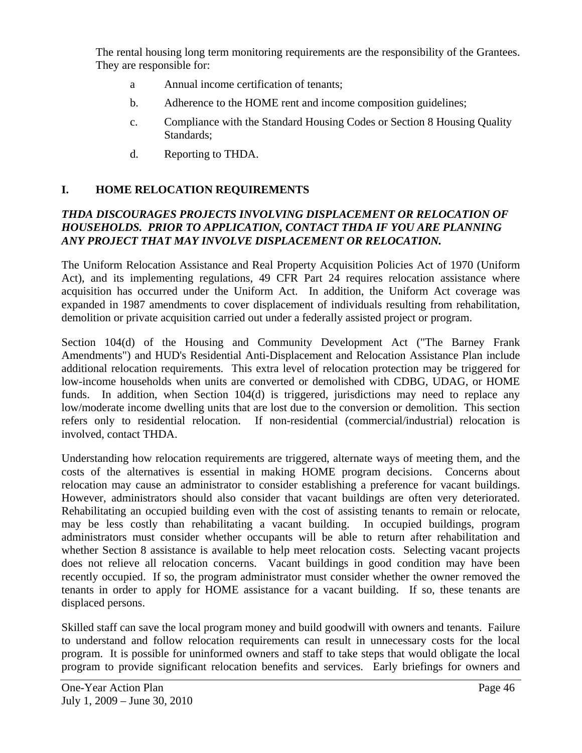The rental housing long term monitoring requirements are the responsibility of the Grantees. They are responsible for:

a Annual income certification of tenants;

b. Adherence to the HOME rent and income composition guidelines;

c. Compliance with the Standard Housing Codes or Section 8 Housing Quality Standards;

d. Reporting to THDA.

## I. HOME RELOCATION REQUIREMENTS

***THDA DISCOURAGES PROJECTS INVOLVING DISPLACEMENT OR RELOCATION OF HOUSEHOLDS. PRIOR TO APPLICATION, CONTACT THDA IF YOU ARE PLANNING ANY PROJECT THAT MAY INVOLVE DISPLACEMENT OR RELOCATION.***

The Uniform Relocation Assistance and Real Property Acquisition Policies Act of 1970 (Uniform Act), and its implementing regulations, 49 CFR Part 24 requires relocation assistance where acquisition has occurred under the Uniform Act. In addition, the Uniform Act coverage was expanded in 1987 amendments to cover displacement of individuals resulting from rehabilitation, demolition or private acquisition carried out under a federally assisted project or program.

Section 104(d) of the Housing and Community Development Act ("The Barney Frank Amendments") and HUD's Residential Anti-Displacement and Relocation Assistance Plan include additional relocation requirements. This extra level of relocation protection may be triggered for low-income households when units are converted or demolished with CDBG, UDAG, or HOME funds. In addition, when Section 104(d) is triggered, jurisdictions may need to replace any low/moderate income dwelling units that are lost due to the conversion or demolition. This section refers only to residential relocation. If non-residential (commercial/industrial) relocation is involved, contact THDA.

Understanding how relocation requirements are triggered, alternate ways of meeting them, and the costs of the alternatives is essential in making HOME program decisions. Concerns about relocation may cause an administrator to consider establishing a preference for vacant buildings. However, administrators should also consider that vacant buildings are often very deteriorated. Rehabilitating an occupied building even with the cost of assisting tenants to remain or relocate, may be less costly than rehabilitating a vacant building. In occupied buildings, program administrators must consider whether occupants will be able to return after rehabilitation and whether Section 8 assistance is available to help meet relocation costs. Selecting vacant projects does not relieve all relocation concerns. Vacant buildings in good condition may have been recently occupied. If so, the program administrator must consider whether the owner removed the tenants in order to apply for HOME assistance for a vacant building. If so, these tenants are displaced persons.

Skilled staff can save the local program money and build goodwill with owners and tenants. Failure to understand and follow relocation requirements can result in unnecessary costs for the local program. It is possible for uninformed owners and staff to take steps that would obligate the local program to provide significant relocation benefits and services. Early briefings for owners and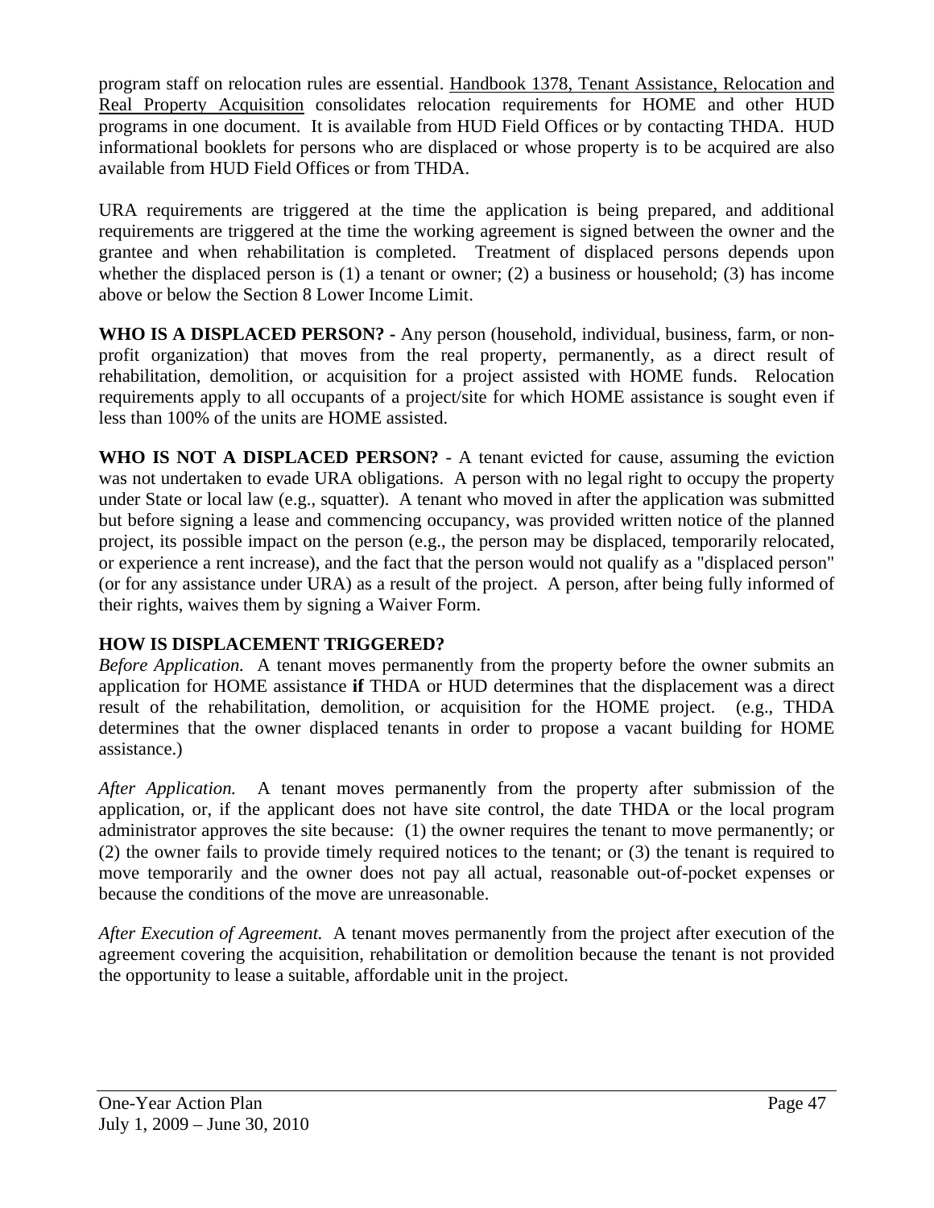program staff on relocation rules are essential. Handbook 1378, Tenant Assistance, Relocation and Real Property Acquisition consolidates relocation requirements for HOME and other HUD programs in one document. It is available from HUD Field Offices or by contacting THDA. HUD informational booklets for persons who are displaced or whose property is to be acquired are also available from HUD Field Offices or from THDA.

URA requirements are triggered at the time the application is being prepared, and additional requirements are triggered at the time the working agreement is signed between the owner and the grantee and when rehabilitation is completed. Treatment of displaced persons depends upon whether the displaced person is (1) a tenant or owner; (2) a business or household; (3) has income above or below the Section 8 Lower Income Limit.

**WHO IS A DISPLACED PERSON? -** Any person (household, individual, business, farm, or non-profit organization) that moves from the real property, permanently, as a direct result of rehabilitation, demolition, or acquisition for a project assisted with HOME funds. Relocation requirements apply to all occupants of a project/site for which HOME assistance is sought even if less than 100% of the units are HOME assisted.

**WHO IS NOT A DISPLACED PERSON?** - A tenant evicted for cause, assuming the eviction was not undertaken to evade URA obligations. A person with no legal right to occupy the property under State or local law (e.g., squatter). A tenant who moved in after the application was submitted but before signing a lease and commencing occupancy, was provided written notice of the planned project, its possible impact on the person (e.g., the person may be displaced, temporarily relocated, or experience a rent increase), and the fact that the person would not qualify as a "displaced person" (or for any assistance under URA) as a result of the project. A person, after being fully informed of their rights, waives them by signing a Waiver Form.

**HOW IS DISPLACEMENT TRIGGERED?**

*Before Application.* A tenant moves permanently from the property before the owner submits an application for HOME assistance **if** THDA or HUD determines that the displacement was a direct result of the rehabilitation, demolition, or acquisition for the HOME project. (e.g., THDA determines that the owner displaced tenants in order to propose a vacant building for HOME assistance.)

*After Application.* A tenant moves permanently from the property after submission of the application, or, if the applicant does not have site control, the date THDA or the local program administrator approves the site because: (1) the owner requires the tenant to move permanently; or (2) the owner fails to provide timely required notices to the tenant; or (3) the tenant is required to move temporarily and the owner does not pay all actual, reasonable out-of-pocket expenses or because the conditions of the move are unreasonable.

*After Execution of Agreement.* A tenant moves permanently from the project after execution of the agreement covering the acquisition, rehabilitation or demolition because the tenant is not provided the opportunity to lease a suitable, affordable unit in the project.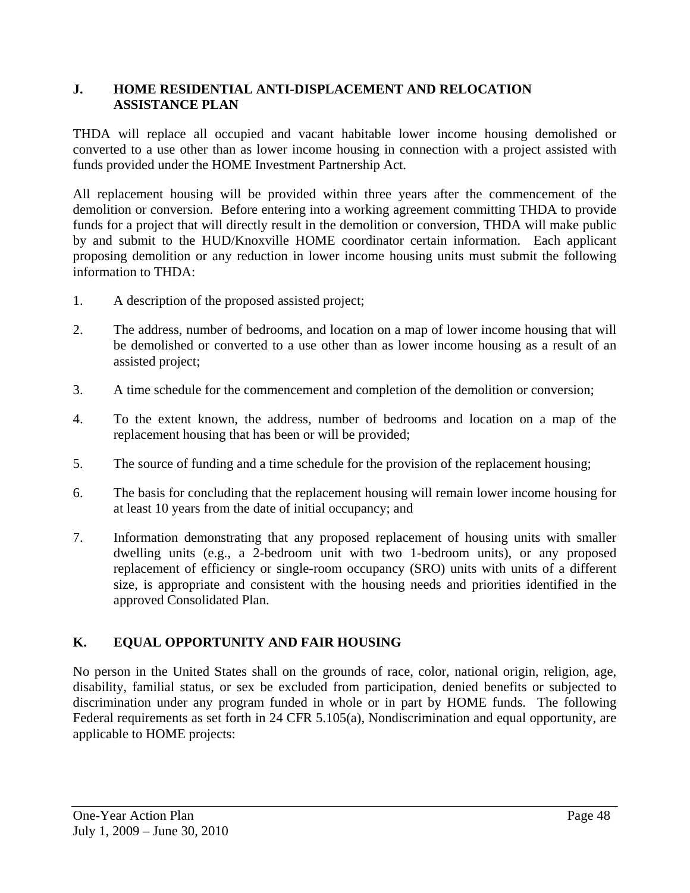## J. HOME RESIDENTIAL ANTI-DISPLACEMENT AND RELOCATION ASSISTANCE PLAN

THDA will replace all occupied and vacant habitable lower income housing demolished or converted to a use other than as lower income housing in connection with a project assisted with funds provided under the HOME Investment Partnership Act.

All replacement housing will be provided within three years after the commencement of the demolition or conversion. Before entering into a working agreement committing THDA to provide funds for a project that will directly result in the demolition or conversion, THDA will make public by and submit to the HUD/Knoxville HOME coordinator certain information. Each applicant proposing demolition or any reduction in lower income housing units must submit the following information to THDA:

1. A description of the proposed assisted project;
2. The address, number of bedrooms, and location on a map of lower income housing that will be demolished or converted to a use other than as lower income housing as a result of an assisted project;
3. A time schedule for the commencement and completion of the demolition or conversion;
4. To the extent known, the address, number of bedrooms and location on a map of the replacement housing that has been or will be provided;
5. The source of funding and a time schedule for the provision of the replacement housing;
6. The basis for concluding that the replacement housing will remain lower income housing for at least 10 years from the date of initial occupancy; and
7. Information demonstrating that any proposed replacement of housing units with smaller dwelling units (e.g., a 2-bedroom unit with two 1-bedroom units), or any proposed replacement of efficiency or single-room occupancy (SRO) units with units of a different size, is appropriate and consistent with the housing needs and priorities identified in the approved Consolidated Plan.

## K. EQUAL OPPORTUNITY AND FAIR HOUSING

No person in the United States shall on the grounds of race, color, national origin, religion, age, disability, familial status, or sex be excluded from participation, denied benefits or subjected to discrimination under any program funded in whole or in part by HOME funds. The following Federal requirements as set forth in 24 CFR 5.105(a), Nondiscrimination and equal opportunity, are applicable to HOME projects: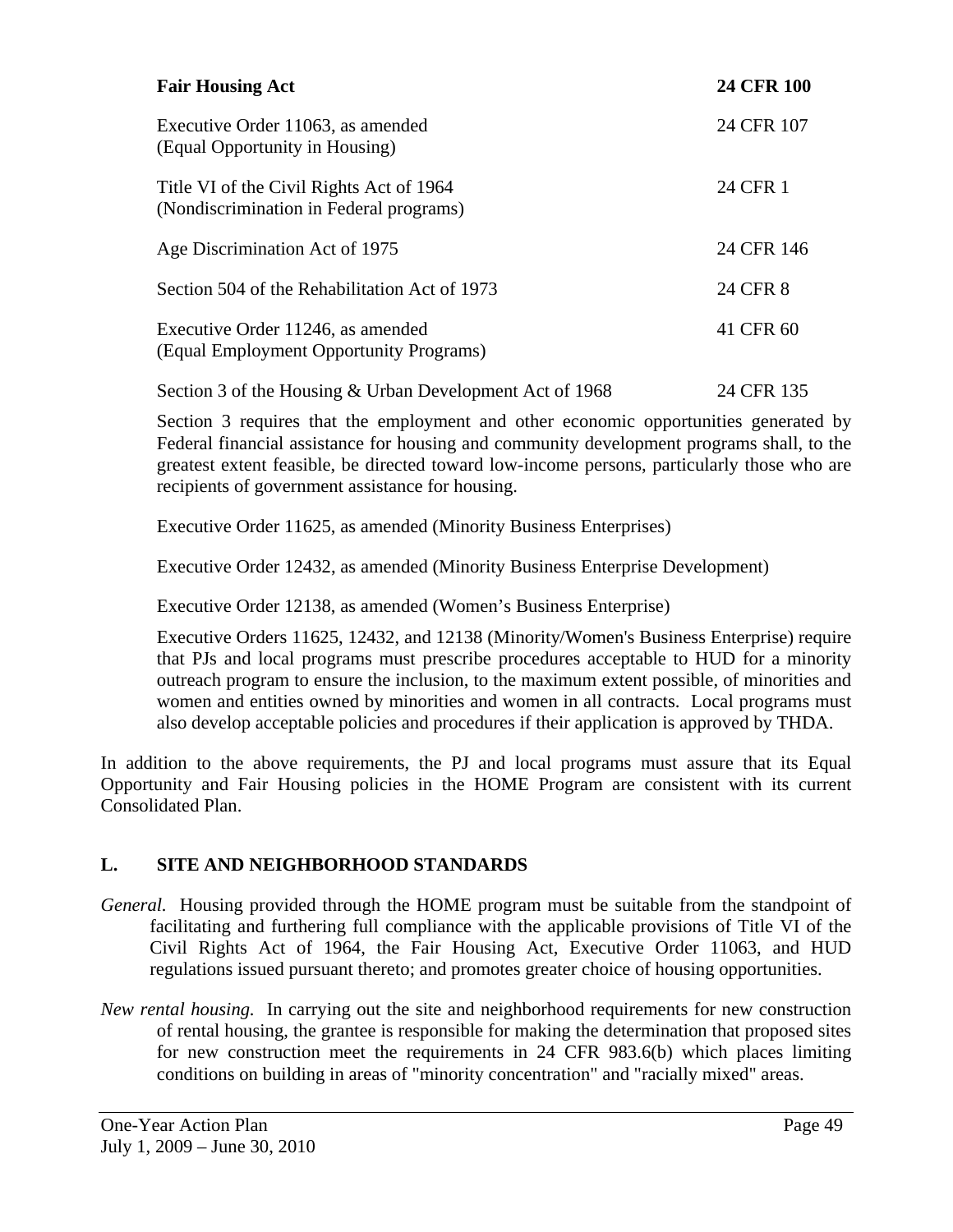| **Fair Housing Act** | **24 CFR 100** |
|---|---|
| Executive Order 11063, as amended (Equal Opportunity in Housing) | 24 CFR 107 |
| Title VI of the Civil Rights Act of 1964 (Nondiscrimination in Federal programs) | 24 CFR 1 |
| Age Discrimination Act of 1975 | 24 CFR 146 |
| Section 504 of the Rehabilitation Act of 1973 | 24 CFR 8 |
| Executive Order 11246, as amended (Equal Employment Opportunity Programs) | 41 CFR 60 |
| Section 3 of the Housing & Urban Development Act of 1968 | 24 CFR 135 |

Section 3 requires that the employment and other economic opportunities generated by Federal financial assistance for housing and community development programs shall, to the greatest extent feasible, be directed toward low-income persons, particularly those who are recipients of government assistance for housing.

Executive Order 11625, as amended (Minority Business Enterprises)

Executive Order 12432, as amended (Minority Business Enterprise Development)

Executive Order 12138, as amended (Women's Business Enterprise)

Executive Orders 11625, 12432, and 12138 (Minority/Women's Business Enterprise) require that PJs and local programs must prescribe procedures acceptable to HUD for a minority outreach program to ensure the inclusion, to the maximum extent possible, of minorities and women and entities owned by minorities and women in all contracts. Local programs must also develop acceptable policies and procedures if their application is approved by THDA.

In addition to the above requirements, the PJ and local programs must assure that its Equal Opportunity and Fair Housing policies in the HOME Program are consistent with its current Consolidated Plan.

## L. SITE AND NEIGHBORHOOD STANDARDS

*General.* Housing provided through the HOME program must be suitable from the standpoint of facilitating and furthering full compliance with the applicable provisions of Title VI of the Civil Rights Act of 1964, the Fair Housing Act, Executive Order 11063, and HUD regulations issued pursuant thereto; and promotes greater choice of housing opportunities.

*New rental housing.* In carrying out the site and neighborhood requirements for new construction of rental housing, the grantee is responsible for making the determination that proposed sites for new construction meet the requirements in 24 CFR 983.6(b) which places limiting conditions on building in areas of "minority concentration" and "racially mixed" areas.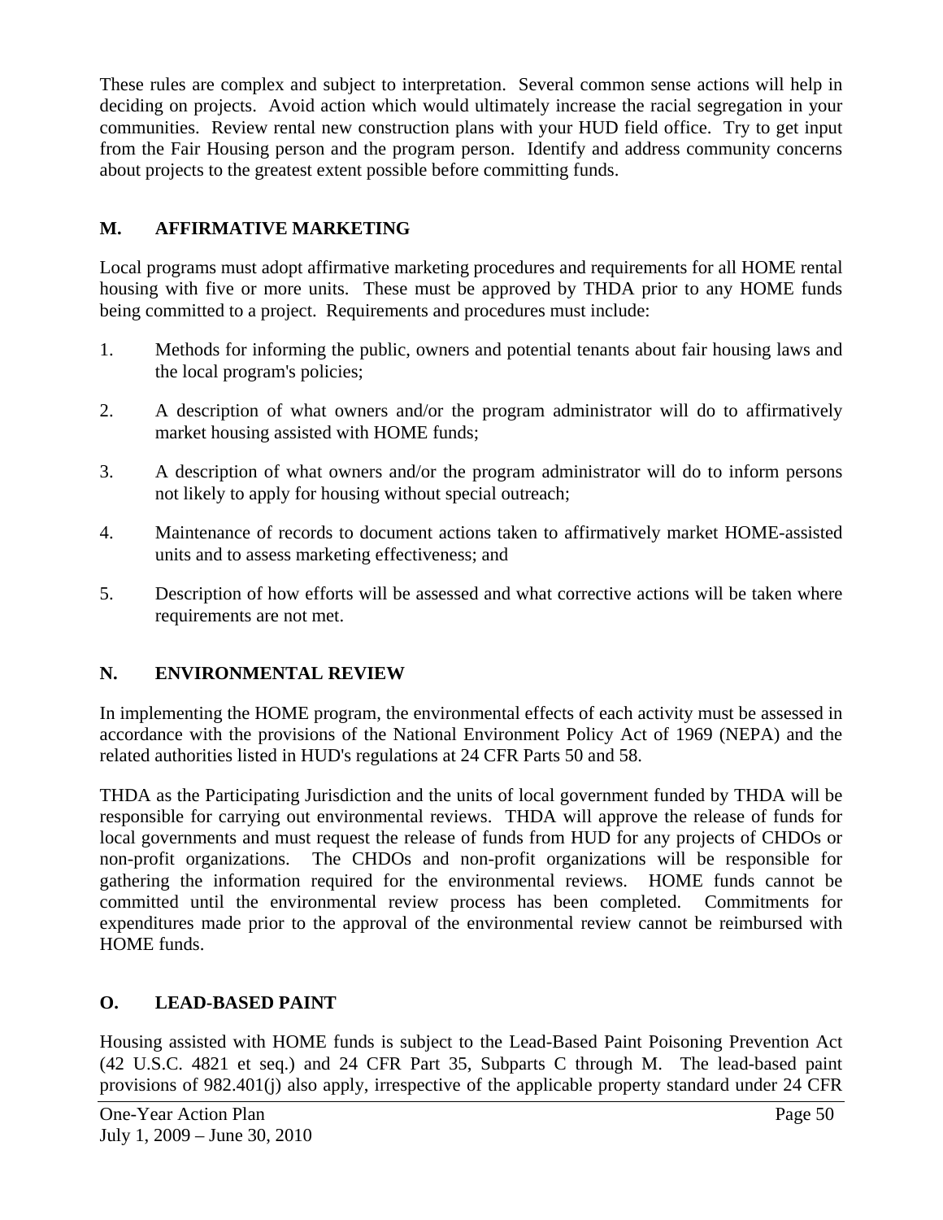These rules are complex and subject to interpretation. Several common sense actions will help in deciding on projects. Avoid action which would ultimately increase the racial segregation in your communities. Review rental new construction plans with your HUD field office. Try to get input from the Fair Housing person and the program person. Identify and address community concerns about projects to the greatest extent possible before committing funds.

## M. AFFIRMATIVE MARKETING

Local programs must adopt affirmative marketing procedures and requirements for all HOME rental housing with five or more units. These must be approved by THDA prior to any HOME funds being committed to a project. Requirements and procedures must include:

1. Methods for informing the public, owners and potential tenants about fair housing laws and the local program's policies;
2. A description of what owners and/or the program administrator will do to affirmatively market housing assisted with HOME funds;
3. A description of what owners and/or the program administrator will do to inform persons not likely to apply for housing without special outreach;
4. Maintenance of records to document actions taken to affirmatively market HOME-assisted units and to assess marketing effectiveness; and
5. Description of how efforts will be assessed and what corrective actions will be taken where requirements are not met.

## N. ENVIRONMENTAL REVIEW

In implementing the HOME program, the environmental effects of each activity must be assessed in accordance with the provisions of the National Environment Policy Act of 1969 (NEPA) and the related authorities listed in HUD's regulations at 24 CFR Parts 50 and 58.

THDA as the Participating Jurisdiction and the units of local government funded by THDA will be responsible for carrying out environmental reviews. THDA will approve the release of funds for local governments and must request the release of funds from HUD for any projects of CHDOs or non-profit organizations. The CHDOs and non-profit organizations will be responsible for gathering the information required for the environmental reviews. HOME funds cannot be committed until the environmental review process has been completed. Commitments for expenditures made prior to the approval of the environmental review cannot be reimbursed with HOME funds.

## O. LEAD-BASED PAINT

Housing assisted with HOME funds is subject to the Lead-Based Paint Poisoning Prevention Act (42 U.S.C. 4821 et seq.) and 24 CFR Part 35, Subparts C through M. The lead-based paint provisions of 982.401(j) also apply, irrespective of the applicable property standard under 24 CFR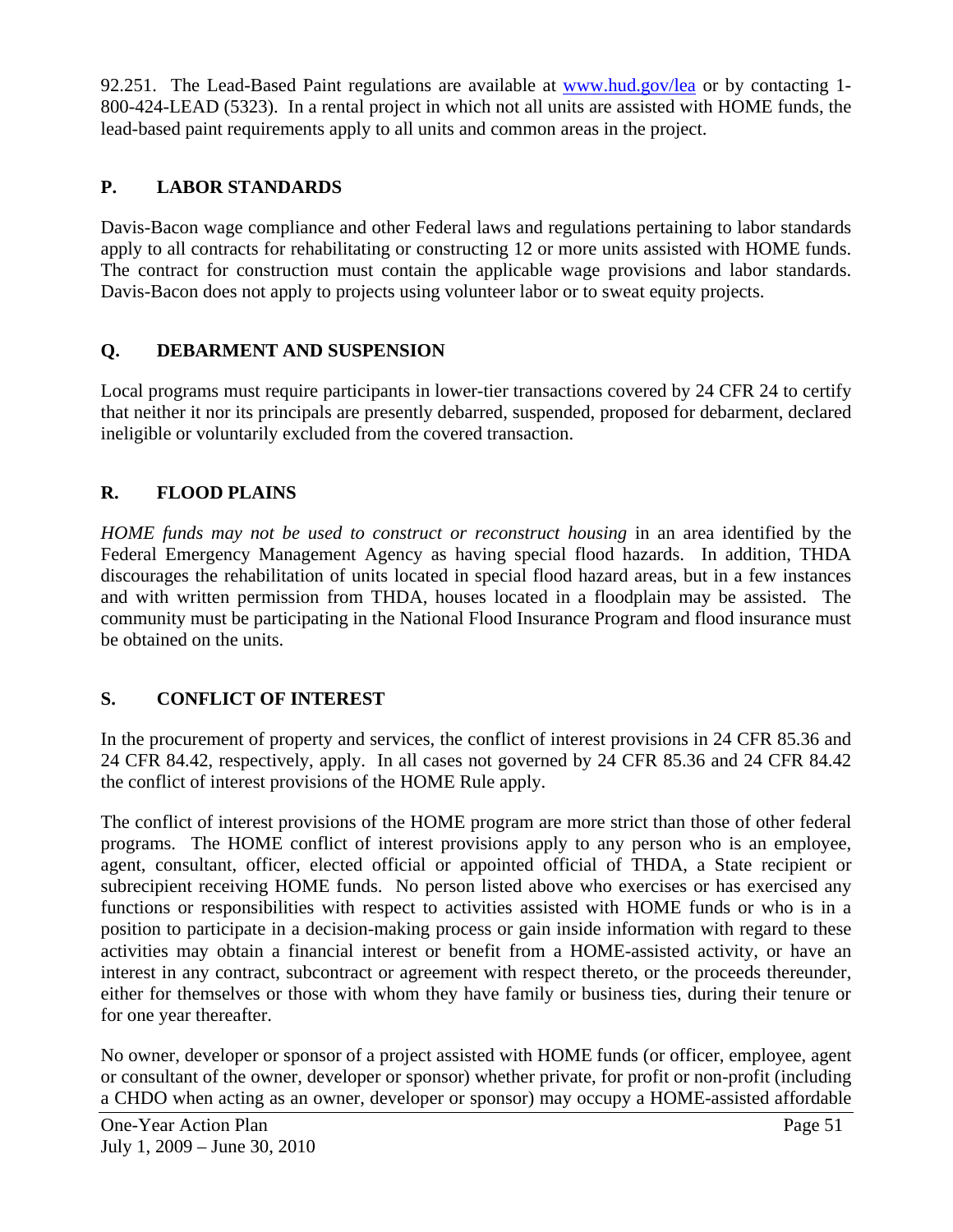92.251. The Lead-Based Paint regulations are available at [www.hud.gov/lea](http://www.hud.gov/lea) or by contacting 1-800-424-LEAD (5323). In a rental project in which not all units are assisted with HOME funds, the lead-based paint requirements apply to all units and common areas in the project.

## P. LABOR STANDARDS

Davis-Bacon wage compliance and other Federal laws and regulations pertaining to labor standards apply to all contracts for rehabilitating or constructing 12 or more units assisted with HOME funds. The contract for construction must contain the applicable wage provisions and labor standards. Davis-Bacon does not apply to projects using volunteer labor or to sweat equity projects.

## Q. DEBARMENT AND SUSPENSION

Local programs must require participants in lower-tier transactions covered by 24 CFR 24 to certify that neither it nor its principals are presently debarred, suspended, proposed for debarment, declared ineligible or voluntarily excluded from the covered transaction.

## R. FLOOD PLAINS

*HOME funds may not be used to construct or reconstruct housing* in an area identified by the Federal Emergency Management Agency as having special flood hazards. In addition, THDA discourages the rehabilitation of units located in special flood hazard areas, but in a few instances and with written permission from THDA, houses located in a floodplain may be assisted. The community must be participating in the National Flood Insurance Program and flood insurance must be obtained on the units.

## S. CONFLICT OF INTEREST

In the procurement of property and services, the conflict of interest provisions in 24 CFR 85.36 and 24 CFR 84.42, respectively, apply. In all cases not governed by 24 CFR 85.36 and 24 CFR 84.42 the conflict of interest provisions of the HOME Rule apply.

The conflict of interest provisions of the HOME program are more strict than those of other federal programs. The HOME conflict of interest provisions apply to any person who is an employee, agent, consultant, officer, elected official or appointed official of THDA, a State recipient or subrecipient receiving HOME funds. No person listed above who exercises or has exercised any functions or responsibilities with respect to activities assisted with HOME funds or who is in a position to participate in a decision-making process or gain inside information with regard to these activities may obtain a financial interest or benefit from a HOME-assisted activity, or have an interest in any contract, subcontract or agreement with respect thereto, or the proceeds thereunder, either for themselves or those with whom they have family or business ties, during their tenure or for one year thereafter.

No owner, developer or sponsor of a project assisted with HOME funds (or officer, employee, agent or consultant of the owner, developer or sponsor) whether private, for profit or non-profit (including a CHDO when acting as an owner, developer or sponsor) may occupy a HOME-assisted affordable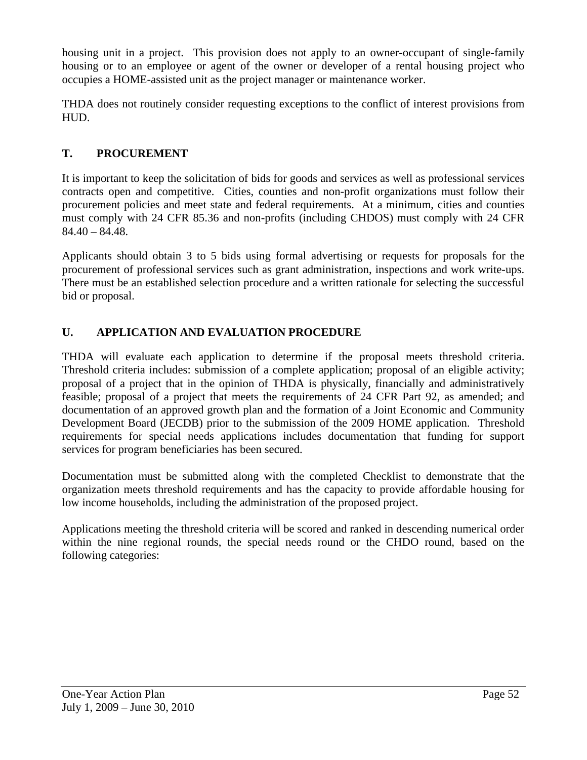housing unit in a project. This provision does not apply to an owner-occupant of single-family housing or to an employee or agent of the owner or developer of a rental housing project who occupies a HOME-assisted unit as the project manager or maintenance worker.

THDA does not routinely consider requesting exceptions to the conflict of interest provisions from HUD.

## T. PROCUREMENT

It is important to keep the solicitation of bids for goods and services as well as professional services contracts open and competitive. Cities, counties and non-profit organizations must follow their procurement policies and meet state and federal requirements. At a minimum, cities and counties must comply with 24 CFR 85.36 and non-profits (including CHDOS) must comply with 24 CFR 84.40 – 84.48.

Applicants should obtain 3 to 5 bids using formal advertising or requests for proposals for the procurement of professional services such as grant administration, inspections and work write-ups. There must be an established selection procedure and a written rationale for selecting the successful bid or proposal.

## U. APPLICATION AND EVALUATION PROCEDURE

THDA will evaluate each application to determine if the proposal meets threshold criteria. Threshold criteria includes: submission of a complete application; proposal of an eligible activity; proposal of a project that in the opinion of THDA is physically, financially and administratively feasible; proposal of a project that meets the requirements of 24 CFR Part 92, as amended; and documentation of an approved growth plan and the formation of a Joint Economic and Community Development Board (JECDB) prior to the submission of the 2009 HOME application. Threshold requirements for special needs applications includes documentation that funding for support services for program beneficiaries has been secured.

Documentation must be submitted along with the completed Checklist to demonstrate that the organization meets threshold requirements and has the capacity to provide affordable housing for low income households, including the administration of the proposed project.

Applications meeting the threshold criteria will be scored and ranked in descending numerical order within the nine regional rounds, the special needs round or the CHDO round, based on the following categories: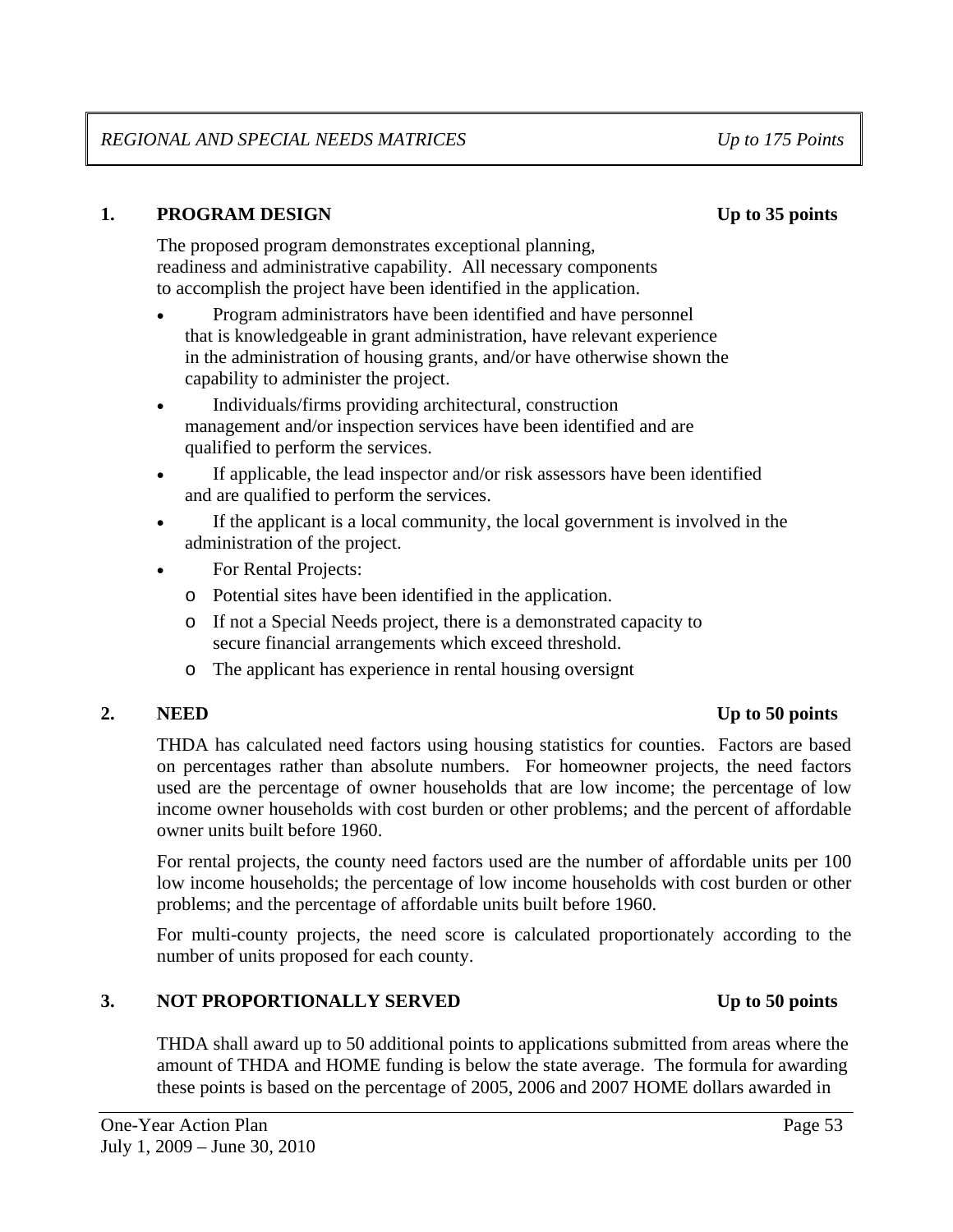*REGIONAL AND SPECIAL NEEDS MATRICES* *Up to 175 Points*

## 1. PROGRAM DESIGN **Up to 35 points**

The proposed program demonstrates exceptional planning, readiness and administrative capability. All necessary components to accomplish the project have been identified in the application.

- Program administrators have been identified and have personnel that is knowledgeable in grant administration, have relevant experience in the administration of housing grants, and/or have otherwise shown the capability to administer the project.
- Individuals/firms providing architectural, construction management and/or inspection services have been identified and are qualified to perform the services.
- If applicable, the lead inspector and/or risk assessors have been identified and are qualified to perform the services.
- If the applicant is a local community, the local government is involved in the administration of the project.
- For Rental Projects:
  - Potential sites have been identified in the application.
  - If not a Special Needs project, there is a demonstrated capacity to secure financial arrangements which exceed threshold.
  - The applicant has experience in rental housing oversignt

## 2. NEED **Up to 50 points**

THDA has calculated need factors using housing statistics for counties. Factors are based on percentages rather than absolute numbers. For homeowner projects, the need factors used are the percentage of owner households that are low income; the percentage of low income owner households with cost burden or other problems; and the percent of affordable owner units built before 1960.

For rental projects, the county need factors used are the number of affordable units per 100 low income households; the percentage of low income households with cost burden or other problems; and the percentage of affordable units built before 1960.

For multi-county projects, the need score is calculated proportionately according to the number of units proposed for each county.

## 3. NOT PROPORTIONALLY SERVED **Up to 50 points**

THDA shall award up to 50 additional points to applications submitted from areas where the amount of THDA and HOME funding is below the state average. The formula for awarding these points is based on the percentage of 2005, 2006 and 2007 HOME dollars awarded in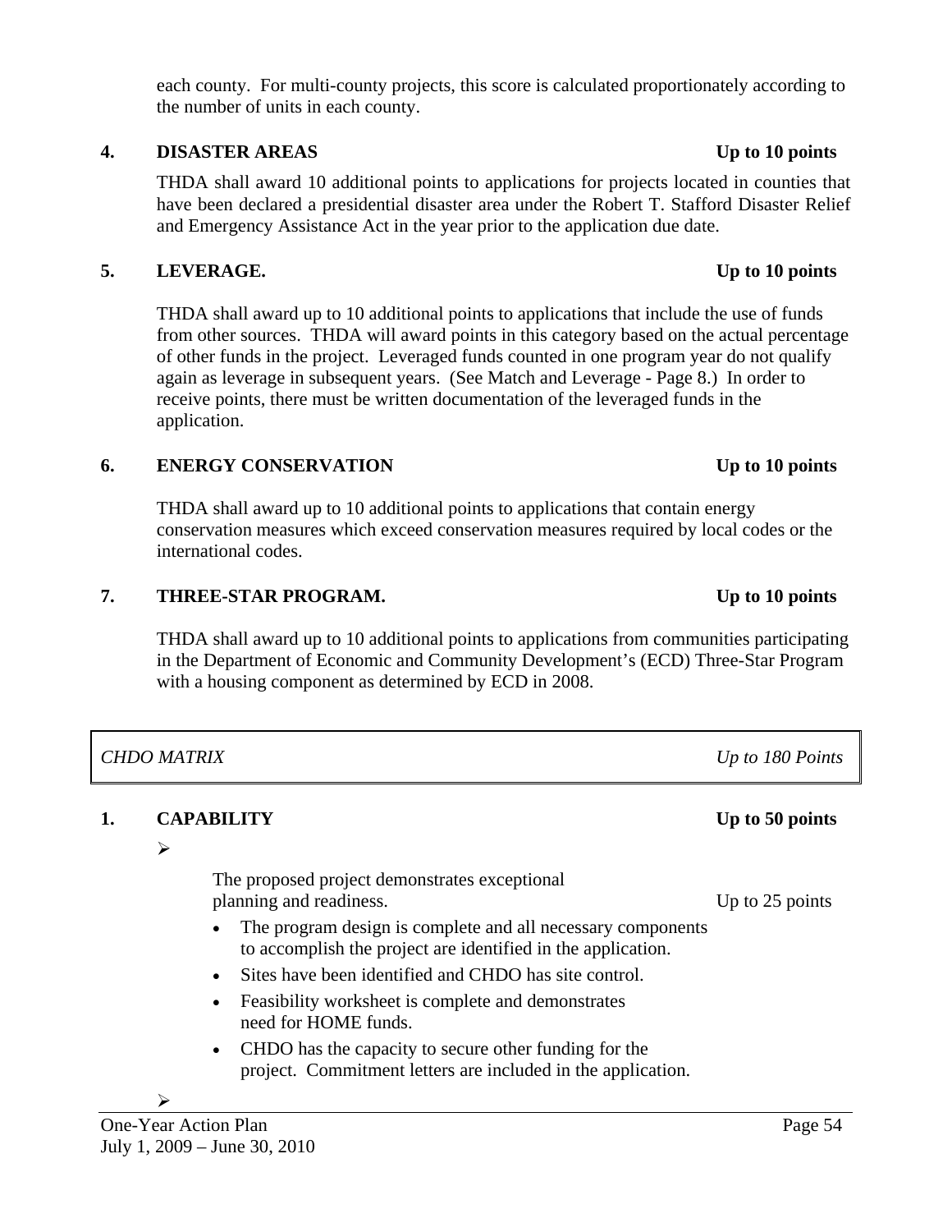each county. For multi-county projects, this score is calculated proportionately according to the number of units in each county.

**4. DISASTER AREAS** **Up to 10 points**

THDA shall award 10 additional points to applications for projects located in counties that have been declared a presidential disaster area under the Robert T. Stafford Disaster Relief and Emergency Assistance Act in the year prior to the application due date.

**5. LEVERAGE.** **Up to 10 points**

THDA shall award up to 10 additional points to applications that include the use of funds from other sources. THDA will award points in this category based on the actual percentage of other funds in the project. Leveraged funds counted in one program year do not qualify again as leverage in subsequent years. (See Match and Leverage - Page 8.) In order to receive points, there must be written documentation of the leveraged funds in the application.

**6. ENERGY CONSERVATION** **Up to 10 points**

THDA shall award up to 10 additional points to applications that contain energy conservation measures which exceed conservation measures required by local codes or the international codes.

**7. THREE-STAR PROGRAM.** **Up to 10 points**

THDA shall award up to 10 additional points to applications from communities participating in the Department of Economic and Community Development's (ECD) Three-Star Program with a housing component as determined by ECD in 2008.

*CHDO MATRIX* *Up to 180 Points*

**1. CAPABILITY** **Up to 50 points**

- The proposed project demonstrates exceptional planning and readiness. Up to 25 points
  - The program design is complete and all necessary components to accomplish the project are identified in the application.
  - Sites have been identified and CHDO has site control.
  - Feasibility worksheet is complete and demonstrates need for HOME funds.
  - CHDO has the capacity to secure other funding for the project. Commitment letters are included in the application.
-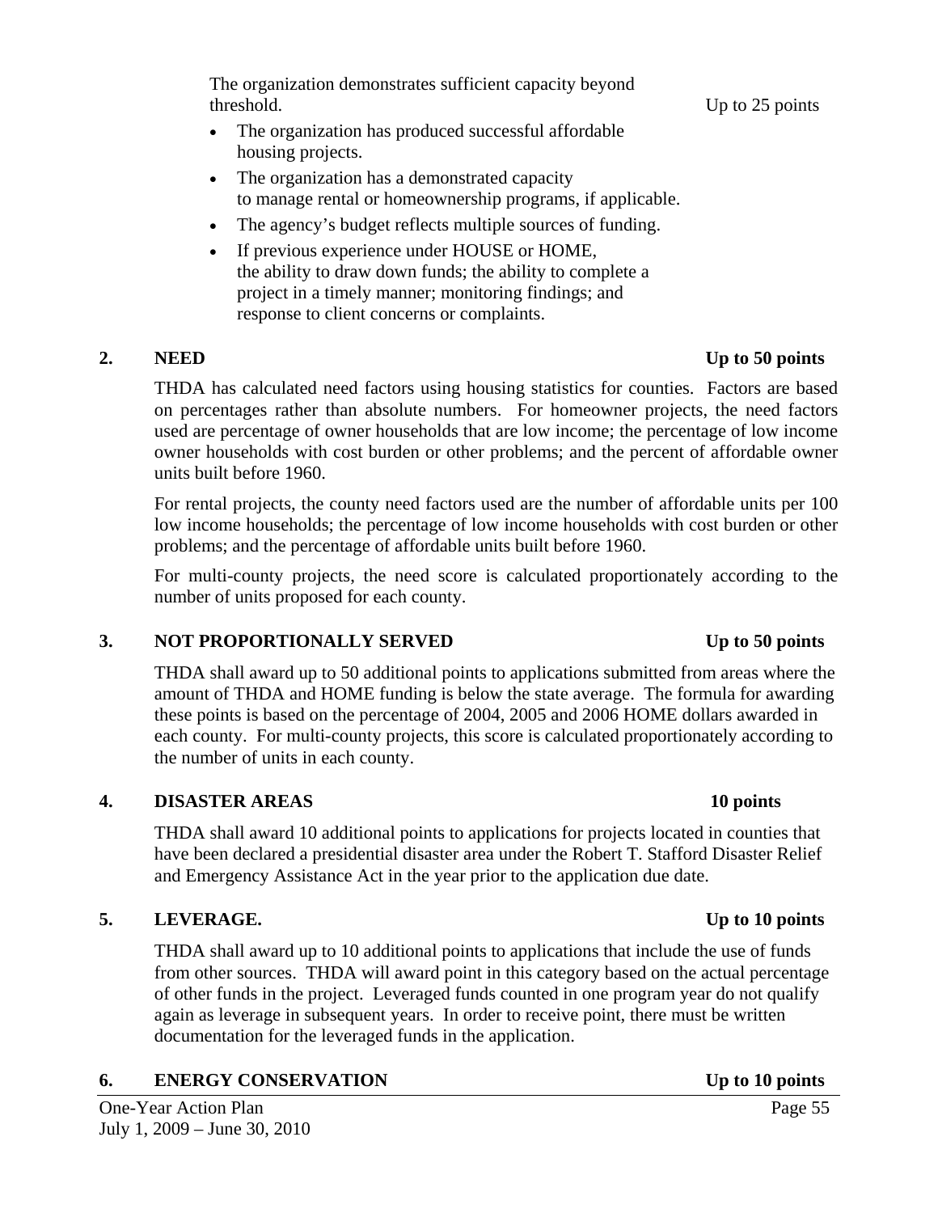The organization demonstrates sufficient capacity beyond threshold. Up to 25 points

- The organization has produced successful affordable housing projects.
- The organization has a demonstrated capacity to manage rental or homeownership programs, if applicable.
- The agency's budget reflects multiple sources of funding.
- If previous experience under HOUSE or HOME, the ability to draw down funds; the ability to complete a project in a timely manner; monitoring findings; and response to client concerns or complaints.

**2. NEED Up to 50 points**

THDA has calculated need factors using housing statistics for counties. Factors are based on percentages rather than absolute numbers. For homeowner projects, the need factors used are percentage of owner households that are low income; the percentage of low income owner households with cost burden or other problems; and the percent of affordable owner units built before 1960.

For rental projects, the county need factors used are the number of affordable units per 100 low income households; the percentage of low income households with cost burden or other problems; and the percentage of affordable units built before 1960.

For multi-county projects, the need score is calculated proportionately according to the number of units proposed for each county.

**3. NOT PROPORTIONALLY SERVED Up to 50 points**

THDA shall award up to 50 additional points to applications submitted from areas where the amount of THDA and HOME funding is below the state average. The formula for awarding these points is based on the percentage of 2004, 2005 and 2006 HOME dollars awarded in each county. For multi-county projects, this score is calculated proportionately according to the number of units in each county.

**4. DISASTER AREAS 10 points**

THDA shall award 10 additional points to applications for projects located in counties that have been declared a presidential disaster area under the Robert T. Stafford Disaster Relief and Emergency Assistance Act in the year prior to the application due date.

**5. LEVERAGE. Up to 10 points**

THDA shall award up to 10 additional points to applications that include the use of funds from other sources. THDA will award point in this category based on the actual percentage of other funds in the project. Leveraged funds counted in one program year do not qualify again as leverage in subsequent years. In order to receive point, there must be written documentation for the leveraged funds in the application.

**6. ENERGY CONSERVATION Up to 10 points**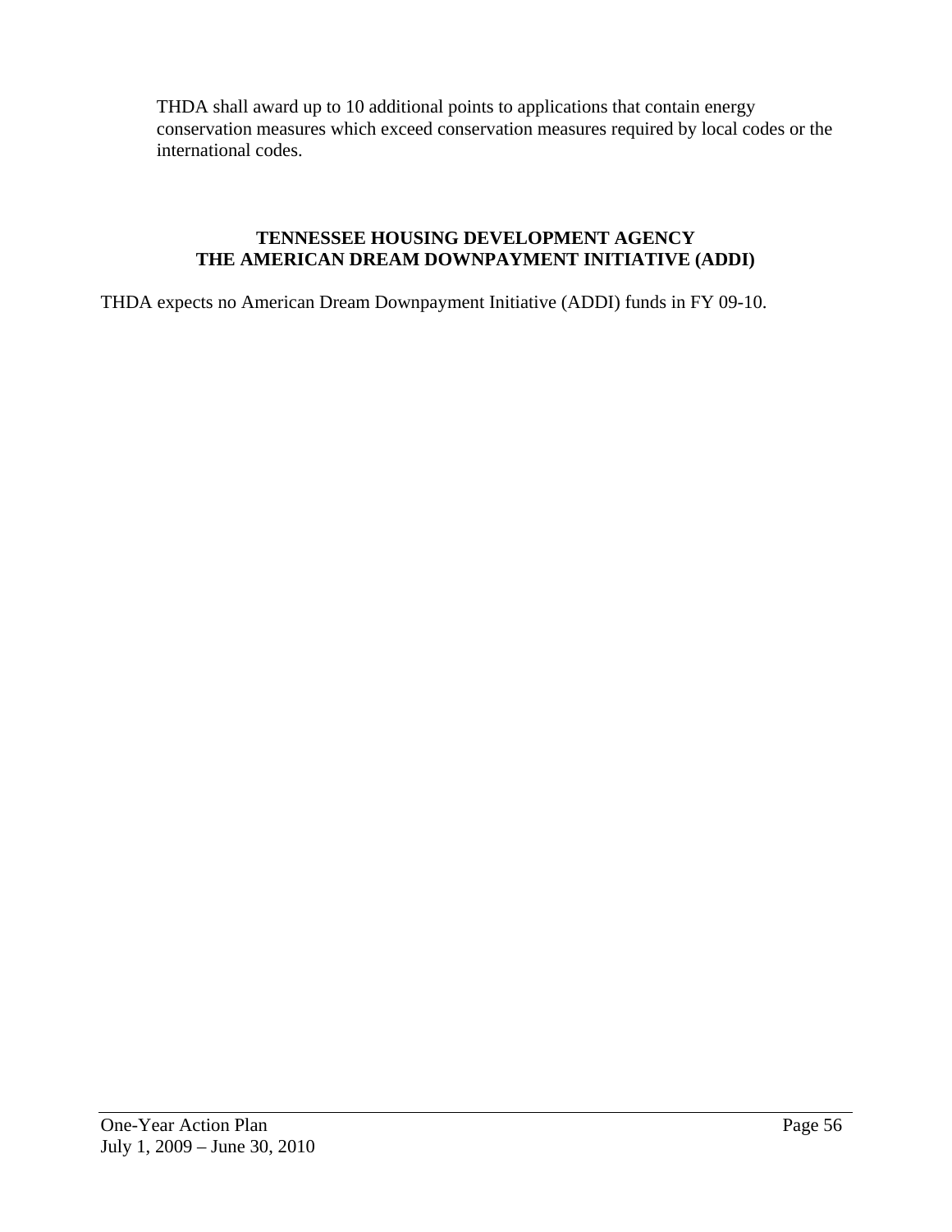THDA shall award up to 10 additional points to applications that contain energy conservation measures which exceed conservation measures required by local codes or the international codes.

## TENNESSEE HOUSING DEVELOPMENT AGENCY
## THE AMERICAN DREAM DOWNPAYMENT INITIATIVE (ADDI)

THDA expects no American Dream Downpayment Initiative (ADDI) funds in FY 09-10.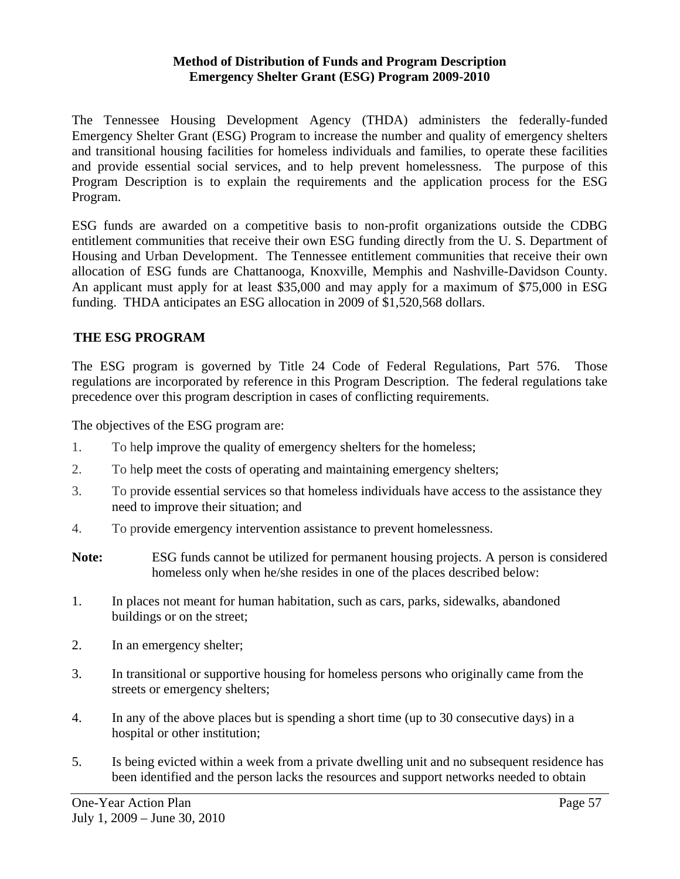**Method of Distribution of Funds and Program Description**
**Emergency Shelter Grant (ESG) Program 2009-2010**

The Tennessee Housing Development Agency (THDA) administers the federally-funded Emergency Shelter Grant (ESG) Program to increase the number and quality of emergency shelters and transitional housing facilities for homeless individuals and families, to operate these facilities and provide essential social services, and to help prevent homelessness. The purpose of this Program Description is to explain the requirements and the application process for the ESG Program.

ESG funds are awarded on a competitive basis to non-profit organizations outside the CDBG entitlement communities that receive their own ESG funding directly from the U. S. Department of Housing and Urban Development. The Tennessee entitlement communities that receive their own allocation of ESG funds are Chattanooga, Knoxville, Memphis and Nashville-Davidson County. An applicant must apply for at least $35,000 and may apply for a maximum of $75,000 in ESG funding. THDA anticipates an ESG allocation in 2009 of $1,520,568 dollars.

## THE ESG PROGRAM

The ESG program is governed by Title 24 Code of Federal Regulations, Part 576. Those regulations are incorporated by reference in this Program Description. The federal regulations take precedence over this program description in cases of conflicting requirements.

The objectives of the ESG program are:

1. To help improve the quality of emergency shelters for the homeless;
2. To help meet the costs of operating and maintaining emergency shelters;
3. To provide essential services so that homeless individuals have access to the assistance they need to improve their situation; and
4. To provide emergency intervention assistance to prevent homelessness.

**Note:** ESG funds cannot be utilized for permanent housing projects. A person is considered homeless only when he/she resides in one of the places described below:

1. In places not meant for human habitation, such as cars, parks, sidewalks, abandoned buildings or on the street;
2. In an emergency shelter;
3. In transitional or supportive housing for homeless persons who originally came from the streets or emergency shelters;
4. In any of the above places but is spending a short time (up to 30 consecutive days) in a hospital or other institution;
5. Is being evicted within a week from a private dwelling unit and no subsequent residence has been identified and the person lacks the resources and support networks needed to obtain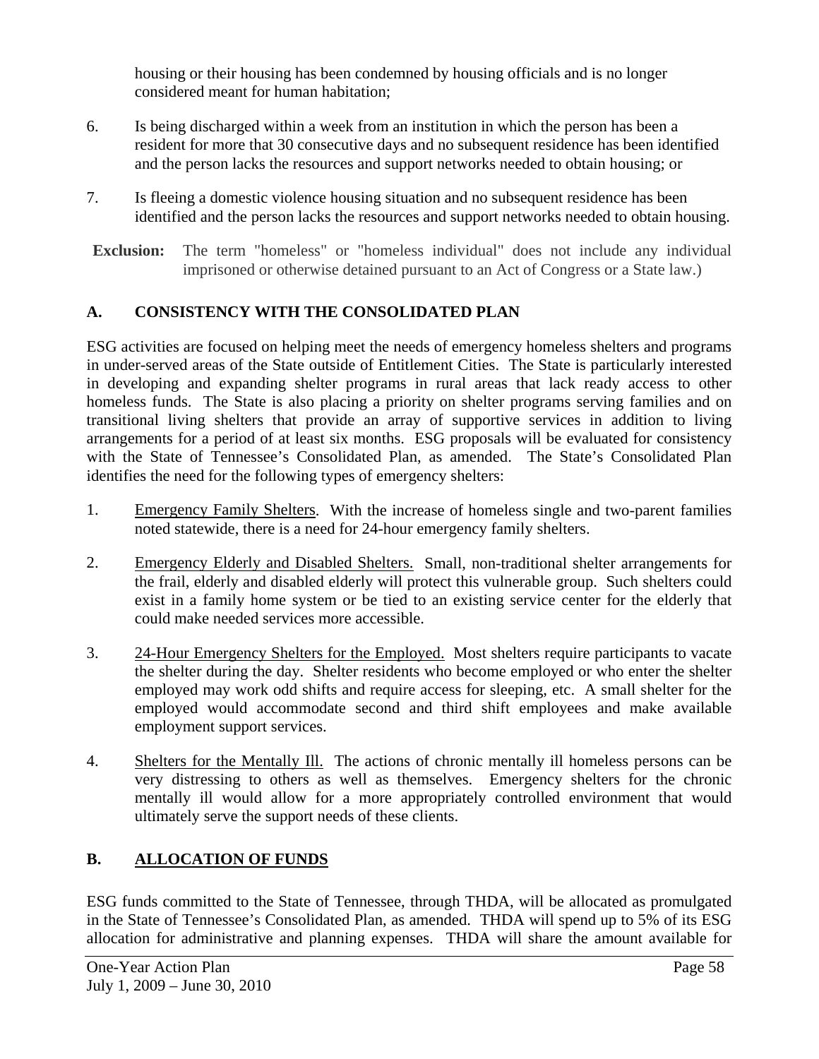housing or their housing has been condemned by housing officials and is no longer considered meant for human habitation;

6. Is being discharged within a week from an institution in which the person has been a resident for more that 30 consecutive days and no subsequent residence has been identified and the person lacks the resources and support networks needed to obtain housing; or

7. Is fleeing a domestic violence housing situation and no subsequent residence has been identified and the person lacks the resources and support networks needed to obtain housing.

**Exclusion:** The term "homeless" or "homeless individual" does not include any individual imprisoned or otherwise detained pursuant to an Act of Congress or a State law.)

## A. CONSISTENCY WITH THE CONSOLIDATED PLAN

ESG activities are focused on helping meet the needs of emergency homeless shelters and programs in under-served areas of the State outside of Entitlement Cities. The State is particularly interested in developing and expanding shelter programs in rural areas that lack ready access to other homeless funds. The State is also placing a priority on shelter programs serving families and on transitional living shelters that provide an array of supportive services in addition to living arrangements for a period of at least six months. ESG proposals will be evaluated for consistency with the State of Tennessee's Consolidated Plan, as amended. The State's Consolidated Plan identifies the need for the following types of emergency shelters:

1. Emergency Family Shelters. With the increase of homeless single and two-parent families noted statewide, there is a need for 24-hour emergency family shelters.

2. Emergency Elderly and Disabled Shelters. Small, non-traditional shelter arrangements for the frail, elderly and disabled elderly will protect this vulnerable group. Such shelters could exist in a family home system or be tied to an existing service center for the elderly that could make needed services more accessible.

3. 24-Hour Emergency Shelters for the Employed. Most shelters require participants to vacate the shelter during the day. Shelter residents who become employed or who enter the shelter employed may work odd shifts and require access for sleeping, etc. A small shelter for the employed would accommodate second and third shift employees and make available employment support services.

4. Shelters for the Mentally Ill. The actions of chronic mentally ill homeless persons can be very distressing to others as well as themselves. Emergency shelters for the chronic mentally ill would allow for a more appropriately controlled environment that would ultimately serve the support needs of these clients.

## B. ALLOCATION OF FUNDS

ESG funds committed to the State of Tennessee, through THDA, will be allocated as promulgated in the State of Tennessee's Consolidated Plan, as amended. THDA will spend up to 5% of its ESG allocation for administrative and planning expenses. THDA will share the amount available for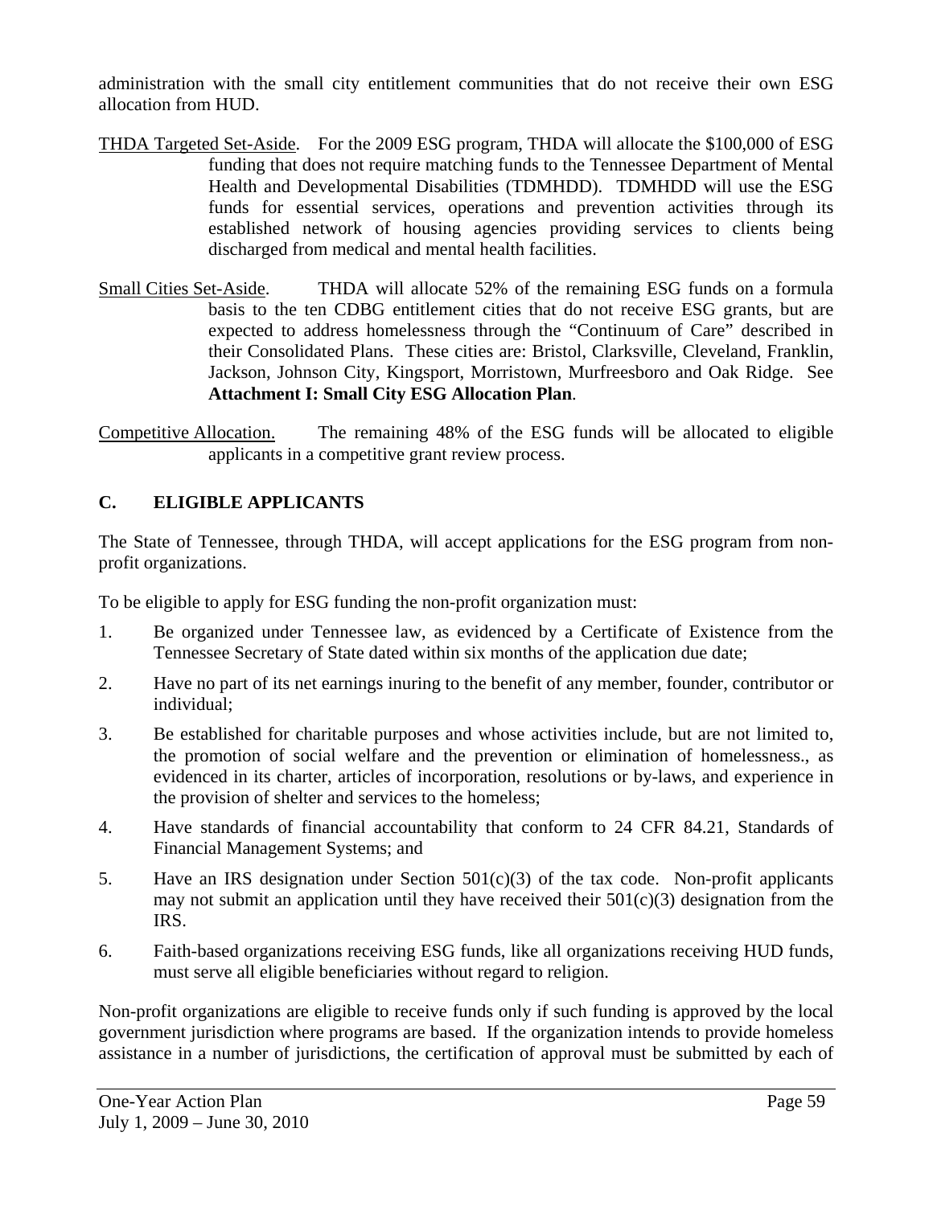administration with the small city entitlement communities that do not receive their own ESG allocation from HUD.

THDA Targeted Set-Aside. For the 2009 ESG program, THDA will allocate the $100,000 of ESG funding that does not require matching funds to the Tennessee Department of Mental Health and Developmental Disabilities (TDMHDD). TDMHDD will use the ESG funds for essential services, operations and prevention activities through its established network of housing agencies providing services to clients being discharged from medical and mental health facilities.

Small Cities Set-Aside. THDA will allocate 52% of the remaining ESG funds on a formula basis to the ten CDBG entitlement cities that do not receive ESG grants, but are expected to address homelessness through the "Continuum of Care" described in their Consolidated Plans. These cities are: Bristol, Clarksville, Cleveland, Franklin, Jackson, Johnson City, Kingsport, Morristown, Murfreesboro and Oak Ridge. See **Attachment I: Small City ESG Allocation Plan**.

Competitive Allocation. The remaining 48% of the ESG funds will be allocated to eligible applicants in a competitive grant review process.

## C. ELIGIBLE APPLICANTS

The State of Tennessee, through THDA, will accept applications for the ESG program from non-profit organizations.

To be eligible to apply for ESG funding the non-profit organization must:

1. Be organized under Tennessee law, as evidenced by a Certificate of Existence from the Tennessee Secretary of State dated within six months of the application due date;
2. Have no part of its net earnings inuring to the benefit of any member, founder, contributor or individual;
3. Be established for charitable purposes and whose activities include, but are not limited to, the promotion of social welfare and the prevention or elimination of homelessness., as evidenced in its charter, articles of incorporation, resolutions or by-laws, and experience in the provision of shelter and services to the homeless;
4. Have standards of financial accountability that conform to 24 CFR 84.21, Standards of Financial Management Systems; and
5. Have an IRS designation under Section 501(c)(3) of the tax code. Non-profit applicants may not submit an application until they have received their 501(c)(3) designation from the IRS.
6. Faith-based organizations receiving ESG funds, like all organizations receiving HUD funds, must serve all eligible beneficiaries without regard to religion.

Non-profit organizations are eligible to receive funds only if such funding is approved by the local government jurisdiction where programs are based. If the organization intends to provide homeless assistance in a number of jurisdictions, the certification of approval must be submitted by each of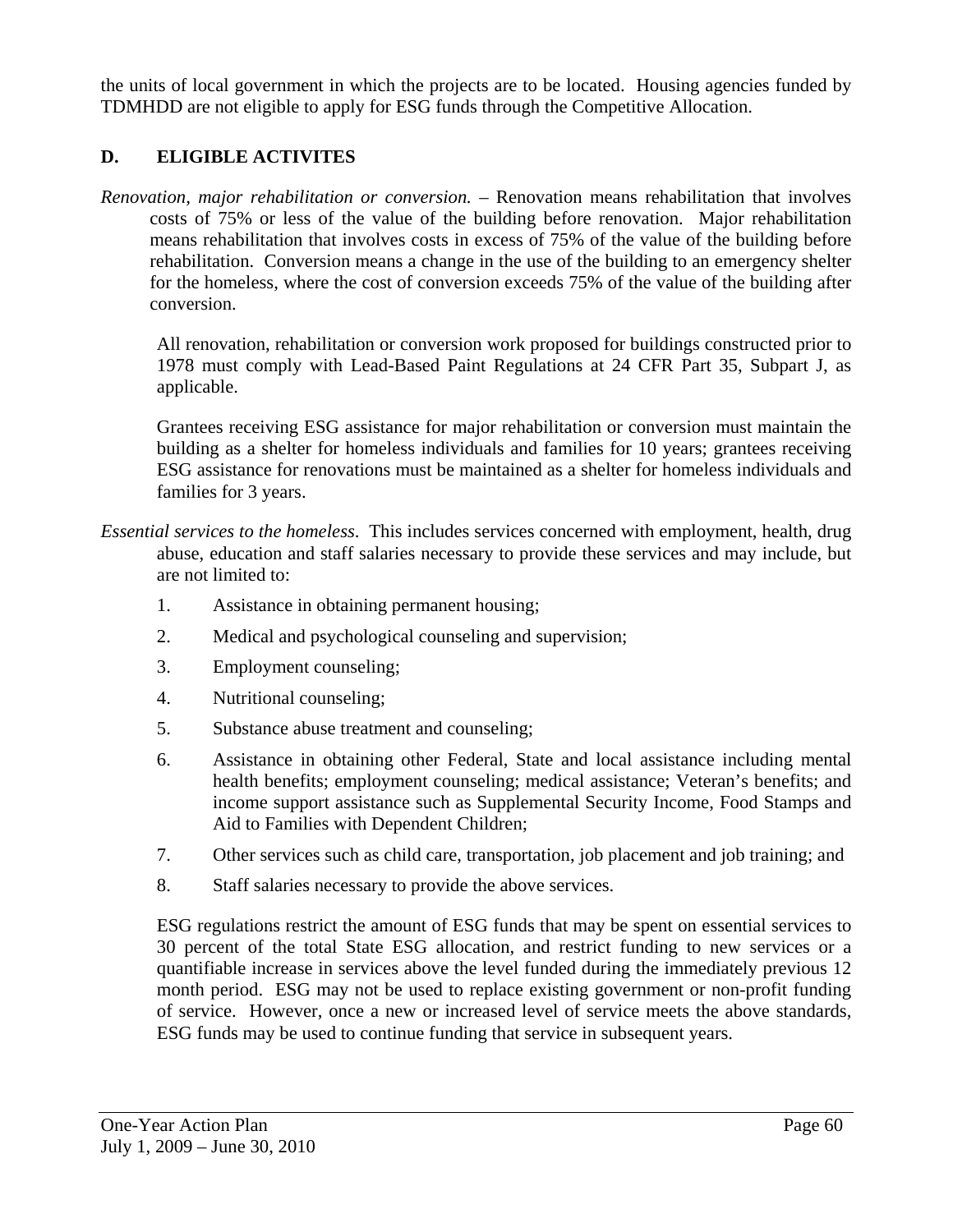the units of local government in which the projects are to be located. Housing agencies funded by TDMHDD are not eligible to apply for ESG funds through the Competitive Allocation.

## D. ELIGIBLE ACTIVITES

*Renovation, major rehabilitation or conversion.* – Renovation means rehabilitation that involves costs of 75% or less of the value of the building before renovation. Major rehabilitation means rehabilitation that involves costs in excess of 75% of the value of the building before rehabilitation. Conversion means a change in the use of the building to an emergency shelter for the homeless, where the cost of conversion exceeds 75% of the value of the building after conversion.

All renovation, rehabilitation or conversion work proposed for buildings constructed prior to 1978 must comply with Lead-Based Paint Regulations at 24 CFR Part 35, Subpart J, as applicable.

Grantees receiving ESG assistance for major rehabilitation or conversion must maintain the building as a shelter for homeless individuals and families for 10 years; grantees receiving ESG assistance for renovations must be maintained as a shelter for homeless individuals and families for 3 years.

*Essential services to the homeless*. This includes services concerned with employment, health, drug abuse, education and staff salaries necessary to provide these services and may include, but are not limited to:

1. Assistance in obtaining permanent housing;
2. Medical and psychological counseling and supervision;
3. Employment counseling;
4. Nutritional counseling;
5. Substance abuse treatment and counseling;
6. Assistance in obtaining other Federal, State and local assistance including mental health benefits; employment counseling; medical assistance; Veteran's benefits; and income support assistance such as Supplemental Security Income, Food Stamps and Aid to Families with Dependent Children;
7. Other services such as child care, transportation, job placement and job training; and
8. Staff salaries necessary to provide the above services.

ESG regulations restrict the amount of ESG funds that may be spent on essential services to 30 percent of the total State ESG allocation, and restrict funding to new services or a quantifiable increase in services above the level funded during the immediately previous 12 month period. ESG may not be used to replace existing government or non-profit funding of service. However, once a new or increased level of service meets the above standards, ESG funds may be used to continue funding that service in subsequent years.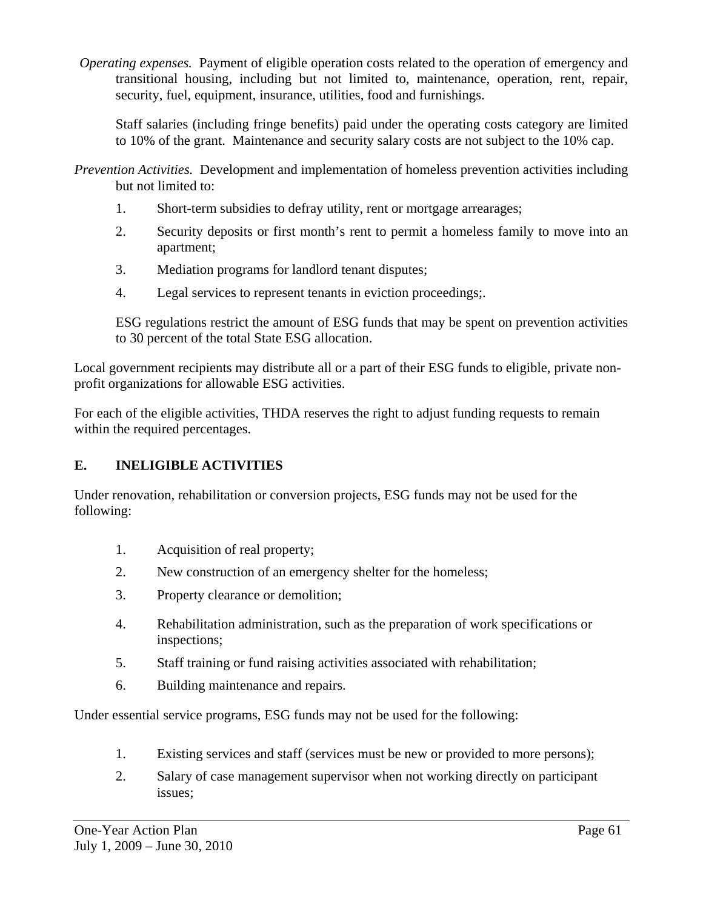*Operating expenses.* Payment of eligible operation costs related to the operation of emergency and transitional housing, including but not limited to, maintenance, operation, rent, repair, security, fuel, equipment, insurance, utilities, food and furnishings.

Staff salaries (including fringe benefits) paid under the operating costs category are limited to 10% of the grant. Maintenance and security salary costs are not subject to the 10% cap.

*Prevention Activities.* Development and implementation of homeless prevention activities including but not limited to:

1. Short-term subsidies to defray utility, rent or mortgage arrearages;
2. Security deposits or first month's rent to permit a homeless family to move into an apartment;
3. Mediation programs for landlord tenant disputes;
4. Legal services to represent tenants in eviction proceedings;.

ESG regulations restrict the amount of ESG funds that may be spent on prevention activities to 30 percent of the total State ESG allocation.

Local government recipients may distribute all or a part of their ESG funds to eligible, private non-profit organizations for allowable ESG activities.

For each of the eligible activities, THDA reserves the right to adjust funding requests to remain within the required percentages.

## E. INELIGIBLE ACTIVITIES

Under renovation, rehabilitation or conversion projects, ESG funds may not be used for the following:

1. Acquisition of real property;
2. New construction of an emergency shelter for the homeless;
3. Property clearance or demolition;
4. Rehabilitation administration, such as the preparation of work specifications or inspections;
5. Staff training or fund raising activities associated with rehabilitation;
6. Building maintenance and repairs.

Under essential service programs, ESG funds may not be used for the following:

1. Existing services and staff (services must be new or provided to more persons);
2. Salary of case management supervisor when not working directly on participant issues;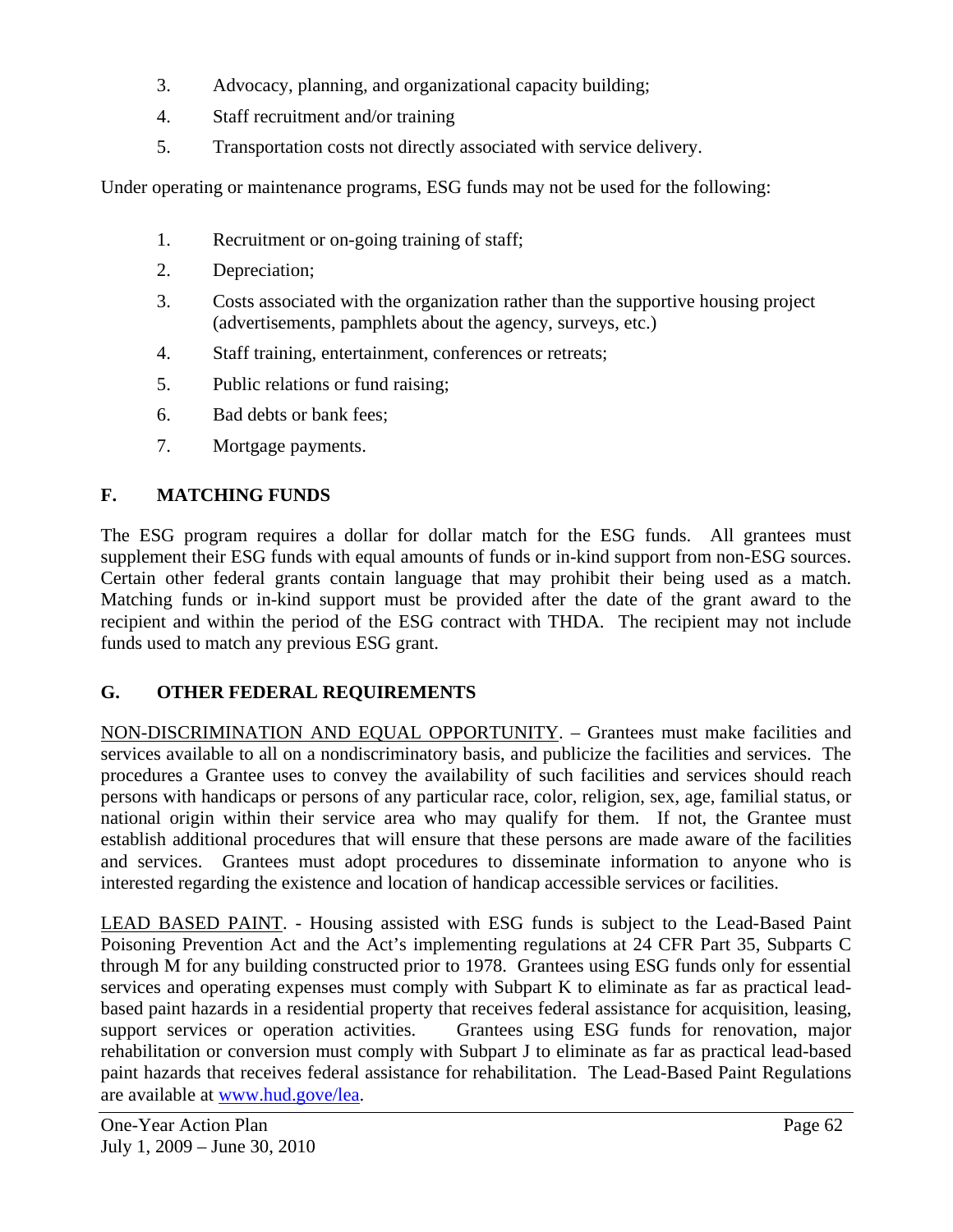3. Advocacy, planning, and organizational capacity building;
4. Staff recruitment and/or training
5. Transportation costs not directly associated with service delivery.

Under operating or maintenance programs, ESG funds may not be used for the following:

1. Recruitment or on-going training of staff;
2. Depreciation;
3. Costs associated with the organization rather than the supportive housing project (advertisements, pamphlets about the agency, surveys, etc.)
4. Staff training, entertainment, conferences or retreats;
5. Public relations or fund raising;
6. Bad debts or bank fees;
7. Mortgage payments.

## F. MATCHING FUNDS

The ESG program requires a dollar for dollar match for the ESG funds. All grantees must supplement their ESG funds with equal amounts of funds or in-kind support from non-ESG sources. Certain other federal grants contain language that may prohibit their being used as a match. Matching funds or in-kind support must be provided after the date of the grant award to the recipient and within the period of the ESG contract with THDA. The recipient may not include funds used to match any previous ESG grant.

## G. OTHER FEDERAL REQUIREMENTS

NON-DISCRIMINATION AND EQUAL OPPORTUNITY. – Grantees must make facilities and services available to all on a nondiscriminatory basis, and publicize the facilities and services. The procedures a Grantee uses to convey the availability of such facilities and services should reach persons with handicaps or persons of any particular race, color, religion, sex, age, familial status, or national origin within their service area who may qualify for them. If not, the Grantee must establish additional procedures that will ensure that these persons are made aware of the facilities and services. Grantees must adopt procedures to disseminate information to anyone who is interested regarding the existence and location of handicap accessible services or facilities.

LEAD BASED PAINT. - Housing assisted with ESG funds is subject to the Lead-Based Paint Poisoning Prevention Act and the Act's implementing regulations at 24 CFR Part 35, Subparts C through M for any building constructed prior to 1978. Grantees using ESG funds only for essential services and operating expenses must comply with Subpart K to eliminate as far as practical lead-based paint hazards in a residential property that receives federal assistance for acquisition, leasing, support services or operation activities. Grantees using ESG funds for renovation, major rehabilitation or conversion must comply with Subpart J to eliminate as far as practical lead-based paint hazards that receives federal assistance for rehabilitation. The Lead-Based Paint Regulations are available at www.hud.gove/lea.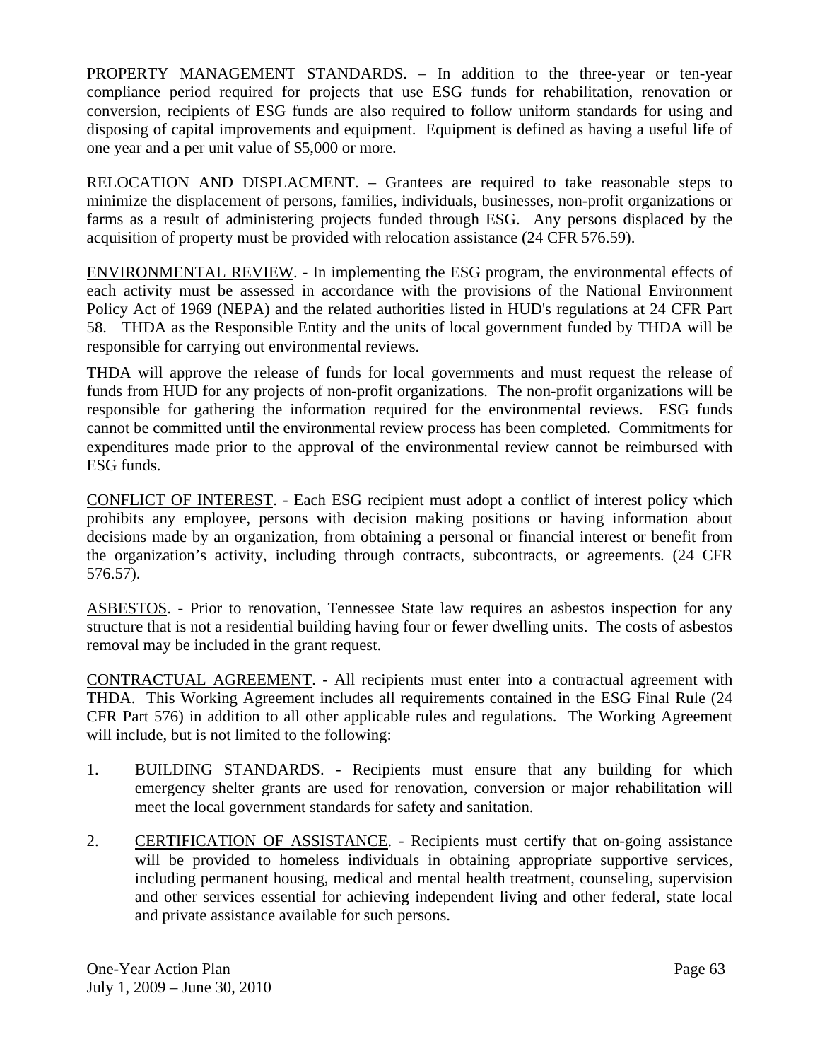<u>PROPERTY MANAGEMENT STANDARDS</u>. – In addition to the three-year or ten-year compliance period required for projects that use ESG funds for rehabilitation, renovation or conversion, recipients of ESG funds are also required to follow uniform standards for using and disposing of capital improvements and equipment. Equipment is defined as having a useful life of one year and a per unit value of $5,000 or more.

<u>RELOCATION AND DISPLACMENT</u>. – Grantees are required to take reasonable steps to minimize the displacement of persons, families, individuals, businesses, non-profit organizations or farms as a result of administering projects funded through ESG. Any persons displaced by the acquisition of property must be provided with relocation assistance (24 CFR 576.59).

<u>ENVIRONMENTAL REVIEW</u>. - In implementing the ESG program, the environmental effects of each activity must be assessed in accordance with the provisions of the National Environment Policy Act of 1969 (NEPA) and the related authorities listed in HUD's regulations at 24 CFR Part 58. THDA as the Responsible Entity and the units of local government funded by THDA will be responsible for carrying out environmental reviews.

THDA will approve the release of funds for local governments and must request the release of funds from HUD for any projects of non-profit organizations. The non-profit organizations will be responsible for gathering the information required for the environmental reviews. ESG funds cannot be committed until the environmental review process has been completed. Commitments for expenditures made prior to the approval of the environmental review cannot be reimbursed with ESG funds.

<u>CONFLICT OF INTEREST</u>. - Each ESG recipient must adopt a conflict of interest policy which prohibits any employee, persons with decision making positions or having information about decisions made by an organization, from obtaining a personal or financial interest or benefit from the organization's activity, including through contracts, subcontracts, or agreements. (24 CFR 576.57).

<u>ASBESTOS</u>. - Prior to renovation, Tennessee State law requires an asbestos inspection for any structure that is not a residential building having four or fewer dwelling units. The costs of asbestos removal may be included in the grant request.

<u>CONTRACTUAL AGREEMENT</u>. - All recipients must enter into a contractual agreement with THDA. This Working Agreement includes all requirements contained in the ESG Final Rule (24 CFR Part 576) in addition to all other applicable rules and regulations. The Working Agreement will include, but is not limited to the following:

1. <u>BUILDING STANDARDS</u>. - Recipients must ensure that any building for which emergency shelter grants are used for renovation, conversion or major rehabilitation will meet the local government standards for safety and sanitation.

2. <u>CERTIFICATION OF ASSISTANCE</u>. - Recipients must certify that on-going assistance will be provided to homeless individuals in obtaining appropriate supportive services, including permanent housing, medical and mental health treatment, counseling, supervision and other services essential for achieving independent living and other federal, state local and private assistance available for such persons.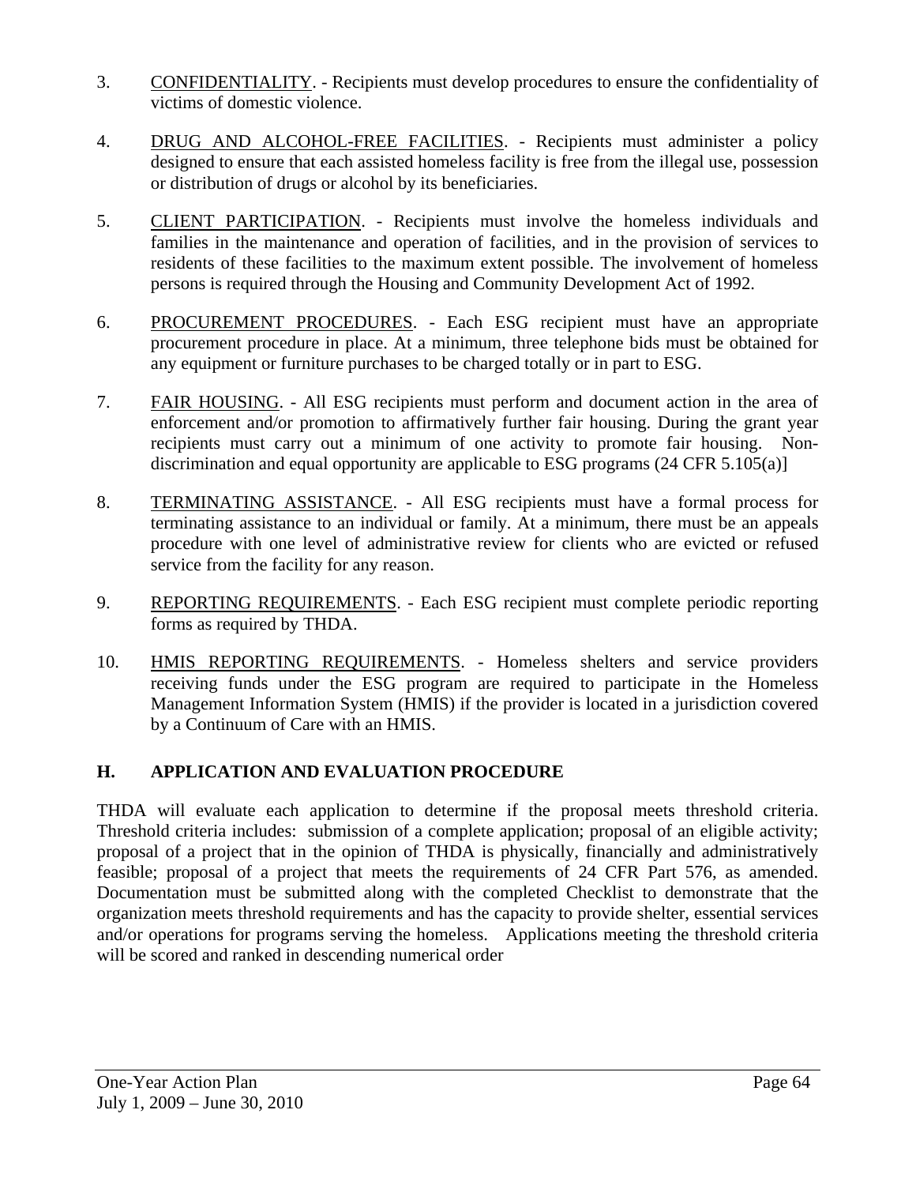3. CONFIDENTIALITY. - Recipients must develop procedures to ensure the confidentiality of victims of domestic violence.

4. DRUG AND ALCOHOL-FREE FACILITIES. - Recipients must administer a policy designed to ensure that each assisted homeless facility is free from the illegal use, possession or distribution of drugs or alcohol by its beneficiaries.

5. CLIENT PARTICIPATION. - Recipients must involve the homeless individuals and families in the maintenance and operation of facilities, and in the provision of services to residents of these facilities to the maximum extent possible. The involvement of homeless persons is required through the Housing and Community Development Act of 1992.

6. PROCUREMENT PROCEDURES. - Each ESG recipient must have an appropriate procurement procedure in place. At a minimum, three telephone bids must be obtained for any equipment or furniture purchases to be charged totally or in part to ESG.

7. FAIR HOUSING. - All ESG recipients must perform and document action in the area of enforcement and/or promotion to affirmatively further fair housing. During the grant year recipients must carry out a minimum of one activity to promote fair housing. Non-discrimination and equal opportunity are applicable to ESG programs (24 CFR 5.105(a)]

8. TERMINATING ASSISTANCE. - All ESG recipients must have a formal process for terminating assistance to an individual or family. At a minimum, there must be an appeals procedure with one level of administrative review for clients who are evicted or refused service from the facility for any reason.

9. REPORTING REQUIREMENTS. - Each ESG recipient must complete periodic reporting forms as required by THDA.

10. HMIS REPORTING REQUIREMENTS. - Homeless shelters and service providers receiving funds under the ESG program are required to participate in the Homeless Management Information System (HMIS) if the provider is located in a jurisdiction covered by a Continuum of Care with an HMIS.

## H. APPLICATION AND EVALUATION PROCEDURE

THDA will evaluate each application to determine if the proposal meets threshold criteria. Threshold criteria includes: submission of a complete application; proposal of an eligible activity; proposal of a project that in the opinion of THDA is physically, financially and administratively feasible; proposal of a project that meets the requirements of 24 CFR Part 576, as amended. Documentation must be submitted along with the completed Checklist to demonstrate that the organization meets threshold requirements and has the capacity to provide shelter, essential services and/or operations for programs serving the homeless. Applications meeting the threshold criteria will be scored and ranked in descending numerical order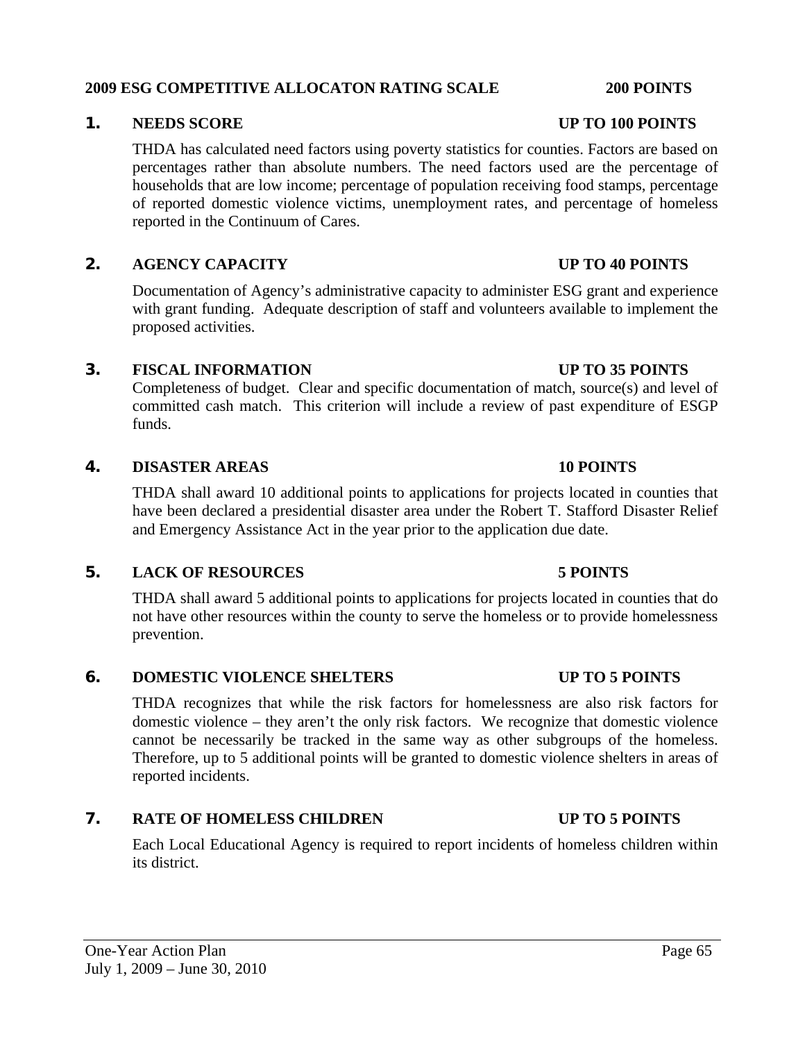## 2009 ESG COMPETITIVE ALLOCATON RATING SCALE 200 POINTS

### 1. NEEDS SCORE UP TO 100 POINTS

THDA has calculated need factors using poverty statistics for counties. Factors are based on percentages rather than absolute numbers. The need factors used are the percentage of households that are low income; percentage of population receiving food stamps, percentage of reported domestic violence victims, unemployment rates, and percentage of homeless reported in the Continuum of Cares.

### 2. AGENCY CAPACITY UP TO 40 POINTS

Documentation of Agency's administrative capacity to administer ESG grant and experience with grant funding. Adequate description of staff and volunteers available to implement the proposed activities.

### 3. FISCAL INFORMATION UP TO 35 POINTS

Completeness of budget. Clear and specific documentation of match, source(s) and level of committed cash match. This criterion will include a review of past expenditure of ESGP funds.

### 4. DISASTER AREAS 10 POINTS

THDA shall award 10 additional points to applications for projects located in counties that have been declared a presidential disaster area under the Robert T. Stafford Disaster Relief and Emergency Assistance Act in the year prior to the application due date.

### 5. LACK OF RESOURCES 5 POINTS

THDA shall award 5 additional points to applications for projects located in counties that do not have other resources within the county to serve the homeless or to provide homelessness prevention.

### 6. DOMESTIC VIOLENCE SHELTERS UP TO 5 POINTS

THDA recognizes that while the risk factors for homelessness are also risk factors for domestic violence – they aren't the only risk factors. We recognize that domestic violence cannot be necessarily be tracked in the same way as other subgroups of the homeless. Therefore, up to 5 additional points will be granted to domestic violence shelters in areas of reported incidents.

### 7. RATE OF HOMELESS CHILDREN UP TO 5 POINTS

Each Local Educational Agency is required to report incidents of homeless children within its district.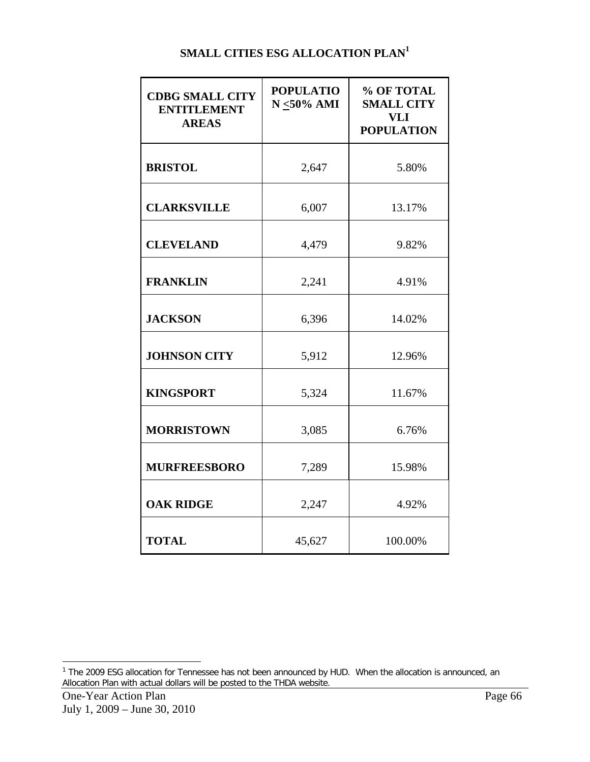## SMALL CITIES ESG ALLOCATION PLAN[1]

| CDBG SMALL CITY ENTITLEMENT AREAS | POPULATION ≤50% AMI | % OF TOTAL SMALL CITY VLI POPULATION |
|---|---|---|
| **BRISTOL** | 2,647 | 5.80% |
| **CLARKSVILLE** | 6,007 | 13.17% |
| **CLEVELAND** | 4,479 | 9.82% |
| **FRANKLIN** | 2,241 | 4.91% |
| **JACKSON** | 6,396 | 14.02% |
| **JOHNSON CITY** | 5,912 | 12.96% |
| **KINGSPORT** | 5,324 | 11.67% |
| **MORRISTOWN** | 3,085 | 6.76% |
| **MURFREESBORO** | 7,289 | 15.98% |
| **OAK RIDGE** | 2,247 | 4.92% |
| **TOTAL** | 45,627 | 100.00% |

[1] The 2009 ESG allocation for Tennessee has not been announced by HUD. When the allocation is announced, an Allocation Plan with actual dollars will be posted to the THDA website.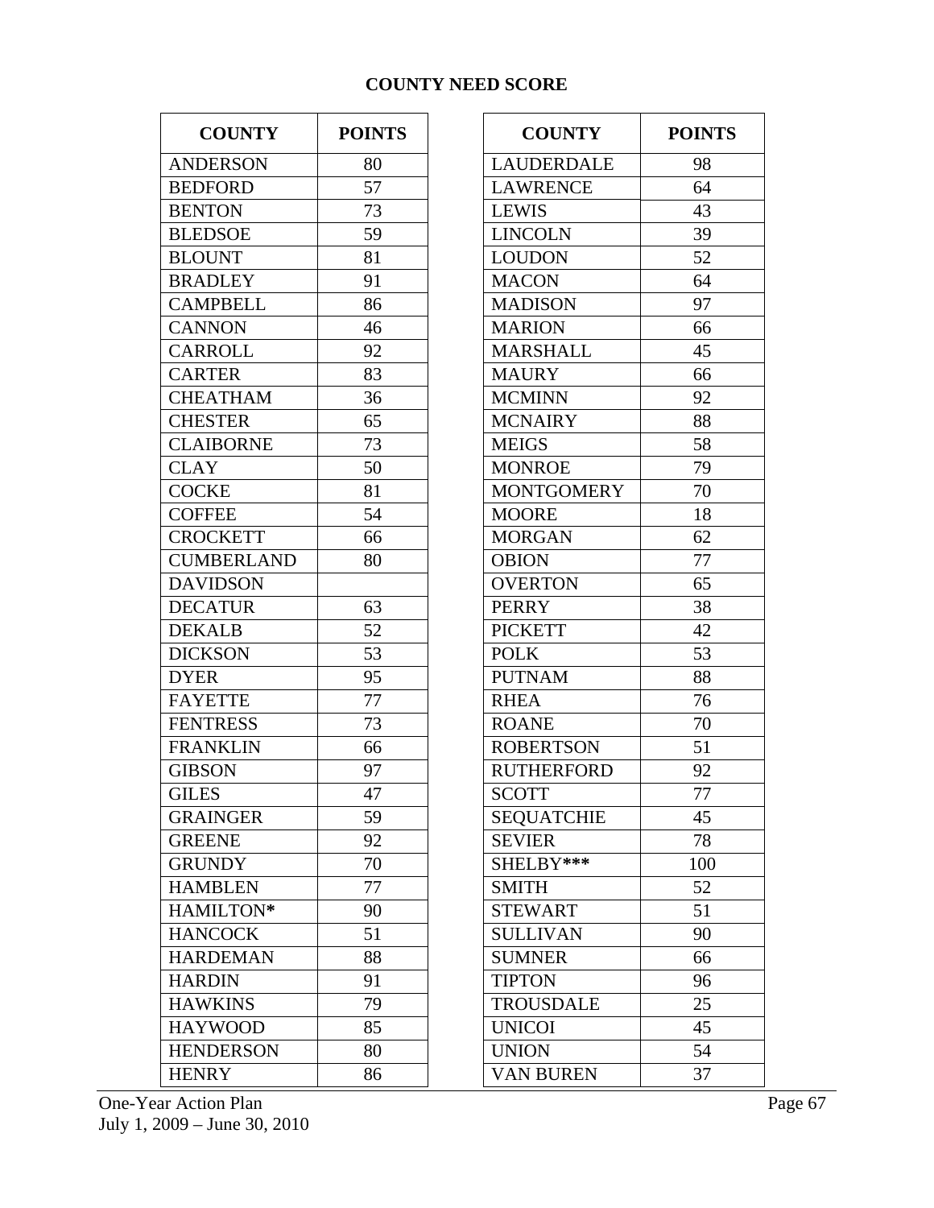**COUNTY NEED SCORE**

| COUNTY | POINTS |
|---|---|
| ANDERSON | 80 |
| BEDFORD | 57 |
| BENTON | 73 |
| BLEDSOE | 59 |
| BLOUNT | 81 |
| BRADLEY | 91 |
| CAMPBELL | 86 |
| CANNON | 46 |
| CARROLL | 92 |
| CARTER | 83 |
| CHEATHAM | 36 |
| CHESTER | 65 |
| CLAIBORNE | 73 |
| CLAY | 50 |
| COCKE | 81 |
| COFFEE | 54 |
| CROCKETT | 66 |
| CUMBERLAND | 80 |
| DAVIDSON | |
| DECATUR | 63 |
| DEKALB | 52 |
| DICKSON | 53 |
| DYER | 95 |
| FAYETTE | 77 |
| FENTRESS | 73 |
| FRANKLIN | 66 |
| GIBSON | 97 |
| GILES | 47 |
| GRAINGER | 59 |
| GREENE | 92 |
| GRUNDY | 70 |
| HAMBLEN | 77 |
| HAMILTON* | 90 |
| HANCOCK | 51 |
| HARDEMAN | 88 |
| HARDIN | 91 |
| HAWKINS | 79 |
| HAYWOOD | 85 |
| HENDERSON | 80 |
| HENRY | 86 |

| COUNTY | POINTS |
|---|---|
| LAUDERDALE | 98 |
| LAWRENCE | 64 |
| LEWIS | 43 |
| LINCOLN | 39 |
| LOUDON | 52 |
| MACON | 64 |
| MADISON | 97 |
| MARION | 66 |
| MARSHALL | 45 |
| MAURY | 66 |
| MCMINN | 92 |
| MCNAIRY | 88 |
| MEIGS | 58 |
| MONROE | 79 |
| MONTGOMERY | 70 |
| MOORE | 18 |
| MORGAN | 62 |
| OBION | 77 |
| OVERTON | 65 |
| PERRY | 38 |
| PICKETT | 42 |
| POLK | 53 |
| PUTNAM | 88 |
| RHEA | 76 |
| ROANE | 70 |
| ROBERTSON | 51 |
| RUTHERFORD | 92 |
| SCOTT | 77 |
| SEQUATCHIE | 45 |
| SEVIER | 78 |
| SHELBY*** | 100 |
| SMITH | 52 |
| STEWART | 51 |
| SULLIVAN | 90 |
| SUMNER | 66 |
| TIPTON | 96 |
| TROUSDALE | 25 |
| UNICOI | 45 |
| UNION | 54 |
| VAN BUREN | 37 |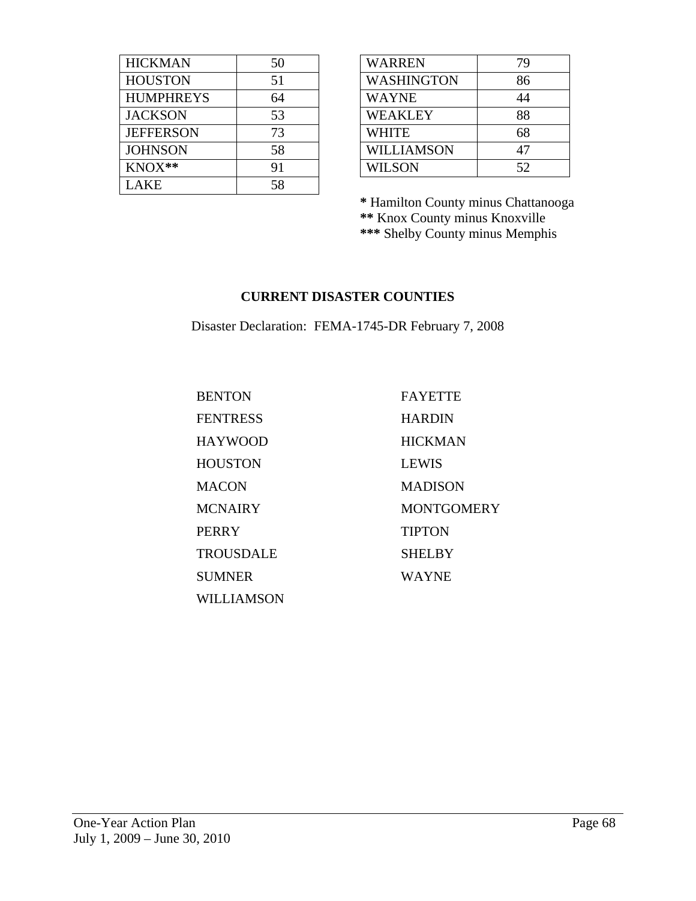| | |
|---|---|
| HICKMAN | 50 |
| HOUSTON | 51 |
| HUMPHREYS | 64 |
| JACKSON | 53 |
| JEFFERSON | 73 |
| JOHNSON | 58 |
| KNOX** | 91 |
| LAKE | 58 |

| | |
|---|---|
| WARREN | 79 |
| WASHINGTON | 86 |
| WAYNE | 44 |
| WEAKLEY | 88 |
| WHITE | 68 |
| WILLIAMSON | 47 |
| WILSON | 52 |

**\*** Hamilton County minus Chattanooga
**\*\*** Knox County minus Knoxville
**\*\*\*** Shelby County minus Memphis

## CURRENT DISASTER COUNTIES

Disaster Declaration: FEMA-1745-DR February 7, 2008

| | |
|---|---|
| BENTON | FAYETTE |
| FENTRESS | HARDIN |
| HAYWOOD | HICKMAN |
| HOUSTON | LEWIS |
| MACON | MADISON |
| MCNAIRY | MONTGOMERY |
| PERRY | TIPTON |
| TROUSDALE | SHELBY |
| SUMNER | WAYNE |
| WILLIAMSON | |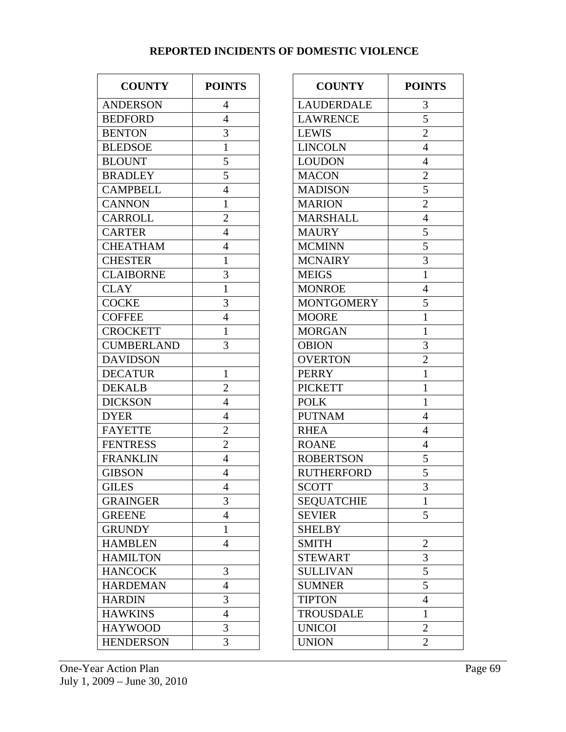## REPORTED INCIDENTS OF DOMESTIC VIOLENCE

| COUNTY | POINTS |
|---|---|
| ANDERSON | 4 |
| BEDFORD | 4 |
| BENTON | 3 |
| BLEDSOE | 1 |
| BLOUNT | 5 |
| BRADLEY | 5 |
| CAMPBELL | 4 |
| CANNON | 1 |
| CARROLL | 2 |
| CARTER | 4 |
| CHEATHAM | 4 |
| CHESTER | 1 |
| CLAIBORNE | 3 |
| CLAY | 1 |
| COCKE | 3 |
| COFFEE | 4 |
| CROCKETT | 1 |
| CUMBERLAND | 3 |
| DAVIDSON | |
| DECATUR | 1 |
| DEKALB | 2 |
| DICKSON | 4 |
| DYER | 4 |
| FAYETTE | 2 |
| FENTRESS | 2 |
| FRANKLIN | 4 |
| GIBSON | 4 |
| GILES | 4 |
| GRAINGER | 3 |
| GREENE | 4 |
| GRUNDY | 1 |
| HAMBLEN | 4 |
| HAMILTON | |
| HANCOCK | 3 |
| HARDEMAN | 4 |
| HARDIN | 3 |
| HAWKINS | 4 |
| HAYWOOD | 3 |
| HENDERSON | 3 |

| COUNTY | POINTS |
|---|---|
| LAUDERDALE | 3 |
| LAWRENCE | 5 |
| LEWIS | 2 |
| LINCOLN | 4 |
| LOUDON | 4 |
| MACON | 2 |
| MADISON | 5 |
| MARION | 2 |
| MARSHALL | 4 |
| MAURY | 5 |
| MCMINN | 5 |
| MCNAIRY | 3 |
| MEIGS | 1 |
| MONROE | 4 |
| MONTGOMERY | 5 |
| MOORE | 1 |
| MORGAN | 1 |
| OBION | 3 |
| OVERTON | 2 |
| PERRY | 1 |
| PICKETT | 1 |
| POLK | 1 |
| PUTNAM | 4 |
| RHEA | 4 |
| ROANE | 4 |
| ROBERTSON | 5 |
| RUTHERFORD | 5 |
| SCOTT | 3 |
| SEQUATCHIE | 1 |
| SEVIER | 5 |
| SHELBY | |
| SMITH | 2 |
| STEWART | 3 |
| SULLIVAN | 5 |
| SUMNER | 5 |
| TIPTON | 4 |
| TROUSDALE | 1 |
| UNICOI | 2 |
| UNION | 2 |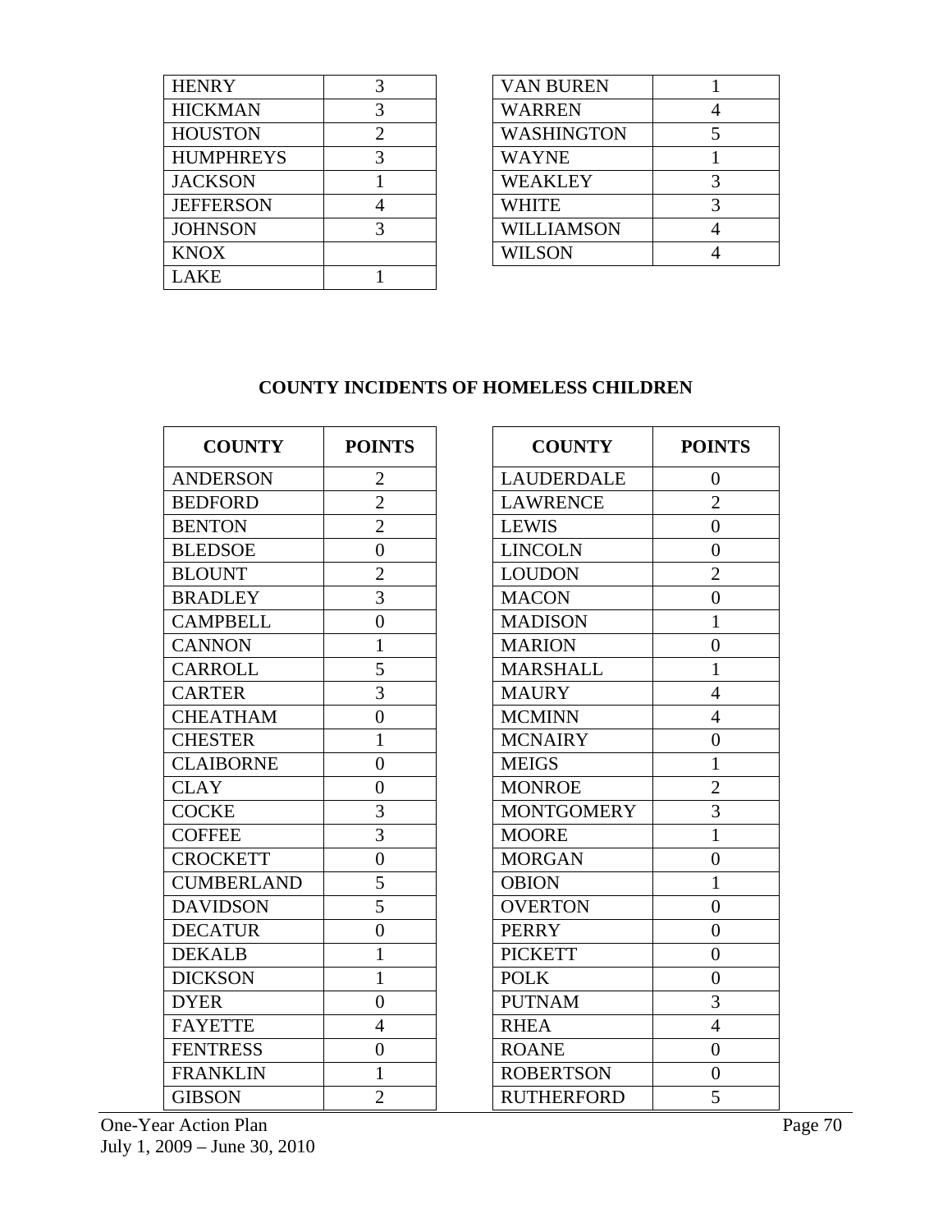| | |
|---|---|
| HENRY | 3 |
| HICKMAN | 3 |
| HOUSTON | 2 |
| HUMPHREYS | 3 |
| JACKSON | 1 |
| JEFFERSON | 4 |
| JOHNSON | 3 |
| KNOX | |
| LAKE | 1 |
| VAN BUREN | 1 |
| WARREN | 4 |
| WASHINGTON | 5 |
| WAYNE | 1 |
| WEAKLEY | 3 |
| WHITE | 3 |
| WILLIAMSON | 4 |
| WILSON | 4 |

**COUNTY INCIDENTS OF HOMELESS CHILDREN**

| COUNTY | POINTS |
|---|---|
| ANDERSON | 2 |
| BEDFORD | 2 |
| BENTON | 2 |
| BLEDSOE | 0 |
| BLOUNT | 2 |
| BRADLEY | 3 |
| CAMPBELL | 0 |
| CANNON | 1 |
| CARROLL | 5 |
| CARTER | 3 |
| CHEATHAM | 0 |
| CHESTER | 1 |
| CLAIBORNE | 0 |
| CLAY | 0 |
| COCKE | 3 |
| COFFEE | 3 |
| CROCKETT | 0 |
| CUMBERLAND | 5 |
| DAVIDSON | 5 |
| DECATUR | 0 |
| DEKALB | 1 |
| DICKSON | 1 |
| DYER | 0 |
| FAYETTE | 4 |
| FENTRESS | 0 |
| FRANKLIN | 1 |
| GIBSON | 2 |
| LAUDERDALE | 0 |
| LAWRENCE | 2 |
| LEWIS | 0 |
| LINCOLN | 0 |
| LOUDON | 2 |
| MACON | 0 |
| MADISON | 1 |
| MARION | 0 |
| MARSHALL | 1 |
| MAURY | 4 |
| MCMINN | 4 |
| MCNAIRY | 0 |
| MEIGS | 1 |
| MONROE | 2 |
| MONTGOMERY | 3 |
| MOORE | 1 |
| MORGAN | 0 |
| OBION | 1 |
| OVERTON | 0 |
| PERRY | 0 |
| PICKETT | 0 |
| POLK | 0 |
| PUTNAM | 3 |
| RHEA | 4 |
| ROANE | 0 |
| ROBERTSON | 0 |
| RUTHERFORD | 5 |

One-Year Action Plan
July 1, 2009 – June 30, 2010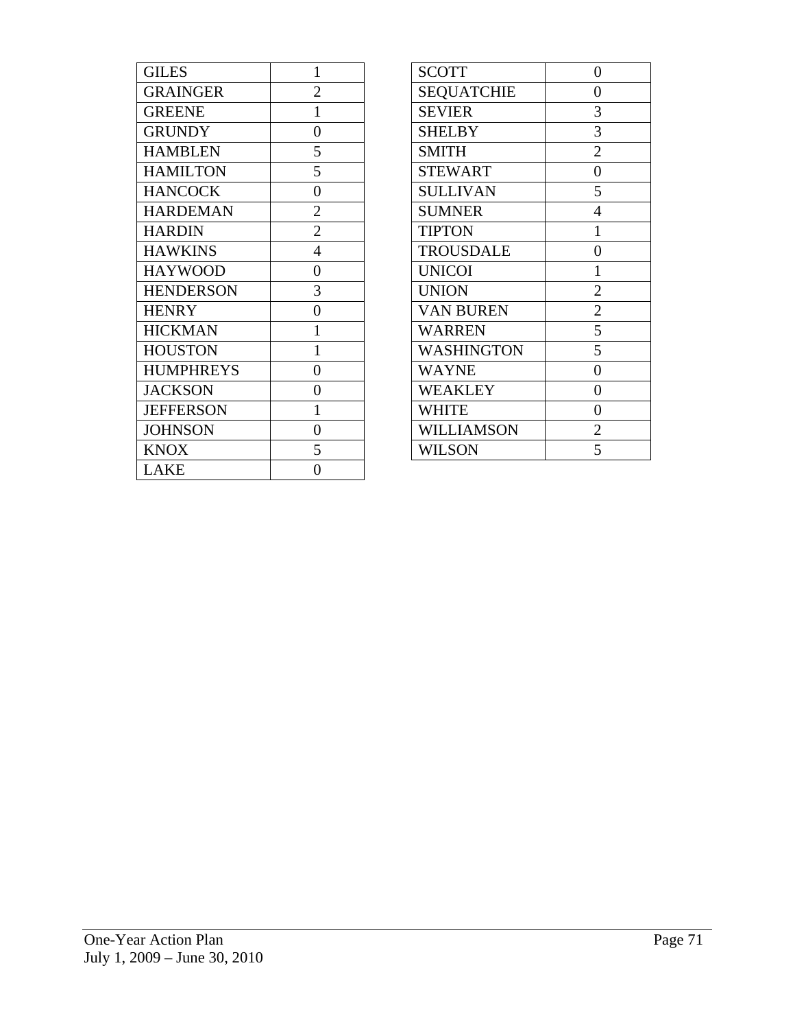| | |
|---|---|
| GILES | 1 |
| GRAINGER | 2 |
| GREENE | 1 |
| GRUNDY | 0 |
| HAMBLEN | 5 |
| HAMILTON | 5 |
| HANCOCK | 0 |
| HARDEMAN | 2 |
| HARDIN | 2 |
| HAWKINS | 4 |
| HAYWOOD | 0 |
| HENDERSON | 3 |
| HENRY | 0 |
| HICKMAN | 1 |
| HOUSTON | 1 |
| HUMPHREYS | 0 |
| JACKSON | 0 |
| JEFFERSON | 1 |
| JOHNSON | 0 |
| KNOX | 5 |
| LAKE | 0 |

| | |
|---|---|
| SCOTT | 0 |
| SEQUATCHIE | 0 |
| SEVIER | 3 |
| SHELBY | 3 |
| SMITH | 2 |
| STEWART | 0 |
| SULLIVAN | 5 |
| SUMNER | 4 |
| TIPTON | 1 |
| TROUSDALE | 0 |
| UNICOI | 1 |
| UNION | 2 |
| VAN BUREN | 2 |
| WARREN | 5 |
| WASHINGTON | 5 |
| WAYNE | 0 |
| WEAKLEY | 0 |
| WHITE | 0 |
| WILLIAMSON | 2 |
| WILSON | 5 |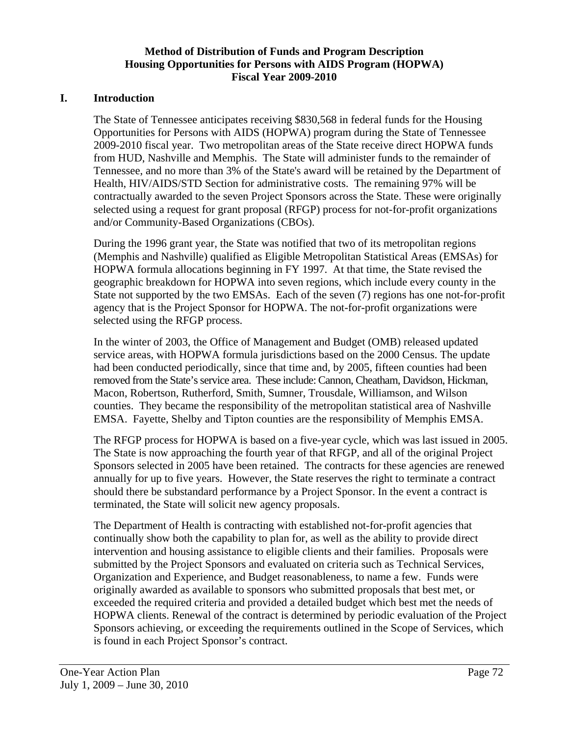**Method of Distribution of Funds and Program Description**
**Housing Opportunities for Persons with AIDS Program (HOPWA)**
**Fiscal Year 2009-2010**

## I. Introduction

The State of Tennessee anticipates receiving $830,568 in federal funds for the Housing Opportunities for Persons with AIDS (HOPWA) program during the State of Tennessee 2009-2010 fiscal year. Two metropolitan areas of the State receive direct HOPWA funds from HUD, Nashville and Memphis. The State will administer funds to the remainder of Tennessee, and no more than 3% of the State's award will be retained by the Department of Health, HIV/AIDS/STD Section for administrative costs. The remaining 97% will be contractually awarded to the seven Project Sponsors across the State. These were originally selected using a request for grant proposal (RFGP) process for not-for-profit organizations and/or Community-Based Organizations (CBOs).

During the 1996 grant year, the State was notified that two of its metropolitan regions (Memphis and Nashville) qualified as Eligible Metropolitan Statistical Areas (EMSAs) for HOPWA formula allocations beginning in FY 1997. At that time, the State revised the geographic breakdown for HOPWA into seven regions, which include every county in the State not supported by the two EMSAs. Each of the seven (7) regions has one not-for-profit agency that is the Project Sponsor for HOPWA. The not-for-profit organizations were selected using the RFGP process.

In the winter of 2003, the Office of Management and Budget (OMB) released updated service areas, with HOPWA formula jurisdictions based on the 2000 Census. The update had been conducted periodically, since that time and, by 2005, fifteen counties had been removed from the State's service area. These include: Cannon, Cheatham, Davidson, Hickman, Macon, Robertson, Rutherford, Smith, Sumner, Trousdale, Williamson, and Wilson counties. They became the responsibility of the metropolitan statistical area of Nashville EMSA. Fayette, Shelby and Tipton counties are the responsibility of Memphis EMSA.

The RFGP process for HOPWA is based on a five-year cycle, which was last issued in 2005. The State is now approaching the fourth year of that RFGP, and all of the original Project Sponsors selected in 2005 have been retained. The contracts for these agencies are renewed annually for up to five years. However, the State reserves the right to terminate a contract should there be substandard performance by a Project Sponsor. In the event a contract is terminated, the State will solicit new agency proposals.

The Department of Health is contracting with established not-for-profit agencies that continually show both the capability to plan for, as well as the ability to provide direct intervention and housing assistance to eligible clients and their families. Proposals were submitted by the Project Sponsors and evaluated on criteria such as Technical Services, Organization and Experience, and Budget reasonableness, to name a few. Funds were originally awarded as available to sponsors who submitted proposals that best met, or exceeded the required criteria and provided a detailed budget which best met the needs of HOPWA clients. Renewal of the contract is determined by periodic evaluation of the Project Sponsors achieving, or exceeding the requirements outlined in the Scope of Services, which is found in each Project Sponsor's contract.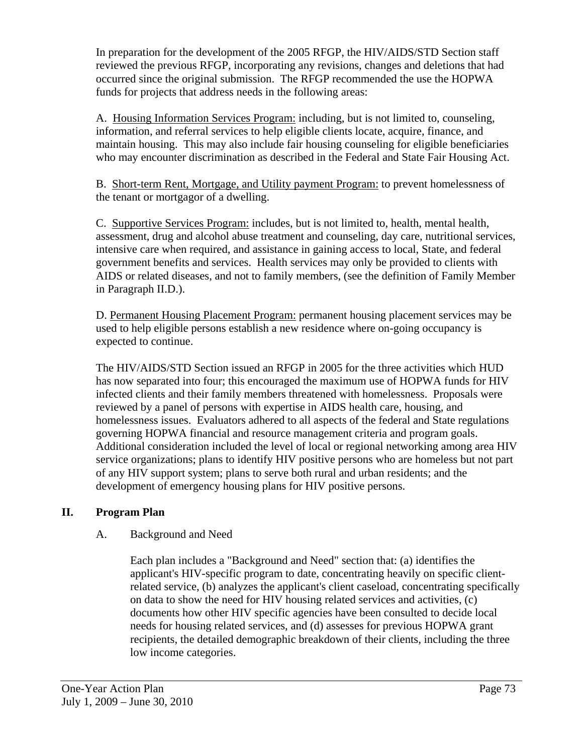In preparation for the development of the 2005 RFGP, the HIV/AIDS/STD Section staff reviewed the previous RFGP, incorporating any revisions, changes and deletions that had occurred since the original submission. The RFGP recommended the use the HOPWA funds for projects that address needs in the following areas:

A. Housing Information Services Program: including, but is not limited to, counseling, information, and referral services to help eligible clients locate, acquire, finance, and maintain housing. This may also include fair housing counseling for eligible beneficiaries who may encounter discrimination as described in the Federal and State Fair Housing Act.

B. Short-term Rent, Mortgage, and Utility payment Program: to prevent homelessness of the tenant or mortgagor of a dwelling.

C. Supportive Services Program: includes, but is not limited to, health, mental health, assessment, drug and alcohol abuse treatment and counseling, day care, nutritional services, intensive care when required, and assistance in gaining access to local, State, and federal government benefits and services. Health services may only be provided to clients with AIDS or related diseases, and not to family members, (see the definition of Family Member in Paragraph II.D.).

D. Permanent Housing Placement Program: permanent housing placement services may be used to help eligible persons establish a new residence where on-going occupancy is expected to continue.

The HIV/AIDS/STD Section issued an RFGP in 2005 for the three activities which HUD has now separated into four; this encouraged the maximum use of HOPWA funds for HIV infected clients and their family members threatened with homelessness. Proposals were reviewed by a panel of persons with expertise in AIDS health care, housing, and homelessness issues. Evaluators adhered to all aspects of the federal and State regulations governing HOPWA financial and resource management criteria and program goals. Additional consideration included the level of local or regional networking among area HIV service organizations; plans to identify HIV positive persons who are homeless but not part of any HIV support system; plans to serve both rural and urban residents; and the development of emergency housing plans for HIV positive persons.

## II. Program Plan

### A. Background and Need

Each plan includes a "Background and Need" section that: (a) identifies the applicant's HIV-specific program to date, concentrating heavily on specific client-related service, (b) analyzes the applicant's client caseload, concentrating specifically on data to show the need for HIV housing related services and activities, (c) documents how other HIV specific agencies have been consulted to decide local needs for housing related services, and (d) assesses for previous HOPWA grant recipients, the detailed demographic breakdown of their clients, including the three low income categories.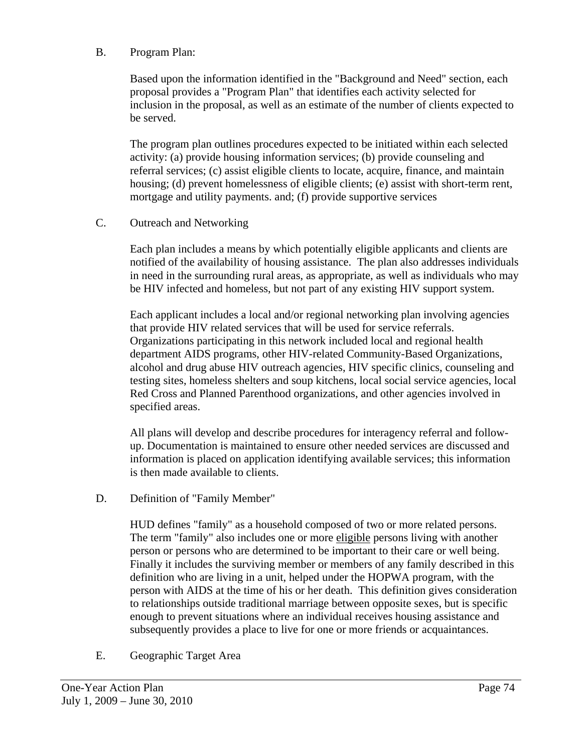B. Program Plan:

Based upon the information identified in the "Background and Need" section, each proposal provides a "Program Plan" that identifies each activity selected for inclusion in the proposal, as well as an estimate of the number of clients expected to be served.

The program plan outlines procedures expected to be initiated within each selected activity: (a) provide housing information services; (b) provide counseling and referral services; (c) assist eligible clients to locate, acquire, finance, and maintain housing; (d) prevent homelessness of eligible clients; (e) assist with short-term rent, mortgage and utility payments. and; (f) provide supportive services

C. Outreach and Networking

Each plan includes a means by which potentially eligible applicants and clients are notified of the availability of housing assistance. The plan also addresses individuals in need in the surrounding rural areas, as appropriate, as well as individuals who may be HIV infected and homeless, but not part of any existing HIV support system.

Each applicant includes a local and/or regional networking plan involving agencies that provide HIV related services that will be used for service referrals. Organizations participating in this network included local and regional health department AIDS programs, other HIV-related Community-Based Organizations, alcohol and drug abuse HIV outreach agencies, HIV specific clinics, counseling and testing sites, homeless shelters and soup kitchens, local social service agencies, local Red Cross and Planned Parenthood organizations, and other agencies involved in specified areas.

All plans will develop and describe procedures for interagency referral and follow-up. Documentation is maintained to ensure other needed services are discussed and information is placed on application identifying available services; this information is then made available to clients.

D. Definition of "Family Member"

HUD defines "family" as a household composed of two or more related persons. The term "family" also includes one or more eligible persons living with another person or persons who are determined to be important to their care or well being. Finally it includes the surviving member or members of any family described in this definition who are living in a unit, helped under the HOPWA program, with the person with AIDS at the time of his or her death. This definition gives consideration to relationships outside traditional marriage between opposite sexes, but is specific enough to prevent situations where an individual receives housing assistance and subsequently provides a place to live for one or more friends or acquaintances.

E. Geographic Target Area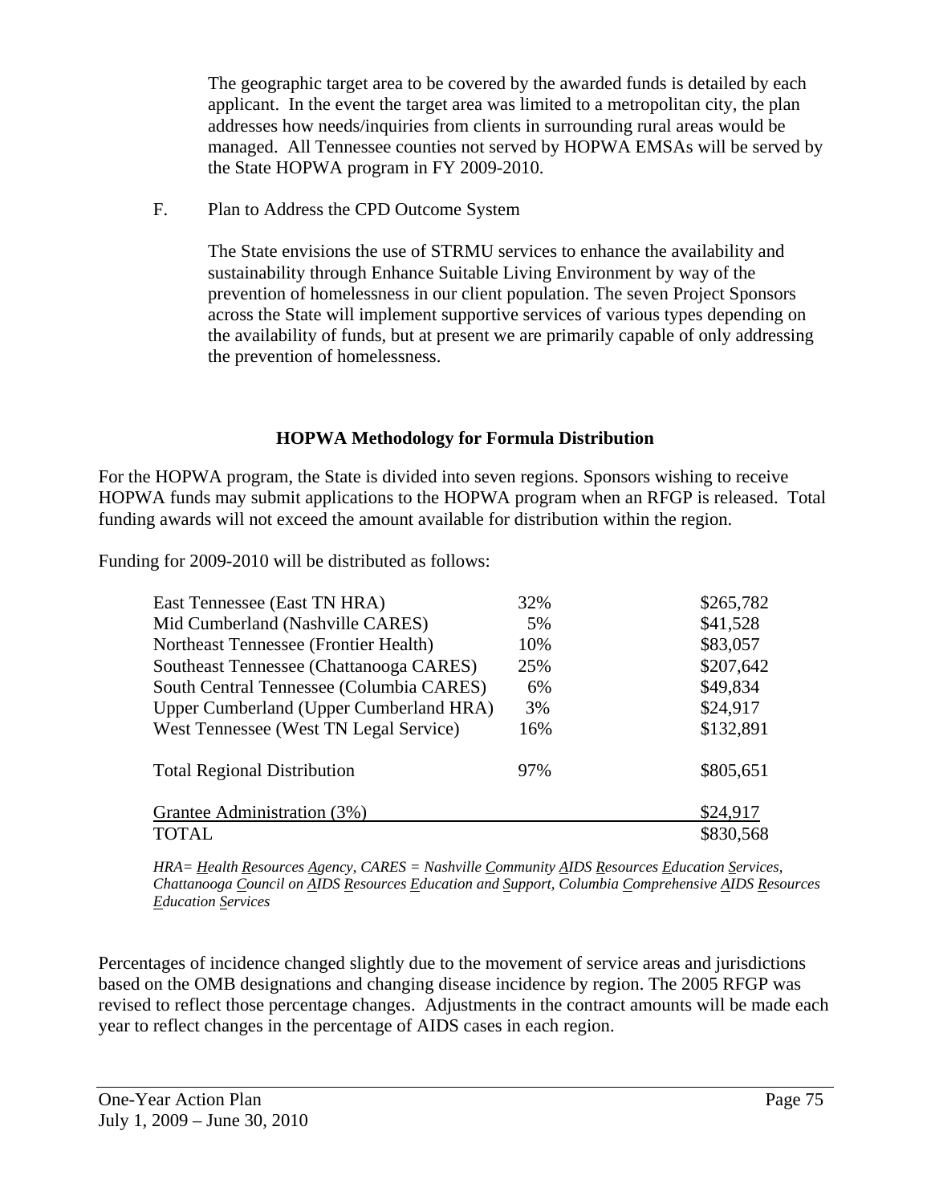The geographic target area to be covered by the awarded funds is detailed by each applicant. In the event the target area was limited to a metropolitan city, the plan addresses how needs/inquiries from clients in surrounding rural areas would be managed. All Tennessee counties not served by HOPWA EMSAs will be served by the State HOPWA program in FY 2009-2010.

F. Plan to Address the CPD Outcome System

The State envisions the use of STRMU services to enhance the availability and sustainability through Enhance Suitable Living Environment by way of the prevention of homelessness in our client population. The seven Project Sponsors across the State will implement supportive services of various types depending on the availability of funds, but at present we are primarily capable of only addressing the prevention of homelessness.

## HOPWA Methodology for Formula Distribution

For the HOPWA program, the State is divided into seven regions. Sponsors wishing to receive HOPWA funds may submit applications to the HOPWA program when an RFGP is released. Total funding awards will not exceed the amount available for distribution within the region.

Funding for 2009-2010 will be distributed as follows:

| | | |
|---|---|---|
| East Tennessee (East TN HRA) | 32% | $265,782 |
| Mid Cumberland (Nashville CARES) | 5% | $41,528 |
| Northeast Tennessee (Frontier Health) | 10% | $83,057 |
| Southeast Tennessee (Chattanooga CARES) | 25% | $207,642 |
| South Central Tennessee (Columbia CARES) | 6% | $49,834 |
| Upper Cumberland (Upper Cumberland HRA) | 3% | $24,917 |
| West Tennessee (West TN Legal Service) | 16% | $132,891 |
| Total Regional Distribution | 97% | $805,651 |
| Grantee Administration (3%) | | $24,917 |
| TOTAL | | $830,568 |

*HRA= Health Resources Agency, CARES = Nashville Community AIDS Resources Education Services, Chattanooga Council on AIDS Resources Education and Support, Columbia Comprehensive AIDS Resources Education Services*

Percentages of incidence changed slightly due to the movement of service areas and jurisdictions based on the OMB designations and changing disease incidence by region. The 2005 RFGP was revised to reflect those percentage changes. Adjustments in the contract amounts will be made each year to reflect changes in the percentage of AIDS cases in each region.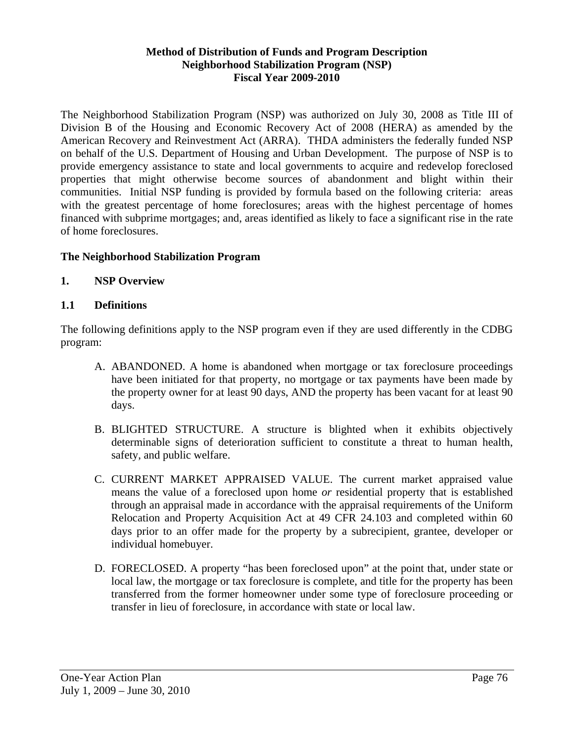**Method of Distribution of Funds and Program Description**
**Neighborhood Stabilization Program (NSP)**
**Fiscal Year 2009-2010**

The Neighborhood Stabilization Program (NSP) was authorized on July 30, 2008 as Title III of Division B of the Housing and Economic Recovery Act of 2008 (HERA) as amended by the American Recovery and Reinvestment Act (ARRA). THDA administers the federally funded NSP on behalf of the U.S. Department of Housing and Urban Development. The purpose of NSP is to provide emergency assistance to state and local governments to acquire and redevelop foreclosed properties that might otherwise become sources of abandonment and blight within their communities. Initial NSP funding is provided by formula based on the following criteria: areas with the greatest percentage of home foreclosures; areas with the highest percentage of homes financed with subprime mortgages; and, areas identified as likely to face a significant rise in the rate of home foreclosures.

## The Neighborhood Stabilization Program

## 1. NSP Overview

### 1.1 Definitions

The following definitions apply to the NSP program even if they are used differently in the CDBG program:

A. ABANDONED. A home is abandoned when mortgage or tax foreclosure proceedings have been initiated for that property, no mortgage or tax payments have been made by the property owner for at least 90 days, AND the property has been vacant for at least 90 days.

B. BLIGHTED STRUCTURE. A structure is blighted when it exhibits objectively determinable signs of deterioration sufficient to constitute a threat to human health, safety, and public welfare.

C. CURRENT MARKET APPRAISED VALUE. The current market appraised value means the value of a foreclosed upon home *or* residential property that is established through an appraisal made in accordance with the appraisal requirements of the Uniform Relocation and Property Acquisition Act at 49 CFR 24.103 and completed within 60 days prior to an offer made for the property by a subrecipient, grantee, developer or individual homebuyer.

D. FORECLOSED. A property "has been foreclosed upon" at the point that, under state or local law, the mortgage or tax foreclosure is complete, and title for the property has been transferred from the former homeowner under some type of foreclosure proceeding or transfer in lieu of foreclosure, in accordance with state or local law.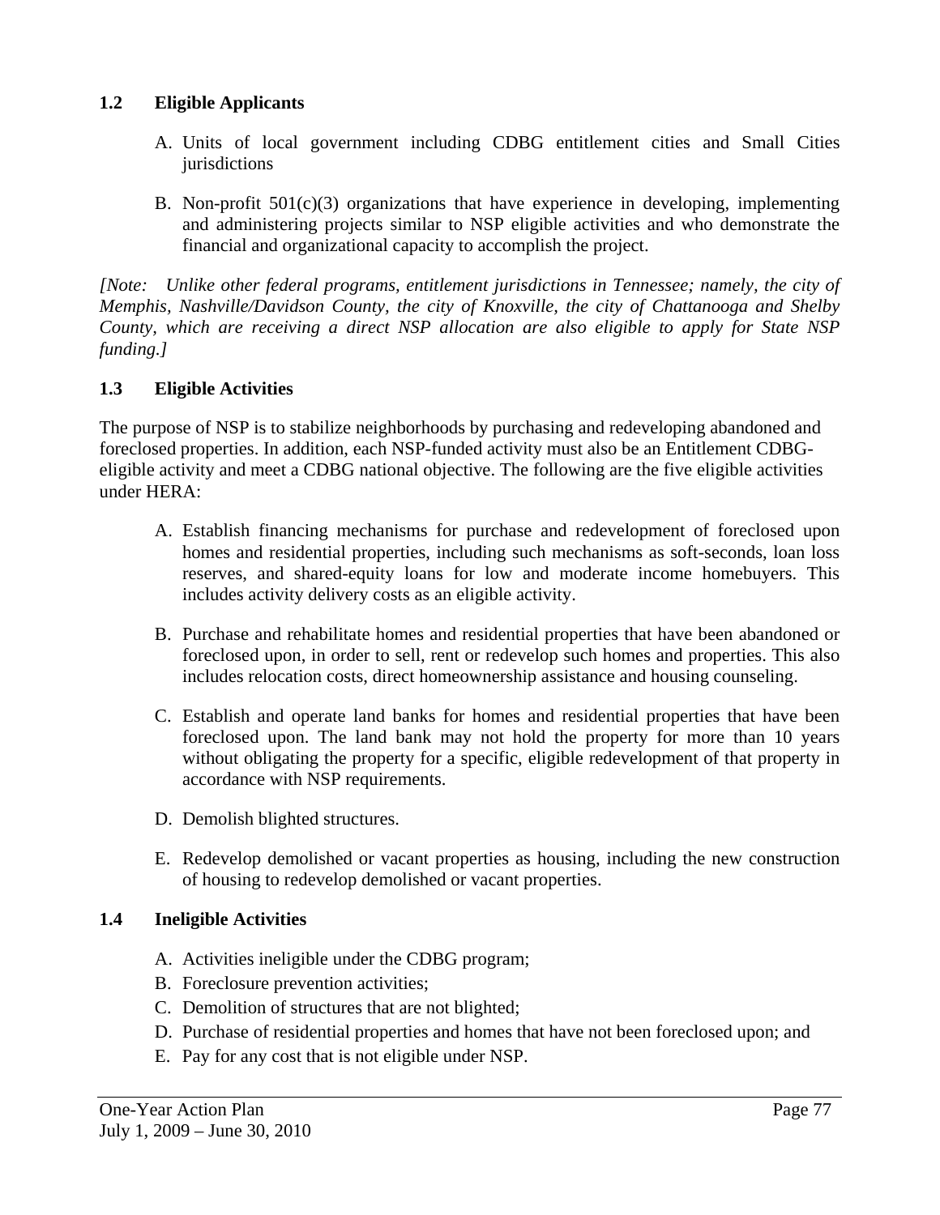### 1.2 Eligible Applicants

A. Units of local government including CDBG entitlement cities and Small Cities jurisdictions

B. Non-profit 501(c)(3) organizations that have experience in developing, implementing and administering projects similar to NSP eligible activities and who demonstrate the financial and organizational capacity to accomplish the project.

*[Note: Unlike other federal programs, entitlement jurisdictions in Tennessee; namely, the city of Memphis, Nashville/Davidson County, the city of Knoxville, the city of Chattanooga and Shelby County, which are receiving a direct NSP allocation are also eligible to apply for State NSP funding.]*

### 1.3 Eligible Activities

The purpose of NSP is to stabilize neighborhoods by purchasing and redeveloping abandoned and foreclosed properties. In addition, each NSP-funded activity must also be an Entitlement CDBG-eligible activity and meet a CDBG national objective. The following are the five eligible activities under HERA:

A. Establish financing mechanisms for purchase and redevelopment of foreclosed upon homes and residential properties, including such mechanisms as soft-seconds, loan loss reserves, and shared-equity loans for low and moderate income homebuyers. This includes activity delivery costs as an eligible activity.

B. Purchase and rehabilitate homes and residential properties that have been abandoned or foreclosed upon, in order to sell, rent or redevelop such homes and properties. This also includes relocation costs, direct homeownership assistance and housing counseling.

C. Establish and operate land banks for homes and residential properties that have been foreclosed upon. The land bank may not hold the property for more than 10 years without obligating the property for a specific, eligible redevelopment of that property in accordance with NSP requirements.

D. Demolish blighted structures.

E. Redevelop demolished or vacant properties as housing, including the new construction of housing to redevelop demolished or vacant properties.

### 1.4 Ineligible Activities

A. Activities ineligible under the CDBG program;
B. Foreclosure prevention activities;
C. Demolition of structures that are not blighted;
D. Purchase of residential properties and homes that have not been foreclosed upon; and
E. Pay for any cost that is not eligible under NSP.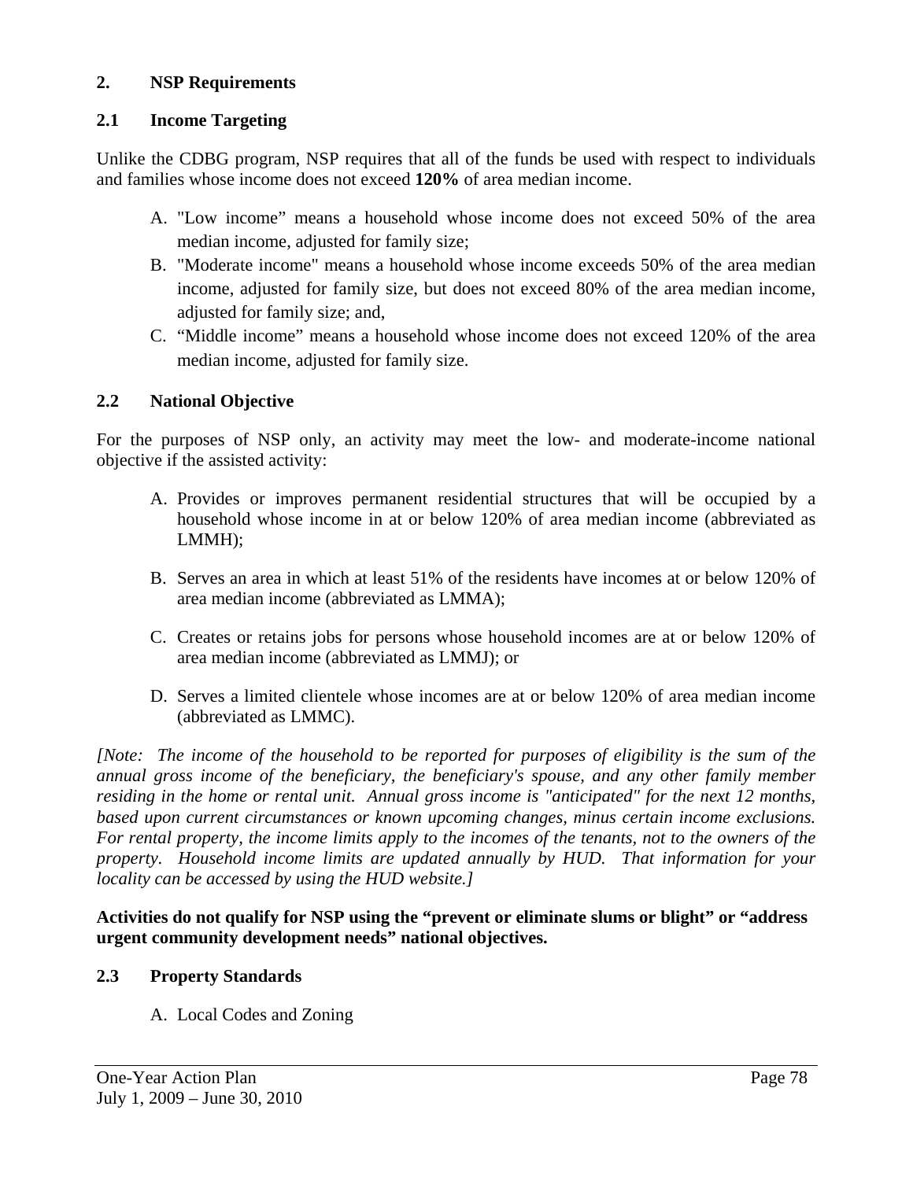## 2. NSP Requirements

### 2.1 Income Targeting

Unlike the CDBG program, NSP requires that all of the funds be used with respect to individuals and families whose income does not exceed **120%** of area median income.

A. "Low income" means a household whose income does not exceed 50% of the area median income, adjusted for family size;

B. "Moderate income" means a household whose income exceeds 50% of the area median income, adjusted for family size, but does not exceed 80% of the area median income, adjusted for family size; and,

C. "Middle income" means a household whose income does not exceed 120% of the area median income, adjusted for family size.

### 2.2 National Objective

For the purposes of NSP only, an activity may meet the low- and moderate-income national objective if the assisted activity:

A. Provides or improves permanent residential structures that will be occupied by a household whose income in at or below 120% of area median income (abbreviated as LMMH);

B. Serves an area in which at least 51% of the residents have incomes at or below 120% of area median income (abbreviated as LMMA);

C. Creates or retains jobs for persons whose household incomes are at or below 120% of area median income (abbreviated as LMMJ); or

D. Serves a limited clientele whose incomes are at or below 120% of area median income (abbreviated as LMMC).

*[Note: The income of the household to be reported for purposes of eligibility is the sum of the annual gross income of the beneficiary, the beneficiary's spouse, and any other family member residing in the home or rental unit. Annual gross income is "anticipated" for the next 12 months, based upon current circumstances or known upcoming changes, minus certain income exclusions. For rental property, the income limits apply to the incomes of the tenants, not to the owners of the property. Household income limits are updated annually by HUD. That information for your locality can be accessed by using the HUD website.]*

**Activities do not qualify for NSP using the "prevent or eliminate slums or blight" or "address urgent community development needs" national objectives.**

### 2.3 Property Standards

A. Local Codes and Zoning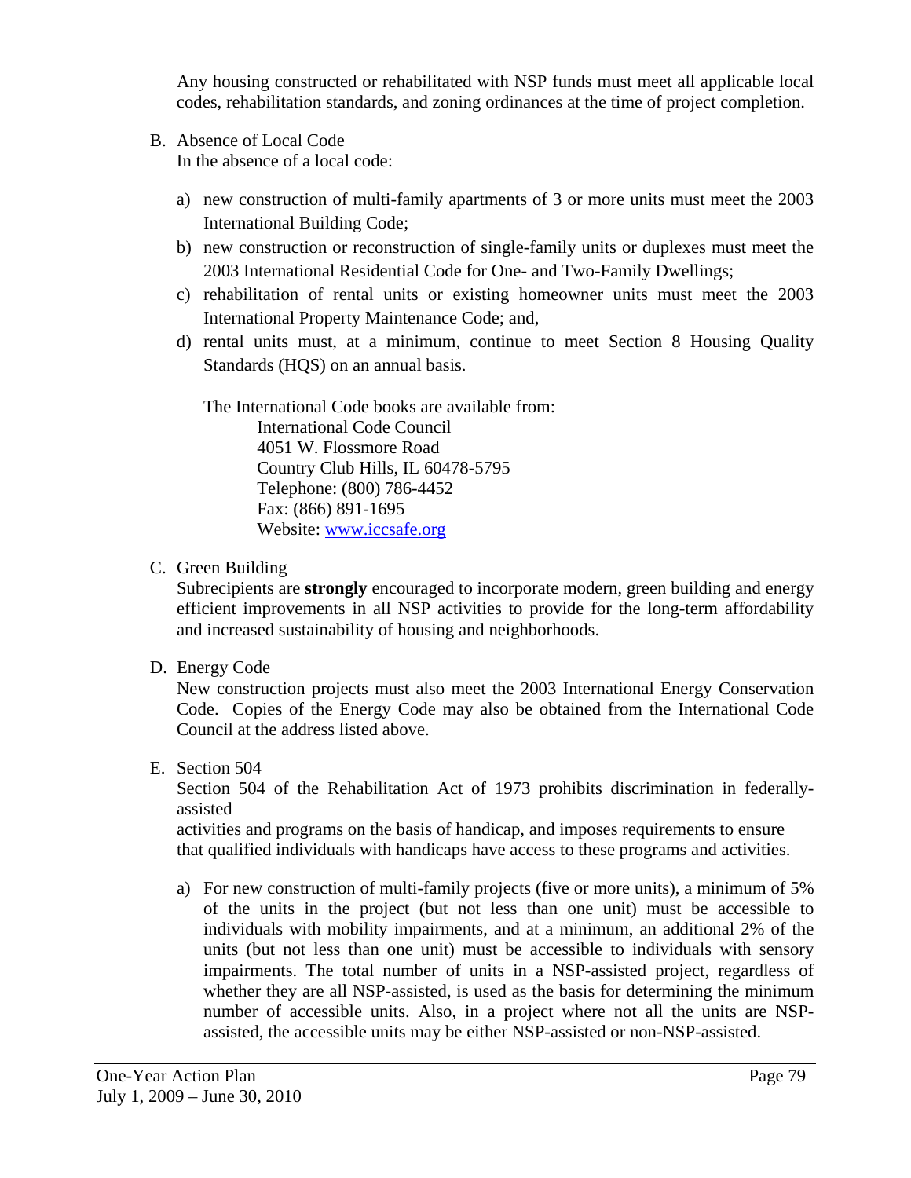Any housing constructed or rehabilitated with NSP funds must meet all applicable local codes, rehabilitation standards, and zoning ordinances at the time of project completion.

B. Absence of Local Code

In the absence of a local code:

a) new construction of multi-family apartments of 3 or more units must meet the 2003 International Building Code;

b) new construction or reconstruction of single-family units or duplexes must meet the 2003 International Residential Code for One- and Two-Family Dwellings;

c) rehabilitation of rental units or existing homeowner units must meet the 2003 International Property Maintenance Code; and,

d) rental units must, at a minimum, continue to meet Section 8 Housing Quality Standards (HQS) on an annual basis.

The International Code books are available from:

International Code Council
4051 W. Flossmore Road
Country Club Hills, IL 60478-5795
Telephone: (800) 786-4452
Fax: (866) 891-1695
Website: www.iccsafe.org

C. Green Building

Subrecipients are **strongly** encouraged to incorporate modern, green building and energy efficient improvements in all NSP activities to provide for the long-term affordability and increased sustainability of housing and neighborhoods.

D. Energy Code

New construction projects must also meet the 2003 International Energy Conservation Code. Copies of the Energy Code may also be obtained from the International Code Council at the address listed above.

E. Section 504

Section 504 of the Rehabilitation Act of 1973 prohibits discrimination in federally-assisted activities and programs on the basis of handicap, and imposes requirements to ensure that qualified individuals with handicaps have access to these programs and activities.

a) For new construction of multi-family projects (five or more units), a minimum of 5% of the units in the project (but not less than one unit) must be accessible to individuals with mobility impairments, and at a minimum, an additional 2% of the units (but not less than one unit) must be accessible to individuals with sensory impairments. The total number of units in a NSP-assisted project, regardless of whether they are all NSP-assisted, is used as the basis for determining the minimum number of accessible units. Also, in a project where not all the units are NSP-assisted, the accessible units may be either NSP-assisted or non-NSP-assisted.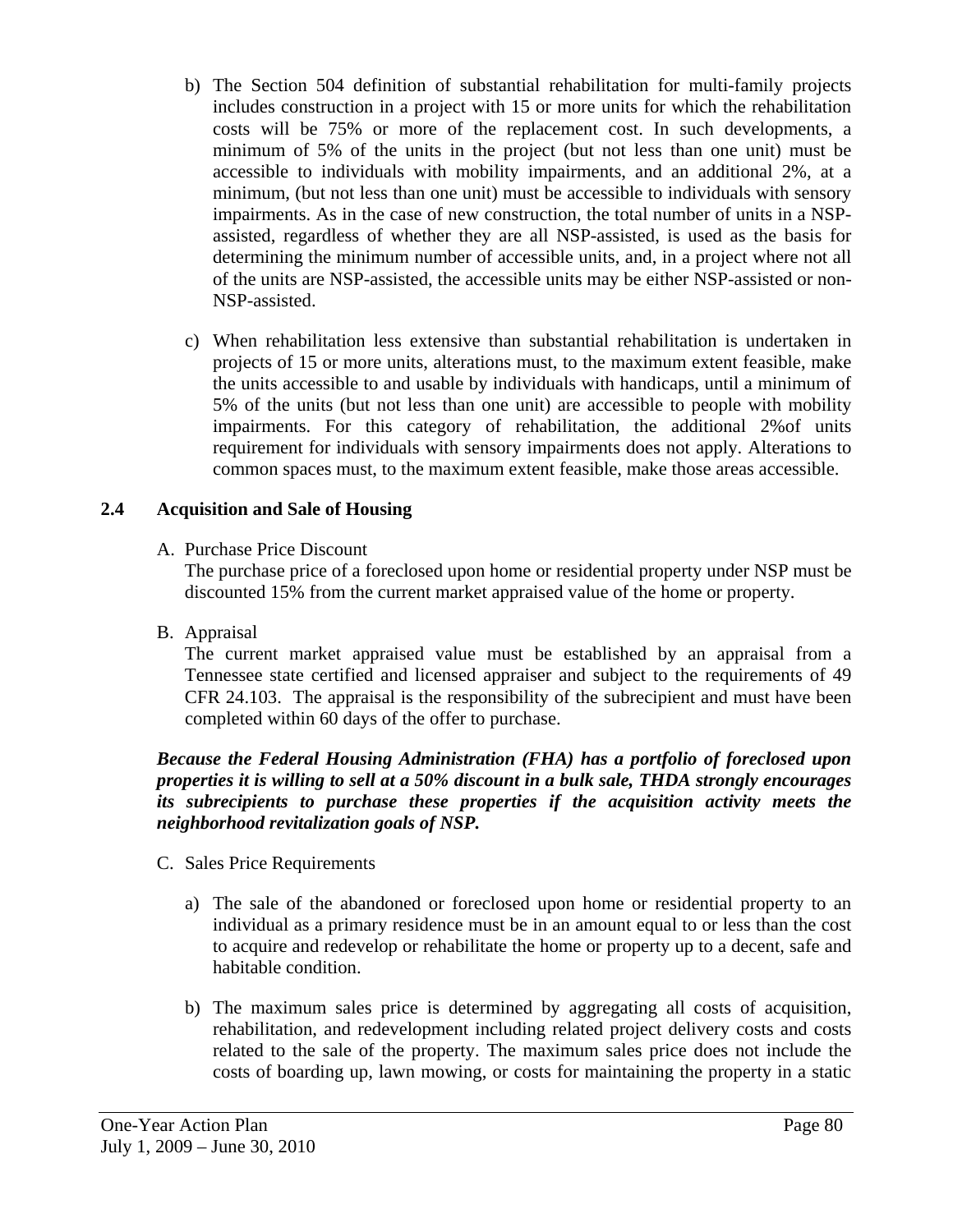b) The Section 504 definition of substantial rehabilitation for multi-family projects includes construction in a project with 15 or more units for which the rehabilitation costs will be 75% or more of the replacement cost. In such developments, a minimum of 5% of the units in the project (but not less than one unit) must be accessible to individuals with mobility impairments, and an additional 2%, at a minimum, (but not less than one unit) must be accessible to individuals with sensory impairments. As in the case of new construction, the total number of units in a NSP-assisted, regardless of whether they are all NSP-assisted, is used as the basis for determining the minimum number of accessible units, and, in a project where not all of the units are NSP-assisted, the accessible units may be either NSP-assisted or non-NSP-assisted.

c) When rehabilitation less extensive than substantial rehabilitation is undertaken in projects of 15 or more units, alterations must, to the maximum extent feasible, make the units accessible to and usable by individuals with handicaps, until a minimum of 5% of the units (but not less than one unit) are accessible to people with mobility impairments. For this category of rehabilitation, the additional 2%of units requirement for individuals with sensory impairments does not apply. Alterations to common spaces must, to the maximum extent feasible, make those areas accessible.

## 2.4 Acquisition and Sale of Housing

A. Purchase Price Discount

The purchase price of a foreclosed upon home or residential property under NSP must be discounted 15% from the current market appraised value of the home or property.

B. Appraisal

The current market appraised value must be established by an appraisal from a Tennessee state certified and licensed appraiser and subject to the requirements of 49 CFR 24.103. The appraisal is the responsibility of the subrecipient and must have been completed within 60 days of the offer to purchase.

***Because the Federal Housing Administration (FHA) has a portfolio of foreclosed upon properties it is willing to sell at a 50% discount in a bulk sale, THDA strongly encourages its subrecipients to purchase these properties if the acquisition activity meets the neighborhood revitalization goals of NSP.***

C. Sales Price Requirements

a) The sale of the abandoned or foreclosed upon home or residential property to an individual as a primary residence must be in an amount equal to or less than the cost to acquire and redevelop or rehabilitate the home or property up to a decent, safe and habitable condition.

b) The maximum sales price is determined by aggregating all costs of acquisition, rehabilitation, and redevelopment including related project delivery costs and costs related to the sale of the property. The maximum sales price does not include the costs of boarding up, lawn mowing, or costs for maintaining the property in a static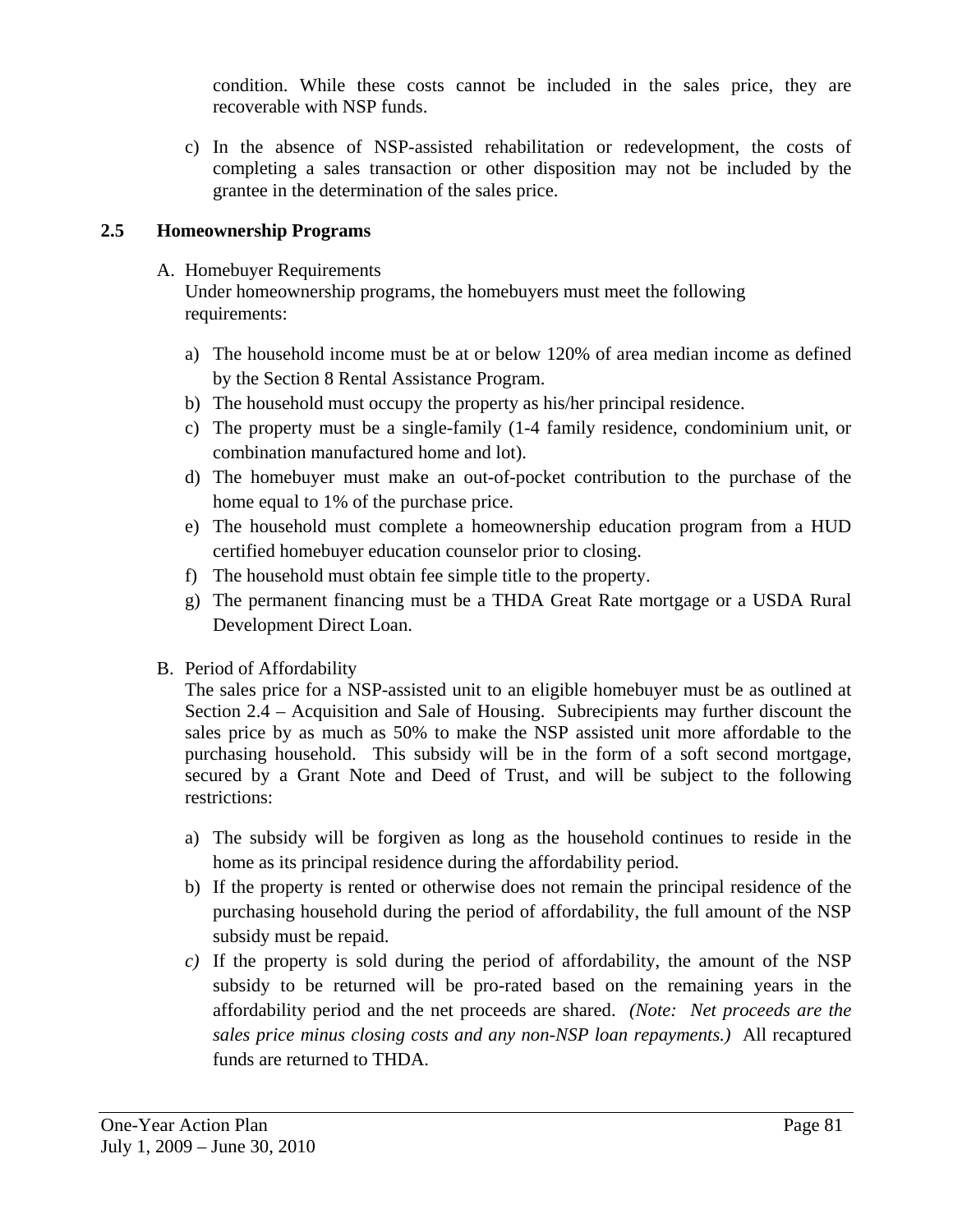condition. While these costs cannot be included in the sales price, they are recoverable with NSP funds.

c) In the absence of NSP-assisted rehabilitation or redevelopment, the costs of completing a sales transaction or other disposition may not be included by the grantee in the determination of the sales price.

### 2.5 Homeownership Programs

A. Homebuyer Requirements
Under homeownership programs, the homebuyers must meet the following requirements:

a) The household income must be at or below 120% of area median income as defined by the Section 8 Rental Assistance Program.
b) The household must occupy the property as his/her principal residence.
c) The property must be a single-family (1-4 family residence, condominium unit, or combination manufactured home and lot).
d) The homebuyer must make an out-of-pocket contribution to the purchase of the home equal to 1% of the purchase price.
e) The household must complete a homeownership education program from a HUD certified homebuyer education counselor prior to closing.
f) The household must obtain fee simple title to the property.
g) The permanent financing must be a THDA Great Rate mortgage or a USDA Rural Development Direct Loan.

B. Period of Affordability
The sales price for a NSP-assisted unit to an eligible homebuyer must be as outlined at Section 2.4 – Acquisition and Sale of Housing. Subrecipients may further discount the sales price by as much as 50% to make the NSP assisted unit more affordable to the purchasing household. This subsidy will be in the form of a soft second mortgage, secured by a Grant Note and Deed of Trust, and will be subject to the following restrictions:

a) The subsidy will be forgiven as long as the household continues to reside in the home as its principal residence during the affordability period.
b) If the property is rented or otherwise does not remain the principal residence of the purchasing household during the period of affordability, the full amount of the NSP subsidy must be repaid.
c) If the property is sold during the period of affordability, the amount of the NSP subsidy to be returned will be pro-rated based on the remaining years in the affordability period and the net proceeds are shared. *(Note: Net proceeds are the sales price minus closing costs and any non-NSP loan repayments.)* All recaptured funds are returned to THDA.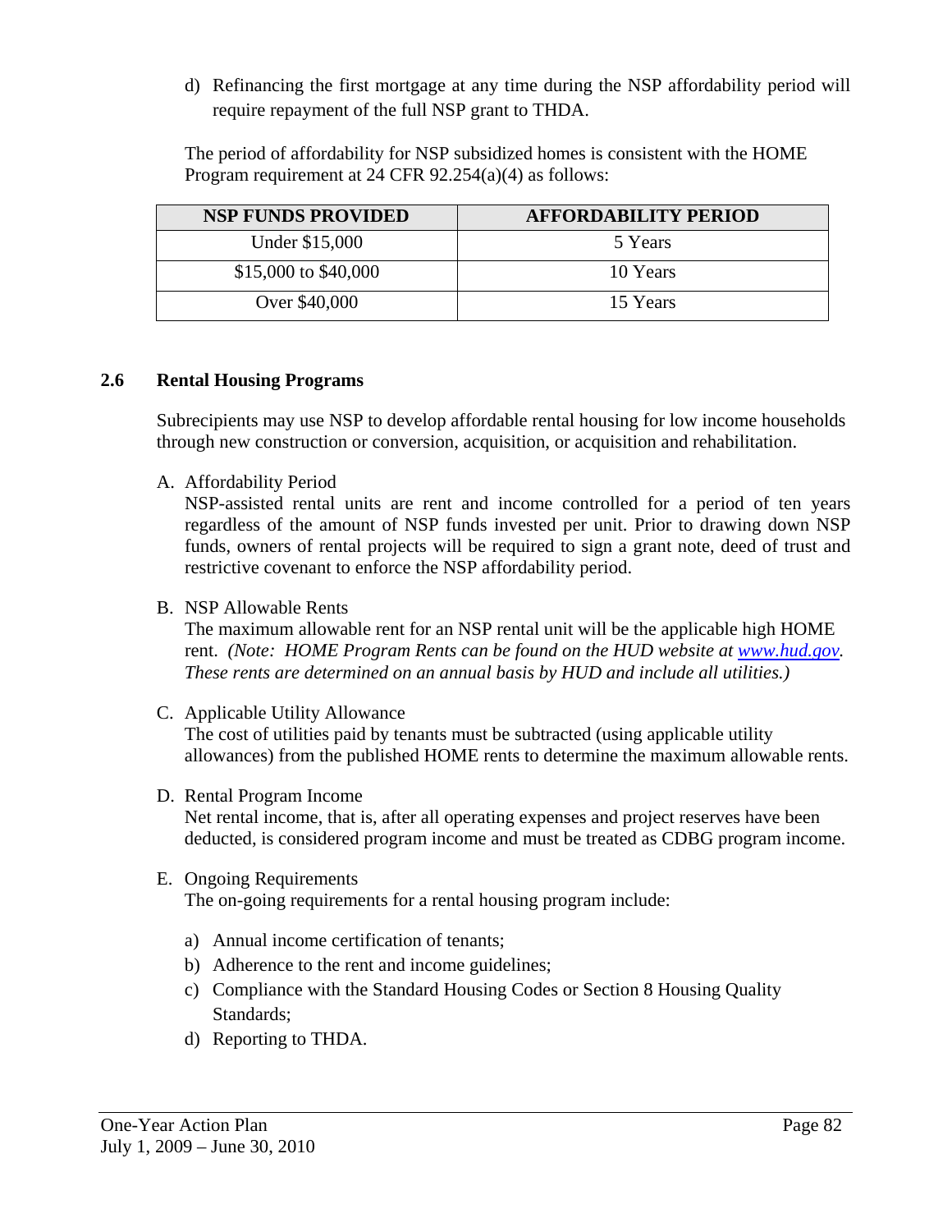d) Refinancing the first mortgage at any time during the NSP affordability period will require repayment of the full NSP grant to THDA.

The period of affordability for NSP subsidized homes is consistent with the HOME Program requirement at 24 CFR 92.254(a)(4) as follows:

| NSP FUNDS PROVIDED | AFFORDABILITY PERIOD |
|---|---|
| Under $15,000 | 5 Years |
| $15,000 to $40,000 | 10 Years |
| Over $40,000 | 15 Years |

## 2.6 Rental Housing Programs

Subrecipients may use NSP to develop affordable rental housing for low income households through new construction or conversion, acquisition, or acquisition and rehabilitation.

A. Affordability Period
NSP-assisted rental units are rent and income controlled for a period of ten years regardless of the amount of NSP funds invested per unit. Prior to drawing down NSP funds, owners of rental projects will be required to sign a grant note, deed of trust and restrictive covenant to enforce the NSP affordability period.

B. NSP Allowable Rents
The maximum allowable rent for an NSP rental unit will be the applicable high HOME rent. *(Note: HOME Program Rents can be found on the HUD website at www.hud.gov. These rents are determined on an annual basis by HUD and include all utilities.)*

C. Applicable Utility Allowance
The cost of utilities paid by tenants must be subtracted (using applicable utility allowances) from the published HOME rents to determine the maximum allowable rents.

D. Rental Program Income
Net rental income, that is, after all operating expenses and project reserves have been deducted, is considered program income and must be treated as CDBG program income.

E. Ongoing Requirements
The on-going requirements for a rental housing program include:

a) Annual income certification of tenants;
b) Adherence to the rent and income guidelines;
c) Compliance with the Standard Housing Codes or Section 8 Housing Quality Standards;
d) Reporting to THDA.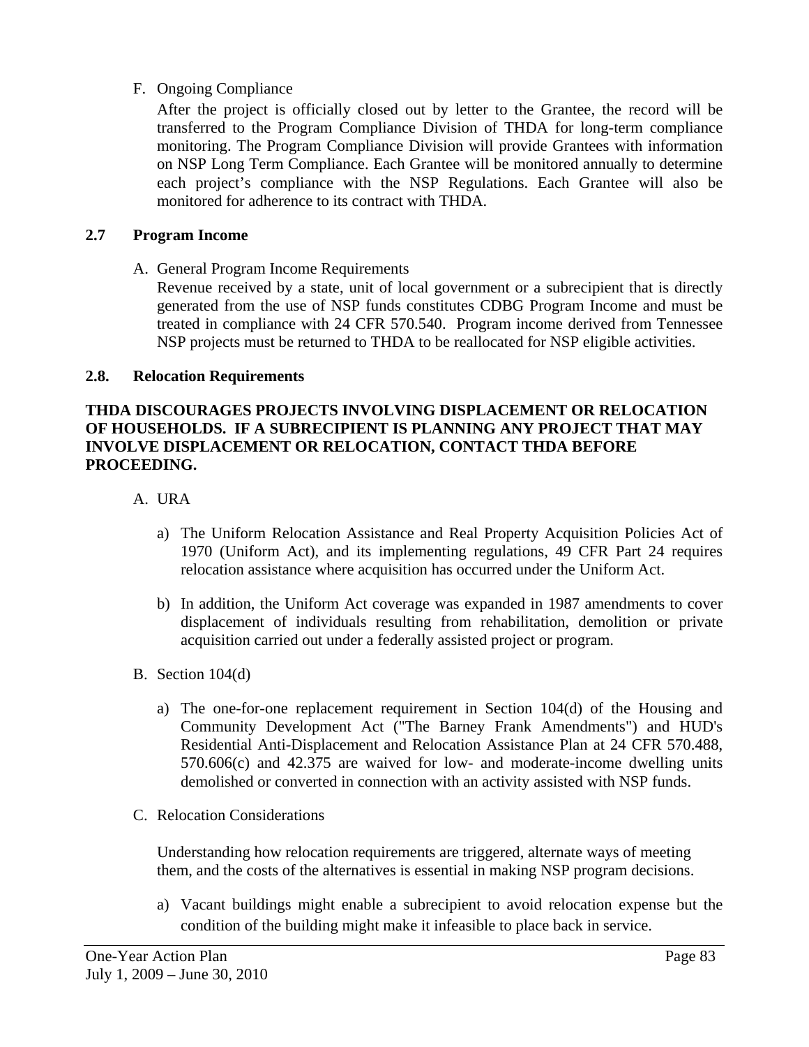F. Ongoing Compliance

After the project is officially closed out by letter to the Grantee, the record will be transferred to the Program Compliance Division of THDA for long-term compliance monitoring. The Program Compliance Division will provide Grantees with information on NSP Long Term Compliance. Each Grantee will be monitored annually to determine each project's compliance with the NSP Regulations. Each Grantee will also be monitored for adherence to its contract with THDA.

## 2.7 Program Income

A. General Program Income Requirements

Revenue received by a state, unit of local government or a subrecipient that is directly generated from the use of NSP funds constitutes CDBG Program Income and must be treated in compliance with 24 CFR 570.540. Program income derived from Tennessee NSP projects must be returned to THDA to be reallocated for NSP eligible activities.

## 2.8. Relocation Requirements

**THDA DISCOURAGES PROJECTS INVOLVING DISPLACEMENT OR RELOCATION OF HOUSEHOLDS. IF A SUBRECIPIENT IS PLANNING ANY PROJECT THAT MAY INVOLVE DISPLACEMENT OR RELOCATION, CONTACT THDA BEFORE PROCEEDING.**

A. URA

a) The Uniform Relocation Assistance and Real Property Acquisition Policies Act of 1970 (Uniform Act), and its implementing regulations, 49 CFR Part 24 requires relocation assistance where acquisition has occurred under the Uniform Act.

b) In addition, the Uniform Act coverage was expanded in 1987 amendments to cover displacement of individuals resulting from rehabilitation, demolition or private acquisition carried out under a federally assisted project or program.

B. Section 104(d)

a) The one-for-one replacement requirement in Section 104(d) of the Housing and Community Development Act ("The Barney Frank Amendments") and HUD's Residential Anti-Displacement and Relocation Assistance Plan at 24 CFR 570.488, 570.606(c) and 42.375 are waived for low- and moderate-income dwelling units demolished or converted in connection with an activity assisted with NSP funds.

C. Relocation Considerations

Understanding how relocation requirements are triggered, alternate ways of meeting them, and the costs of the alternatives is essential in making NSP program decisions.

a) Vacant buildings might enable a subrecipient to avoid relocation expense but the condition of the building might make it infeasible to place back in service.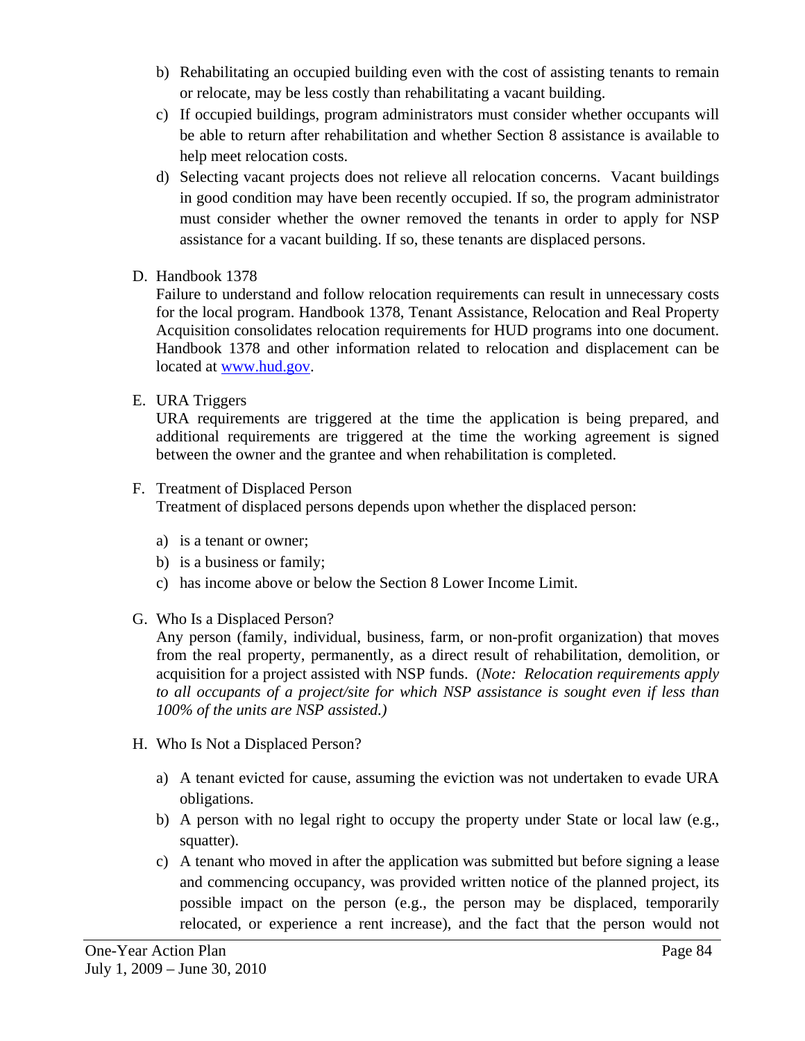b) Rehabilitating an occupied building even with the cost of assisting tenants to remain or relocate, may be less costly than rehabilitating a vacant building.

c) If occupied buildings, program administrators must consider whether occupants will be able to return after rehabilitation and whether Section 8 assistance is available to help meet relocation costs.

d) Selecting vacant projects does not relieve all relocation concerns. Vacant buildings in good condition may have been recently occupied. If so, the program administrator must consider whether the owner removed the tenants in order to apply for NSP assistance for a vacant building. If so, these tenants are displaced persons.

D. Handbook 1378

Failure to understand and follow relocation requirements can result in unnecessary costs for the local program. Handbook 1378, Tenant Assistance, Relocation and Real Property Acquisition consolidates relocation requirements for HUD programs into one document. Handbook 1378 and other information related to relocation and displacement can be located at www.hud.gov.

E. URA Triggers

URA requirements are triggered at the time the application is being prepared, and additional requirements are triggered at the time the working agreement is signed between the owner and the grantee and when rehabilitation is completed.

F. Treatment of Displaced Person

Treatment of displaced persons depends upon whether the displaced person:

a) is a tenant or owner;

b) is a business or family;

c) has income above or below the Section 8 Lower Income Limit.

G. Who Is a Displaced Person?

Any person (family, individual, business, farm, or non-profit organization) that moves from the real property, permanently, as a direct result of rehabilitation, demolition, or acquisition for a project assisted with NSP funds. (*Note: Relocation requirements apply to all occupants of a project/site for which NSP assistance is sought even if less than 100% of the units are NSP assisted.)*

H. Who Is Not a Displaced Person?

a) A tenant evicted for cause, assuming the eviction was not undertaken to evade URA obligations.

b) A person with no legal right to occupy the property under State or local law (e.g., squatter).

c) A tenant who moved in after the application was submitted but before signing a lease and commencing occupancy, was provided written notice of the planned project, its possible impact on the person (e.g., the person may be displaced, temporarily relocated, or experience a rent increase), and the fact that the person would not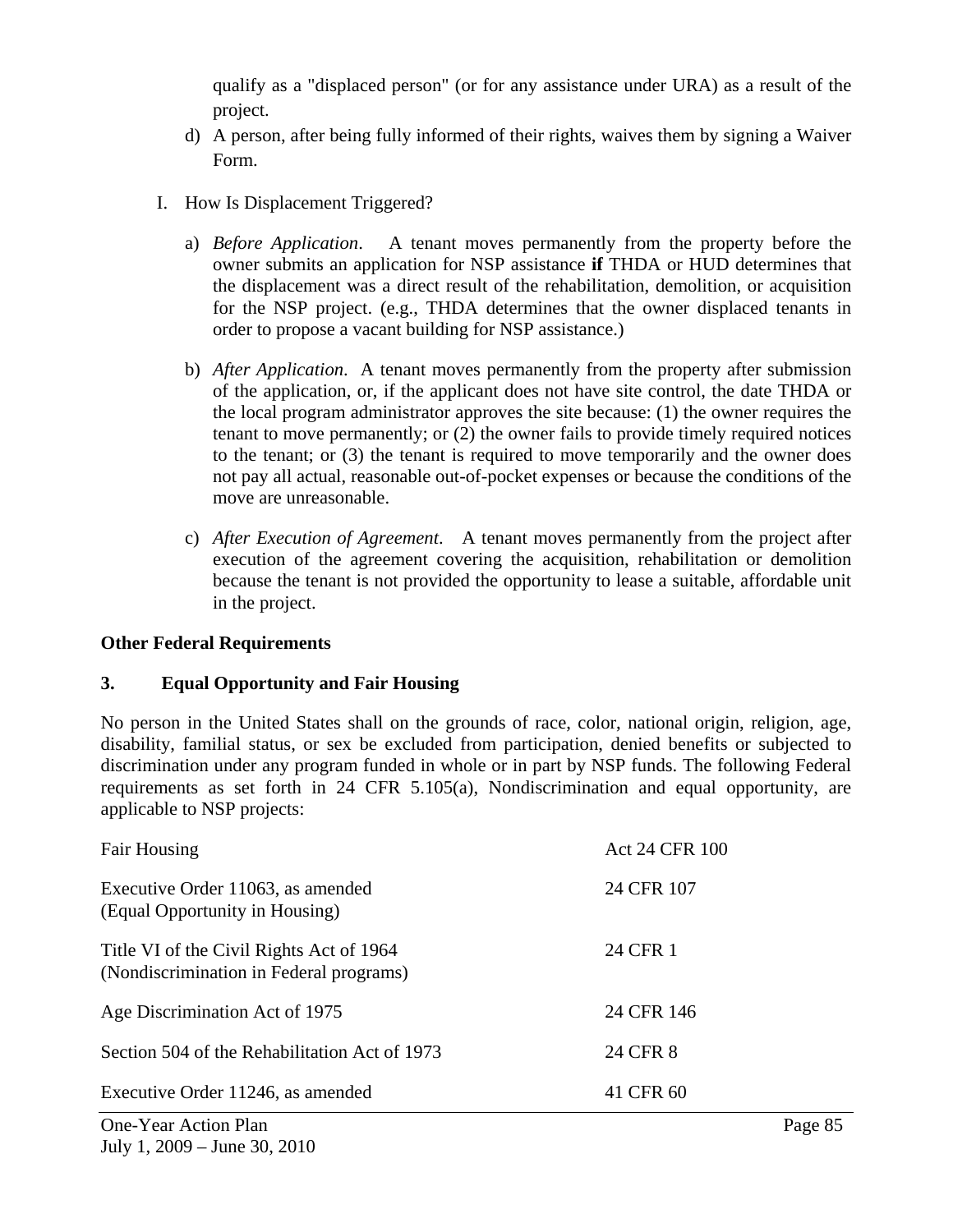qualify as a "displaced person" (or for any assistance under URA) as a result of the project.

d) A person, after being fully informed of their rights, waives them by signing a Waiver Form.

I. How Is Displacement Triggered?

a) *Before Application*. A tenant moves permanently from the property before the owner submits an application for NSP assistance **if** THDA or HUD determines that the displacement was a direct result of the rehabilitation, demolition, or acquisition for the NSP project. (e.g., THDA determines that the owner displaced tenants in order to propose a vacant building for NSP assistance.)

b) *After Application.* A tenant moves permanently from the property after submission of the application, or, if the applicant does not have site control, the date THDA or the local program administrator approves the site because: (1) the owner requires the tenant to move permanently; or (2) the owner fails to provide timely required notices to the tenant; or (3) the tenant is required to move temporarily and the owner does not pay all actual, reasonable out-of-pocket expenses or because the conditions of the move are unreasonable.

c) *After Execution of Agreement*. A tenant moves permanently from the project after execution of the agreement covering the acquisition, rehabilitation or demolition because the tenant is not provided the opportunity to lease a suitable, affordable unit in the project.

**Other Federal Requirements**

**3. Equal Opportunity and Fair Housing**

No person in the United States shall on the grounds of race, color, national origin, religion, age, disability, familial status, or sex be excluded from participation, denied benefits or subjected to discrimination under any program funded in whole or in part by NSP funds. The following Federal requirements as set forth in 24 CFR 5.105(a), Nondiscrimination and equal opportunity, are applicable to NSP projects:

| | |
|---|---|
| Fair Housing | Act 24 CFR 100 |
| Executive Order 11063, as amended (Equal Opportunity in Housing) | 24 CFR 107 |
| Title VI of the Civil Rights Act of 1964 (Nondiscrimination in Federal programs) | 24 CFR 1 |
| Age Discrimination Act of 1975 | 24 CFR 146 |
| Section 504 of the Rehabilitation Act of 1973 | 24 CFR 8 |
| Executive Order 11246, as amended | 41 CFR 60 |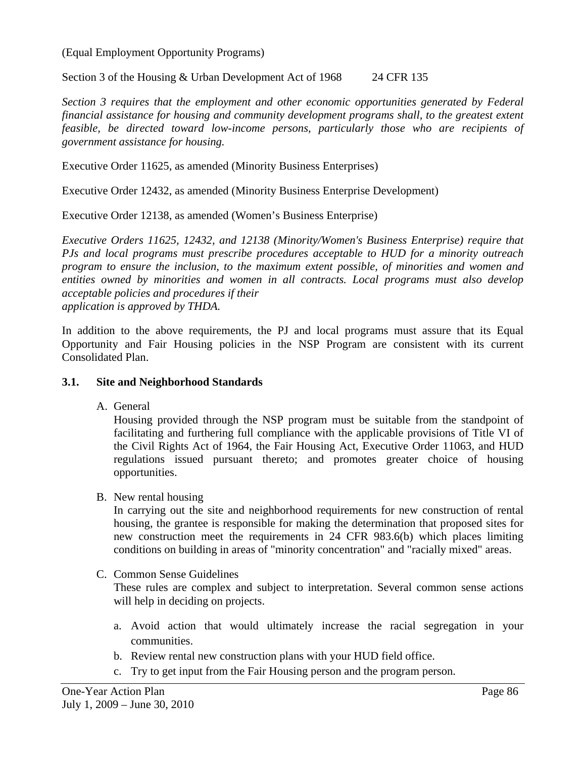(Equal Employment Opportunity Programs)

Section 3 of the Housing & Urban Development Act of 1968 24 CFR 135

*Section 3 requires that the employment and other economic opportunities generated by Federal financial assistance for housing and community development programs shall, to the greatest extent feasible, be directed toward low-income persons, particularly those who are recipients of government assistance for housing.*

Executive Order 11625, as amended (Minority Business Enterprises)

Executive Order 12432, as amended (Minority Business Enterprise Development)

Executive Order 12138, as amended (Women's Business Enterprise)

*Executive Orders 11625, 12432, and 12138 (Minority/Women's Business Enterprise) require that PJs and local programs must prescribe procedures acceptable to HUD for a minority outreach program to ensure the inclusion, to the maximum extent possible, of minorities and women and entities owned by minorities and women in all contracts. Local programs must also develop acceptable policies and procedures if their application is approved by THDA.*

In addition to the above requirements, the PJ and local programs must assure that its Equal Opportunity and Fair Housing policies in the NSP Program are consistent with its current Consolidated Plan.

### 3.1. Site and Neighborhood Standards

A. General

Housing provided through the NSP program must be suitable from the standpoint of facilitating and furthering full compliance with the applicable provisions of Title VI of the Civil Rights Act of 1964, the Fair Housing Act, Executive Order 11063, and HUD regulations issued pursuant thereto; and promotes greater choice of housing opportunities.

B. New rental housing

In carrying out the site and neighborhood requirements for new construction of rental housing, the grantee is responsible for making the determination that proposed sites for new construction meet the requirements in 24 CFR 983.6(b) which places limiting conditions on building in areas of "minority concentration" and "racially mixed" areas.

C. Common Sense Guidelines

These rules are complex and subject to interpretation. Several common sense actions will help in deciding on projects.

a. Avoid action that would ultimately increase the racial segregation in your communities.
b. Review rental new construction plans with your HUD field office.
c. Try to get input from the Fair Housing person and the program person.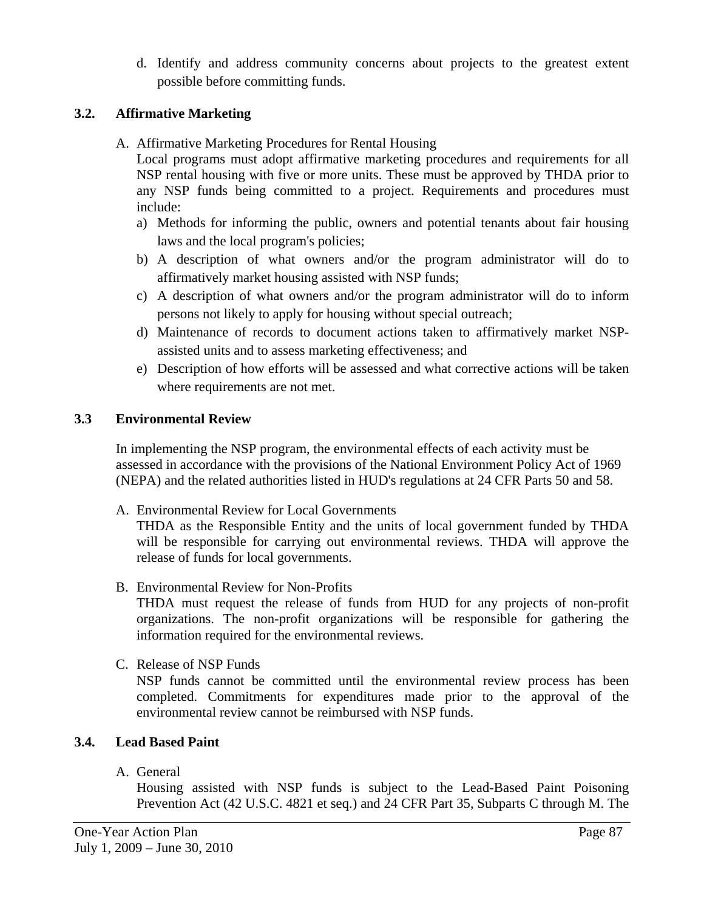d. Identify and address community concerns about projects to the greatest extent possible before committing funds.

### 3.2. Affirmative Marketing

A. Affirmative Marketing Procedures for Rental Housing

Local programs must adopt affirmative marketing procedures and requirements for all NSP rental housing with five or more units. These must be approved by THDA prior to any NSP funds being committed to a project. Requirements and procedures must include:

a) Methods for informing the public, owners and potential tenants about fair housing laws and the local program's policies;
b) A description of what owners and/or the program administrator will do to affirmatively market housing assisted with NSP funds;
c) A description of what owners and/or the program administrator will do to inform persons not likely to apply for housing without special outreach;
d) Maintenance of records to document actions taken to affirmatively market NSP-assisted units and to assess marketing effectiveness; and
e) Description of how efforts will be assessed and what corrective actions will be taken where requirements are not met.

### 3.3 Environmental Review

In implementing the NSP program, the environmental effects of each activity must be assessed in accordance with the provisions of the National Environment Policy Act of 1969 (NEPA) and the related authorities listed in HUD's regulations at 24 CFR Parts 50 and 58.

A. Environmental Review for Local Governments

THDA as the Responsible Entity and the units of local government funded by THDA will be responsible for carrying out environmental reviews. THDA will approve the release of funds for local governments.

B. Environmental Review for Non-Profits

THDA must request the release of funds from HUD for any projects of non-profit organizations. The non-profit organizations will be responsible for gathering the information required for the environmental reviews.

C. Release of NSP Funds

NSP funds cannot be committed until the environmental review process has been completed. Commitments for expenditures made prior to the approval of the environmental review cannot be reimbursed with NSP funds.

### 3.4. Lead Based Paint

A. General

Housing assisted with NSP funds is subject to the Lead-Based Paint Poisoning Prevention Act (42 U.S.C. 4821 et seq.) and 24 CFR Part 35, Subparts C through M. The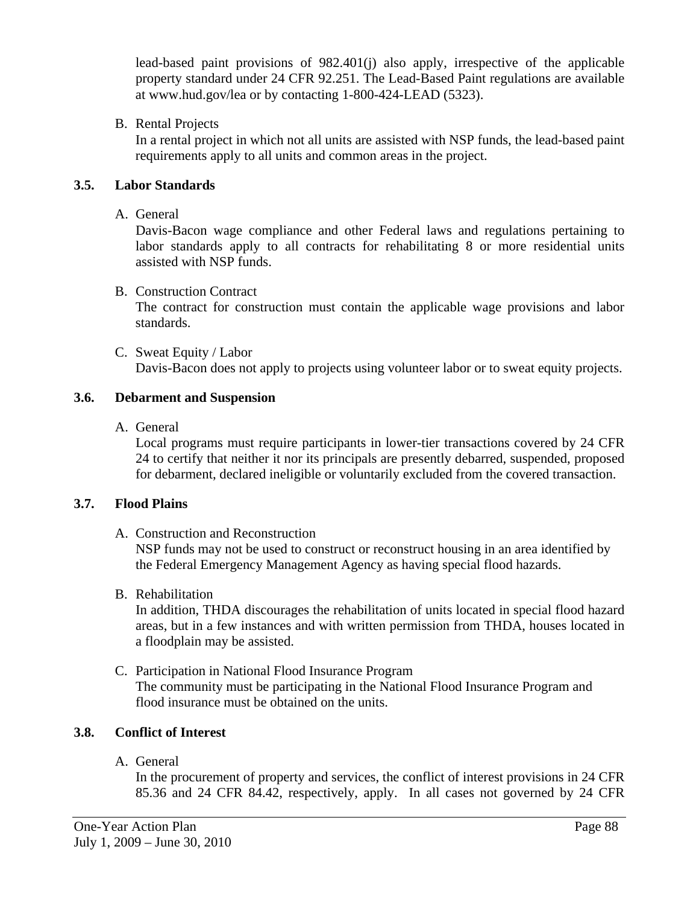lead-based paint provisions of 982.401(j) also apply, irrespective of the applicable property standard under 24 CFR 92.251. The Lead-Based Paint regulations are available at www.hud.gov/lea or by contacting 1-800-424-LEAD (5323).

B. Rental Projects
   In a rental project in which not all units are assisted with NSP funds, the lead-based paint requirements apply to all units and common areas in the project.

### 3.5. Labor Standards

A. General
   Davis-Bacon wage compliance and other Federal laws and regulations pertaining to labor standards apply to all contracts for rehabilitating 8 or more residential units assisted with NSP funds.

B. Construction Contract
   The contract for construction must contain the applicable wage provisions and labor standards.

C. Sweat Equity / Labor
   Davis-Bacon does not apply to projects using volunteer labor or to sweat equity projects.

### 3.6. Debarment and Suspension

A. General
   Local programs must require participants in lower-tier transactions covered by 24 CFR 24 to certify that neither it nor its principals are presently debarred, suspended, proposed for debarment, declared ineligible or voluntarily excluded from the covered transaction.

### 3.7. Flood Plains

A. Construction and Reconstruction
   NSP funds may not be used to construct or reconstruct housing in an area identified by the Federal Emergency Management Agency as having special flood hazards.

B. Rehabilitation
   In addition, THDA discourages the rehabilitation of units located in special flood hazard areas, but in a few instances and with written permission from THDA, houses located in a floodplain may be assisted.

C. Participation in National Flood Insurance Program
   The community must be participating in the National Flood Insurance Program and flood insurance must be obtained on the units.

### 3.8. Conflict of Interest

A. General
   In the procurement of property and services, the conflict of interest provisions in 24 CFR 85.36 and 24 CFR 84.42, respectively, apply. In all cases not governed by 24 CFR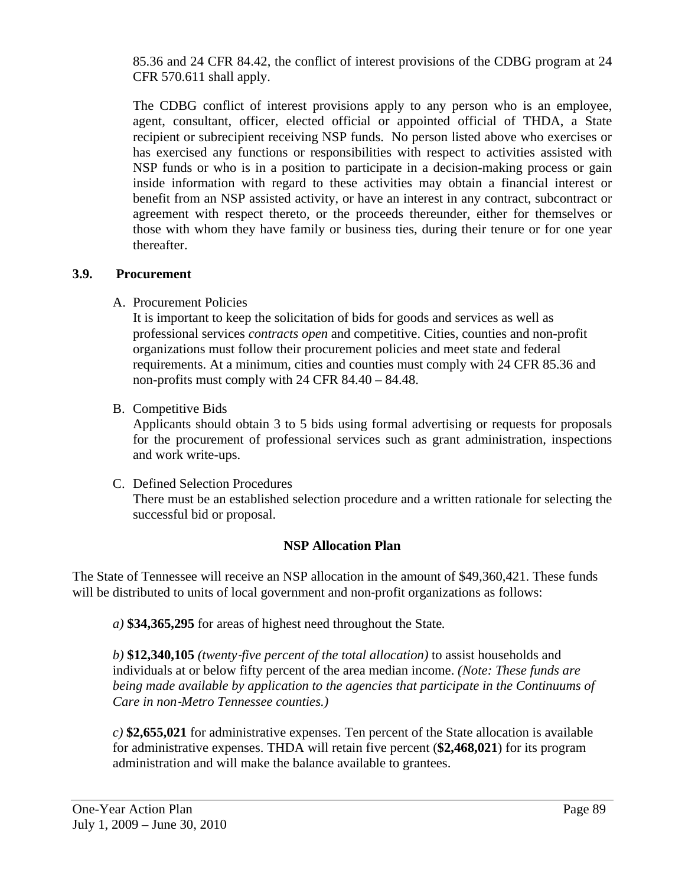85.36 and 24 CFR 84.42, the conflict of interest provisions of the CDBG program at 24 CFR 570.611 shall apply.

The CDBG conflict of interest provisions apply to any person who is an employee, agent, consultant, officer, elected official or appointed official of THDA, a State recipient or subrecipient receiving NSP funds. No person listed above who exercises or has exercised any functions or responsibilities with respect to activities assisted with NSP funds or who is in a position to participate in a decision-making process or gain inside information with regard to these activities may obtain a financial interest or benefit from an NSP assisted activity, or have an interest in any contract, subcontract or agreement with respect thereto, or the proceeds thereunder, either for themselves or those with whom they have family or business ties, during their tenure or for one year thereafter.

### 3.9. Procurement

A. Procurement Policies
It is important to keep the solicitation of bids for goods and services as well as professional services *contracts open* and competitive. Cities, counties and non-profit organizations must follow their procurement policies and meet state and federal requirements. At a minimum, cities and counties must comply with 24 CFR 85.36 and non-profits must comply with 24 CFR 84.40 – 84.48.

B. Competitive Bids
Applicants should obtain 3 to 5 bids using formal advertising or requests for proposals for the procurement of professional services such as grant administration, inspections and work write-ups.

C. Defined Selection Procedures
There must be an established selection procedure and a written rationale for selecting the successful bid or proposal.

## NSP Allocation Plan

The State of Tennessee will receive an NSP allocation in the amount of $49,360,421. These funds will be distributed to units of local government and non-profit organizations as follows:

*a)* **$34,365,295** for areas of highest need throughout the State.

*b)* **$12,340,105** *(twenty-five percent of the total allocation)* to assist households and individuals at or below fifty percent of the area median income. *(Note: These funds are being made available by application to the agencies that participate in the Continuums of Care in non-Metro Tennessee counties.)*

*c)* **$2,655,021** for administrative expenses. Ten percent of the State allocation is available for administrative expenses. THDA will retain five percent (**$2,468,021**) for its program administration and will make the balance available to grantees.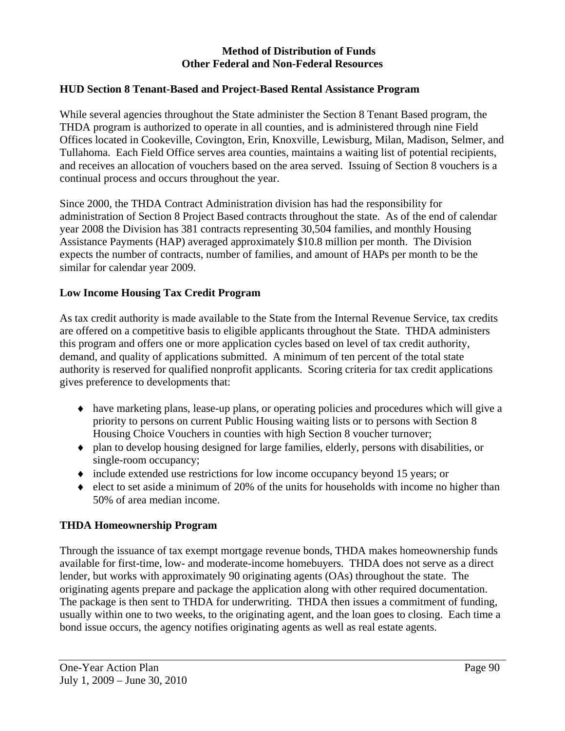# Method of Distribution of Funds
# Other Federal and Non-Federal Resources

## HUD Section 8 Tenant-Based and Project-Based Rental Assistance Program

While several agencies throughout the State administer the Section 8 Tenant Based program, the THDA program is authorized to operate in all counties, and is administered through nine Field Offices located in Cookeville, Covington, Erin, Knoxville, Lewisburg, Milan, Madison, Selmer, and Tullahoma. Each Field Office serves area counties, maintains a waiting list of potential recipients, and receives an allocation of vouchers based on the area served. Issuing of Section 8 vouchers is a continual process and occurs throughout the year.

Since 2000, the THDA Contract Administration division has had the responsibility for administration of Section 8 Project Based contracts throughout the state. As of the end of calendar year 2008 the Division has 381 contracts representing 30,504 families, and monthly Housing Assistance Payments (HAP) averaged approximately $10.8 million per month. The Division expects the number of contracts, number of families, and amount of HAPs per month to be the similar for calendar year 2009.

## Low Income Housing Tax Credit Program

As tax credit authority is made available to the State from the Internal Revenue Service, tax credits are offered on a competitive basis to eligible applicants throughout the State. THDA administers this program and offers one or more application cycles based on level of tax credit authority, demand, and quality of applications submitted. A minimum of ten percent of the total state authority is reserved for qualified nonprofit applicants. Scoring criteria for tax credit applications gives preference to developments that:

- have marketing plans, lease-up plans, or operating policies and procedures which will give a priority to persons on current Public Housing waiting lists or to persons with Section 8 Housing Choice Vouchers in counties with high Section 8 voucher turnover;
- plan to develop housing designed for large families, elderly, persons with disabilities, or single-room occupancy;
- include extended use restrictions for low income occupancy beyond 15 years; or
- elect to set aside a minimum of 20% of the units for households with income no higher than 50% of area median income.

## THDA Homeownership Program

Through the issuance of tax exempt mortgage revenue bonds, THDA makes homeownership funds available for first-time, low- and moderate-income homebuyers. THDA does not serve as a direct lender, but works with approximately 90 originating agents (OAs) throughout the state. The originating agents prepare and package the application along with other required documentation. The package is then sent to THDA for underwriting. THDA then issues a commitment of funding, usually within one to two weeks, to the originating agent, and the loan goes to closing. Each time a bond issue occurs, the agency notifies originating agents as well as real estate agents.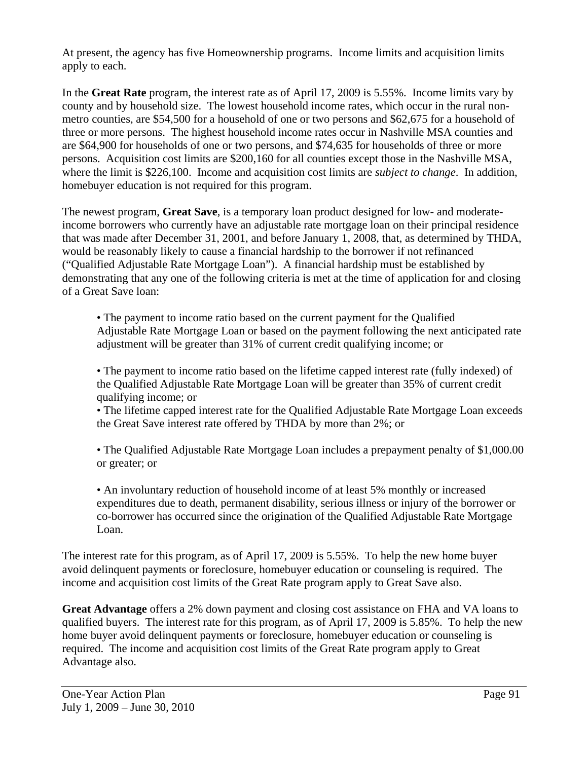At present, the agency has five Homeownership programs. Income limits and acquisition limits apply to each.

In the **Great Rate** program, the interest rate as of April 17, 2009 is 5.55%. Income limits vary by county and by household size. The lowest household income rates, which occur in the rural non-metro counties, are $54,500 for a household of one or two persons and $62,675 for a household of three or more persons. The highest household income rates occur in Nashville MSA counties and are $64,900 for households of one or two persons, and $74,635 for households of three or more persons. Acquisition cost limits are $200,160 for all counties except those in the Nashville MSA, where the limit is $226,100. Income and acquisition cost limits are *subject to change*. In addition, homebuyer education is not required for this program.

The newest program, **Great Save**, is a temporary loan product designed for low- and moderate-income borrowers who currently have an adjustable rate mortgage loan on their principal residence that was made after December 31, 2001, and before January 1, 2008, that, as determined by THDA, would be reasonably likely to cause a financial hardship to the borrower if not refinanced ("Qualified Adjustable Rate Mortgage Loan"). A financial hardship must be established by demonstrating that any one of the following criteria is met at the time of application for and closing of a Great Save loan:

- The payment to income ratio based on the current payment for the Qualified Adjustable Rate Mortgage Loan or based on the payment following the next anticipated rate adjustment will be greater than 31% of current credit qualifying income; or
- The payment to income ratio based on the lifetime capped interest rate (fully indexed) of the Qualified Adjustable Rate Mortgage Loan will be greater than 35% of current credit qualifying income; or
- The lifetime capped interest rate for the Qualified Adjustable Rate Mortgage Loan exceeds the Great Save interest rate offered by THDA by more than 2%; or
- The Qualified Adjustable Rate Mortgage Loan includes a prepayment penalty of $1,000.00 or greater; or
- An involuntary reduction of household income of at least 5% monthly or increased expenditures due to death, permanent disability, serious illness or injury of the borrower or co-borrower has occurred since the origination of the Qualified Adjustable Rate Mortgage Loan.

The interest rate for this program, as of April 17, 2009 is 5.55%. To help the new home buyer avoid delinquent payments or foreclosure, homebuyer education or counseling is required. The income and acquisition cost limits of the Great Rate program apply to Great Save also.

**Great Advantage** offers a 2% down payment and closing cost assistance on FHA and VA loans to qualified buyers. The interest rate for this program, as of April 17, 2009 is 5.85%. To help the new home buyer avoid delinquent payments or foreclosure, homebuyer education or counseling is required. The income and acquisition cost limits of the Great Rate program apply to Great Advantage also.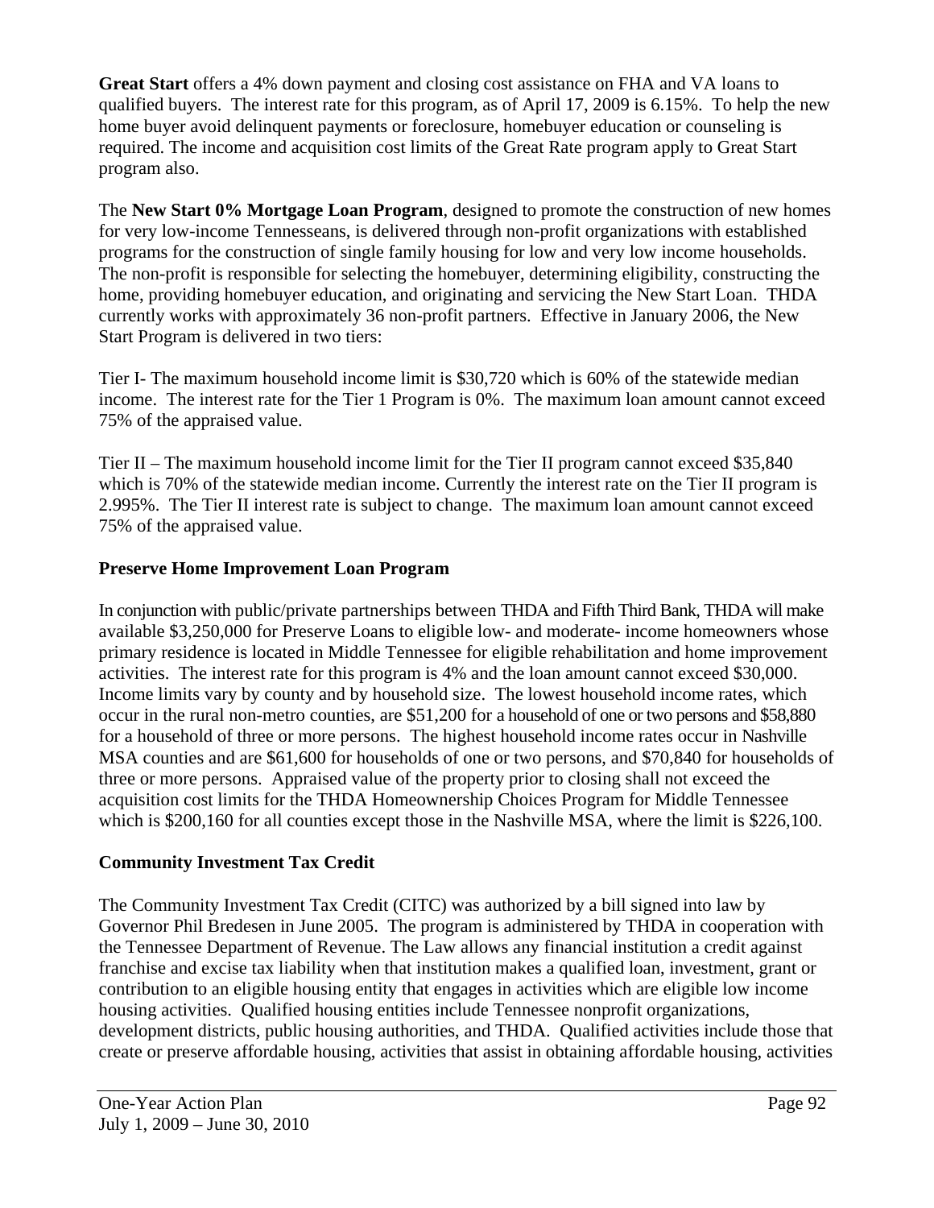**Great Start** offers a 4% down payment and closing cost assistance on FHA and VA loans to qualified buyers. The interest rate for this program, as of April 17, 2009 is 6.15%. To help the new home buyer avoid delinquent payments or foreclosure, homebuyer education or counseling is required. The income and acquisition cost limits of the Great Rate program apply to Great Start program also.

The **New Start 0% Mortgage Loan Program**, designed to promote the construction of new homes for very low-income Tennesseans, is delivered through non-profit organizations with established programs for the construction of single family housing for low and very low income households. The non-profit is responsible for selecting the homebuyer, determining eligibility, constructing the home, providing homebuyer education, and originating and servicing the New Start Loan. THDA currently works with approximately 36 non-profit partners. Effective in January 2006, the New Start Program is delivered in two tiers:

Tier I- The maximum household income limit is $30,720 which is 60% of the statewide median income. The interest rate for the Tier 1 Program is 0%. The maximum loan amount cannot exceed 75% of the appraised value.

Tier II – The maximum household income limit for the Tier II program cannot exceed $35,840 which is 70% of the statewide median income. Currently the interest rate on the Tier II program is 2.995%. The Tier II interest rate is subject to change. The maximum loan amount cannot exceed 75% of the appraised value.

**Preserve Home Improvement Loan Program**

In conjunction with public/private partnerships between THDA and Fifth Third Bank, THDA will make available $3,250,000 for Preserve Loans to eligible low- and moderate- income homeowners whose primary residence is located in Middle Tennessee for eligible rehabilitation and home improvement activities. The interest rate for this program is 4% and the loan amount cannot exceed $30,000. Income limits vary by county and by household size. The lowest household income rates, which occur in the rural non-metro counties, are $51,200 for a household of one or two persons and $58,880 for a household of three or more persons. The highest household income rates occur in Nashville MSA counties and are $61,600 for households of one or two persons, and $70,840 for households of three or more persons. Appraised value of the property prior to closing shall not exceed the acquisition cost limits for the THDA Homeownership Choices Program for Middle Tennessee which is $200,160 for all counties except those in the Nashville MSA, where the limit is $226,100.

**Community Investment Tax Credit**

The Community Investment Tax Credit (CITC) was authorized by a bill signed into law by Governor Phil Bredesen in June 2005. The program is administered by THDA in cooperation with the Tennessee Department of Revenue. The Law allows any financial institution a credit against franchise and excise tax liability when that institution makes a qualified loan, investment, grant or contribution to an eligible housing entity that engages in activities which are eligible low income housing activities. Qualified housing entities include Tennessee nonprofit organizations, development districts, public housing authorities, and THDA. Qualified activities include those that create or preserve affordable housing, activities that assist in obtaining affordable housing, activities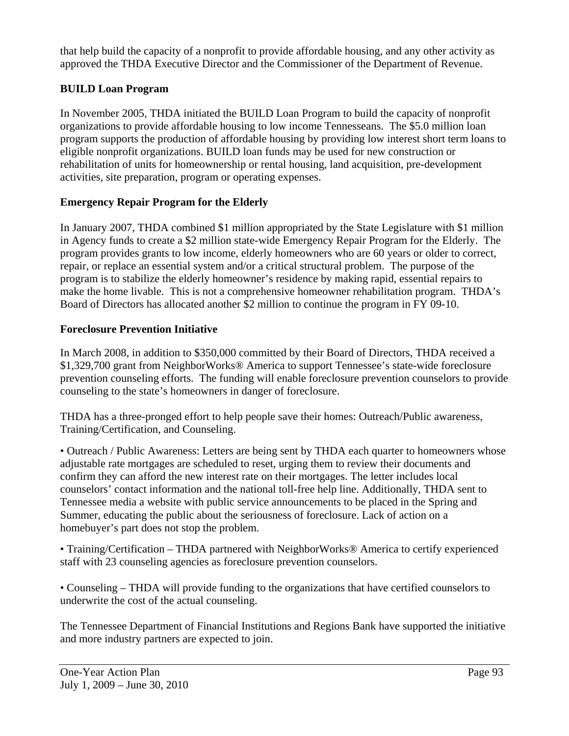that help build the capacity of a nonprofit to provide affordable housing, and any other activity as approved the THDA Executive Director and the Commissioner of the Department of Revenue.

**BUILD Loan Program**

In November 2005, THDA initiated the BUILD Loan Program to build the capacity of nonprofit organizations to provide affordable housing to low income Tennesseans. The $5.0 million loan program supports the production of affordable housing by providing low interest short term loans to eligible nonprofit organizations. BUILD loan funds may be used for new construction or rehabilitation of units for homeownership or rental housing, land acquisition, pre-development activities, site preparation, program or operating expenses.

**Emergency Repair Program for the Elderly**

In January 2007, THDA combined $1 million appropriated by the State Legislature with $1 million in Agency funds to create a $2 million state-wide Emergency Repair Program for the Elderly. The program provides grants to low income, elderly homeowners who are 60 years or older to correct, repair, or replace an essential system and/or a critical structural problem. The purpose of the program is to stabilize the elderly homeowner's residence by making rapid, essential repairs to make the home livable. This is not a comprehensive homeowner rehabilitation program. THDA's Board of Directors has allocated another $2 million to continue the program in FY 09-10.

**Foreclosure Prevention Initiative**

In March 2008, in addition to $350,000 committed by their Board of Directors, THDA received a $1,329,700 grant from NeighborWorks® America to support Tennessee's state-wide foreclosure prevention counseling efforts. The funding will enable foreclosure prevention counselors to provide counseling to the state's homeowners in danger of foreclosure.

THDA has a three-pronged effort to help people save their homes: Outreach/Public awareness, Training/Certification, and Counseling.

• Outreach / Public Awareness: Letters are being sent by THDA each quarter to homeowners whose adjustable rate mortgages are scheduled to reset, urging them to review their documents and confirm they can afford the new interest rate on their mortgages. The letter includes local counselors' contact information and the national toll-free help line. Additionally, THDA sent to Tennessee media a website with public service announcements to be placed in the Spring and Summer, educating the public about the seriousness of foreclosure. Lack of action on a homebuyer's part does not stop the problem.

• Training/Certification – THDA partnered with NeighborWorks® America to certify experienced staff with 23 counseling agencies as foreclosure prevention counselors.

• Counseling – THDA will provide funding to the organizations that have certified counselors to underwrite the cost of the actual counseling.

The Tennessee Department of Financial Institutions and Regions Bank have supported the initiative and more industry partners are expected to join.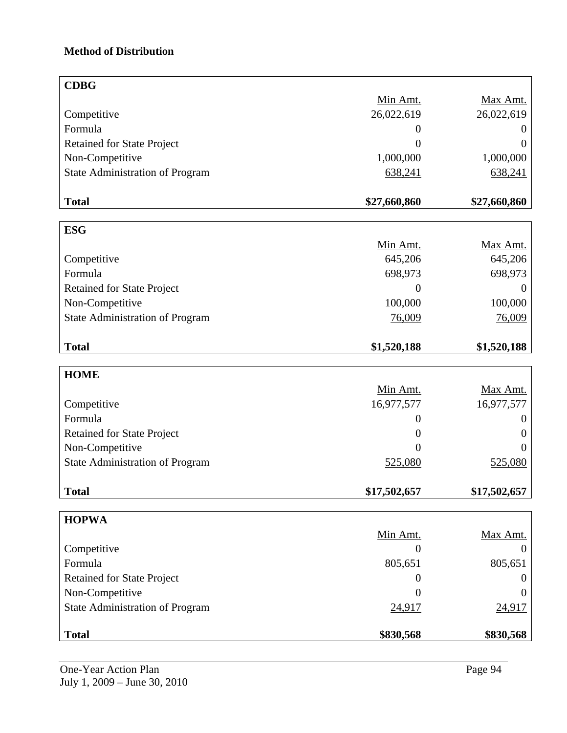**Method of Distribution**

| CDBG | Min Amt. | Max Amt. |
| --- | --- | --- |
| Competitive | 26,022,619 | 26,022,619 |
| Formula | 0 | 0 |
| Retained for State Project | 0 | 0 |
| Non-Competitive | 1,000,000 | 1,000,000 |
| State Administration of Program | 638,241 | 638,241 |
| **Total** | **$27,660,860** | **$27,660,860** |

| ESG | Min Amt. | Max Amt. |
| --- | --- | --- |
| Competitive | 645,206 | 645,206 |
| Formula | 698,973 | 698,973 |
| Retained for State Project | 0 | 0 |
| Non-Competitive | 100,000 | 100,000 |
| State Administration of Program | 76,009 | 76,009 |
| **Total** | **$1,520,188** | **$1,520,188** |

| HOME | Min Amt. | Max Amt. |
| --- | --- | --- |
| Competitive | 16,977,577 | 16,977,577 |
| Formula | 0 | 0 |
| Retained for State Project | 0 | 0 |
| Non-Competitive | 0 | 0 |
| State Administration of Program | 525,080 | 525,080 |
| **Total** | **$17,502,657** | **$17,502,657** |

| HOPWA | Min Amt. | Max Amt. |
| --- | --- | --- |
| Competitive | 0 | 0 |
| Formula | 805,651 | 805,651 |
| Retained for State Project | 0 | 0 |
| Non-Competitive | 0 | 0 |
| State Administration of Program | 24,917 | 24,917 |
| **Total** | **$830,568** | **$830,568** |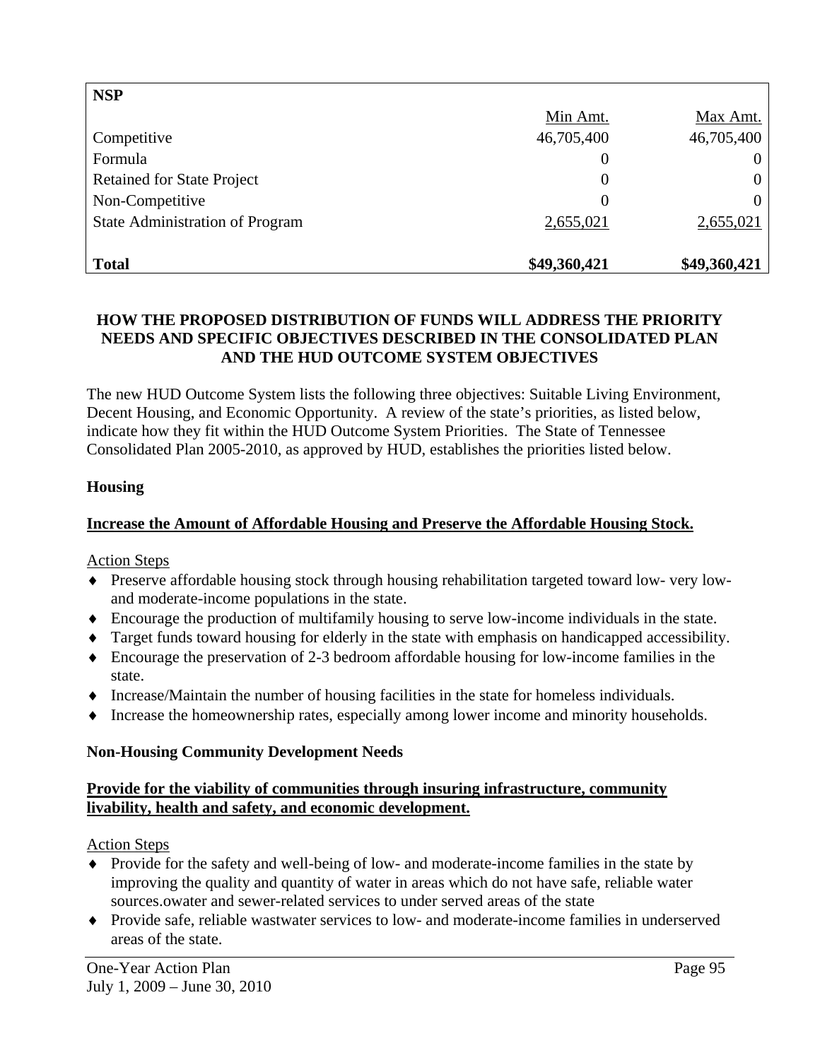| NSP | | |
|---|---|---|
| | Min Amt. | Max Amt. |
| Competitive | 46,705,400 | 46,705,400 |
| Formula | 0 | 0 |
| Retained for State Project | 0 | 0 |
| Non-Competitive | 0 | 0 |
| State Administration of Program | 2,655,021 | 2,655,021 |
| **Total** | **$49,360,421** | **$49,360,421** |

## HOW THE PROPOSED DISTRIBUTION OF FUNDS WILL ADDRESS THE PRIORITY NEEDS AND SPECIFIC OBJECTIVES DESCRIBED IN THE CONSOLIDATED PLAN AND THE HUD OUTCOME SYSTEM OBJECTIVES

The new HUD Outcome System lists the following three objectives: Suitable Living Environment, Decent Housing, and Economic Opportunity. A review of the state's priorities, as listed below, indicate how they fit within the HUD Outcome System Priorities. The State of Tennessee Consolidated Plan 2005-2010, as approved by HUD, establishes the priorities listed below.

### Housing

**Increase the Amount of Affordable Housing and Preserve the Affordable Housing Stock.**

Action Steps

- Preserve affordable housing stock through housing rehabilitation targeted toward low- very low- and moderate-income populations in the state.
- Encourage the production of multifamily housing to serve low-income individuals in the state.
- Target funds toward housing for elderly in the state with emphasis on handicapped accessibility.
- Encourage the preservation of 2-3 bedroom affordable housing for low-income families in the state.
- Increase/Maintain the number of housing facilities in the state for homeless individuals.
- Increase the homeownership rates, especially among lower income and minority households.

### Non-Housing Community Development Needs

**Provide for the viability of communities through insuring infrastructure, community livability, health and safety, and economic development.**

Action Steps

- Provide for the safety and well-being of low- and moderate-income families in the state by improving the quality and quantity of water in areas which do not have safe, reliable water sources.owater and sewer-related services to under served areas of the state
- Provide safe, reliable wastwater services to low- and moderate-income families in underserved areas of the state.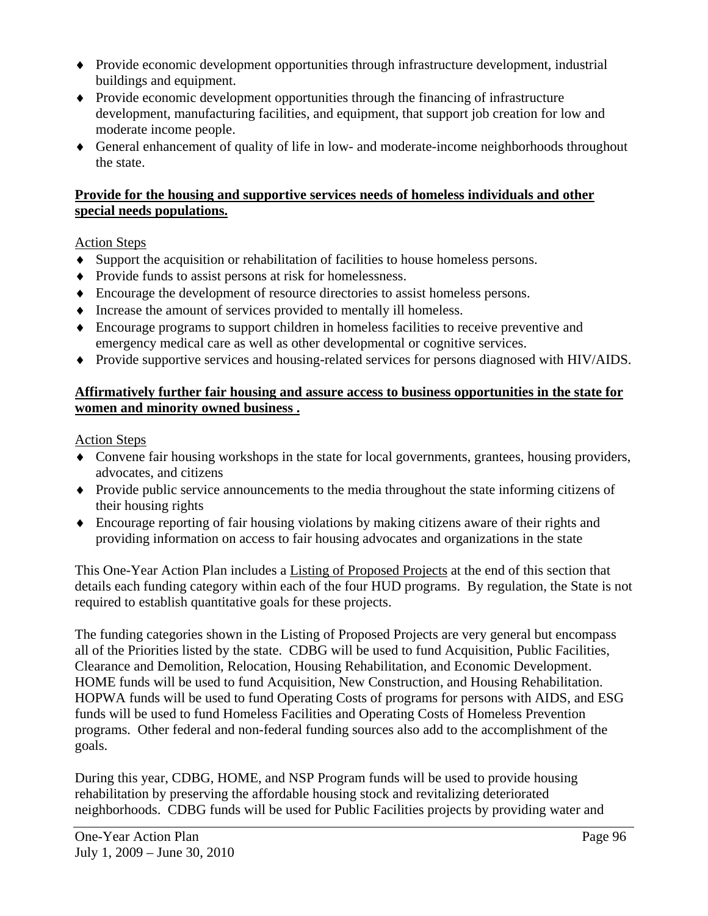- Provide economic development opportunities through infrastructure development, industrial buildings and equipment.
- Provide economic development opportunities through the financing of infrastructure development, manufacturing facilities, and equipment, that support job creation for low and moderate income people.
- General enhancement of quality of life in low- and moderate-income neighborhoods throughout the state.

**Provide for the housing and supportive services needs of homeless individuals and other special needs populations.**

Action Steps

- Support the acquisition or rehabilitation of facilities to house homeless persons.
- Provide funds to assist persons at risk for homelessness.
- Encourage the development of resource directories to assist homeless persons.
- Increase the amount of services provided to mentally ill homeless.
- Encourage programs to support children in homeless facilities to receive preventive and emergency medical care as well as other developmental or cognitive services.
- Provide supportive services and housing-related services for persons diagnosed with HIV/AIDS.

**Affirmatively further fair housing and assure access to business opportunities in the state for women and minority owned business .**

Action Steps

- Convene fair housing workshops in the state for local governments, grantees, housing providers, advocates, and citizens
- Provide public service announcements to the media throughout the state informing citizens of their housing rights
- Encourage reporting of fair housing violations by making citizens aware of their rights and providing information on access to fair housing advocates and organizations in the state

This One-Year Action Plan includes a Listing of Proposed Projects at the end of this section that details each funding category within each of the four HUD programs. By regulation, the State is not required to establish quantitative goals for these projects.

The funding categories shown in the Listing of Proposed Projects are very general but encompass all of the Priorities listed by the state. CDBG will be used to fund Acquisition, Public Facilities, Clearance and Demolition, Relocation, Housing Rehabilitation, and Economic Development. HOME funds will be used to fund Acquisition, New Construction, and Housing Rehabilitation. HOPWA funds will be used to fund Operating Costs of programs for persons with AIDS, and ESG funds will be used to fund Homeless Facilities and Operating Costs of Homeless Prevention programs. Other federal and non-federal funding sources also add to the accomplishment of the goals.

During this year, CDBG, HOME, and NSP Program funds will be used to provide housing rehabilitation by preserving the affordable housing stock and revitalizing deteriorated neighborhoods. CDBG funds will be used for Public Facilities projects by providing water and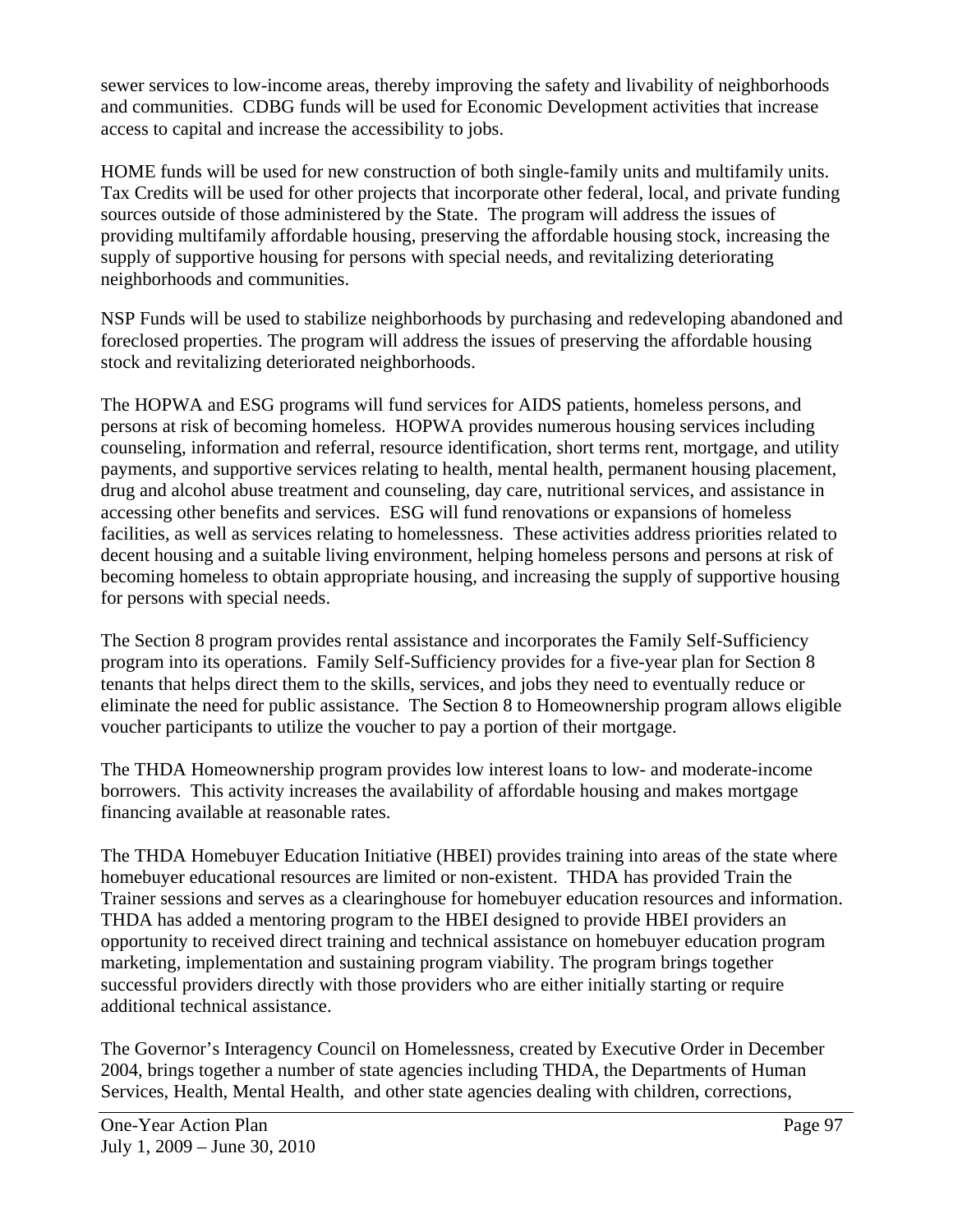sewer services to low-income areas, thereby improving the safety and livability of neighborhoods and communities. CDBG funds will be used for Economic Development activities that increase access to capital and increase the accessibility to jobs.

HOME funds will be used for new construction of both single-family units and multifamily units. Tax Credits will be used for other projects that incorporate other federal, local, and private funding sources outside of those administered by the State. The program will address the issues of providing multifamily affordable housing, preserving the affordable housing stock, increasing the supply of supportive housing for persons with special needs, and revitalizing deteriorating neighborhoods and communities.

NSP Funds will be used to stabilize neighborhoods by purchasing and redeveloping abandoned and foreclosed properties. The program will address the issues of preserving the affordable housing stock and revitalizing deteriorated neighborhoods.

The HOPWA and ESG programs will fund services for AIDS patients, homeless persons, and persons at risk of becoming homeless. HOPWA provides numerous housing services including counseling, information and referral, resource identification, short terms rent, mortgage, and utility payments, and supportive services relating to health, mental health, permanent housing placement, drug and alcohol abuse treatment and counseling, day care, nutritional services, and assistance in accessing other benefits and services. ESG will fund renovations or expansions of homeless facilities, as well as services relating to homelessness. These activities address priorities related to decent housing and a suitable living environment, helping homeless persons and persons at risk of becoming homeless to obtain appropriate housing, and increasing the supply of supportive housing for persons with special needs.

The Section 8 program provides rental assistance and incorporates the Family Self-Sufficiency program into its operations. Family Self-Sufficiency provides for a five-year plan for Section 8 tenants that helps direct them to the skills, services, and jobs they need to eventually reduce or eliminate the need for public assistance. The Section 8 to Homeownership program allows eligible voucher participants to utilize the voucher to pay a portion of their mortgage.

The THDA Homeownership program provides low interest loans to low- and moderate-income borrowers. This activity increases the availability of affordable housing and makes mortgage financing available at reasonable rates.

The THDA Homebuyer Education Initiative (HBEI) provides training into areas of the state where homebuyer educational resources are limited or non-existent. THDA has provided Train the Trainer sessions and serves as a clearinghouse for homebuyer education resources and information. THDA has added a mentoring program to the HBEI designed to provide HBEI providers an opportunity to received direct training and technical assistance on homebuyer education program marketing, implementation and sustaining program viability. The program brings together successful providers directly with those providers who are either initially starting or require additional technical assistance.

The Governor's Interagency Council on Homelessness, created by Executive Order in December 2004, brings together a number of state agencies including THDA, the Departments of Human Services, Health, Mental Health, and other state agencies dealing with children, corrections,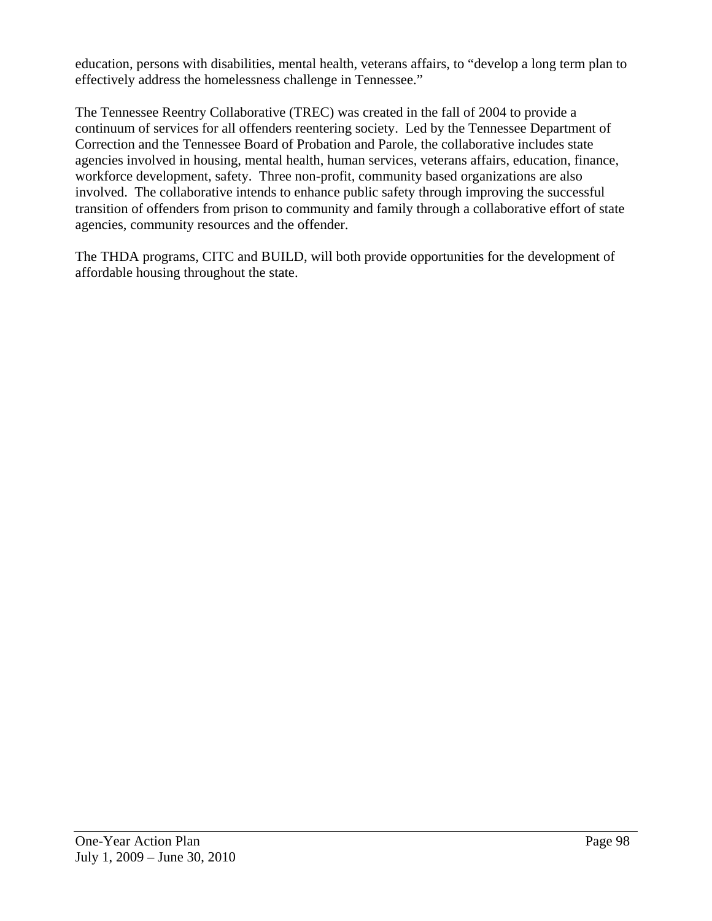education, persons with disabilities, mental health, veterans affairs, to "develop a long term plan to effectively address the homelessness challenge in Tennessee."

The Tennessee Reentry Collaborative (TREC) was created in the fall of 2004 to provide a continuum of services for all offenders reentering society. Led by the Tennessee Department of Correction and the Tennessee Board of Probation and Parole, the collaborative includes state agencies involved in housing, mental health, human services, veterans affairs, education, finance, workforce development, safety. Three non-profit, community based organizations are also involved. The collaborative intends to enhance public safety through improving the successful transition of offenders from prison to community and family through a collaborative effort of state agencies, community resources and the offender.

The THDA programs, CITC and BUILD, will both provide opportunities for the development of affordable housing throughout the state.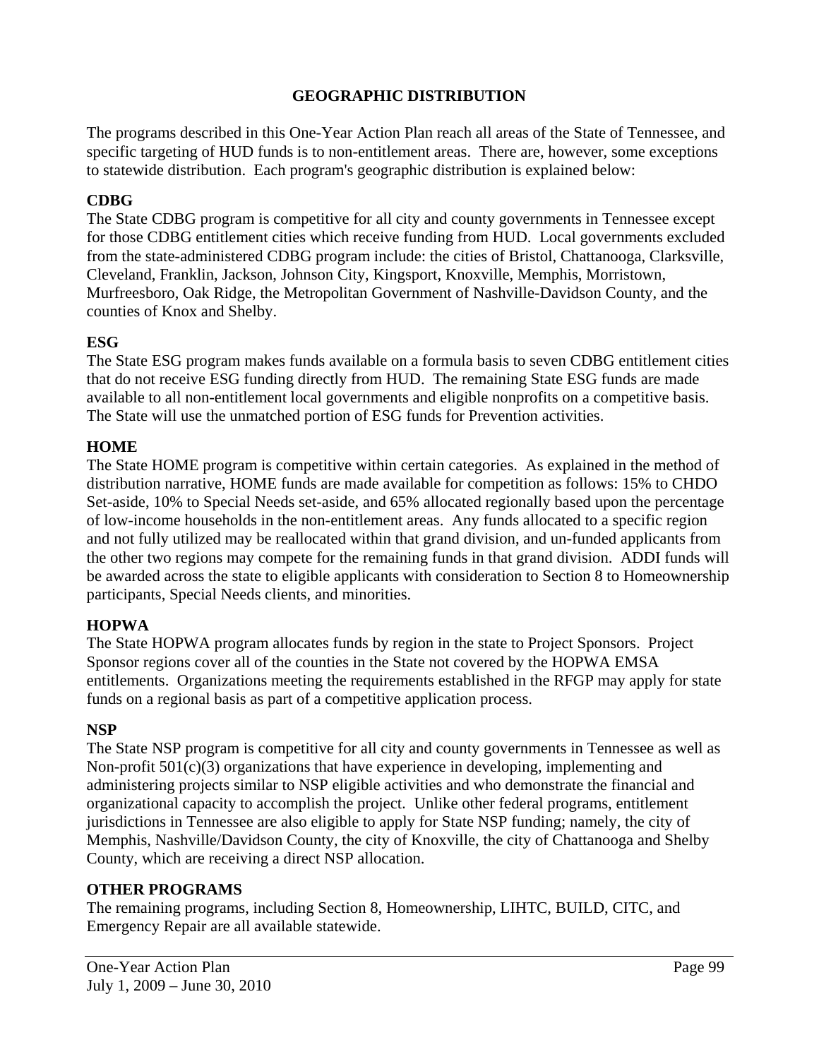# GEOGRAPHIC DISTRIBUTION

The programs described in this One-Year Action Plan reach all areas of the State of Tennessee, and specific targeting of HUD funds is to non-entitlement areas. There are, however, some exceptions to statewide distribution. Each program's geographic distribution is explained below:

**CDBG**

The State CDBG program is competitive for all city and county governments in Tennessee except for those CDBG entitlement cities which receive funding from HUD. Local governments excluded from the state-administered CDBG program include: the cities of Bristol, Chattanooga, Clarksville, Cleveland, Franklin, Jackson, Johnson City, Kingsport, Knoxville, Memphis, Morristown, Murfreesboro, Oak Ridge, the Metropolitan Government of Nashville-Davidson County, and the counties of Knox and Shelby.

**ESG**

The State ESG program makes funds available on a formula basis to seven CDBG entitlement cities that do not receive ESG funding directly from HUD. The remaining State ESG funds are made available to all non-entitlement local governments and eligible nonprofits on a competitive basis. The State will use the unmatched portion of ESG funds for Prevention activities.

**HOME**

The State HOME program is competitive within certain categories. As explained in the method of distribution narrative, HOME funds are made available for competition as follows: 15% to CHDO Set-aside, 10% to Special Needs set-aside, and 65% allocated regionally based upon the percentage of low-income households in the non-entitlement areas. Any funds allocated to a specific region and not fully utilized may be reallocated within that grand division, and un-funded applicants from the other two regions may compete for the remaining funds in that grand division. ADDI funds will be awarded across the state to eligible applicants with consideration to Section 8 to Homeownership participants, Special Needs clients, and minorities.

**HOPWA**

The State HOPWA program allocates funds by region in the state to Project Sponsors. Project Sponsor regions cover all of the counties in the State not covered by the HOPWA EMSA entitlements. Organizations meeting the requirements established in the RFGP may apply for state funds on a regional basis as part of a competitive application process.

**NSP**

The State NSP program is competitive for all city and county governments in Tennessee as well as Non-profit 501(c)(3) organizations that have experience in developing, implementing and administering projects similar to NSP eligible activities and who demonstrate the financial and organizational capacity to accomplish the project. Unlike other federal programs, entitlement jurisdictions in Tennessee are also eligible to apply for State NSP funding; namely, the city of Memphis, Nashville/Davidson County, the city of Knoxville, the city of Chattanooga and Shelby County, which are receiving a direct NSP allocation.

**OTHER PROGRAMS**

The remaining programs, including Section 8, Homeownership, LIHTC, BUILD, CITC, and Emergency Repair are all available statewide.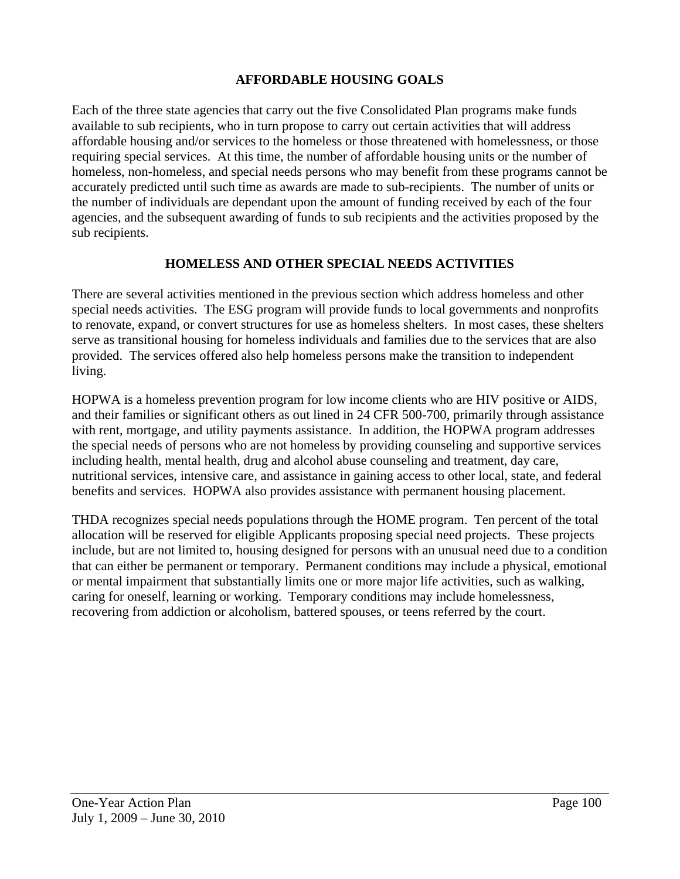## AFFORDABLE HOUSING GOALS

Each of the three state agencies that carry out the five Consolidated Plan programs make funds available to sub recipients, who in turn propose to carry out certain activities that will address affordable housing and/or services to the homeless or those threatened with homelessness, or those requiring special services. At this time, the number of affordable housing units or the number of homeless, non-homeless, and special needs persons who may benefit from these programs cannot be accurately predicted until such time as awards are made to sub-recipients. The number of units or the number of individuals are dependant upon the amount of funding received by each of the four agencies, and the subsequent awarding of funds to sub recipients and the activities proposed by the sub recipients.

## HOMELESS AND OTHER SPECIAL NEEDS ACTIVITIES

There are several activities mentioned in the previous section which address homeless and other special needs activities. The ESG program will provide funds to local governments and nonprofits to renovate, expand, or convert structures for use as homeless shelters. In most cases, these shelters serve as transitional housing for homeless individuals and families due to the services that are also provided. The services offered also help homeless persons make the transition to independent living.

HOPWA is a homeless prevention program for low income clients who are HIV positive or AIDS, and their families or significant others as out lined in 24 CFR 500-700, primarily through assistance with rent, mortgage, and utility payments assistance. In addition, the HOPWA program addresses the special needs of persons who are not homeless by providing counseling and supportive services including health, mental health, drug and alcohol abuse counseling and treatment, day care, nutritional services, intensive care, and assistance in gaining access to other local, state, and federal benefits and services. HOPWA also provides assistance with permanent housing placement.

THDA recognizes special needs populations through the HOME program. Ten percent of the total allocation will be reserved for eligible Applicants proposing special need projects. These projects include, but are not limited to, housing designed for persons with an unusual need due to a condition that can either be permanent or temporary. Permanent conditions may include a physical, emotional or mental impairment that substantially limits one or more major life activities, such as walking, caring for oneself, learning or working. Temporary conditions may include homelessness, recovering from addiction or alcoholism, battered spouses, or teens referred by the court.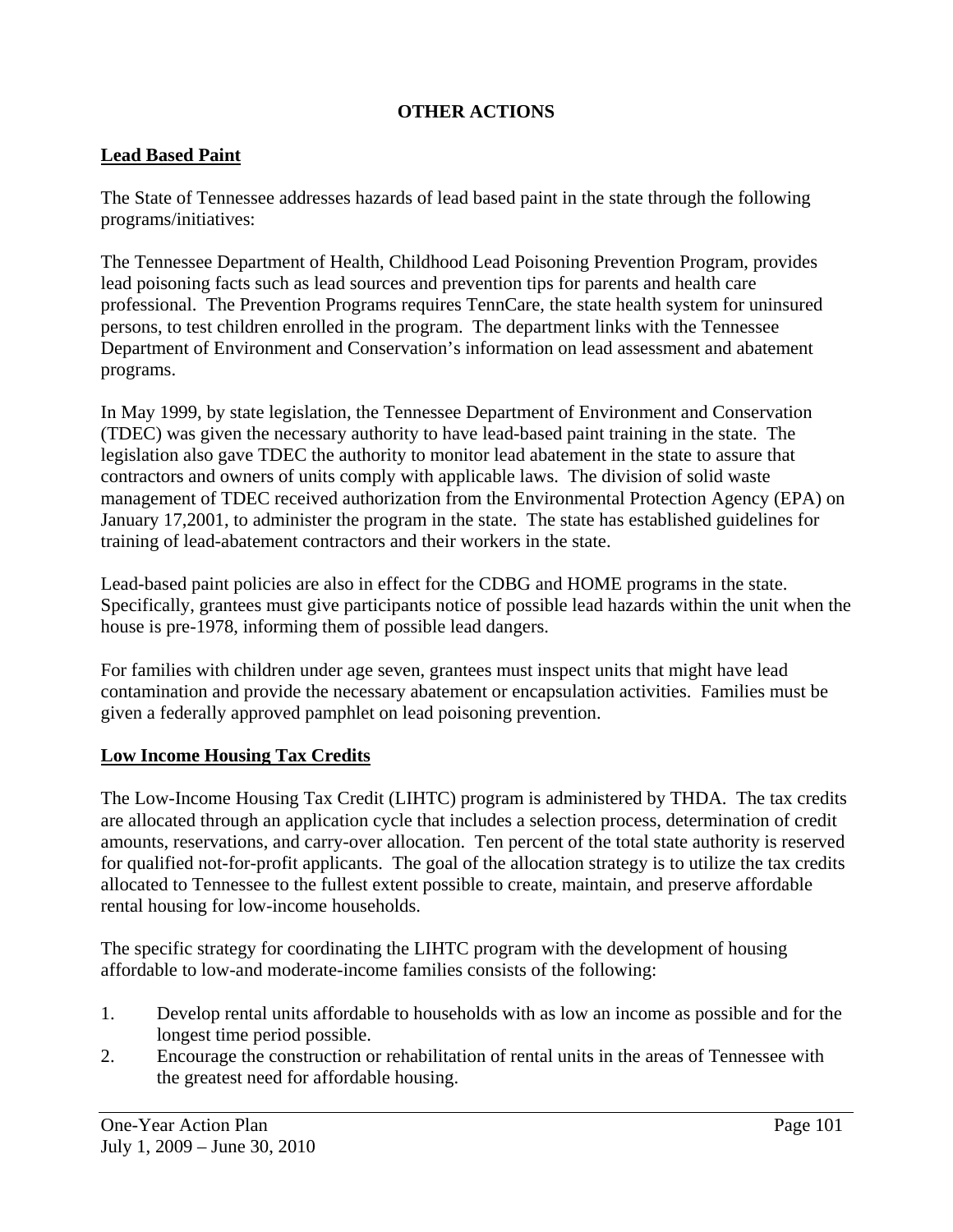# OTHER ACTIONS

## Lead Based Paint

The State of Tennessee addresses hazards of lead based paint in the state through the following programs/initiatives:

The Tennessee Department of Health, Childhood Lead Poisoning Prevention Program, provides lead poisoning facts such as lead sources and prevention tips for parents and health care professional. The Prevention Programs requires TennCare, the state health system for uninsured persons, to test children enrolled in the program. The department links with the Tennessee Department of Environment and Conservation's information on lead assessment and abatement programs.

In May 1999, by state legislation, the Tennessee Department of Environment and Conservation (TDEC) was given the necessary authority to have lead-based paint training in the state. The legislation also gave TDEC the authority to monitor lead abatement in the state to assure that contractors and owners of units comply with applicable laws. The division of solid waste management of TDEC received authorization from the Environmental Protection Agency (EPA) on January 17,2001, to administer the program in the state. The state has established guidelines for training of lead-abatement contractors and their workers in the state.

Lead-based paint policies are also in effect for the CDBG and HOME programs in the state. Specifically, grantees must give participants notice of possible lead hazards within the unit when the house is pre-1978, informing them of possible lead dangers.

For families with children under age seven, grantees must inspect units that might have lead contamination and provide the necessary abatement or encapsulation activities. Families must be given a federally approved pamphlet on lead poisoning prevention.

## Low Income Housing Tax Credits

The Low-Income Housing Tax Credit (LIHTC) program is administered by THDA. The tax credits are allocated through an application cycle that includes a selection process, determination of credit amounts, reservations, and carry-over allocation. Ten percent of the total state authority is reserved for qualified not-for-profit applicants. The goal of the allocation strategy is to utilize the tax credits allocated to Tennessee to the fullest extent possible to create, maintain, and preserve affordable rental housing for low-income households.

The specific strategy for coordinating the LIHTC program with the development of housing affordable to low-and moderate-income families consists of the following:

1. Develop rental units affordable to households with as low an income as possible and for the longest time period possible.
2. Encourage the construction or rehabilitation of rental units in the areas of Tennessee with the greatest need for affordable housing.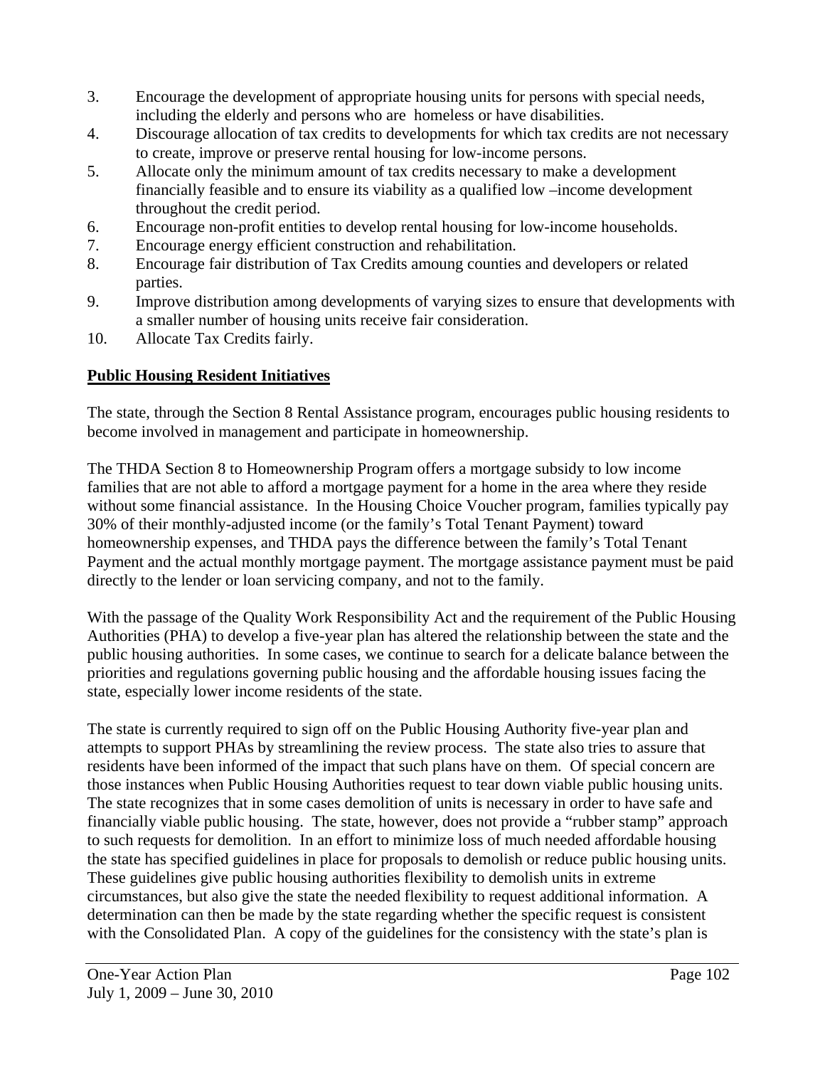3. Encourage the development of appropriate housing units for persons with special needs, including the elderly and persons who are homeless or have disabilities.
4. Discourage allocation of tax credits to developments for which tax credits are not necessary to create, improve or preserve rental housing for low-income persons.
5. Allocate only the minimum amount of tax credits necessary to make a development financially feasible and to ensure its viability as a qualified low –income development throughout the credit period.
6. Encourage non-profit entities to develop rental housing for low-income households.
7. Encourage energy efficient construction and rehabilitation.
8. Encourage fair distribution of Tax Credits amoung counties and developers or related parties.
9. Improve distribution among developments of varying sizes to ensure that developments with a smaller number of housing units receive fair consideration.
10. Allocate Tax Credits fairly.

**Public Housing Resident Initiatives**

The state, through the Section 8 Rental Assistance program, encourages public housing residents to become involved in management and participate in homeownership.

The THDA Section 8 to Homeownership Program offers a mortgage subsidy to low income families that are not able to afford a mortgage payment for a home in the area where they reside without some financial assistance. In the Housing Choice Voucher program, families typically pay 30% of their monthly-adjusted income (or the family's Total Tenant Payment) toward homeownership expenses, and THDA pays the difference between the family's Total Tenant Payment and the actual monthly mortgage payment. The mortgage assistance payment must be paid directly to the lender or loan servicing company, and not to the family.

With the passage of the Quality Work Responsibility Act and the requirement of the Public Housing Authorities (PHA) to develop a five-year plan has altered the relationship between the state and the public housing authorities. In some cases, we continue to search for a delicate balance between the priorities and regulations governing public housing and the affordable housing issues facing the state, especially lower income residents of the state.

The state is currently required to sign off on the Public Housing Authority five-year plan and attempts to support PHAs by streamlining the review process. The state also tries to assure that residents have been informed of the impact that such plans have on them. Of special concern are those instances when Public Housing Authorities request to tear down viable public housing units. The state recognizes that in some cases demolition of units is necessary in order to have safe and financially viable public housing. The state, however, does not provide a "rubber stamp" approach to such requests for demolition. In an effort to minimize loss of much needed affordable housing the state has specified guidelines in place for proposals to demolish or reduce public housing units. These guidelines give public housing authorities flexibility to demolish units in extreme circumstances, but also give the state the needed flexibility to request additional information. A determination can then be made by the state regarding whether the specific request is consistent with the Consolidated Plan. A copy of the guidelines for the consistency with the state's plan is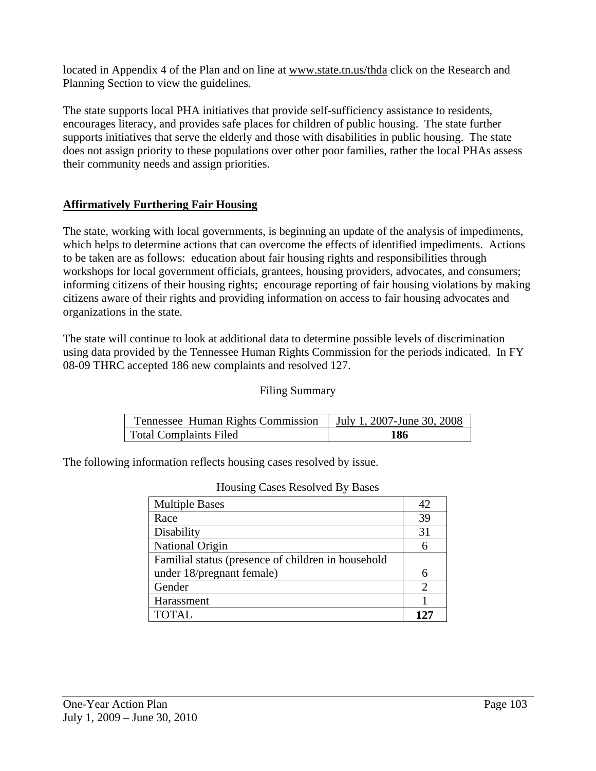located in Appendix 4 of the Plan and on line at www.state.tn.us/thda click on the Research and Planning Section to view the guidelines.

The state supports local PHA initiatives that provide self-sufficiency assistance to residents, encourages literacy, and provides safe places for children of public housing. The state further supports initiatives that serve the elderly and those with disabilities in public housing. The state does not assign priority to these populations over other poor families, rather the local PHAs assess their community needs and assign priorities.

## Affirmatively Furthering Fair Housing

The state, working with local governments, is beginning an update of the analysis of impediments, which helps to determine actions that can overcome the effects of identified impediments. Actions to be taken are as follows: education about fair housing rights and responsibilities through workshops for local government officials, grantees, housing providers, advocates, and consumers; informing citizens of their housing rights; encourage reporting of fair housing violations by making citizens aware of their rights and providing information on access to fair housing advocates and organizations in the state.

The state will continue to look at additional data to determine possible levels of discrimination using data provided by the Tennessee Human Rights Commission for the periods indicated. In FY 08-09 THRC accepted 186 new complaints and resolved 127.

Filing Summary

| Tennessee Human Rights Commission | July 1, 2007-June 30, 2008 |
|---|---|
| Total Complaints Filed | **186** |

The following information reflects housing cases resolved by issue.

Housing Cases Resolved By Bases

| | |
|---|---|
| Multiple Bases | 42 |
| Race | 39 |
| Disability | 31 |
| National Origin | 6 |
| Familial status (presence of children in household under 18/pregnant female) | 6 |
| Gender | 2 |
| Harassment | 1 |
| TOTAL | **127** |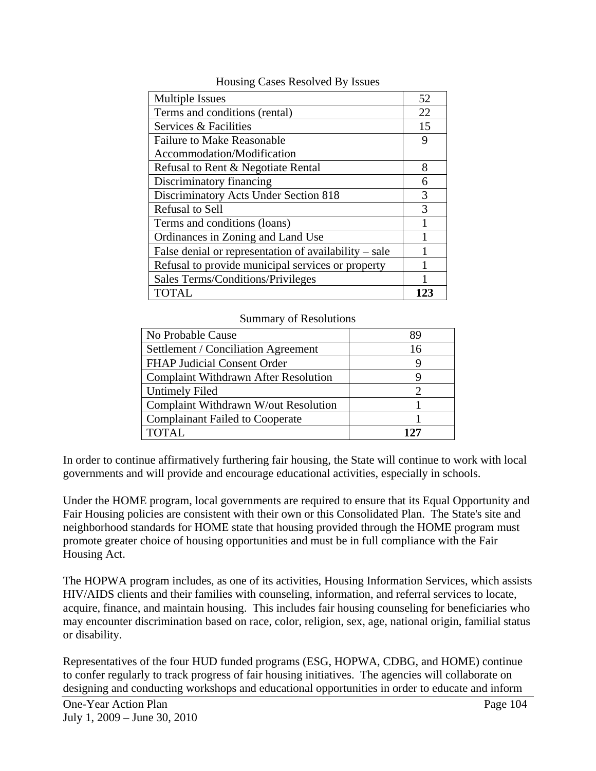Housing Cases Resolved By Issues

| | |
|---|---|
| Multiple Issues | 52 |
| Terms and conditions (rental) | 22 |
| Services & Facilities | 15 |
| Failure to Make Reasonable Accommodation/Modification | 9 |
| Refusal to Rent & Negotiate Rental | 8 |
| Discriminatory financing | 6 |
| Discriminatory Acts Under Section 818 | 3 |
| Refusal to Sell | 3 |
| Terms and conditions (loans) | 1 |
| Ordinances in Zoning and Land Use | 1 |
| False denial or representation of availability – sale | 1 |
| Refusal to provide municipal services or property | 1 |
| Sales Terms/Conditions/Privileges | 1 |
| TOTAL | **123** |

Summary of Resolutions

| | |
|---|---|
| No Probable Cause | 89 |
| Settlement / Conciliation Agreement | 16 |
| FHAP Judicial Consent Order | 9 |
| Complaint Withdrawn After Resolution | 9 |
| Untimely Filed | 2 |
| Complaint Withdrawn W/out Resolution | 1 |
| Complainant Failed to Cooperate | 1 |
| TOTAL | **127** |

In order to continue affirmatively furthering fair housing, the State will continue to work with local governments and will provide and encourage educational activities, especially in schools.

Under the HOME program, local governments are required to ensure that its Equal Opportunity and Fair Housing policies are consistent with their own or this Consolidated Plan. The State's site and neighborhood standards for HOME state that housing provided through the HOME program must promote greater choice of housing opportunities and must be in full compliance with the Fair Housing Act.

The HOPWA program includes, as one of its activities, Housing Information Services, which assists HIV/AIDS clients and their families with counseling, information, and referral services to locate, acquire, finance, and maintain housing. This includes fair housing counseling for beneficiaries who may encounter discrimination based on race, color, religion, sex, age, national origin, familial status or disability.

Representatives of the four HUD funded programs (ESG, HOPWA, CDBG, and HOME) continue to confer regularly to track progress of fair housing initiatives. The agencies will collaborate on designing and conducting workshops and educational opportunities in order to educate and inform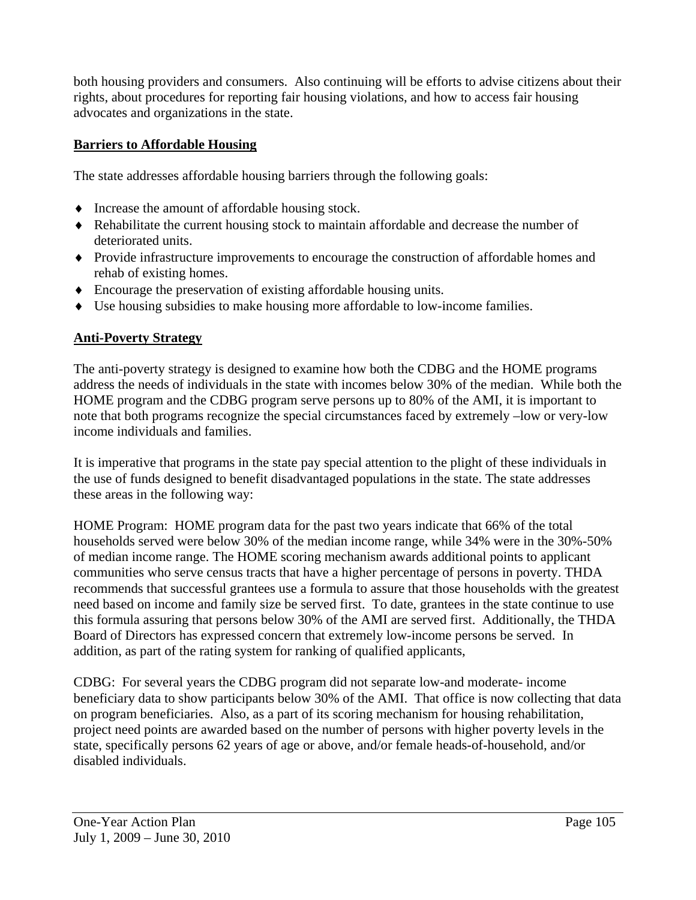both housing providers and consumers. Also continuing will be efforts to advise citizens about their rights, about procedures for reporting fair housing violations, and how to access fair housing advocates and organizations in the state.

## Barriers to Affordable Housing

The state addresses affordable housing barriers through the following goals:

- Increase the amount of affordable housing stock.
- Rehabilitate the current housing stock to maintain affordable and decrease the number of deteriorated units.
- Provide infrastructure improvements to encourage the construction of affordable homes and rehab of existing homes.
- Encourage the preservation of existing affordable housing units.
- Use housing subsidies to make housing more affordable to low-income families.

## Anti-Poverty Strategy

The anti-poverty strategy is designed to examine how both the CDBG and the HOME programs address the needs of individuals in the state with incomes below 30% of the median. While both the HOME program and the CDBG program serve persons up to 80% of the AMI, it is important to note that both programs recognize the special circumstances faced by extremely –low or very-low income individuals and families.

It is imperative that programs in the state pay special attention to the plight of these individuals in the use of funds designed to benefit disadvantaged populations in the state. The state addresses these areas in the following way:

HOME Program: HOME program data for the past two years indicate that 66% of the total households served were below 30% of the median income range, while 34% were in the 30%-50% of median income range. The HOME scoring mechanism awards additional points to applicant communities who serve census tracts that have a higher percentage of persons in poverty. THDA recommends that successful grantees use a formula to assure that those households with the greatest need based on income and family size be served first. To date, grantees in the state continue to use this formula assuring that persons below 30% of the AMI are served first. Additionally, the THDA Board of Directors has expressed concern that extremely low-income persons be served. In addition, as part of the rating system for ranking of qualified applicants,

CDBG: For several years the CDBG program did not separate low-and moderate- income beneficiary data to show participants below 30% of the AMI. That office is now collecting that data on program beneficiaries. Also, as a part of its scoring mechanism for housing rehabilitation, project need points are awarded based on the number of persons with higher poverty levels in the state, specifically persons 62 years of age or above, and/or female heads-of-household, and/or disabled individuals.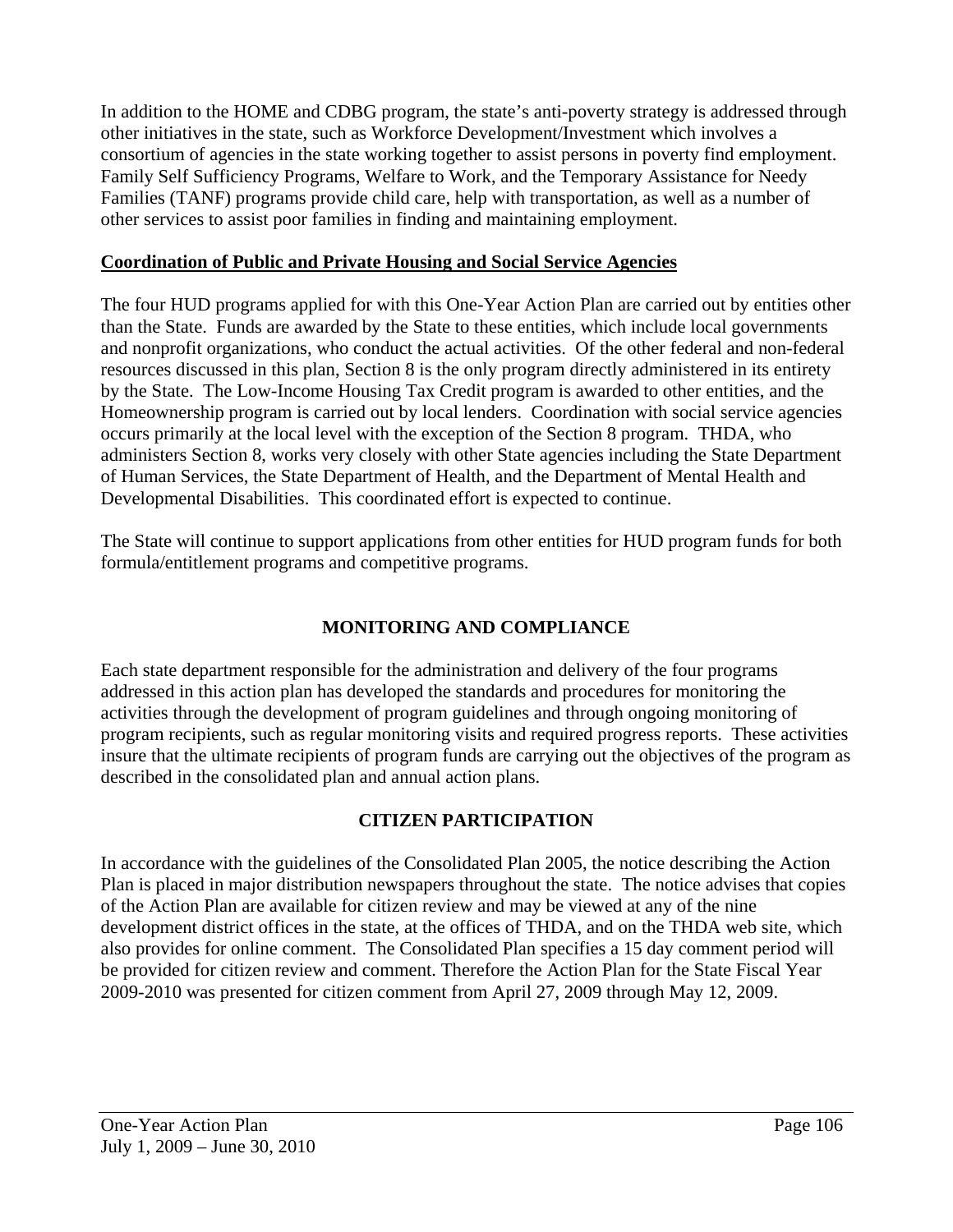In addition to the HOME and CDBG program, the state's anti-poverty strategy is addressed through other initiatives in the state, such as Workforce Development/Investment which involves a consortium of agencies in the state working together to assist persons in poverty find employment. Family Self Sufficiency Programs, Welfare to Work, and the Temporary Assistance for Needy Families (TANF) programs provide child care, help with transportation, as well as a number of other services to assist poor families in finding and maintaining employment.

**Coordination of Public and Private Housing and Social Service Agencies**

The four HUD programs applied for with this One-Year Action Plan are carried out by entities other than the State. Funds are awarded by the State to these entities, which include local governments and nonprofit organizations, who conduct the actual activities. Of the other federal and non-federal resources discussed in this plan, Section 8 is the only program directly administered in its entirety by the State. The Low-Income Housing Tax Credit program is awarded to other entities, and the Homeownership program is carried out by local lenders. Coordination with social service agencies occurs primarily at the local level with the exception of the Section 8 program. THDA, who administers Section 8, works very closely with other State agencies including the State Department of Human Services, the State Department of Health, and the Department of Mental Health and Developmental Disabilities. This coordinated effort is expected to continue.

The State will continue to support applications from other entities for HUD program funds for both formula/entitlement programs and competitive programs.

## MONITORING AND COMPLIANCE

Each state department responsible for the administration and delivery of the four programs addressed in this action plan has developed the standards and procedures for monitoring the activities through the development of program guidelines and through ongoing monitoring of program recipients, such as regular monitoring visits and required progress reports. These activities insure that the ultimate recipients of program funds are carrying out the objectives of the program as described in the consolidated plan and annual action plans.

## CITIZEN PARTICIPATION

In accordance with the guidelines of the Consolidated Plan 2005, the notice describing the Action Plan is placed in major distribution newspapers throughout the state. The notice advises that copies of the Action Plan are available for citizen review and may be viewed at any of the nine development district offices in the state, at the offices of THDA, and on the THDA web site, which also provides for online comment. The Consolidated Plan specifies a 15 day comment period will be provided for citizen review and comment. Therefore the Action Plan for the State Fiscal Year 2009-2010 was presented for citizen comment from April 27, 2009 through May 12, 2009.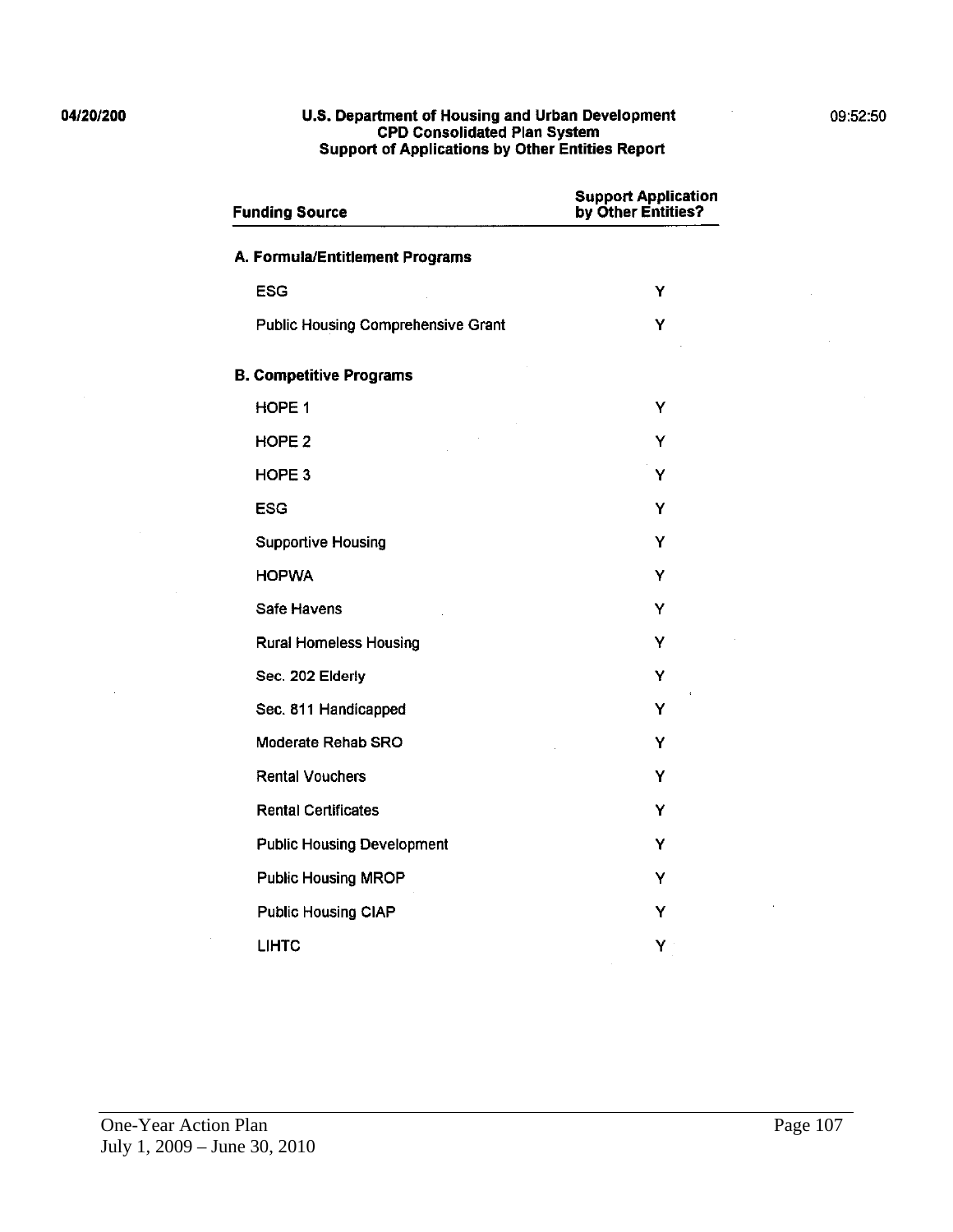U.S. Department of Housing and Urban Development
CPD Consolidated Plan System
Support of Applications by Other Entities Report

| Funding Source | Support Application by Other Entities? |
|---|---|
| **A. Formula/Entitlement Programs** | |
| ESG | Y |
| Public Housing Comprehensive Grant | Y |
| **B. Competitive Programs** | |
| HOPE 1 | Y |
| HOPE 2 | Y |
| HOPE 3 | Y |
| ESG | Y |
| Supportive Housing | Y |
| HOPWA | Y |
| Safe Havens | Y |
| Rural Homeless Housing | Y |
| Sec. 202 Elderly | Y |
| Sec. 811 Handicapped | Y |
| Moderate Rehab SRO | Y |
| Rental Vouchers | Y |
| Rental Certificates | Y |
| Public Housing Development | Y |
| Public Housing MROP | Y |
| Public Housing CIAP | Y |
| LIHTC | Y |